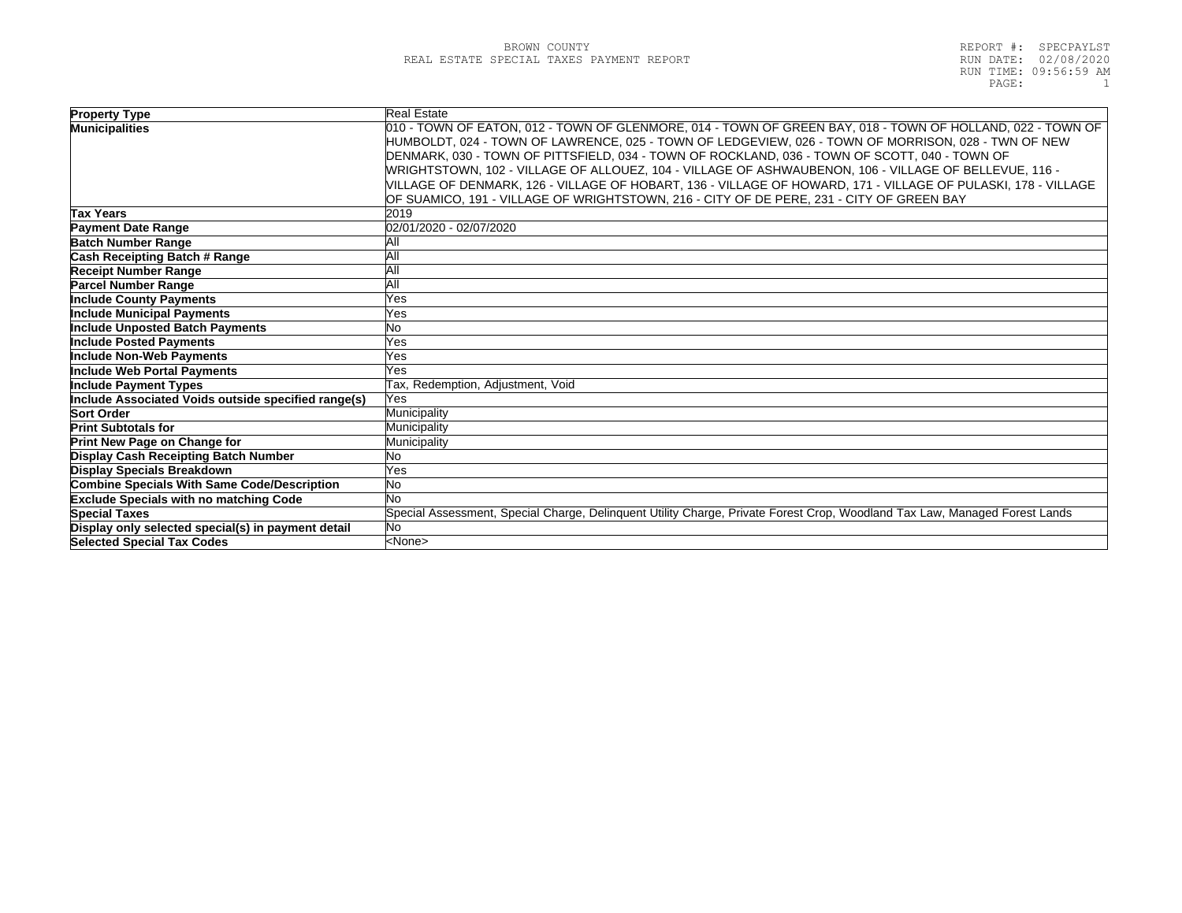BROWN COUNTY
REAL ESTATE SPECIAL TAXES PAYMENT REPORT

REPORT #: SPECPAYLST
RUN DATE: 02/08/2020
RUN TIME: 09:56:59 AM

| **Property Type** | Real Estate |
|---|---|
| **Municipalities** | 010 - TOWN OF EATON, 012 - TOWN OF GLENMORE, 014 - TOWN OF GREEN BAY, 018 - TOWN OF HOLLAND, 022 - TOWN OF HUMBOLDT, 024 - TOWN OF LAWRENCE, 025 - TOWN OF LEDGEVIEW, 026 - TOWN OF MORRISON, 028 - TWN OF NEW DENMARK, 030 - TOWN OF PITTSFIELD, 034 - TOWN OF ROCKLAND, 036 - TOWN OF SCOTT, 040 - TOWN OF WRIGHTSTOWN, 102 - VILLAGE OF ALLOUEZ, 104 - VILLAGE OF ASHWAUBENON, 106 - VILLAGE OF BELLEVUE, 116 - VILLAGE OF DENMARK, 126 - VILLAGE OF HOBART, 136 - VILLAGE OF HOWARD, 171 - VILLAGE OF PULASKI, 178 - VILLAGE OF SUAMICO, 191 - VILLAGE OF WRIGHTSTOWN, 216 - CITY OF DE PERE, 231 - CITY OF GREEN BAY |
| **Tax Years** | 2019 |
| **Payment Date Range** | 02/01/2020 - 02/07/2020 |
| **Batch Number Range** | All |
| **Cash Receipting Batch # Range** | All |
| **Receipt Number Range** | All |
| **Parcel Number Range** | All |
| **Include County Payments** | Yes |
| **Include Municipal Payments** | Yes |
| **Include Unposted Batch Payments** | No |
| **Include Posted Payments** | Yes |
| **Include Non-Web Payments** | Yes |
| **Include Web Portal Payments** | Yes |
| **Include Payment Types** | Tax, Redemption, Adjustment, Void |
| **Include Associated Voids outside specified range(s)** | Yes |
| **Sort Order** | Municipality |
| **Print Subtotals for** | Municipality |
| **Print New Page on Change for** | Municipality |
| **Display Cash Receipting Batch Number** | No |
| **Display Specials Breakdown** | Yes |
| **Combine Specials With Same Code/Description** | No |
| **Exclude Specials with no matching Code** | No |
| **Special Taxes** | Special Assessment, Special Charge, Delinquent Utility Charge, Private Forest Crop, Woodland Tax Law, Managed Forest Lands |
| **Display only selected special(s) in payment detail** | No |
| **Selected Special Tax Codes** | <None> |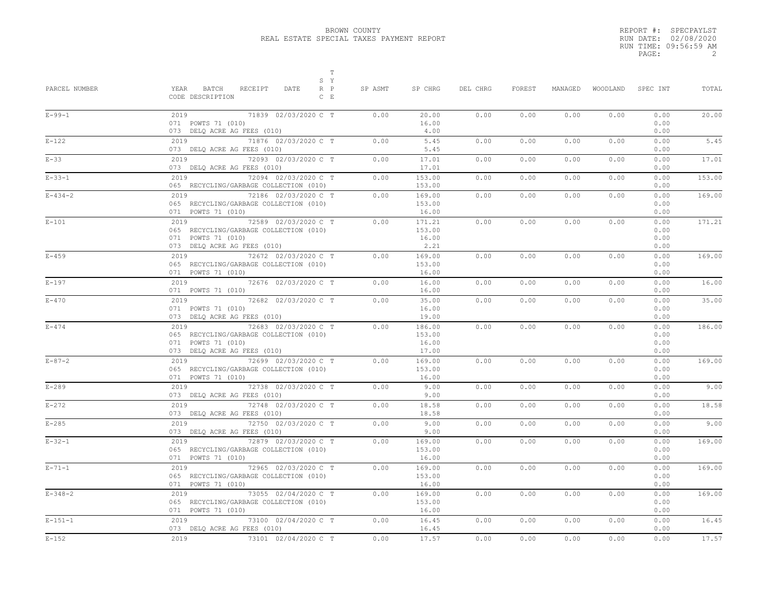BROWN COUNTY
REAL ESTATE SPECIAL TAXES PAYMENT REPORT

REPORT #: SPECPAYLST
RUN DATE: 02/08/2020
RUN TIME: 09:56:59 AM

| PARCEL NUMBER | YEAR BATCH RECEIPT DATE / CODE DESCRIPTION | S R C | T Y P E | SP ASMT | SP CHRG | DEL CHRG | FOREST | MANAGED | WOODLAND | SPEC INT | TOTAL |
|---|---|---|---|---|---|---|---|---|---|---|---|
| E-99-1 | 2019 71839 02/03/2020 | C | T | 0.00 | 20.00 | 0.00 | 0.00 | 0.00 | 0.00 | 0.00 | 20.00 |
| | 071 POWTS 71 (010) | | | | 16.00 | | | | | 0.00 | |
| | 073 DELQ ACRE AG FEES (010) | | | | 4.00 | | | | | 0.00 | |
| E-122 | 2019 71876 02/03/2020 | C | T | 0.00 | 5.45 | 0.00 | 0.00 | 0.00 | 0.00 | 0.00 | 5.45 |
| | 073 DELQ ACRE AG FEES (010) | | | | 5.45 | | | | | 0.00 | |
| E-33 | 2019 72093 02/03/2020 | C | T | 0.00 | 17.01 | 0.00 | 0.00 | 0.00 | 0.00 | 0.00 | 17.01 |
| | 073 DELQ ACRE AG FEES (010) | | | | 17.01 | | | | | 0.00 | |
| E-33-1 | 2019 72094 02/03/2020 | C | T | 0.00 | 153.00 | 0.00 | 0.00 | 0.00 | 0.00 | 0.00 | 153.00 |
| | 065 RECYCLING/GARBAGE COLLECTION (010) | | | | 153.00 | | | | | 0.00 | |
| E-434-2 | 2019 72186 02/03/2020 | C | T | 0.00 | 169.00 | 0.00 | 0.00 | 0.00 | 0.00 | 0.00 | 169.00 |
| | 065 RECYCLING/GARBAGE COLLECTION (010) | | | | 153.00 | | | | | 0.00 | |
| | 071 POWTS 71 (010) | | | | 16.00 | | | | | 0.00 | |
| E-101 | 2019 72589 02/03/2020 | C | T | 0.00 | 171.21 | 0.00 | 0.00 | 0.00 | 0.00 | 0.00 | 171.21 |
| | 065 RECYCLING/GARBAGE COLLECTION (010) | | | | 153.00 | | | | | 0.00 | |
| | 071 POWTS 71 (010) | | | | 16.00 | | | | | 0.00 | |
| | 073 DELQ ACRE AG FEES (010) | | | | 2.21 | | | | | 0.00 | |
| E-459 | 2019 72672 02/03/2020 | C | T | 0.00 | 169.00 | 0.00 | 0.00 | 0.00 | 0.00 | 0.00 | 169.00 |
| | 065 RECYCLING/GARBAGE COLLECTION (010) | | | | 153.00 | | | | | 0.00 | |
| | 071 POWTS 71 (010) | | | | 16.00 | | | | | 0.00 | |
| E-197 | 2019 72676 02/03/2020 | C | T | 0.00 | 16.00 | 0.00 | 0.00 | 0.00 | 0.00 | 0.00 | 16.00 |
| | 071 POWTS 71 (010) | | | | 16.00 | | | | | 0.00 | |
| E-470 | 2019 72682 02/03/2020 | C | T | 0.00 | 35.00 | 0.00 | 0.00 | 0.00 | 0.00 | 0.00 | 35.00 |
| | 071 POWTS 71 (010) | | | | 16.00 | | | | | 0.00 | |
| | 073 DELQ ACRE AG FEES (010) | | | | 19.00 | | | | | 0.00 | |
| E-474 | 2019 72683 02/03/2020 | C | T | 0.00 | 186.00 | 0.00 | 0.00 | 0.00 | 0.00 | 0.00 | 186.00 |
| | 065 RECYCLING/GARBAGE COLLECTION (010) | | | | 153.00 | | | | | 0.00 | |
| | 071 POWTS 71 (010) | | | | 16.00 | | | | | 0.00 | |
| | 073 DELQ ACRE AG FEES (010) | | | | 17.00 | | | | | 0.00 | |
| E-87-2 | 2019 72699 02/03/2020 | C | T | 0.00 | 169.00 | 0.00 | 0.00 | 0.00 | 0.00 | 0.00 | 169.00 |
| | 065 RECYCLING/GARBAGE COLLECTION (010) | | | | 153.00 | | | | | 0.00 | |
| | 071 POWTS 71 (010) | | | | 16.00 | | | | | 0.00 | |
| E-289 | 2019 72738 02/03/2020 | C | T | 0.00 | 9.00 | 0.00 | 0.00 | 0.00 | 0.00 | 0.00 | 9.00 |
| | 073 DELQ ACRE AG FEES (010) | | | | 9.00 | | | | | 0.00 | |
| E-272 | 2019 72748 02/03/2020 | C | T | 0.00 | 18.58 | 0.00 | 0.00 | 0.00 | 0.00 | 0.00 | 18.58 |
| | 073 DELQ ACRE AG FEES (010) | | | | 18.58 | | | | | 0.00 | |
| E-285 | 2019 72750 02/03/2020 | C | T | 0.00 | 9.00 | 0.00 | 0.00 | 0.00 | 0.00 | 0.00 | 9.00 |
| | 073 DELQ ACRE AG FEES (010) | | | | 9.00 | | | | | 0.00 | |
| E-32-1 | 2019 72879 02/03/2020 | C | T | 0.00 | 169.00 | 0.00 | 0.00 | 0.00 | 0.00 | 0.00 | 169.00 |
| | 065 RECYCLING/GARBAGE COLLECTION (010) | | | | 153.00 | | | | | 0.00 | |
| | 071 POWTS 71 (010) | | | | 16.00 | | | | | 0.00 | |
| E-71-1 | 2019 72965 02/03/2020 | C | T | 0.00 | 169.00 | 0.00 | 0.00 | 0.00 | 0.00 | 0.00 | 169.00 |
| | 065 RECYCLING/GARBAGE COLLECTION (010) | | | | 153.00 | | | | | 0.00 | |
| | 071 POWTS 71 (010) | | | | 16.00 | | | | | 0.00 | |
| E-348-2 | 2019 73055 02/04/2020 | C | T | 0.00 | 169.00 | 0.00 | 0.00 | 0.00 | 0.00 | 0.00 | 169.00 |
| | 065 RECYCLING/GARBAGE COLLECTION (010) | | | | 153.00 | | | | | 0.00 | |
| | 071 POWTS 71 (010) | | | | 16.00 | | | | | 0.00 | |
| E-151-1 | 2019 73100 02/04/2020 | C | T | 0.00 | 16.45 | 0.00 | 0.00 | 0.00 | 0.00 | 0.00 | 16.45 |
| | 073 DELQ ACRE AG FEES (010) | | | | 16.45 | | | | | 0.00 | |
| E-152 | 2019 73101 02/04/2020 | C | T | 0.00 | 17.57 | 0.00 | 0.00 | 0.00 | 0.00 | 0.00 | 17.57 |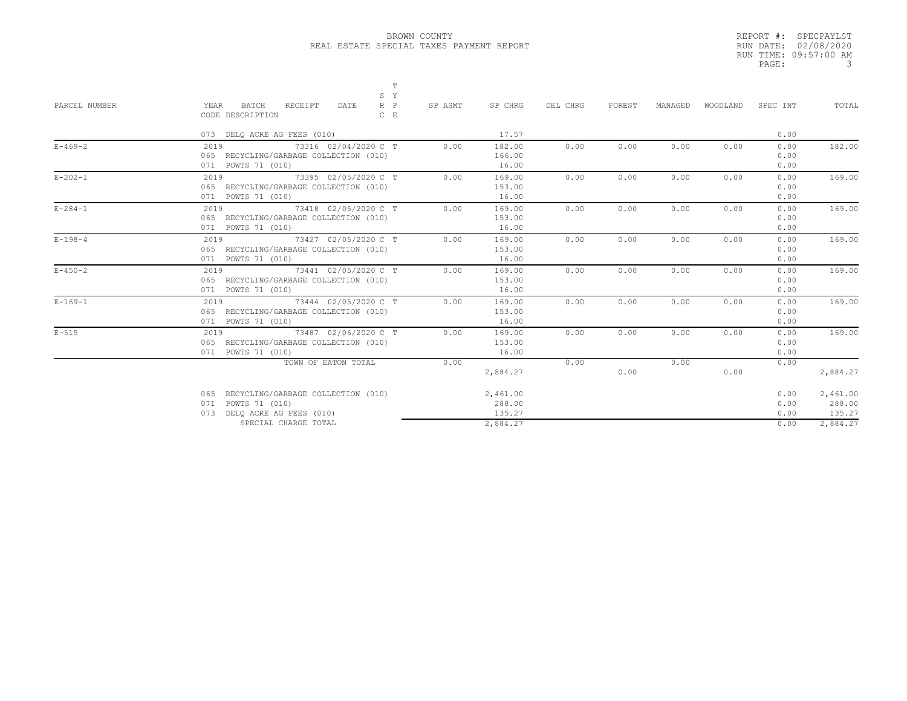BROWN COUNTY
REAL ESTATE SPECIAL TAXES PAYMENT REPORT

REPORT #: SPECPAYLST
RUN DATE: 02/08/2020
RUN TIME: 09:57:00 AM

| PARCEL NUMBER | YEAR BATCH RECEIPT DATE / CODE DESCRIPTION | SRC | TYPE | SP ASMT | SP CHRG | DEL CHRG | FOREST | MANAGED | WOODLAND | SPEC INT | TOTAL |
|---|---|---|---|---|---|---|---|---|---|---|---|
| | 073 DELQ ACRE AG FEES (010) | | | | 17.57 | | | | | 0.00 | |
| E-469-2 | 2019 73316 02/04/2020 | C | T | 0.00 | 182.00 | 0.00 | 0.00 | 0.00 | 0.00 | 0.00 | 182.00 |
| | 065 RECYCLING/GARBAGE COLLECTION (010) | | | | 166.00 | | | | | 0.00 | |
| | 071 POWTS 71 (010) | | | | 16.00 | | | | | 0.00 | |
| E-202-1 | 2019 73395 02/05/2020 | C | T | 0.00 | 169.00 | 0.00 | 0.00 | 0.00 | 0.00 | 0.00 | 169.00 |
| | 065 RECYCLING/GARBAGE COLLECTION (010) | | | | 153.00 | | | | | 0.00 | |
| | 071 POWTS 71 (010) | | | | 16.00 | | | | | 0.00 | |
| E-284-1 | 2019 73418 02/05/2020 | C | T | 0.00 | 169.00 | 0.00 | 0.00 | 0.00 | 0.00 | 0.00 | 169.00 |
| | 065 RECYCLING/GARBAGE COLLECTION (010) | | | | 153.00 | | | | | 0.00 | |
| | 071 POWTS 71 (010) | | | | 16.00 | | | | | 0.00 | |
| E-198-4 | 2019 73427 02/05/2020 | C | T | 0.00 | 169.00 | 0.00 | 0.00 | 0.00 | 0.00 | 0.00 | 169.00 |
| | 065 RECYCLING/GARBAGE COLLECTION (010) | | | | 153.00 | | | | | 0.00 | |
| | 071 POWTS 71 (010) | | | | 16.00 | | | | | 0.00 | |
| E-450-2 | 2019 73441 02/05/2020 | C | T | 0.00 | 169.00 | 0.00 | 0.00 | 0.00 | 0.00 | 0.00 | 169.00 |
| | 065 RECYCLING/GARBAGE COLLECTION (010) | | | | 153.00 | | | | | 0.00 | |
| | 071 POWTS 71 (010) | | | | 16.00 | | | | | 0.00 | |
| E-169-1 | 2019 73444 02/05/2020 | C | T | 0.00 | 169.00 | 0.00 | 0.00 | 0.00 | 0.00 | 0.00 | 169.00 |
| | 065 RECYCLING/GARBAGE COLLECTION (010) | | | | 153.00 | | | | | 0.00 | |
| | 071 POWTS 71 (010) | | | | 16.00 | | | | | 0.00 | |
| E-515 | 2019 73487 02/06/2020 | C | T | 0.00 | 169.00 | 0.00 | 0.00 | 0.00 | 0.00 | 0.00 | 169.00 |
| | 065 RECYCLING/GARBAGE COLLECTION (010) | | | | 153.00 | | | | | 0.00 | |
| | 071 POWTS 71 (010) | | | | 16.00 | | | | | 0.00 | |
| | TOWN OF EATON TOTAL | | | 0.00 | 2,884.27 | 0.00 | 0.00 | 0.00 | 0.00 | 0.00 | 2,884.27 |
| | 065 RECYCLING/GARBAGE COLLECTION (010) | | | | 2,461.00 | | | | | 0.00 | 2,461.00 |
| | 071 POWTS 71 (010) | | | | 288.00 | | | | | 0.00 | 288.00 |
| | 073 DELQ ACRE AG FEES (010) | | | | 135.27 | | | | | 0.00 | 135.27 |
| | SPECIAL CHARGE TOTAL | | | | 2,884.27 | | | | | 0.00 | 2,884.27 |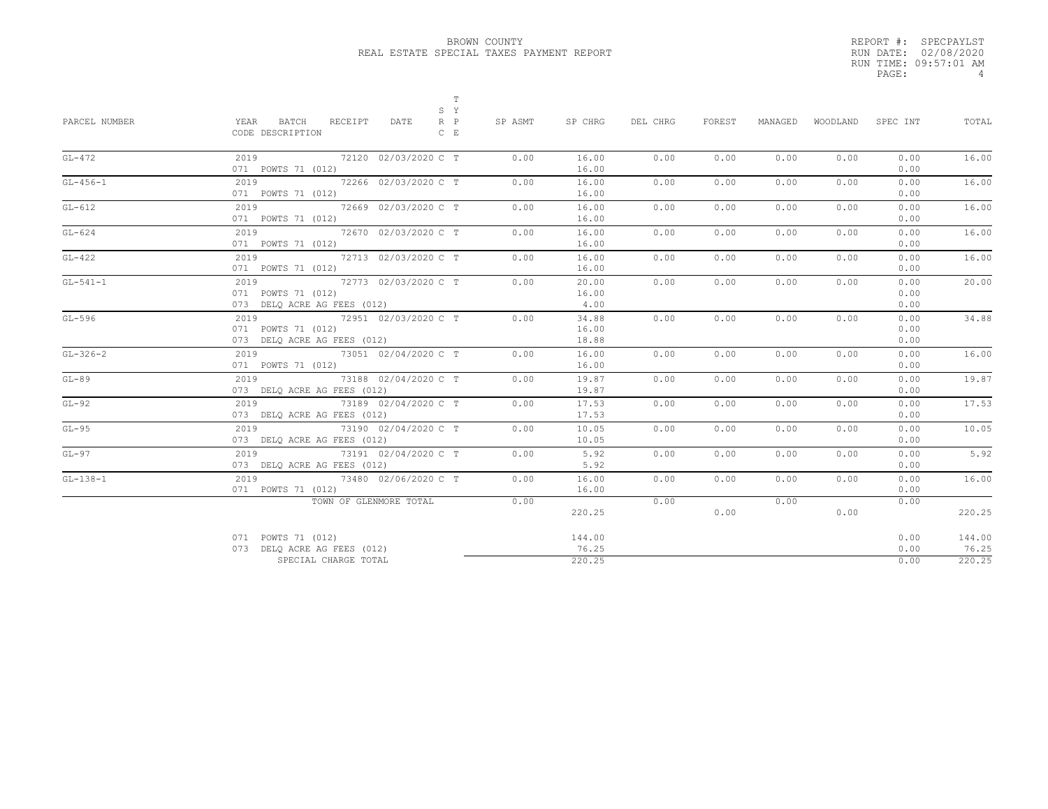BROWN COUNTY
REAL ESTATE SPECIAL TAXES PAYMENT REPORT

REPORT #: SPECPAYLST
RUN DATE: 02/08/2020
RUN TIME: 09:57:01 AM

| PARCEL NUMBER | YEAR BATCH RECEIPT DATE / CODE DESCRIPTION | SYS TYPE / REC | SP ASMT | SP CHRG | DEL CHRG | FOREST | MANAGED | WOODLAND | SPEC INT | TOTAL |
|---|---|---|---|---|---|---|---|---|---|---|
| GL-472 | 2019 72120 02/03/2020 | C T | 0.00 | 16.00 | 0.00 | 0.00 | 0.00 | 0.00 | 0.00 | 16.00 |
| | 071 POWTS 71 (012) | | | 16.00 | | | | | 0.00 | |
| GL-456-1 | 2019 72266 02/03/2020 | C T | 0.00 | 16.00 | 0.00 | 0.00 | 0.00 | 0.00 | 0.00 | 16.00 |
| | 071 POWTS 71 (012) | | | 16.00 | | | | | 0.00 | |
| GL-612 | 2019 72669 02/03/2020 | C T | 0.00 | 16.00 | 0.00 | 0.00 | 0.00 | 0.00 | 0.00 | 16.00 |
| | 071 POWTS 71 (012) | | | 16.00 | | | | | 0.00 | |
| GL-624 | 2019 72670 02/03/2020 | C T | 0.00 | 16.00 | 0.00 | 0.00 | 0.00 | 0.00 | 0.00 | 16.00 |
| | 071 POWTS 71 (012) | | | 16.00 | | | | | 0.00 | |
| GL-422 | 2019 72713 02/03/2020 | C T | 0.00 | 16.00 | 0.00 | 0.00 | 0.00 | 0.00 | 0.00 | 16.00 |
| | 071 POWTS 71 (012) | | | 16.00 | | | | | 0.00 | |
| GL-541-1 | 2019 72773 02/03/2020 | C T | 0.00 | 20.00 | 0.00 | 0.00 | 0.00 | 0.00 | 0.00 | 20.00 |
| | 071 POWTS 71 (012) | | | 16.00 | | | | | 0.00 | |
| | 073 DELQ ACRE AG FEES (012) | | | 4.00 | | | | | 0.00 | |
| GL-596 | 2019 72951 02/03/2020 | C T | 0.00 | 34.88 | 0.00 | 0.00 | 0.00 | 0.00 | 0.00 | 34.88 |
| | 071 POWTS 71 (012) | | | 16.00 | | | | | 0.00 | |
| | 073 DELQ ACRE AG FEES (012) | | | 18.88 | | | | | 0.00 | |
| GL-326-2 | 2019 73051 02/04/2020 | C T | 0.00 | 16.00 | 0.00 | 0.00 | 0.00 | 0.00 | 0.00 | 16.00 |
| | 071 POWTS 71 (012) | | | 16.00 | | | | | 0.00 | |
| GL-89 | 2019 73188 02/04/2020 | C T | 0.00 | 19.87 | 0.00 | 0.00 | 0.00 | 0.00 | 0.00 | 19.87 |
| | 073 DELQ ACRE AG FEES (012) | | | 19.87 | | | | | 0.00 | |
| GL-92 | 2019 73189 02/04/2020 | C T | 0.00 | 17.53 | 0.00 | 0.00 | 0.00 | 0.00 | 0.00 | 17.53 |
| | 073 DELQ ACRE AG FEES (012) | | | 17.53 | | | | | 0.00 | |
| GL-95 | 2019 73190 02/04/2020 | C T | 0.00 | 10.05 | 0.00 | 0.00 | 0.00 | 0.00 | 0.00 | 10.05 |
| | 073 DELQ ACRE AG FEES (012) | | | 10.05 | | | | | 0.00 | |
| GL-97 | 2019 73191 02/04/2020 | C T | 0.00 | 5.92 | 0.00 | 0.00 | 0.00 | 0.00 | 0.00 | 5.92 |
| | 073 DELQ ACRE AG FEES (012) | | | 5.92 | | | | | 0.00 | |
| GL-138-1 | 2019 73480 02/06/2020 | C T | 0.00 | 16.00 | 0.00 | 0.00 | 0.00 | 0.00 | 0.00 | 16.00 |
| | 071 POWTS 71 (012) | | | 16.00 | | | | | 0.00 | |
| | TOWN OF GLENMORE TOTAL | | 0.00 | 220.25 | 0.00 | 0.00 | 0.00 | 0.00 | 0.00 | 220.25 |
| | 071 POWTS 71 (012) | | | 144.00 | | | | | 0.00 | 144.00 |
| | 073 DELQ ACRE AG FEES (012) | | | 76.25 | | | | | 0.00 | 76.25 |
| | SPECIAL CHARGE TOTAL | | | 220.25 | | | | | 0.00 | 220.25 |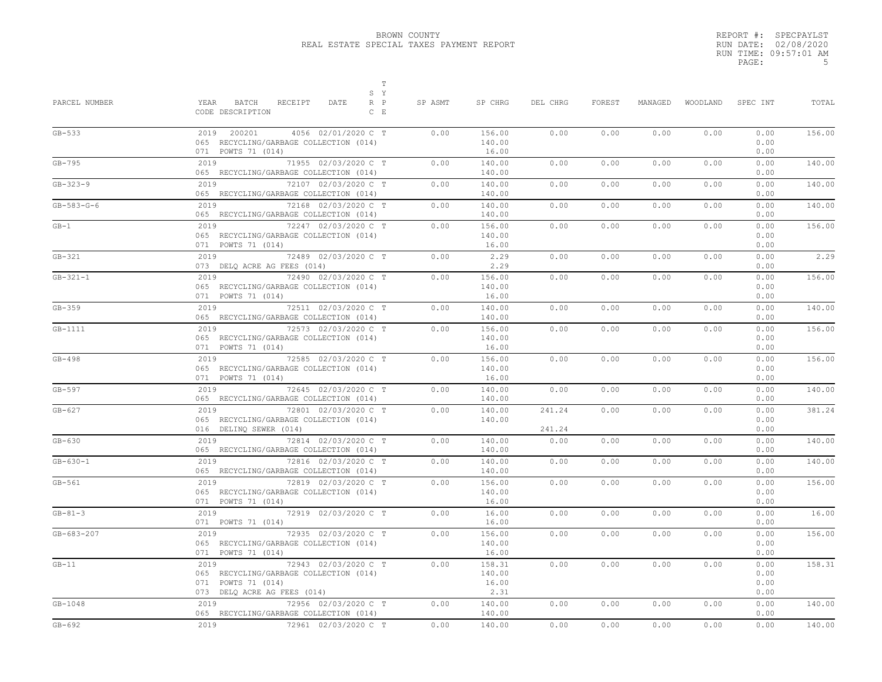BROWN COUNTY
REAL ESTATE SPECIAL TAXES PAYMENT REPORT

REPORT #: SPECPAYLST
RUN DATE: 02/08/2020
RUN TIME: 09:57:01 AM

| PARCEL NUMBER | YEAR BATCH RECEIPT DATE / CODE DESCRIPTION | S R C | T Y P E | SP ASMT | SP CHRG | DEL CHRG | FOREST | MANAGED | WOODLAND | SPEC INT | TOTAL |
|---|---|---|---|---|---|---|---|---|---|---|---|
| GB-533 | 2019 200201 4056 02/01/2020 | C | T | 0.00 | 156.00 | 0.00 | 0.00 | 0.00 | 0.00 | 0.00 | 156.00 |
| | 065 RECYCLING/GARBAGE COLLECTION (014) | | | | 140.00 | | | | | 0.00 | |
| | 071 POWTS 71 (014) | | | | 16.00 | | | | | 0.00 | |
| GB-795 | 2019 71955 02/03/2020 | C | T | 0.00 | 140.00 | 0.00 | 0.00 | 0.00 | 0.00 | 0.00 | 140.00 |
| | 065 RECYCLING/GARBAGE COLLECTION (014) | | | | 140.00 | | | | | 0.00 | |
| GB-323-9 | 2019 72107 02/03/2020 | C | T | 0.00 | 140.00 | 0.00 | 0.00 | 0.00 | 0.00 | 0.00 | 140.00 |
| | 065 RECYCLING/GARBAGE COLLECTION (014) | | | | 140.00 | | | | | 0.00 | |
| GB-583-G-6 | 2019 72168 02/03/2020 | C | T | 0.00 | 140.00 | 0.00 | 0.00 | 0.00 | 0.00 | 0.00 | 140.00 |
| | 065 RECYCLING/GARBAGE COLLECTION (014) | | | | 140.00 | | | | | 0.00 | |
| GB-1 | 2019 72247 02/03/2020 | C | T | 0.00 | 156.00 | 0.00 | 0.00 | 0.00 | 0.00 | 0.00 | 156.00 |
| | 065 RECYCLING/GARBAGE COLLECTION (014) | | | | 140.00 | | | | | 0.00 | |
| | 071 POWTS 71 (014) | | | | 16.00 | | | | | 0.00 | |
| GB-321 | 2019 72489 02/03/2020 | C | T | 0.00 | 2.29 | 0.00 | 0.00 | 0.00 | 0.00 | 0.00 | 2.29 |
| | 073 DELQ ACRE AG FEES (014) | | | | 2.29 | | | | | 0.00 | |
| GB-321-1 | 2019 72490 02/03/2020 | C | T | 0.00 | 156.00 | 0.00 | 0.00 | 0.00 | 0.00 | 0.00 | 156.00 |
| | 065 RECYCLING/GARBAGE COLLECTION (014) | | | | 140.00 | | | | | 0.00 | |
| | 071 POWTS 71 (014) | | | | 16.00 | | | | | 0.00 | |
| GB-359 | 2019 72511 02/03/2020 | C | T | 0.00 | 140.00 | 0.00 | 0.00 | 0.00 | 0.00 | 0.00 | 140.00 |
| | 065 RECYCLING/GARBAGE COLLECTION (014) | | | | 140.00 | | | | | 0.00 | |
| GB-1111 | 2019 72573 02/03/2020 | C | T | 0.00 | 156.00 | 0.00 | 0.00 | 0.00 | 0.00 | 0.00 | 156.00 |
| | 065 RECYCLING/GARBAGE COLLECTION (014) | | | | 140.00 | | | | | 0.00 | |
| | 071 POWTS 71 (014) | | | | 16.00 | | | | | 0.00 | |
| GB-498 | 2019 72585 02/03/2020 | C | T | 0.00 | 156.00 | 0.00 | 0.00 | 0.00 | 0.00 | 0.00 | 156.00 |
| | 065 RECYCLING/GARBAGE COLLECTION (014) | | | | 140.00 | | | | | 0.00 | |
| | 071 POWTS 71 (014) | | | | 16.00 | | | | | 0.00 | |
| GB-597 | 2019 72645 02/03/2020 | C | T | 0.00 | 140.00 | 0.00 | 0.00 | 0.00 | 0.00 | 0.00 | 140.00 |
| | 065 RECYCLING/GARBAGE COLLECTION (014) | | | | 140.00 | | | | | 0.00 | |
| GB-627 | 2019 72801 02/03/2020 | C | T | 0.00 | 140.00 | 241.24 | 0.00 | 0.00 | 0.00 | 0.00 | 381.24 |
| | 065 RECYCLING/GARBAGE COLLECTION (014) | | | | 140.00 | | | | | 0.00 | |
| | 016 DELINQ SEWER (014) | | | | | 241.24 | | | | 0.00 | |
| GB-630 | 2019 72814 02/03/2020 | C | T | 0.00 | 140.00 | 0.00 | 0.00 | 0.00 | 0.00 | 0.00 | 140.00 |
| | 065 RECYCLING/GARBAGE COLLECTION (014) | | | | 140.00 | | | | | 0.00 | |
| GB-630-1 | 2019 72816 02/03/2020 | C | T | 0.00 | 140.00 | 0.00 | 0.00 | 0.00 | 0.00 | 0.00 | 140.00 |
| | 065 RECYCLING/GARBAGE COLLECTION (014) | | | | 140.00 | | | | | 0.00 | |
| GB-561 | 2019 72819 02/03/2020 | C | T | 0.00 | 156.00 | 0.00 | 0.00 | 0.00 | 0.00 | 0.00 | 156.00 |
| | 065 RECYCLING/GARBAGE COLLECTION (014) | | | | 140.00 | | | | | 0.00 | |
| | 071 POWTS 71 (014) | | | | 16.00 | | | | | 0.00 | |
| GB-81-3 | 2019 72919 02/03/2020 | C | T | 0.00 | 16.00 | 0.00 | 0.00 | 0.00 | 0.00 | 0.00 | 16.00 |
| | 071 POWTS 71 (014) | | | | 16.00 | | | | | 0.00 | |
| GB-683-207 | 2019 72935 02/03/2020 | C | T | 0.00 | 156.00 | 0.00 | 0.00 | 0.00 | 0.00 | 0.00 | 156.00 |
| | 065 RECYCLING/GARBAGE COLLECTION (014) | | | | 140.00 | | | | | 0.00 | |
| | 071 POWTS 71 (014) | | | | 16.00 | | | | | 0.00 | |
| GB-11 | 2019 72943 02/03/2020 | C | T | 0.00 | 158.31 | 0.00 | 0.00 | 0.00 | 0.00 | 0.00 | 158.31 |
| | 065 RECYCLING/GARBAGE COLLECTION (014) | | | | 140.00 | | | | | 0.00 | |
| | 071 POWTS 71 (014) | | | | 16.00 | | | | | 0.00 | |
| | 073 DELQ ACRE AG FEES (014) | | | | 2.31 | | | | | 0.00 | |
| GB-1048 | 2019 72956 02/03/2020 | C | T | 0.00 | 140.00 | 0.00 | 0.00 | 0.00 | 0.00 | 0.00 | 140.00 |
| | 065 RECYCLING/GARBAGE COLLECTION (014) | | | | 140.00 | | | | | 0.00 | |
| GB-692 | 2019 72961 02/03/2020 | C | T | 0.00 | 140.00 | 0.00 | 0.00 | 0.00 | 0.00 | 0.00 | 140.00 |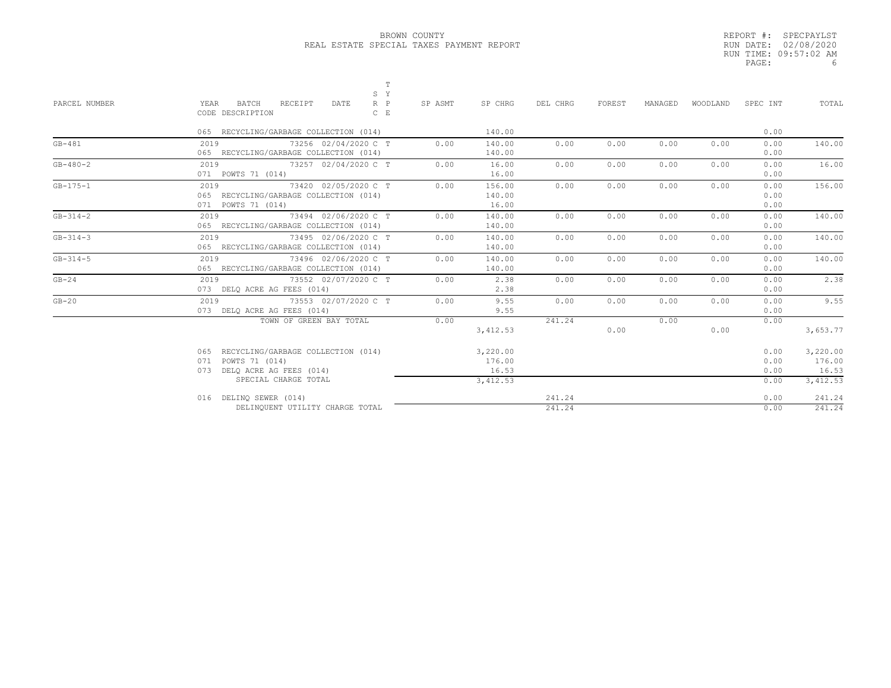BROWN COUNTY
REAL ESTATE SPECIAL TAXES PAYMENT REPORT

REPORT #: SPECPAYLST
RUN DATE: 02/08/2020
RUN TIME: 09:57:02 AM

| PARCEL NUMBER | YEAR BATCH RECEIPT DATE / CODE DESCRIPTION | SRC | TYPE | SP ASMT | SP CHRG | DEL CHRG | FOREST | MANAGED | WOODLAND | SPEC INT | TOTAL |
|---|---|---|---|---|---|---|---|---|---|---|---|
| | 065 RECYCLING/GARBAGE COLLECTION (014) | | | | 140.00 | | | | | 0.00 | |
| GB-481 | 2019 73256 02/04/2020 | C | T | 0.00 | 140.00 | 0.00 | 0.00 | 0.00 | 0.00 | 0.00 | 140.00 |
| | 065 RECYCLING/GARBAGE COLLECTION (014) | | | | 140.00 | | | | | 0.00 | |
| GB-480-2 | 2019 73257 02/04/2020 | C | T | 0.00 | 16.00 | 0.00 | 0.00 | 0.00 | 0.00 | 0.00 | 16.00 |
| | 071 POWTS 71 (014) | | | | 16.00 | | | | | 0.00 | |
| GB-175-1 | 2019 73420 02/05/2020 | C | T | 0.00 | 156.00 | 0.00 | 0.00 | 0.00 | 0.00 | 0.00 | 156.00 |
| | 065 RECYCLING/GARBAGE COLLECTION (014) | | | | 140.00 | | | | | 0.00 | |
| | 071 POWTS 71 (014) | | | | 16.00 | | | | | 0.00 | |
| GB-314-2 | 2019 73494 02/06/2020 | C | T | 0.00 | 140.00 | 0.00 | 0.00 | 0.00 | 0.00 | 0.00 | 140.00 |
| | 065 RECYCLING/GARBAGE COLLECTION (014) | | | | 140.00 | | | | | 0.00 | |
| GB-314-3 | 2019 73495 02/06/2020 | C | T | 0.00 | 140.00 | 0.00 | 0.00 | 0.00 | 0.00 | 0.00 | 140.00 |
| | 065 RECYCLING/GARBAGE COLLECTION (014) | | | | 140.00 | | | | | 0.00 | |
| GB-314-5 | 2019 73496 02/06/2020 | C | T | 0.00 | 140.00 | 0.00 | 0.00 | 0.00 | 0.00 | 0.00 | 140.00 |
| | 065 RECYCLING/GARBAGE COLLECTION (014) | | | | 140.00 | | | | | 0.00 | |
| GB-24 | 2019 73552 02/07/2020 | C | T | 0.00 | 2.38 | 0.00 | 0.00 | 0.00 | 0.00 | 0.00 | 2.38 |
| | 073 DELQ ACRE AG FEES (014) | | | | 2.38 | | | | | 0.00 | |
| GB-20 | 2019 73553 02/07/2020 | C | T | 0.00 | 9.55 | 0.00 | 0.00 | 0.00 | 0.00 | 0.00 | 9.55 |
| | 073 DELQ ACRE AG FEES (014) | | | | 9.55 | | | | | 0.00 | |
| | TOWN OF GREEN BAY TOTAL | | | 0.00 | 3,412.53 | 241.24 | 0.00 | 0.00 | 0.00 | 0.00 | 3,653.77 |
| | 065 RECYCLING/GARBAGE COLLECTION (014) | | | | 3,220.00 | | | | | 0.00 | 3,220.00 |
| | 071 POWTS 71 (014) | | | | 176.00 | | | | | 0.00 | 176.00 |
| | 073 DELQ ACRE AG FEES (014) | | | | 16.53 | | | | | 0.00 | 16.53 |
| | SPECIAL CHARGE TOTAL | | | | 3,412.53 | | | | | 0.00 | 3,412.53 |
| | 016 DELINQ SEWER (014) | | | | | 241.24 | | | | 0.00 | 241.24 |
| | DELINQUENT UTILITY CHARGE TOTAL | | | | | 241.24 | | | | 0.00 | 241.24 |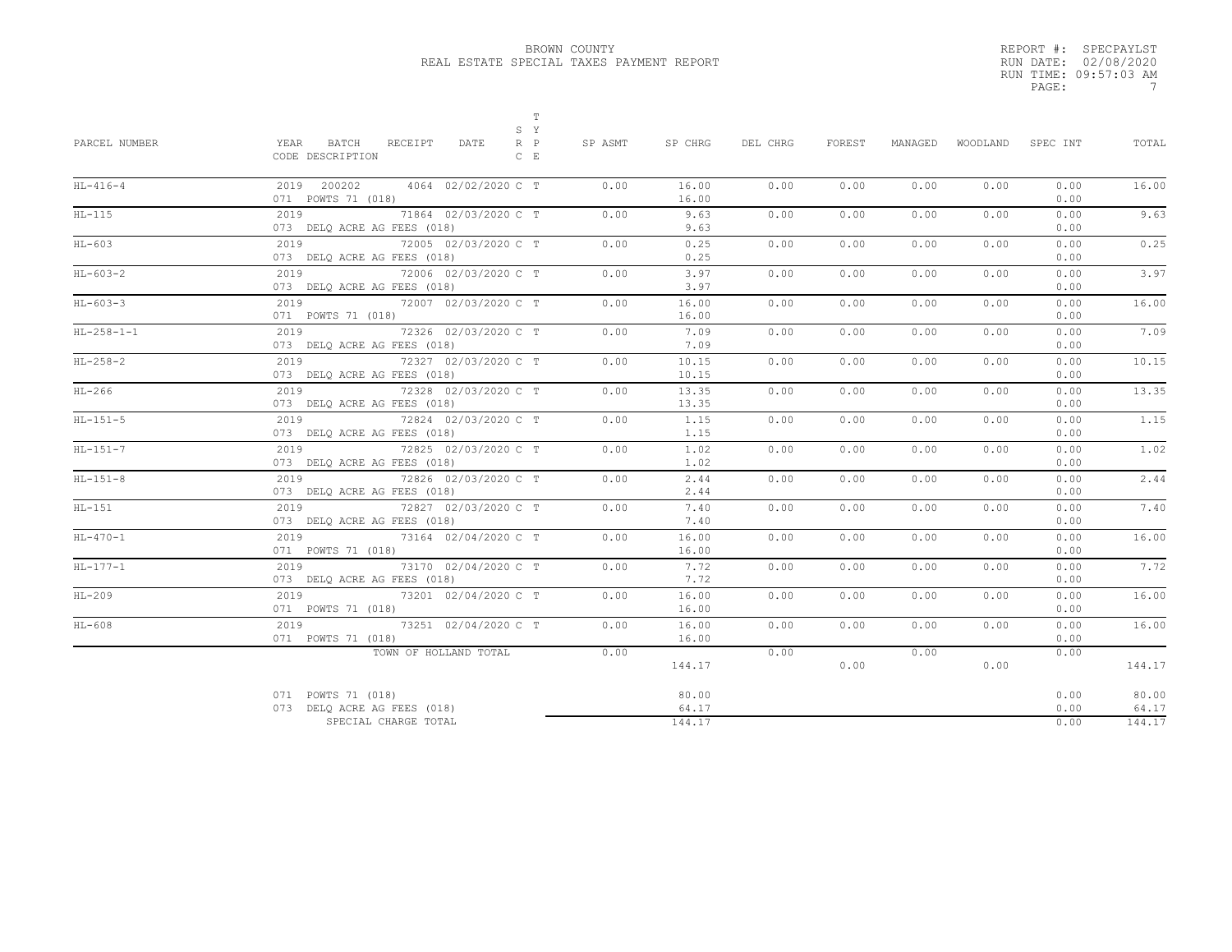# BROWN COUNTY
## REAL ESTATE SPECIAL TAXES PAYMENT REPORT

REPORT #: SPECPAYLST
RUN DATE: 02/08/2020
RUN TIME: 09:57:03 AM
PAGE: 7

| PARCEL NUMBER | YEAR BATCH RECEIPT DATE / CODE DESCRIPTION | S RP C | TYPE | SP ASMT | SP CHRG | DEL CHRG | FOREST | MANAGED | WOODLAND | SPEC INT | TOTAL |
|---|---|---|---|---|---|---|---|---|---|---|---|
| HL-416-4 | 2019 200202 4064 02/02/2020 / 071 POWTS 71 (018) | C | T | 0.00 | 16.00 / 16.00 | 0.00 | 0.00 | 0.00 | 0.00 | 0.00 / 0.00 | 16.00 |
| HL-115 | 2019 71864 02/03/2020 / 073 DELQ ACRE AG FEES (018) | C | T | 0.00 | 9.63 / 9.63 | 0.00 | 0.00 | 0.00 | 0.00 | 0.00 / 0.00 | 9.63 |
| HL-603 | 2019 72005 02/03/2020 / 073 DELQ ACRE AG FEES (018) | C | T | 0.00 | 0.25 / 0.25 | 0.00 | 0.00 | 0.00 | 0.00 | 0.00 / 0.00 | 0.25 |
| HL-603-2 | 2019 72006 02/03/2020 / 073 DELQ ACRE AG FEES (018) | C | T | 0.00 | 3.97 / 3.97 | 0.00 | 0.00 | 0.00 | 0.00 | 0.00 / 0.00 | 3.97 |
| HL-603-3 | 2019 72007 02/03/2020 / 071 POWTS 71 (018) | C | T | 0.00 | 16.00 / 16.00 | 0.00 | 0.00 | 0.00 | 0.00 | 0.00 / 0.00 | 16.00 |
| HL-258-1-1 | 2019 72326 02/03/2020 / 073 DELQ ACRE AG FEES (018) | C | T | 0.00 | 7.09 / 7.09 | 0.00 | 0.00 | 0.00 | 0.00 | 0.00 / 0.00 | 7.09 |
| HL-258-2 | 2019 72327 02/03/2020 / 073 DELQ ACRE AG FEES (018) | C | T | 0.00 | 10.15 / 10.15 | 0.00 | 0.00 | 0.00 | 0.00 | 0.00 / 0.00 | 10.15 |
| HL-266 | 2019 72328 02/03/2020 / 073 DELQ ACRE AG FEES (018) | C | T | 0.00 | 13.35 / 13.35 | 0.00 | 0.00 | 0.00 | 0.00 | 0.00 / 0.00 | 13.35 |
| HL-151-5 | 2019 72824 02/03/2020 / 073 DELQ ACRE AG FEES (018) | C | T | 0.00 | 1.15 / 1.15 | 0.00 | 0.00 | 0.00 | 0.00 | 0.00 / 0.00 | 1.15 |
| HL-151-7 | 2019 72825 02/03/2020 / 073 DELQ ACRE AG FEES (018) | C | T | 0.00 | 1.02 / 1.02 | 0.00 | 0.00 | 0.00 | 0.00 | 0.00 / 0.00 | 1.02 |
| HL-151-8 | 2019 72826 02/03/2020 / 073 DELQ ACRE AG FEES (018) | C | T | 0.00 | 2.44 / 2.44 | 0.00 | 0.00 | 0.00 | 0.00 | 0.00 / 0.00 | 2.44 |
| HL-151 | 2019 72827 02/03/2020 / 073 DELQ ACRE AG FEES (018) | C | T | 0.00 | 7.40 / 7.40 | 0.00 | 0.00 | 0.00 | 0.00 | 0.00 / 0.00 | 7.40 |
| HL-470-1 | 2019 73164 02/04/2020 / 071 POWTS 71 (018) | C | T | 0.00 | 16.00 / 16.00 | 0.00 | 0.00 | 0.00 | 0.00 | 0.00 / 0.00 | 16.00 |
| HL-177-1 | 2019 73170 02/04/2020 / 073 DELQ ACRE AG FEES (018) | C | T | 0.00 | 7.72 / 7.72 | 0.00 | 0.00 | 0.00 | 0.00 | 0.00 / 0.00 | 7.72 |
| HL-209 | 2019 73201 02/04/2020 / 071 POWTS 71 (018) | C | T | 0.00 | 16.00 / 16.00 | 0.00 | 0.00 | 0.00 | 0.00 | 0.00 / 0.00 | 16.00 |
| HL-608 | 2019 73251 02/04/2020 / 071 POWTS 71 (018) | C | T | 0.00 | 16.00 / 16.00 | 0.00 | 0.00 | 0.00 | 0.00 | 0.00 / 0.00 | 16.00 |
| | TOWN OF HOLLAND TOTAL | | | 0.00 | 144.17 | 0.00 | 0.00 | 0.00 | 0.00 | 0.00 | 144.17 |

| CODE DESCRIPTION | SP CHRG | SPEC INT | TOTAL |
|---|---|---|---|
| 071 POWTS 71 (018) | 80.00 | 0.00 | 80.00 |
| 073 DELQ ACRE AG FEES (018) | 64.17 | 0.00 | 64.17 |
| SPECIAL CHARGE TOTAL | 144.17 | 0.00 | 144.17 |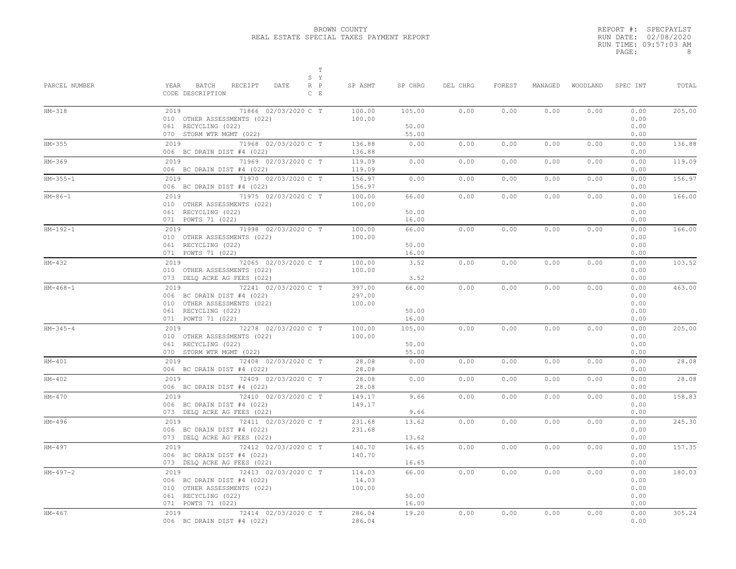BROWN COUNTY
REAL ESTATE SPECIAL TAXES PAYMENT REPORT

REPORT #: SPECPAYLST
RUN DATE: 02/08/2020
RUN TIME: 09:57:03 AM

| PARCEL NUMBER | YEAR BATCH RECEIPT DATE / CODE DESCRIPTION | S R C | T Y P E | SP ASMT | SP CHRG | DEL CHRG | FOREST | MANAGED | WOODLAND | SPEC INT | TOTAL |
|---|---|---|---|---|---|---|---|---|---|---|---|
| HM-318 | 2019 71866 02/03/2020 | C | T | 100.00 | 105.00 | 0.00 | 0.00 | 0.00 | 0.00 | 0.00 | 205.00 |
| | 010 OTHER ASSESSMENTS (022) | | | 100.00 | | | | | | 0.00 | |
| | 061 RECYCLING (022) | | | | 50.00 | | | | | 0.00 | |
| | 070 STORM WTR MGMT (022) | | | | 55.00 | | | | | 0.00 | |
| HM-355 | 2019 71968 02/03/2020 | C | T | 136.88 | 0.00 | 0.00 | 0.00 | 0.00 | 0.00 | 0.00 | 136.88 |
| | 006 BC DRAIN DIST #4 (022) | | | 136.88 | | | | | | 0.00 | |
| HM-369 | 2019 71969 02/03/2020 | C | T | 119.09 | 0.00 | 0.00 | 0.00 | 0.00 | 0.00 | 0.00 | 119.09 |
| | 006 BC DRAIN DIST #4 (022) | | | 119.09 | | | | | | 0.00 | |
| HM-355-1 | 2019 71970 02/03/2020 | C | T | 156.97 | 0.00 | 0.00 | 0.00 | 0.00 | 0.00 | 0.00 | 156.97 |
| | 006 BC DRAIN DIST #4 (022) | | | 156.97 | | | | | | 0.00 | |
| HM-86-1 | 2019 71975 02/03/2020 | C | T | 100.00 | 66.00 | 0.00 | 0.00 | 0.00 | 0.00 | 0.00 | 166.00 |
| | 010 OTHER ASSESSMENTS (022) | | | 100.00 | | | | | | 0.00 | |
| | 061 RECYCLING (022) | | | | 50.00 | | | | | 0.00 | |
| | 071 POWTS 71 (022) | | | | 16.00 | | | | | 0.00 | |
| HM-192-1 | 2019 71998 02/03/2020 | C | T | 100.00 | 66.00 | 0.00 | 0.00 | 0.00 | 0.00 | 0.00 | 166.00 |
| | 010 OTHER ASSESSMENTS (022) | | | 100.00 | | | | | | 0.00 | |
| | 061 RECYCLING (022) | | | | 50.00 | | | | | 0.00 | |
| | 071 POWTS 71 (022) | | | | 16.00 | | | | | 0.00 | |
| HM-432 | 2019 72065 02/03/2020 | C | T | 100.00 | 3.52 | 0.00 | 0.00 | 0.00 | 0.00 | 0.00 | 103.52 |
| | 010 OTHER ASSESSMENTS (022) | | | 100.00 | | | | | | 0.00 | |
| | 073 DELQ ACRE AG FEES (022) | | | | 3.52 | | | | | 0.00 | |
| HM-468-1 | 2019 72241 02/03/2020 | C | T | 397.00 | 66.00 | 0.00 | 0.00 | 0.00 | 0.00 | 0.00 | 463.00 |
| | 006 BC DRAIN DIST #4 (022) | | | 297.00 | | | | | | 0.00 | |
| | 010 OTHER ASSESSMENTS (022) | | | 100.00 | | | | | | 0.00 | |
| | 061 RECYCLING (022) | | | | 50.00 | | | | | 0.00 | |
| | 071 POWTS 71 (022) | | | | 16.00 | | | | | 0.00 | |
| HM-345-4 | 2019 72278 02/03/2020 | C | T | 100.00 | 105.00 | 0.00 | 0.00 | 0.00 | 0.00 | 0.00 | 205.00 |
| | 010 OTHER ASSESSMENTS (022) | | | 100.00 | | | | | | 0.00 | |
| | 061 RECYCLING (022) | | | | 50.00 | | | | | 0.00 | |
| | 070 STORM WTR MGMT (022) | | | | 55.00 | | | | | 0.00 | |
| HM-401 | 2019 72408 02/03/2020 | C | T | 28.08 | 0.00 | 0.00 | 0.00 | 0.00 | 0.00 | 0.00 | 28.08 |
| | 006 BC DRAIN DIST #4 (022) | | | 28.08 | | | | | | 0.00 | |
| HM-402 | 2019 72409 02/03/2020 | C | T | 28.08 | 0.00 | 0.00 | 0.00 | 0.00 | 0.00 | 0.00 | 28.08 |
| | 006 BC DRAIN DIST #4 (022) | | | 28.08 | | | | | | 0.00 | |
| HM-470 | 2019 72410 02/03/2020 | C | T | 149.17 | 9.66 | 0.00 | 0.00 | 0.00 | 0.00 | 0.00 | 158.83 |
| | 006 BC DRAIN DIST #4 (022) | | | 149.17 | | | | | | 0.00 | |
| | 073 DELQ ACRE AG FEES (022) | | | | 9.66 | | | | | 0.00 | |
| HM-496 | 2019 72411 02/03/2020 | C | T | 231.68 | 13.62 | 0.00 | 0.00 | 0.00 | 0.00 | 0.00 | 245.30 |
| | 006 BC DRAIN DIST #4 (022) | | | 231.68 | | | | | | 0.00 | |
| | 073 DELQ ACRE AG FEES (022) | | | | 13.62 | | | | | 0.00 | |
| HM-497 | 2019 72412 02/03/2020 | C | T | 140.70 | 16.65 | 0.00 | 0.00 | 0.00 | 0.00 | 0.00 | 157.35 |
| | 006 BC DRAIN DIST #4 (022) | | | 140.70 | | | | | | 0.00 | |
| | 073 DELQ ACRE AG FEES (022) | | | | 16.65 | | | | | 0.00 | |
| HM-497-2 | 2019 72413 02/03/2020 | C | T | 114.03 | 66.00 | 0.00 | 0.00 | 0.00 | 0.00 | 0.00 | 180.03 |
| | 006 BC DRAIN DIST #4 (022) | | | 14.03 | | | | | | 0.00 | |
| | 010 OTHER ASSESSMENTS (022) | | | 100.00 | | | | | | 0.00 | |
| | 061 RECYCLING (022) | | | | 50.00 | | | | | 0.00 | |
| | 071 POWTS 71 (022) | | | | 16.00 | | | | | 0.00 | |
| HM-467 | 2019 72414 02/03/2020 | C | T | 286.04 | 19.20 | 0.00 | 0.00 | 0.00 | 0.00 | 0.00 | 305.24 |
| | 006 BC DRAIN DIST #4 (022) | | | 286.04 | | | | | | 0.00 | |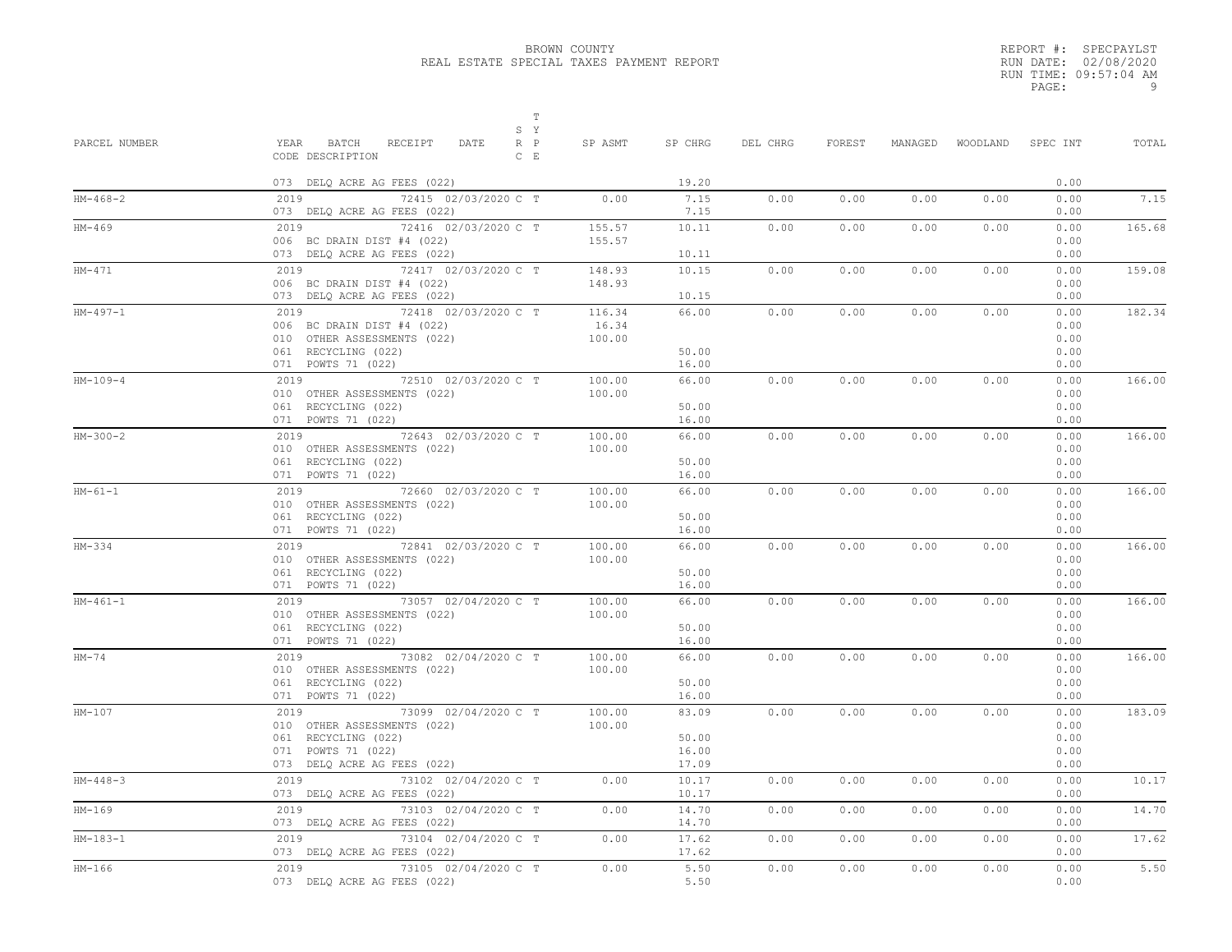# BROWN COUNTY
## REAL ESTATE SPECIAL TAXES PAYMENT REPORT

REPORT #: SPECPAYLST
RUN DATE: 02/08/2020
RUN TIME: 09:57:04 AM
PAGE: 9

| PARCEL NUMBER | YEAR BATCH RECEIPT DATE / CODE DESCRIPTION | S R C | T Y P E | SP ASMT | SP CHRG | DEL CHRG | FOREST | MANAGED | WOODLAND | SPEC INT | TOTAL |
|---|---|---|---|---|---|---|---|---|---|---|---|
| | 073 DELQ ACRE AG FEES (022) | | | | 19.20 | | | | | 0.00 | |
| HM-468-2 | 2019 72415 02/03/2020 | C | T | 0.00 | 7.15 | 0.00 | 0.00 | 0.00 | 0.00 | 0.00 | 7.15 |
| | 073 DELQ ACRE AG FEES (022) | | | | 7.15 | | | | | 0.00 | |
| HM-469 | 2019 72416 02/03/2020 | C | T | 155.57 | 10.11 | 0.00 | 0.00 | 0.00 | 0.00 | 0.00 | 165.68 |
| | 006 BC DRAIN DIST #4 (022) | | | 155.57 | | | | | | 0.00 | |
| | 073 DELQ ACRE AG FEES (022) | | | | 10.11 | | | | | 0.00 | |
| HM-471 | 2019 72417 02/03/2020 | C | T | 148.93 | 10.15 | 0.00 | 0.00 | 0.00 | 0.00 | 0.00 | 159.08 |
| | 006 BC DRAIN DIST #4 (022) | | | 148.93 | | | | | | 0.00 | |
| | 073 DELQ ACRE AG FEES (022) | | | | 10.15 | | | | | 0.00 | |
| HM-497-1 | 2019 72418 02/03/2020 | C | T | 116.34 | 66.00 | 0.00 | 0.00 | 0.00 | 0.00 | 0.00 | 182.34 |
| | 006 BC DRAIN DIST #4 (022) | | | 16.34 | | | | | | 0.00 | |
| | 010 OTHER ASSESSMENTS (022) | | | 100.00 | | | | | | 0.00 | |
| | 061 RECYCLING (022) | | | | 50.00 | | | | | 0.00 | |
| | 071 POWTS 71 (022) | | | | 16.00 | | | | | 0.00 | |
| HM-109-4 | 2019 72510 02/03/2020 | C | T | 100.00 | 66.00 | 0.00 | 0.00 | 0.00 | 0.00 | 0.00 | 166.00 |
| | 010 OTHER ASSESSMENTS (022) | | | 100.00 | | | | | | 0.00 | |
| | 061 RECYCLING (022) | | | | 50.00 | | | | | 0.00 | |
| | 071 POWTS 71 (022) | | | | 16.00 | | | | | 0.00 | |
| HM-300-2 | 2019 72643 02/03/2020 | C | T | 100.00 | 66.00 | 0.00 | 0.00 | 0.00 | 0.00 | 0.00 | 166.00 |
| | 010 OTHER ASSESSMENTS (022) | | | 100.00 | | | | | | 0.00 | |
| | 061 RECYCLING (022) | | | | 50.00 | | | | | 0.00 | |
| | 071 POWTS 71 (022) | | | | 16.00 | | | | | 0.00 | |
| HM-61-1 | 2019 72660 02/03/2020 | C | T | 100.00 | 66.00 | 0.00 | 0.00 | 0.00 | 0.00 | 0.00 | 166.00 |
| | 010 OTHER ASSESSMENTS (022) | | | 100.00 | | | | | | 0.00 | |
| | 061 RECYCLING (022) | | | | 50.00 | | | | | 0.00 | |
| | 071 POWTS 71 (022) | | | | 16.00 | | | | | 0.00 | |
| HM-334 | 2019 72841 02/03/2020 | C | T | 100.00 | 66.00 | 0.00 | 0.00 | 0.00 | 0.00 | 0.00 | 166.00 |
| | 010 OTHER ASSESSMENTS (022) | | | 100.00 | | | | | | 0.00 | |
| | 061 RECYCLING (022) | | | | 50.00 | | | | | 0.00 | |
| | 071 POWTS 71 (022) | | | | 16.00 | | | | | 0.00 | |
| HM-461-1 | 2019 73057 02/04/2020 | C | T | 100.00 | 66.00 | 0.00 | 0.00 | 0.00 | 0.00 | 0.00 | 166.00 |
| | 010 OTHER ASSESSMENTS (022) | | | 100.00 | | | | | | 0.00 | |
| | 061 RECYCLING (022) | | | | 50.00 | | | | | 0.00 | |
| | 071 POWTS 71 (022) | | | | 16.00 | | | | | 0.00 | |
| HM-74 | 2019 73082 02/04/2020 | C | T | 100.00 | 66.00 | 0.00 | 0.00 | 0.00 | 0.00 | 0.00 | 166.00 |
| | 010 OTHER ASSESSMENTS (022) | | | 100.00 | | | | | | 0.00 | |
| | 061 RECYCLING (022) | | | | 50.00 | | | | | 0.00 | |
| | 071 POWTS 71 (022) | | | | 16.00 | | | | | 0.00 | |
| HM-107 | 2019 73099 02/04/2020 | C | T | 100.00 | 83.09 | 0.00 | 0.00 | 0.00 | 0.00 | 0.00 | 183.09 |
| | 010 OTHER ASSESSMENTS (022) | | | 100.00 | | | | | | 0.00 | |
| | 061 RECYCLING (022) | | | | 50.00 | | | | | 0.00 | |
| | 071 POWTS 71 (022) | | | | 16.00 | | | | | 0.00 | |
| | 073 DELQ ACRE AG FEES (022) | | | | 17.09 | | | | | 0.00 | |
| HM-448-3 | 2019 73102 02/04/2020 | C | T | 0.00 | 10.17 | 0.00 | 0.00 | 0.00 | 0.00 | 0.00 | 10.17 |
| | 073 DELQ ACRE AG FEES (022) | | | | 10.17 | | | | | 0.00 | |
| HM-169 | 2019 73103 02/04/2020 | C | T | 0.00 | 14.70 | 0.00 | 0.00 | 0.00 | 0.00 | 0.00 | 14.70 |
| | 073 DELQ ACRE AG FEES (022) | | | | 14.70 | | | | | 0.00 | |
| HM-183-1 | 2019 73104 02/04/2020 | C | T | 0.00 | 17.62 | 0.00 | 0.00 | 0.00 | 0.00 | 0.00 | 17.62 |
| | 073 DELQ ACRE AG FEES (022) | | | | 17.62 | | | | | 0.00 | |
| HM-166 | 2019 73105 02/04/2020 | C | T | 0.00 | 5.50 | 0.00 | 0.00 | 0.00 | 0.00 | 0.00 | 5.50 |
| | 073 DELQ ACRE AG FEES (022) | | | | 5.50 | | | | | 0.00 | |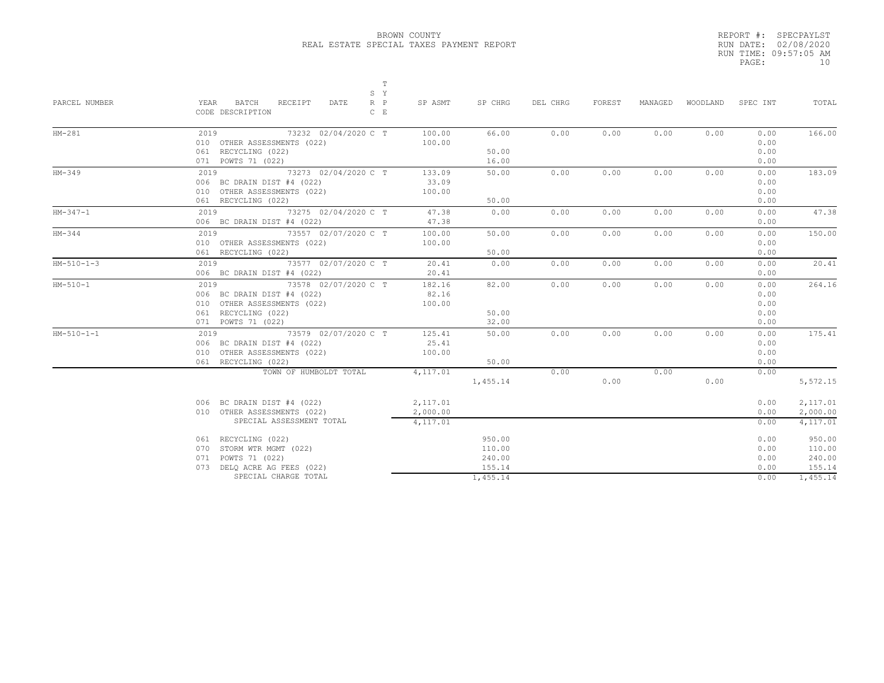BROWN COUNTY
REAL ESTATE SPECIAL TAXES PAYMENT REPORT

REPORT #: SPECPAYLST
RUN DATE: 02/08/2020
RUN TIME: 09:57:05 AM

| PARCEL NUMBER | YEAR BATCH RECEIPT DATE CODE DESCRIPTION | S R C | T Y P E | SP ASMT | SP CHRG | DEL CHRG | FOREST | MANAGED | WOODLAND | SPEC INT | TOTAL |
|---|---|---|---|---|---|---|---|---|---|---|---|
| HM-281 | 2019 73232 02/04/2020 | C | T | 100.00 | 66.00 | 0.00 | 0.00 | 0.00 | 0.00 | 0.00 | 166.00 |
| | 010 OTHER ASSESSMENTS (022) | | | 100.00 | | | | | | 0.00 | |
| | 061 RECYCLING (022) | | | | 50.00 | | | | | 0.00 | |
| | 071 POWTS 71 (022) | | | | 16.00 | | | | | 0.00 | |
| HM-349 | 2019 73273 02/04/2020 | C | T | 133.09 | 50.00 | 0.00 | 0.00 | 0.00 | 0.00 | 0.00 | 183.09 |
| | 006 BC DRAIN DIST #4 (022) | | | 33.09 | | | | | | 0.00 | |
| | 010 OTHER ASSESSMENTS (022) | | | 100.00 | | | | | | 0.00 | |
| | 061 RECYCLING (022) | | | | 50.00 | | | | | 0.00 | |
| HM-347-1 | 2019 73275 02/04/2020 | C | T | 47.38 | 0.00 | 0.00 | 0.00 | 0.00 | 0.00 | 0.00 | 47.38 |
| | 006 BC DRAIN DIST #4 (022) | | | 47.38 | | | | | | 0.00 | |
| HM-344 | 2019 73557 02/07/2020 | C | T | 100.00 | 50.00 | 0.00 | 0.00 | 0.00 | 0.00 | 0.00 | 150.00 |
| | 010 OTHER ASSESSMENTS (022) | | | 100.00 | | | | | | 0.00 | |
| | 061 RECYCLING (022) | | | | 50.00 | | | | | 0.00 | |
| HM-510-1-3 | 2019 73577 02/07/2020 | C | T | 20.41 | 0.00 | 0.00 | 0.00 | 0.00 | 0.00 | 0.00 | 20.41 |
| | 006 BC DRAIN DIST #4 (022) | | | 20.41 | | | | | | 0.00 | |
| HM-510-1 | 2019 73578 02/07/2020 | C | T | 182.16 | 82.00 | 0.00 | 0.00 | 0.00 | 0.00 | 0.00 | 264.16 |
| | 006 BC DRAIN DIST #4 (022) | | | 82.16 | | | | | | 0.00 | |
| | 010 OTHER ASSESSMENTS (022) | | | 100.00 | | | | | | 0.00 | |
| | 061 RECYCLING (022) | | | | 50.00 | | | | | 0.00 | |
| | 071 POWTS 71 (022) | | | | 32.00 | | | | | 0.00 | |
| HM-510-1-1 | 2019 73579 02/07/2020 | C | T | 125.41 | 50.00 | 0.00 | 0.00 | 0.00 | 0.00 | 0.00 | 175.41 |
| | 006 BC DRAIN DIST #4 (022) | | | 25.41 | | | | | | 0.00 | |
| | 010 OTHER ASSESSMENTS (022) | | | 100.00 | | | | | | 0.00 | |
| | 061 RECYCLING (022) | | | | 50.00 | | | | | 0.00 | |
| | TOWN OF HUMBOLDT TOTAL | | | 4,117.01 | 1,455.14 | 0.00 | 0.00 | 0.00 | 0.00 | 0.00 | 5,572.15 |
| | 006 BC DRAIN DIST #4 (022) | | | 2,117.01 | | | | | | 0.00 | 2,117.01 |
| | 010 OTHER ASSESSMENTS (022) | | | 2,000.00 | | | | | | 0.00 | 2,000.00 |
| | SPECIAL ASSESSMENT TOTAL | | | 4,117.01 | | | | | | 0.00 | 4,117.01 |
| | 061 RECYCLING (022) | | | | 950.00 | | | | | 0.00 | 950.00 |
| | 070 STORM WTR MGMT (022) | | | | 110.00 | | | | | 0.00 | 110.00 |
| | 071 POWTS 71 (022) | | | | 240.00 | | | | | 0.00 | 240.00 |
| | 073 DELQ ACRE AG FEES (022) | | | | 155.14 | | | | | 0.00 | 155.14 |
| | SPECIAL CHARGE TOTAL | | | | 1,455.14 | | | | | 0.00 | 1,455.14 |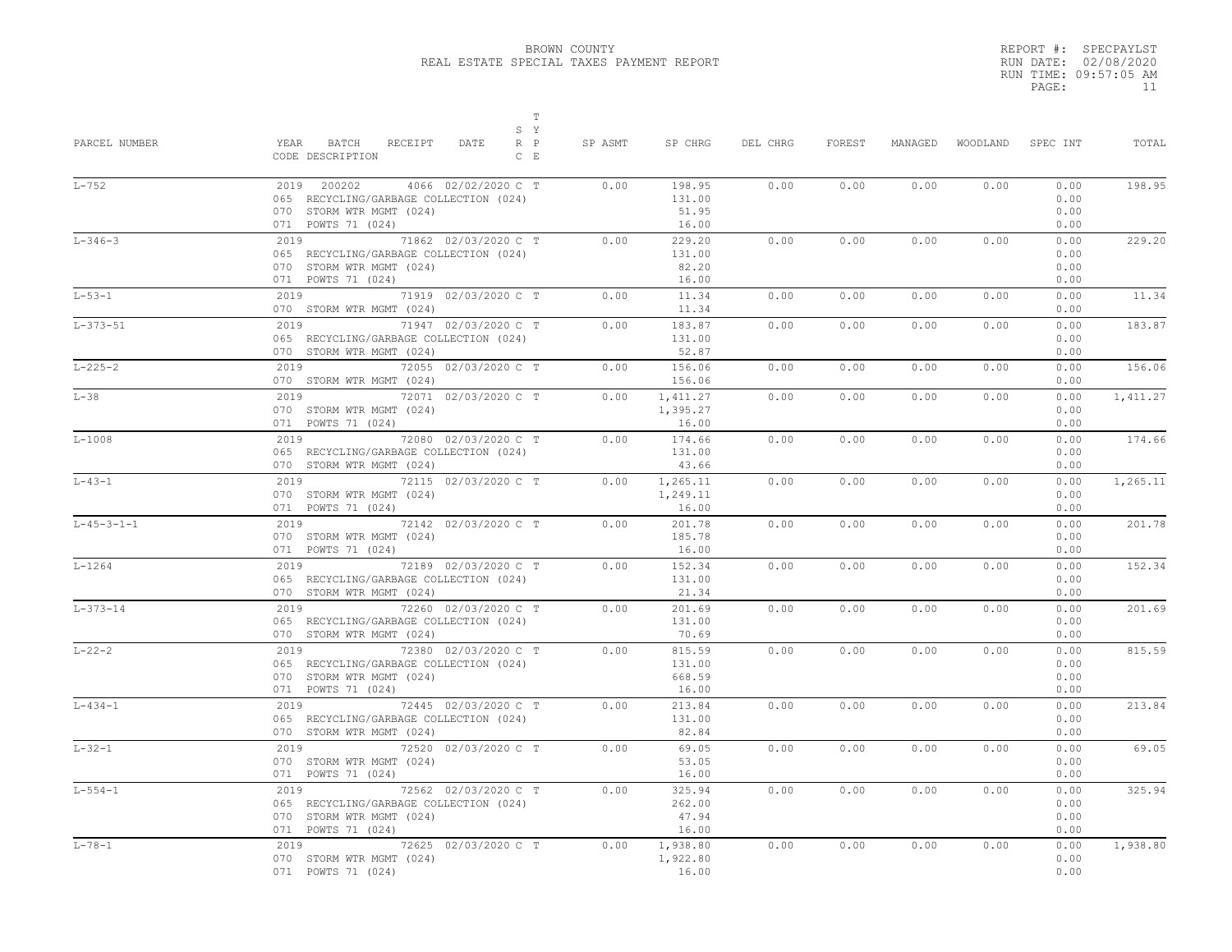# BROWN COUNTY
## REAL ESTATE SPECIAL TAXES PAYMENT REPORT

REPORT #: SPECPAYLST
RUN DATE: 02/08/2020
RUN TIME: 09:57:05 AM

| PARCEL NUMBER | YEAR BATCH RECEIPT DATE / CODE DESCRIPTION | SR | TYPE | SP ASMT | SP CHRG | DEL CHRG | FOREST | MANAGED | WOODLAND | SPEC INT | TOTAL |
|---|---|---|---|---|---|---|---|---|---|---|---|
| L-752 | 2019 200202 4066 02/02/2020 | C | T | 0.00 | 198.95 | 0.00 | 0.00 | 0.00 | 0.00 | 0.00 | 198.95 |
| | 065 RECYCLING/GARBAGE COLLECTION (024) | | | | 131.00 | | | | | 0.00 | |
| | 070 STORM WTR MGMT (024) | | | | 51.95 | | | | | 0.00 | |
| | 071 POWTS 71 (024) | | | | 16.00 | | | | | 0.00 | |
| L-346-3 | 2019 71862 02/03/2020 | C | T | 0.00 | 229.20 | 0.00 | 0.00 | 0.00 | 0.00 | 0.00 | 229.20 |
| | 065 RECYCLING/GARBAGE COLLECTION (024) | | | | 131.00 | | | | | 0.00 | |
| | 070 STORM WTR MGMT (024) | | | | 82.20 | | | | | 0.00 | |
| | 071 POWTS 71 (024) | | | | 16.00 | | | | | 0.00 | |
| L-53-1 | 2019 71919 02/03/2020 | C | T | 0.00 | 11.34 | 0.00 | 0.00 | 0.00 | 0.00 | 0.00 | 11.34 |
| | 070 STORM WTR MGMT (024) | | | | 11.34 | | | | | 0.00 | |
| L-373-51 | 2019 71947 02/03/2020 | C | T | 0.00 | 183.87 | 0.00 | 0.00 | 0.00 | 0.00 | 0.00 | 183.87 |
| | 065 RECYCLING/GARBAGE COLLECTION (024) | | | | 131.00 | | | | | 0.00 | |
| | 070 STORM WTR MGMT (024) | | | | 52.87 | | | | | 0.00 | |
| L-225-2 | 2019 72055 02/03/2020 | C | T | 0.00 | 156.06 | 0.00 | 0.00 | 0.00 | 0.00 | 0.00 | 156.06 |
| | 070 STORM WTR MGMT (024) | | | | 156.06 | | | | | 0.00 | |
| L-38 | 2019 72071 02/03/2020 | C | T | 0.00 | 1,411.27 | 0.00 | 0.00 | 0.00 | 0.00 | 0.00 | 1,411.27 |
| | 070 STORM WTR MGMT (024) | | | | 1,395.27 | | | | | 0.00 | |
| | 071 POWTS 71 (024) | | | | 16.00 | | | | | 0.00 | |
| L-1008 | 2019 72080 02/03/2020 | C | T | 0.00 | 174.66 | 0.00 | 0.00 | 0.00 | 0.00 | 0.00 | 174.66 |
| | 065 RECYCLING/GARBAGE COLLECTION (024) | | | | 131.00 | | | | | 0.00 | |
| | 070 STORM WTR MGMT (024) | | | | 43.66 | | | | | 0.00 | |
| L-43-1 | 2019 72115 02/03/2020 | C | T | 0.00 | 1,265.11 | 0.00 | 0.00 | 0.00 | 0.00 | 0.00 | 1,265.11 |
| | 070 STORM WTR MGMT (024) | | | | 1,249.11 | | | | | 0.00 | |
| | 071 POWTS 71 (024) | | | | 16.00 | | | | | 0.00 | |
| L-45-3-1-1 | 2019 72142 02/03/2020 | C | T | 0.00 | 201.78 | 0.00 | 0.00 | 0.00 | 0.00 | 0.00 | 201.78 |
| | 070 STORM WTR MGMT (024) | | | | 185.78 | | | | | 0.00 | |
| | 071 POWTS 71 (024) | | | | 16.00 | | | | | 0.00 | |
| L-1264 | 2019 72189 02/03/2020 | C | T | 0.00 | 152.34 | 0.00 | 0.00 | 0.00 | 0.00 | 0.00 | 152.34 |
| | 065 RECYCLING/GARBAGE COLLECTION (024) | | | | 131.00 | | | | | 0.00 | |
| | 070 STORM WTR MGMT (024) | | | | 21.34 | | | | | 0.00 | |
| L-373-14 | 2019 72260 02/03/2020 | C | T | 0.00 | 201.69 | 0.00 | 0.00 | 0.00 | 0.00 | 0.00 | 201.69 |
| | 065 RECYCLING/GARBAGE COLLECTION (024) | | | | 131.00 | | | | | 0.00 | |
| | 070 STORM WTR MGMT (024) | | | | 70.69 | | | | | 0.00 | |
| L-22-2 | 2019 72380 02/03/2020 | C | T | 0.00 | 815.59 | 0.00 | 0.00 | 0.00 | 0.00 | 0.00 | 815.59 |
| | 065 RECYCLING/GARBAGE COLLECTION (024) | | | | 131.00 | | | | | 0.00 | |
| | 070 STORM WTR MGMT (024) | | | | 668.59 | | | | | 0.00 | |
| | 071 POWTS 71 (024) | | | | 16.00 | | | | | 0.00 | |
| L-434-1 | 2019 72445 02/03/2020 | C | T | 0.00 | 213.84 | 0.00 | 0.00 | 0.00 | 0.00 | 0.00 | 213.84 |
| | 065 RECYCLING/GARBAGE COLLECTION (024) | | | | 131.00 | | | | | 0.00 | |
| | 070 STORM WTR MGMT (024) | | | | 82.84 | | | | | 0.00 | |
| L-32-1 | 2019 72520 02/03/2020 | C | T | 0.00 | 69.05 | 0.00 | 0.00 | 0.00 | 0.00 | 0.00 | 69.05 |
| | 070 STORM WTR MGMT (024) | | | | 53.05 | | | | | 0.00 | |
| | 071 POWTS 71 (024) | | | | 16.00 | | | | | 0.00 | |
| L-554-1 | 2019 72562 02/03/2020 | C | T | 0.00 | 325.94 | 0.00 | 0.00 | 0.00 | 0.00 | 0.00 | 325.94 |
| | 065 RECYCLING/GARBAGE COLLECTION (024) | | | | 262.00 | | | | | 0.00 | |
| | 070 STORM WTR MGMT (024) | | | | 47.94 | | | | | 0.00 | |
| | 071 POWTS 71 (024) | | | | 16.00 | | | | | 0.00 | |
| L-78-1 | 2019 72625 02/03/2020 | C | T | 0.00 | 1,938.80 | 0.00 | 0.00 | 0.00 | 0.00 | 0.00 | 1,938.80 |
| | 070 STORM WTR MGMT (024) | | | | 1,922.80 | | | | | 0.00 | |
| | 071 POWTS 71 (024) | | | | 16.00 | | | | | 0.00 | |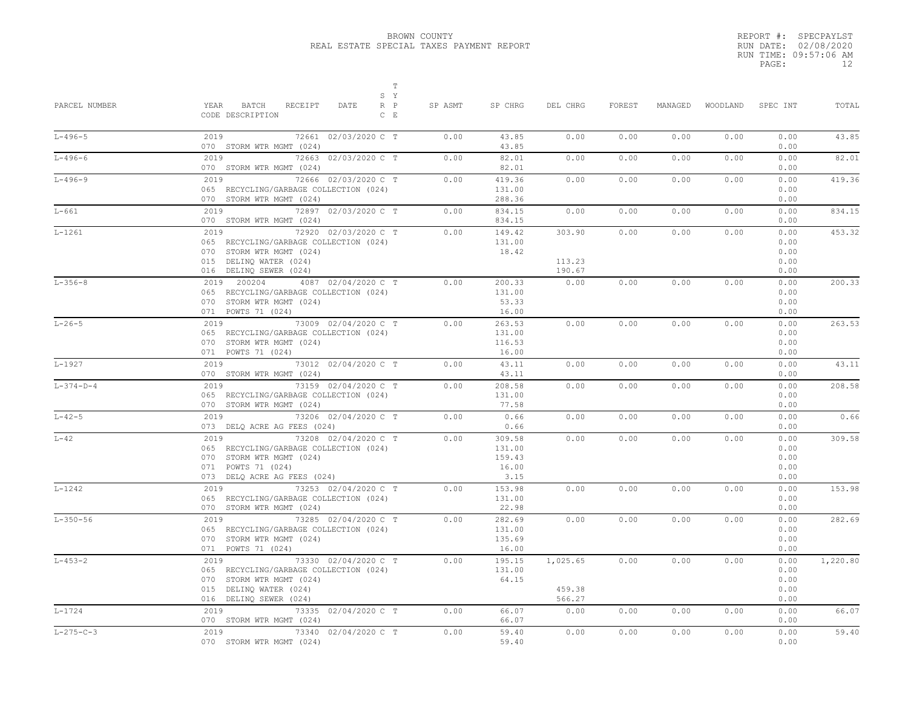BROWN COUNTY
REAL ESTATE SPECIAL TAXES PAYMENT REPORT

REPORT #: SPECPAYLST
RUN DATE: 02/08/2020
RUN TIME: 09:57:06 AM

| PARCEL NUMBER | YEAR BATCH RECEIPT DATE / CODE DESCRIPTION | S R C | T Y P E | SP ASMT | SP CHRG | DEL CHRG | FOREST | MANAGED | WOODLAND | SPEC INT | TOTAL |
|---|---|---|---|---|---|---|---|---|---|---|---|
| L-496-5 | 2019 72661 02/03/2020 | C | T | 0.00 | 43.85 | 0.00 | 0.00 | 0.00 | 0.00 | 0.00 | 43.85 |
| | 070 STORM WTR MGMT (024) | | | | 43.85 | | | | | 0.00 | |
| L-496-6 | 2019 72663 02/03/2020 | C | T | 0.00 | 82.01 | 0.00 | 0.00 | 0.00 | 0.00 | 0.00 | 82.01 |
| | 070 STORM WTR MGMT (024) | | | | 82.01 | | | | | 0.00 | |
| L-496-9 | 2019 72666 02/03/2020 | C | T | 0.00 | 419.36 | 0.00 | 0.00 | 0.00 | 0.00 | 0.00 | 419.36 |
| | 065 RECYCLING/GARBAGE COLLECTION (024) | | | | 131.00 | | | | | 0.00 | |
| | 070 STORM WTR MGMT (024) | | | | 288.36 | | | | | 0.00 | |
| L-661 | 2019 72897 02/03/2020 | C | T | 0.00 | 834.15 | 0.00 | 0.00 | 0.00 | 0.00 | 0.00 | 834.15 |
| | 070 STORM WTR MGMT (024) | | | | 834.15 | | | | | 0.00 | |
| L-1261 | 2019 72920 02/03/2020 | C | T | 0.00 | 149.42 | 303.90 | 0.00 | 0.00 | 0.00 | 0.00 | 453.32 |
| | 065 RECYCLING/GARBAGE COLLECTION (024) | | | | 131.00 | | | | | 0.00 | |
| | 070 STORM WTR MGMT (024) | | | | 18.42 | | | | | 0.00 | |
| | 015 DELINQ WATER (024) | | | | | 113.23 | | | | 0.00 | |
| | 016 DELINQ SEWER (024) | | | | | 190.67 | | | | 0.00 | |
| L-356-8 | 2019 200204 4087 02/04/2020 | C | T | 0.00 | 200.33 | 0.00 | 0.00 | 0.00 | 0.00 | 0.00 | 200.33 |
| | 065 RECYCLING/GARBAGE COLLECTION (024) | | | | 131.00 | | | | | 0.00 | |
| | 070 STORM WTR MGMT (024) | | | | 53.33 | | | | | 0.00 | |
| | 071 POWTS 71 (024) | | | | 16.00 | | | | | 0.00 | |
| L-26-5 | 2019 73009 02/04/2020 | C | T | 0.00 | 263.53 | 0.00 | 0.00 | 0.00 | 0.00 | 0.00 | 263.53 |
| | 065 RECYCLING/GARBAGE COLLECTION (024) | | | | 131.00 | | | | | 0.00 | |
| | 070 STORM WTR MGMT (024) | | | | 116.53 | | | | | 0.00 | |
| | 071 POWTS 71 (024) | | | | 16.00 | | | | | 0.00 | |
| L-1927 | 2019 73012 02/04/2020 | C | T | 0.00 | 43.11 | 0.00 | 0.00 | 0.00 | 0.00 | 0.00 | 43.11 |
| | 070 STORM WTR MGMT (024) | | | | 43.11 | | | | | 0.00 | |
| L-374-D-4 | 2019 73159 02/04/2020 | C | T | 0.00 | 208.58 | 0.00 | 0.00 | 0.00 | 0.00 | 0.00 | 208.58 |
| | 065 RECYCLING/GARBAGE COLLECTION (024) | | | | 131.00 | | | | | 0.00 | |
| | 070 STORM WTR MGMT (024) | | | | 77.58 | | | | | 0.00 | |
| L-42-5 | 2019 73206 02/04/2020 | C | T | 0.00 | 0.66 | 0.00 | 0.00 | 0.00 | 0.00 | 0.00 | 0.66 |
| | 073 DELQ ACRE AG FEES (024) | | | | 0.66 | | | | | 0.00 | |
| L-42 | 2019 73208 02/04/2020 | C | T | 0.00 | 309.58 | 0.00 | 0.00 | 0.00 | 0.00 | 0.00 | 309.58 |
| | 065 RECYCLING/GARBAGE COLLECTION (024) | | | | 131.00 | | | | | 0.00 | |
| | 070 STORM WTR MGMT (024) | | | | 159.43 | | | | | 0.00 | |
| | 071 POWTS 71 (024) | | | | 16.00 | | | | | 0.00 | |
| | 073 DELQ ACRE AG FEES (024) | | | | 3.15 | | | | | 0.00 | |
| L-1242 | 2019 73253 02/04/2020 | C | T | 0.00 | 153.98 | 0.00 | 0.00 | 0.00 | 0.00 | 0.00 | 153.98 |
| | 065 RECYCLING/GARBAGE COLLECTION (024) | | | | 131.00 | | | | | 0.00 | |
| | 070 STORM WTR MGMT (024) | | | | 22.98 | | | | | 0.00 | |
| L-350-56 | 2019 73285 02/04/2020 | C | T | 0.00 | 282.69 | 0.00 | 0.00 | 0.00 | 0.00 | 0.00 | 282.69 |
| | 065 RECYCLING/GARBAGE COLLECTION (024) | | | | 131.00 | | | | | 0.00 | |
| | 070 STORM WTR MGMT (024) | | | | 135.69 | | | | | 0.00 | |
| | 071 POWTS 71 (024) | | | | 16.00 | | | | | 0.00 | |
| L-453-2 | 2019 73330 02/04/2020 | C | T | 0.00 | 195.15 | 1,025.65 | 0.00 | 0.00 | 0.00 | 0.00 | 1,220.80 |
| | 065 RECYCLING/GARBAGE COLLECTION (024) | | | | 131.00 | | | | | 0.00 | |
| | 070 STORM WTR MGMT (024) | | | | 64.15 | | | | | 0.00 | |
| | 015 DELINQ WATER (024) | | | | | 459.38 | | | | 0.00 | |
| | 016 DELINQ SEWER (024) | | | | | 566.27 | | | | 0.00 | |
| L-1724 | 2019 73335 02/04/2020 | C | T | 0.00 | 66.07 | 0.00 | 0.00 | 0.00 | 0.00 | 0.00 | 66.07 |
| | 070 STORM WTR MGMT (024) | | | | 66.07 | | | | | 0.00 | |
| L-275-C-3 | 2019 73340 02/04/2020 | C | T | 0.00 | 59.40 | 0.00 | 0.00 | 0.00 | 0.00 | 0.00 | 59.40 |
| | 070 STORM WTR MGMT (024) | | | | 59.40 | | | | | 0.00 | |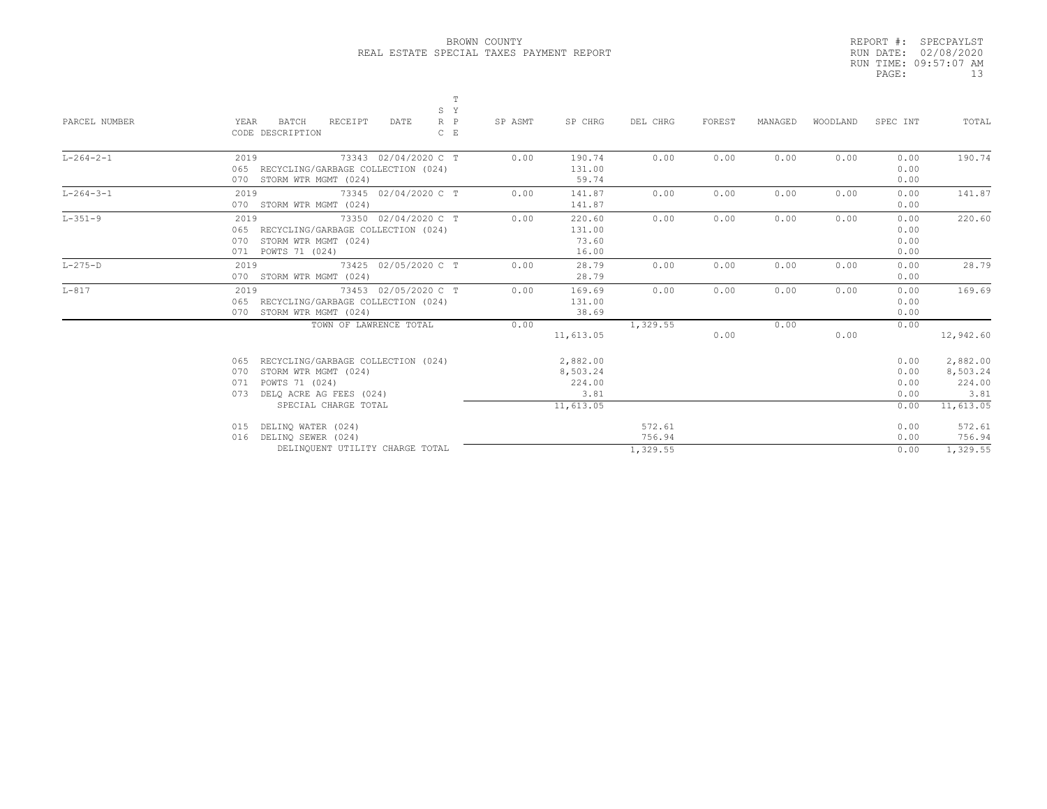# BROWN COUNTY
## REAL ESTATE SPECIAL TAXES PAYMENT REPORT

REPORT #: SPECPAYLST
RUN DATE: 02/08/2020
RUN TIME: 09:57:07 AM

| PARCEL NUMBER | YEAR BATCH RECEIPT DATE / CODE DESCRIPTION | SRC | TYPE | SP ASMT | SP CHRG | DEL CHRG | FOREST | MANAGED | WOODLAND | SPEC INT | TOTAL |
|---|---|---|---|---|---|---|---|---|---|---|---|
| L-264-2-1 | 2019 73343 02/04/2020 | C | T | 0.00 | 190.74 | 0.00 | 0.00 | 0.00 | 0.00 | 0.00 | 190.74 |
| | 065 RECYCLING/GARBAGE COLLECTION (024) | | | | 131.00 | | | | | 0.00 | |
| | 070 STORM WTR MGMT (024) | | | | 59.74 | | | | | 0.00 | |
| L-264-3-1 | 2019 73345 02/04/2020 | C | T | 0.00 | 141.87 | 0.00 | 0.00 | 0.00 | 0.00 | 0.00 | 141.87 |
| | 070 STORM WTR MGMT (024) | | | | 141.87 | | | | | 0.00 | |
| L-351-9 | 2019 73350 02/04/2020 | C | T | 0.00 | 220.60 | 0.00 | 0.00 | 0.00 | 0.00 | 0.00 | 220.60 |
| | 065 RECYCLING/GARBAGE COLLECTION (024) | | | | 131.00 | | | | | 0.00 | |
| | 070 STORM WTR MGMT (024) | | | | 73.60 | | | | | 0.00 | |
| | 071 POWTS 71 (024) | | | | 16.00 | | | | | 0.00 | |
| L-275-D | 2019 73425 02/05/2020 | C | T | 0.00 | 28.79 | 0.00 | 0.00 | 0.00 | 0.00 | 0.00 | 28.79 |
| | 070 STORM WTR MGMT (024) | | | | 28.79 | | | | | 0.00 | |
| L-817 | 2019 73453 02/05/2020 | C | T | 0.00 | 169.69 | 0.00 | 0.00 | 0.00 | 0.00 | 0.00 | 169.69 |
| | 065 RECYCLING/GARBAGE COLLECTION (024) | | | | 131.00 | | | | | 0.00 | |
| | 070 STORM WTR MGMT (024) | | | | 38.69 | | | | | 0.00 | |
| | TOWN OF LAWRENCE TOTAL | | | 0.00 | 11,613.05 | 1,329.55 | 0.00 | 0.00 | 0.00 | 0.00 | 12,942.60 |
| | 065 RECYCLING/GARBAGE COLLECTION (024) | | | | 2,882.00 | | | | | 0.00 | 2,882.00 |
| | 070 STORM WTR MGMT (024) | | | | 8,503.24 | | | | | 0.00 | 8,503.24 |
| | 071 POWTS 71 (024) | | | | 224.00 | | | | | 0.00 | 224.00 |
| | 073 DELQ ACRE AG FEES (024) | | | | 3.81 | | | | | 0.00 | 3.81 |
| | SPECIAL CHARGE TOTAL | | | | 11,613.05 | | | | | 0.00 | 11,613.05 |
| | 015 DELINQ WATER (024) | | | | | 572.61 | | | | 0.00 | 572.61 |
| | 016 DELINQ SEWER (024) | | | | | 756.94 | | | | 0.00 | 756.94 |
| | DELINQUENT UTILITY CHARGE TOTAL | | | | | 1,329.55 | | | | 0.00 | 1,329.55 |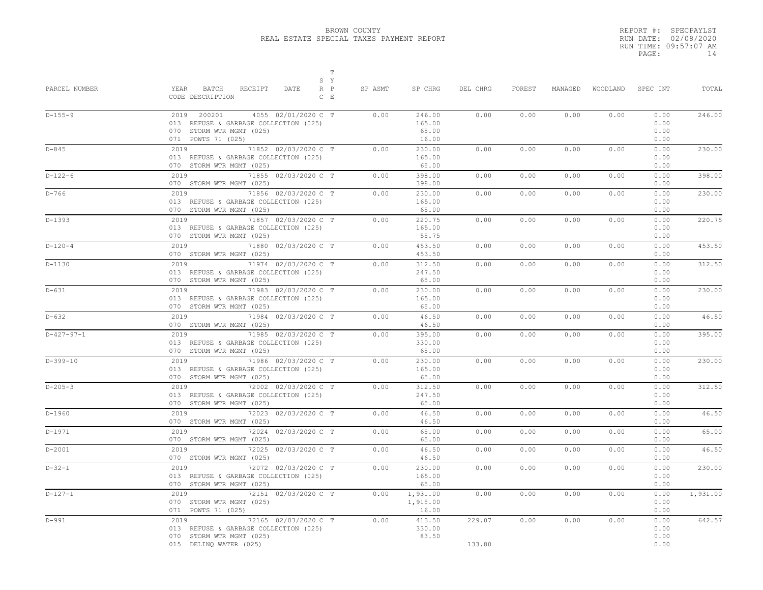BROWN COUNTY
REAL ESTATE SPECIAL TAXES PAYMENT REPORT

REPORT #: SPECPAYLST
RUN DATE: 02/08/2020
RUN TIME: 09:57:07 AM
PAGE: 14

| PARCEL NUMBER | YEAR BATCH RECEIPT DATE / CODE DESCRIPTION | SRC | TYPE | SP ASMT | SP CHRG | DEL CHRG | FOREST | MANAGED | WOODLAND | SPEC INT | TOTAL |
|---|---|---|---|---|---|---|---|---|---|---|---|
| D-155-9 | 2019 200201 4055 02/01/2020 | C | T | 0.00 | 246.00 | 0.00 | 0.00 | 0.00 | 0.00 | 0.00 | 246.00 |
| | 013 REFUSE & GARBAGE COLLECTION (025) | | | | 165.00 | | | | | 0.00 | |
| | 070 STORM WTR MGMT (025) | | | | 65.00 | | | | | 0.00 | |
| | 071 POWTS 71 (025) | | | | 16.00 | | | | | 0.00 | |
| D-845 | 2019 71852 02/03/2020 | C | T | 0.00 | 230.00 | 0.00 | 0.00 | 0.00 | 0.00 | 0.00 | 230.00 |
| | 013 REFUSE & GARBAGE COLLECTION (025) | | | | 165.00 | | | | | 0.00 | |
| | 070 STORM WTR MGMT (025) | | | | 65.00 | | | | | 0.00 | |
| D-122-6 | 2019 71855 02/03/2020 | C | T | 0.00 | 398.00 | 0.00 | 0.00 | 0.00 | 0.00 | 0.00 | 398.00 |
| | 070 STORM WTR MGMT (025) | | | | 398.00 | | | | | 0.00 | |
| D-766 | 2019 71856 02/03/2020 | C | T | 0.00 | 230.00 | 0.00 | 0.00 | 0.00 | 0.00 | 0.00 | 230.00 |
| | 013 REFUSE & GARBAGE COLLECTION (025) | | | | 165.00 | | | | | 0.00 | |
| | 070 STORM WTR MGMT (025) | | | | 65.00 | | | | | 0.00 | |
| D-1393 | 2019 71857 02/03/2020 | C | T | 0.00 | 220.75 | 0.00 | 0.00 | 0.00 | 0.00 | 0.00 | 220.75 |
| | 013 REFUSE & GARBAGE COLLECTION (025) | | | | 165.00 | | | | | 0.00 | |
| | 070 STORM WTR MGMT (025) | | | | 55.75 | | | | | 0.00 | |
| D-120-4 | 2019 71880 02/03/2020 | C | T | 0.00 | 453.50 | 0.00 | 0.00 | 0.00 | 0.00 | 0.00 | 453.50 |
| | 070 STORM WTR MGMT (025) | | | | 453.50 | | | | | 0.00 | |
| D-1130 | 2019 71974 02/03/2020 | C | T | 0.00 | 312.50 | 0.00 | 0.00 | 0.00 | 0.00 | 0.00 | 312.50 |
| | 013 REFUSE & GARBAGE COLLECTION (025) | | | | 247.50 | | | | | 0.00 | |
| | 070 STORM WTR MGMT (025) | | | | 65.00 | | | | | 0.00 | |
| D-631 | 2019 71983 02/03/2020 | C | T | 0.00 | 230.00 | 0.00 | 0.00 | 0.00 | 0.00 | 0.00 | 230.00 |
| | 013 REFUSE & GARBAGE COLLECTION (025) | | | | 165.00 | | | | | 0.00 | |
| | 070 STORM WTR MGMT (025) | | | | 65.00 | | | | | 0.00 | |
| D-632 | 2019 71984 02/03/2020 | C | T | 0.00 | 46.50 | 0.00 | 0.00 | 0.00 | 0.00 | 0.00 | 46.50 |
| | 070 STORM WTR MGMT (025) | | | | 46.50 | | | | | 0.00 | |
| D-427-97-1 | 2019 71985 02/03/2020 | C | T | 0.00 | 395.00 | 0.00 | 0.00 | 0.00 | 0.00 | 0.00 | 395.00 |
| | 013 REFUSE & GARBAGE COLLECTION (025) | | | | 330.00 | | | | | 0.00 | |
| | 070 STORM WTR MGMT (025) | | | | 65.00 | | | | | 0.00 | |
| D-399-10 | 2019 71986 02/03/2020 | C | T | 0.00 | 230.00 | 0.00 | 0.00 | 0.00 | 0.00 | 0.00 | 230.00 |
| | 013 REFUSE & GARBAGE COLLECTION (025) | | | | 165.00 | | | | | 0.00 | |
| | 070 STORM WTR MGMT (025) | | | | 65.00 | | | | | 0.00 | |
| D-205-3 | 2019 72002 02/03/2020 | C | T | 0.00 | 312.50 | 0.00 | 0.00 | 0.00 | 0.00 | 0.00 | 312.50 |
| | 013 REFUSE & GARBAGE COLLECTION (025) | | | | 247.50 | | | | | 0.00 | |
| | 070 STORM WTR MGMT (025) | | | | 65.00 | | | | | 0.00 | |
| D-1960 | 2019 72023 02/03/2020 | C | T | 0.00 | 46.50 | 0.00 | 0.00 | 0.00 | 0.00 | 0.00 | 46.50 |
| | 070 STORM WTR MGMT (025) | | | | 46.50 | | | | | 0.00 | |
| D-1971 | 2019 72024 02/03/2020 | C | T | 0.00 | 65.00 | 0.00 | 0.00 | 0.00 | 0.00 | 0.00 | 65.00 |
| | 070 STORM WTR MGMT (025) | | | | 65.00 | | | | | 0.00 | |
| D-2001 | 2019 72025 02/03/2020 | C | T | 0.00 | 46.50 | 0.00 | 0.00 | 0.00 | 0.00 | 0.00 | 46.50 |
| | 070 STORM WTR MGMT (025) | | | | 46.50 | | | | | 0.00 | |
| D-32-1 | 2019 72072 02/03/2020 | C | T | 0.00 | 230.00 | 0.00 | 0.00 | 0.00 | 0.00 | 0.00 | 230.00 |
| | 013 REFUSE & GARBAGE COLLECTION (025) | | | | 165.00 | | | | | 0.00 | |
| | 070 STORM WTR MGMT (025) | | | | 65.00 | | | | | 0.00 | |
| D-127-1 | 2019 72151 02/03/2020 | C | T | 0.00 | 1,931.00 | 0.00 | 0.00 | 0.00 | 0.00 | 0.00 | 1,931.00 |
| | 070 STORM WTR MGMT (025) | | | | 1,915.00 | | | | | 0.00 | |
| | 071 POWTS 71 (025) | | | | 16.00 | | | | | 0.00 | |
| D-991 | 2019 72165 02/03/2020 | C | T | 0.00 | 413.50 | 229.07 | 0.00 | 0.00 | 0.00 | 0.00 | 642.57 |
| | 013 REFUSE & GARBAGE COLLECTION (025) | | | | 330.00 | | | | | 0.00 | |
| | 070 STORM WTR MGMT (025) | | | | 83.50 | | | | | 0.00 | |
| | 015 DELINQ WATER (025) | | | | | 133.80 | | | | 0.00 | |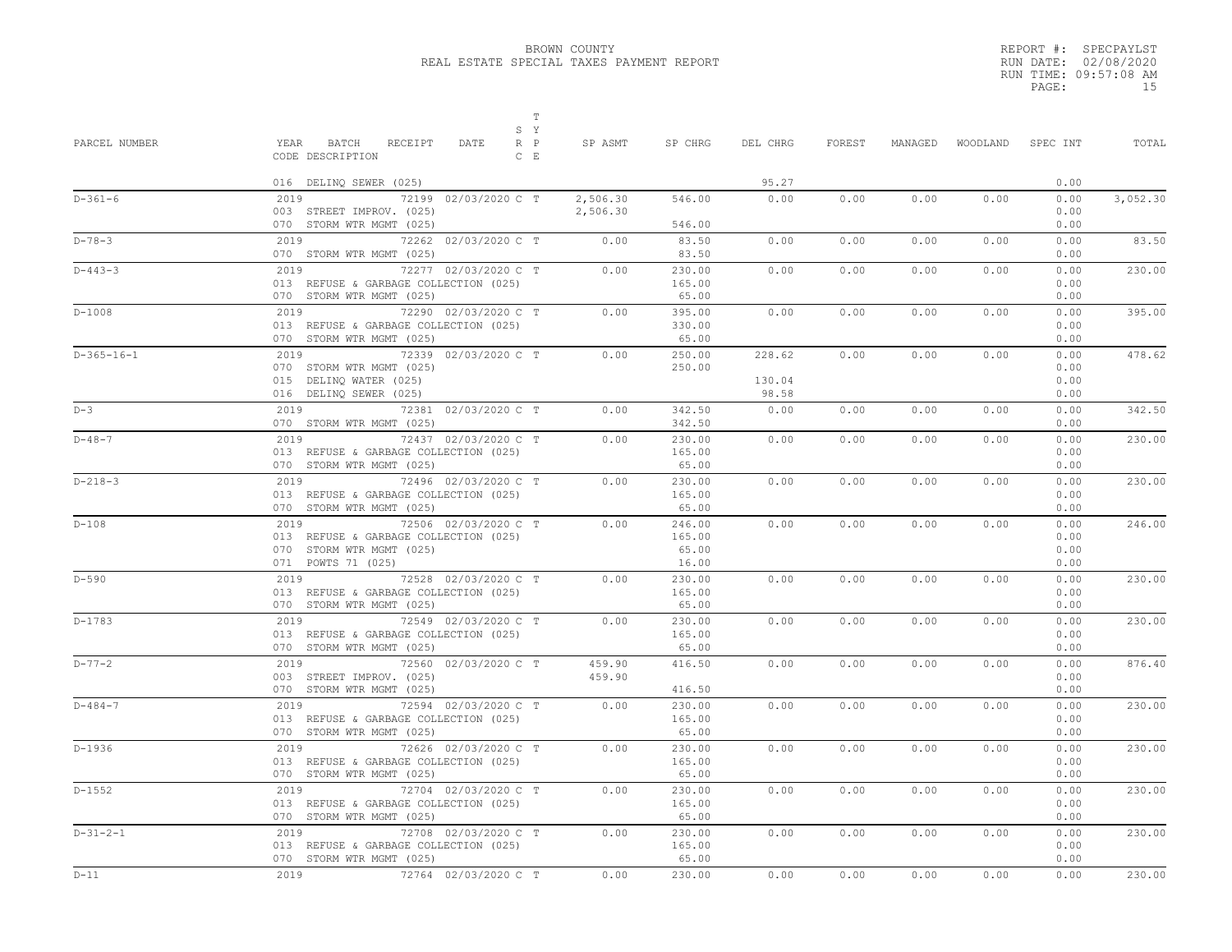BROWN COUNTY
REAL ESTATE SPECIAL TAXES PAYMENT REPORT

REPORT #: SPECPAYLST
RUN DATE: 02/08/2020
RUN TIME: 09:57:08 AM

| PARCEL NUMBER | YEAR BATCH RECEIPT DATE / CODE DESCRIPTION | S Y | T R P / C E | SP ASMT | SP CHRG | DEL CHRG | FOREST | MANAGED | WOODLAND | SPEC INT | TOTAL |
|---|---|---|---|---|---|---|---|---|---|---|---|
| | 016 DELINQ SEWER (025) | | | | | 95.27 | | | | 0.00 | |
| D-361-6 | 2019 72199 02/03/2020 | C | T | 2,506.30 | 546.00 | 0.00 | 0.00 | 0.00 | 0.00 | 0.00 | 3,052.30 |
| | 003 STREET IMPROV. (025) | | | 2,506.30 | | | | | | 0.00 | |
| | 070 STORM WTR MGMT (025) | | | | 546.00 | | | | | 0.00 | |
| D-78-3 | 2019 72262 02/03/2020 | C | T | 0.00 | 83.50 | 0.00 | 0.00 | 0.00 | 0.00 | 0.00 | 83.50 |
| | 070 STORM WTR MGMT (025) | | | | 83.50 | | | | | 0.00 | |
| D-443-3 | 2019 72277 02/03/2020 | C | T | 0.00 | 230.00 | 0.00 | 0.00 | 0.00 | 0.00 | 0.00 | 230.00 |
| | 013 REFUSE & GARBAGE COLLECTION (025) | | | | 165.00 | | | | | 0.00 | |
| | 070 STORM WTR MGMT (025) | | | | 65.00 | | | | | 0.00 | |
| D-1008 | 2019 72290 02/03/2020 | C | T | 0.00 | 395.00 | 0.00 | 0.00 | 0.00 | 0.00 | 0.00 | 395.00 |
| | 013 REFUSE & GARBAGE COLLECTION (025) | | | | 330.00 | | | | | 0.00 | |
| | 070 STORM WTR MGMT (025) | | | | 65.00 | | | | | 0.00 | |
| D-365-16-1 | 2019 72339 02/03/2020 | C | T | 0.00 | 250.00 | 228.62 | 0.00 | 0.00 | 0.00 | 0.00 | 478.62 |
| | 070 STORM WTR MGMT (025) | | | | 250.00 | | | | | 0.00 | |
| | 015 DELINQ WATER (025) | | | | | 130.04 | | | | 0.00 | |
| | 016 DELINQ SEWER (025) | | | | | 98.58 | | | | 0.00 | |
| D-3 | 2019 72381 02/03/2020 | C | T | 0.00 | 342.50 | 0.00 | 0.00 | 0.00 | 0.00 | 0.00 | 342.50 |
| | 070 STORM WTR MGMT (025) | | | | 342.50 | | | | | 0.00 | |
| D-48-7 | 2019 72437 02/03/2020 | C | T | 0.00 | 230.00 | 0.00 | 0.00 | 0.00 | 0.00 | 0.00 | 230.00 |
| | 013 REFUSE & GARBAGE COLLECTION (025) | | | | 165.00 | | | | | 0.00 | |
| | 070 STORM WTR MGMT (025) | | | | 65.00 | | | | | 0.00 | |
| D-218-3 | 2019 72496 02/03/2020 | C | T | 0.00 | 230.00 | 0.00 | 0.00 | 0.00 | 0.00 | 0.00 | 230.00 |
| | 013 REFUSE & GARBAGE COLLECTION (025) | | | | 165.00 | | | | | 0.00 | |
| | 070 STORM WTR MGMT (025) | | | | 65.00 | | | | | 0.00 | |
| D-108 | 2019 72506 02/03/2020 | C | T | 0.00 | 246.00 | 0.00 | 0.00 | 0.00 | 0.00 | 0.00 | 246.00 |
| | 013 REFUSE & GARBAGE COLLECTION (025) | | | | 165.00 | | | | | 0.00 | |
| | 070 STORM WTR MGMT (025) | | | | 65.00 | | | | | 0.00 | |
| | 071 POWTS 71 (025) | | | | 16.00 | | | | | 0.00 | |
| D-590 | 2019 72528 02/03/2020 | C | T | 0.00 | 230.00 | 0.00 | 0.00 | 0.00 | 0.00 | 0.00 | 230.00 |
| | 013 REFUSE & GARBAGE COLLECTION (025) | | | | 165.00 | | | | | 0.00 | |
| | 070 STORM WTR MGMT (025) | | | | 65.00 | | | | | 0.00 | |
| D-1783 | 2019 72549 02/03/2020 | C | T | 0.00 | 230.00 | 0.00 | 0.00 | 0.00 | 0.00 | 0.00 | 230.00 |
| | 013 REFUSE & GARBAGE COLLECTION (025) | | | | 165.00 | | | | | 0.00 | |
| | 070 STORM WTR MGMT (025) | | | | 65.00 | | | | | 0.00 | |
| D-77-2 | 2019 72560 02/03/2020 | C | T | 459.90 | 416.50 | 0.00 | 0.00 | 0.00 | 0.00 | 0.00 | 876.40 |
| | 003 STREET IMPROV. (025) | | | 459.90 | | | | | | 0.00 | |
| | 070 STORM WTR MGMT (025) | | | | 416.50 | | | | | 0.00 | |
| D-484-7 | 2019 72594 02/03/2020 | C | T | 0.00 | 230.00 | 0.00 | 0.00 | 0.00 | 0.00 | 0.00 | 230.00 |
| | 013 REFUSE & GARBAGE COLLECTION (025) | | | | 165.00 | | | | | 0.00 | |
| | 070 STORM WTR MGMT (025) | | | | 65.00 | | | | | 0.00 | |
| D-1936 | 2019 72626 02/03/2020 | C | T | 0.00 | 230.00 | 0.00 | 0.00 | 0.00 | 0.00 | 0.00 | 230.00 |
| | 013 REFUSE & GARBAGE COLLECTION (025) | | | | 165.00 | | | | | 0.00 | |
| | 070 STORM WTR MGMT (025) | | | | 65.00 | | | | | 0.00 | |
| D-1552 | 2019 72704 02/03/2020 | C | T | 0.00 | 230.00 | 0.00 | 0.00 | 0.00 | 0.00 | 0.00 | 230.00 |
| | 013 REFUSE & GARBAGE COLLECTION (025) | | | | 165.00 | | | | | 0.00 | |
| | 070 STORM WTR MGMT (025) | | | | 65.00 | | | | | 0.00 | |
| D-31-2-1 | 2019 72708 02/03/2020 | C | T | 0.00 | 230.00 | 0.00 | 0.00 | 0.00 | 0.00 | 0.00 | 230.00 |
| | 013 REFUSE & GARBAGE COLLECTION (025) | | | | 165.00 | | | | | 0.00 | |
| | 070 STORM WTR MGMT (025) | | | | 65.00 | | | | | 0.00 | |
| D-11 | 2019 72764 02/03/2020 | C | T | 0.00 | 230.00 | 0.00 | 0.00 | 0.00 | 0.00 | 0.00 | 230.00 |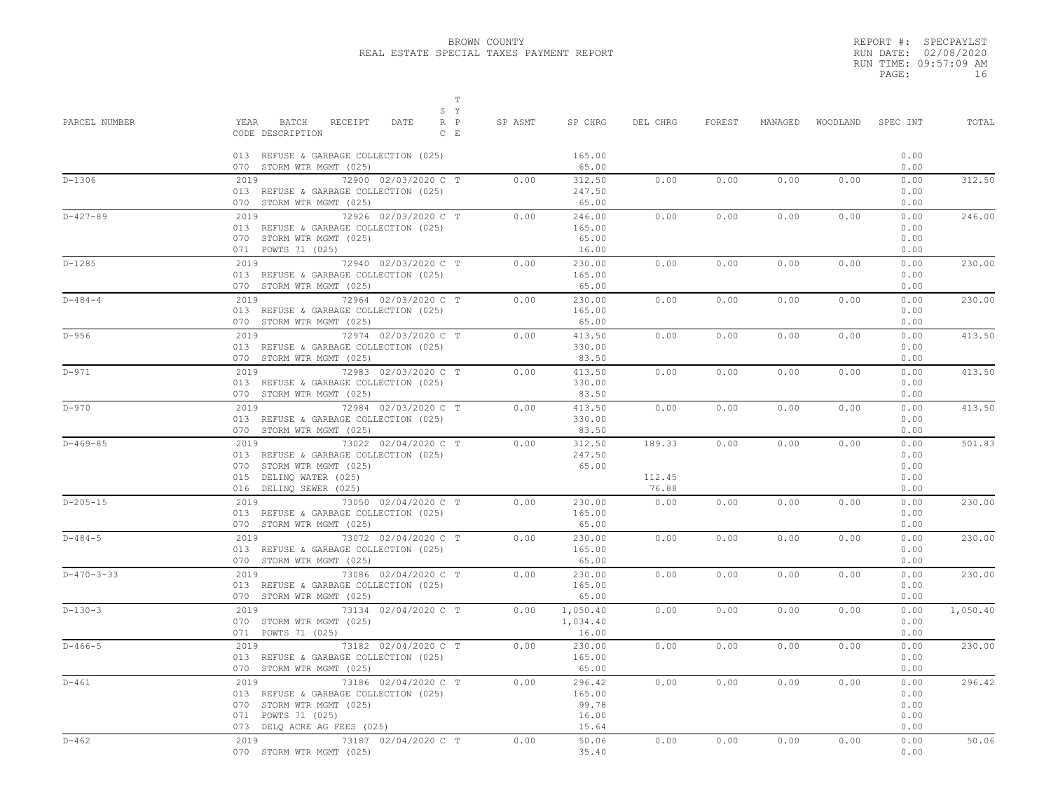BROWN COUNTY
REAL ESTATE SPECIAL TAXES PAYMENT REPORT

REPORT #: SPECPAYLST
RUN DATE: 02/08/2020
RUN TIME: 09:57:09 AM

| PARCEL NUMBER | YEAR BATCH RECEIPT DATE / CODE DESCRIPTION | S R C | T Y P E | SP ASMT | SP CHRG | DEL CHRG | FOREST | MANAGED | WOODLAND | SPEC INT | TOTAL |
|---|---|---|---|---|---|---|---|---|---|---|---|
| | 013 REFUSE & GARBAGE COLLECTION (025) | | | | 165.00 | | | | | 0.00 | |
| | 070 STORM WTR MGMT (025) | | | | 65.00 | | | | | 0.00 | |
| D-1306 | 2019 72900 02/03/2020 | C | T | 0.00 | 312.50 | 0.00 | 0.00 | 0.00 | 0.00 | 0.00 | 312.50 |
| | 013 REFUSE & GARBAGE COLLECTION (025) | | | | 247.50 | | | | | 0.00 | |
| | 070 STORM WTR MGMT (025) | | | | 65.00 | | | | | 0.00 | |
| D-427-89 | 2019 72926 02/03/2020 | C | T | 0.00 | 246.00 | 0.00 | 0.00 | 0.00 | 0.00 | 0.00 | 246.00 |
| | 013 REFUSE & GARBAGE COLLECTION (025) | | | | 165.00 | | | | | 0.00 | |
| | 070 STORM WTR MGMT (025) | | | | 65.00 | | | | | 0.00 | |
| | 071 POWTS 71 (025) | | | | 16.00 | | | | | 0.00 | |
| D-1285 | 2019 72940 02/03/2020 | C | T | 0.00 | 230.00 | 0.00 | 0.00 | 0.00 | 0.00 | 0.00 | 230.00 |
| | 013 REFUSE & GARBAGE COLLECTION (025) | | | | 165.00 | | | | | 0.00 | |
| | 070 STORM WTR MGMT (025) | | | | 65.00 | | | | | 0.00 | |
| D-484-4 | 2019 72964 02/03/2020 | C | T | 0.00 | 230.00 | 0.00 | 0.00 | 0.00 | 0.00 | 0.00 | 230.00 |
| | 013 REFUSE & GARBAGE COLLECTION (025) | | | | 165.00 | | | | | 0.00 | |
| | 070 STORM WTR MGMT (025) | | | | 65.00 | | | | | 0.00 | |
| D-956 | 2019 72974 02/03/2020 | C | T | 0.00 | 413.50 | 0.00 | 0.00 | 0.00 | 0.00 | 0.00 | 413.50 |
| | 013 REFUSE & GARBAGE COLLECTION (025) | | | | 330.00 | | | | | 0.00 | |
| | 070 STORM WTR MGMT (025) | | | | 83.50 | | | | | 0.00 | |
| D-971 | 2019 72983 02/03/2020 | C | T | 0.00 | 413.50 | 0.00 | 0.00 | 0.00 | 0.00 | 0.00 | 413.50 |
| | 013 REFUSE & GARBAGE COLLECTION (025) | | | | 330.00 | | | | | 0.00 | |
| | 070 STORM WTR MGMT (025) | | | | 83.50 | | | | | 0.00 | |
| D-970 | 2019 72984 02/03/2020 | C | T | 0.00 | 413.50 | 0.00 | 0.00 | 0.00 | 0.00 | 0.00 | 413.50 |
| | 013 REFUSE & GARBAGE COLLECTION (025) | | | | 330.00 | | | | | 0.00 | |
| | 070 STORM WTR MGMT (025) | | | | 83.50 | | | | | 0.00 | |
| D-469-85 | 2019 73022 02/04/2020 | C | T | 0.00 | 312.50 | 189.33 | 0.00 | 0.00 | 0.00 | 0.00 | 501.83 |
| | 013 REFUSE & GARBAGE COLLECTION (025) | | | | 247.50 | | | | | 0.00 | |
| | 070 STORM WTR MGMT (025) | | | | 65.00 | | | | | 0.00 | |
| | 015 DELINQ WATER (025) | | | | | 112.45 | | | | 0.00 | |
| | 016 DELINQ SEWER (025) | | | | | 76.88 | | | | 0.00 | |
| D-205-15 | 2019 73050 02/04/2020 | C | T | 0.00 | 230.00 | 0.00 | 0.00 | 0.00 | 0.00 | 0.00 | 230.00 |
| | 013 REFUSE & GARBAGE COLLECTION (025) | | | | 165.00 | | | | | 0.00 | |
| | 070 STORM WTR MGMT (025) | | | | 65.00 | | | | | 0.00 | |
| D-484-5 | 2019 73072 02/04/2020 | C | T | 0.00 | 230.00 | 0.00 | 0.00 | 0.00 | 0.00 | 0.00 | 230.00 |
| | 013 REFUSE & GARBAGE COLLECTION (025) | | | | 165.00 | | | | | 0.00 | |
| | 070 STORM WTR MGMT (025) | | | | 65.00 | | | | | 0.00 | |
| D-470-3-33 | 2019 73086 02/04/2020 | C | T | 0.00 | 230.00 | 0.00 | 0.00 | 0.00 | 0.00 | 0.00 | 230.00 |
| | 013 REFUSE & GARBAGE COLLECTION (025) | | | | 165.00 | | | | | 0.00 | |
| | 070 STORM WTR MGMT (025) | | | | 65.00 | | | | | 0.00 | |
| D-130-3 | 2019 73134 02/04/2020 | C | T | 0.00 | 1,050.40 | 0.00 | 0.00 | 0.00 | 0.00 | 0.00 | 1,050.40 |
| | 070 STORM WTR MGMT (025) | | | | 1,034.40 | | | | | 0.00 | |
| | 071 POWTS 71 (025) | | | | 16.00 | | | | | 0.00 | |
| D-466-5 | 2019 73182 02/04/2020 | C | T | 0.00 | 230.00 | 0.00 | 0.00 | 0.00 | 0.00 | 0.00 | 230.00 |
| | 013 REFUSE & GARBAGE COLLECTION (025) | | | | 165.00 | | | | | 0.00 | |
| | 070 STORM WTR MGMT (025) | | | | 65.00 | | | | | 0.00 | |
| D-461 | 2019 73186 02/04/2020 | C | T | 0.00 | 296.42 | 0.00 | 0.00 | 0.00 | 0.00 | 0.00 | 296.42 |
| | 013 REFUSE & GARBAGE COLLECTION (025) | | | | 165.00 | | | | | 0.00 | |
| | 070 STORM WTR MGMT (025) | | | | 99.78 | | | | | 0.00 | |
| | 071 POWTS 71 (025) | | | | 16.00 | | | | | 0.00 | |
| | 073 DELQ ACRE AG FEES (025) | | | | 15.64 | | | | | 0.00 | |
| D-462 | 2019 73187 02/04/2020 | C | T | 0.00 | 50.06 | 0.00 | 0.00 | 0.00 | 0.00 | 0.00 | 50.06 |
| | 070 STORM WTR MGMT (025) | | | | 35.40 | | | | | 0.00 | |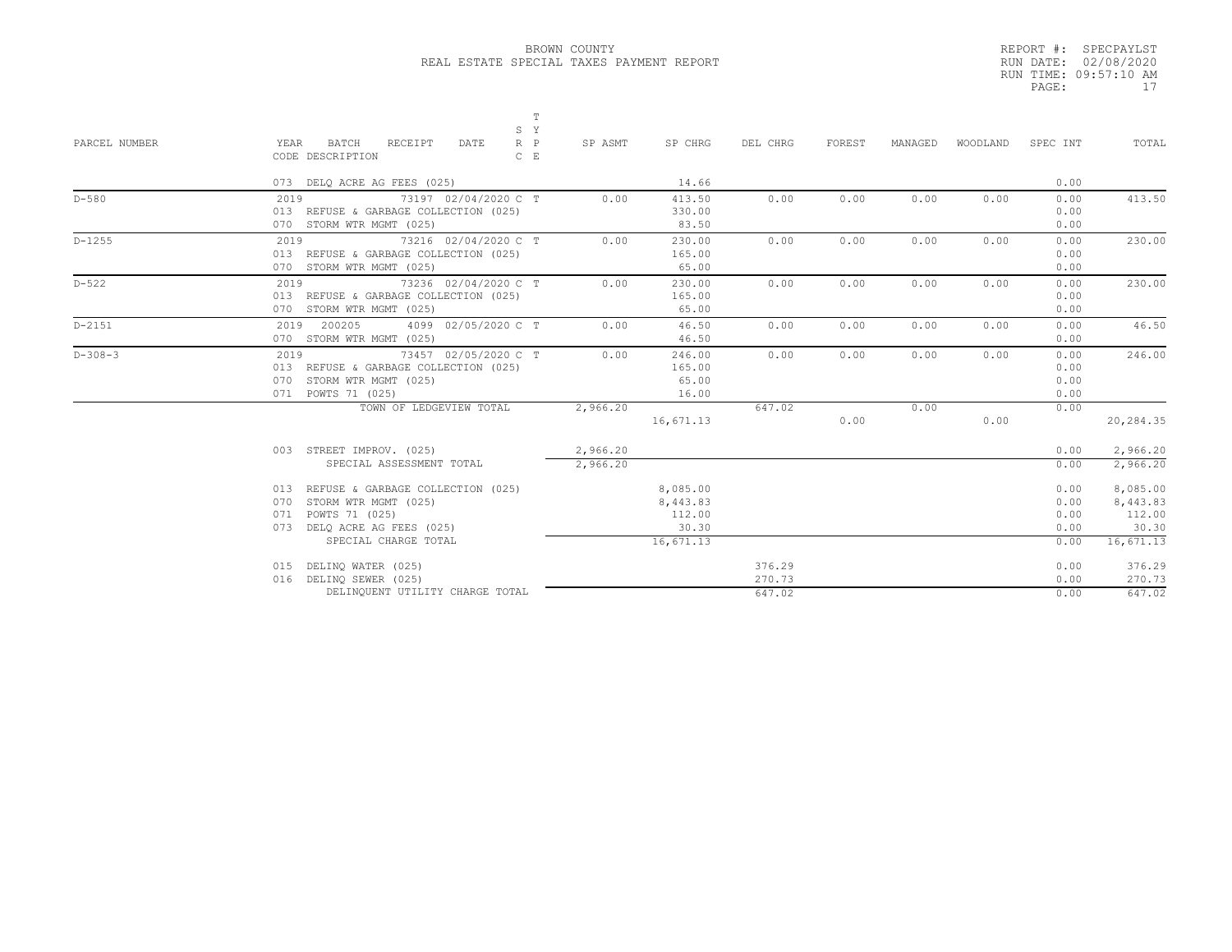BROWN COUNTY
REAL ESTATE SPECIAL TAXES PAYMENT REPORT

REPORT #: SPECPAYLST
RUN DATE: 02/08/2020
RUN TIME: 09:57:10 AM

| PARCEL NUMBER | YEAR BATCH RECEIPT DATE / CODE DESCRIPTION | S R C | T Y P E | SP ASMT | SP CHRG | DEL CHRG | FOREST | MANAGED | WOODLAND | SPEC INT | TOTAL |
|---|---|---|---|---|---|---|---|---|---|---|---|
| | 073 DELQ ACRE AG FEES (025) | | | | 14.66 | | | | | 0.00 | |
| D-580 | 2019 73197 02/04/2020 | C | T | 0.00 | 413.50 | 0.00 | 0.00 | 0.00 | 0.00 | 0.00 | 413.50 |
| | 013 REFUSE & GARBAGE COLLECTION (025) | | | | 330.00 | | | | | 0.00 | |
| | 070 STORM WTR MGMT (025) | | | | 83.50 | | | | | 0.00 | |
| D-1255 | 2019 73216 02/04/2020 | C | T | 0.00 | 230.00 | 0.00 | 0.00 | 0.00 | 0.00 | 0.00 | 230.00 |
| | 013 REFUSE & GARBAGE COLLECTION (025) | | | | 165.00 | | | | | 0.00 | |
| | 070 STORM WTR MGMT (025) | | | | 65.00 | | | | | 0.00 | |
| D-522 | 2019 73236 02/04/2020 | C | T | 0.00 | 230.00 | 0.00 | 0.00 | 0.00 | 0.00 | 0.00 | 230.00 |
| | 013 REFUSE & GARBAGE COLLECTION (025) | | | | 165.00 | | | | | 0.00 | |
| | 070 STORM WTR MGMT (025) | | | | 65.00 | | | | | 0.00 | |
| D-2151 | 2019 200205 4099 02/05/2020 | C | T | 0.00 | 46.50 | 0.00 | 0.00 | 0.00 | 0.00 | 0.00 | 46.50 |
| | 070 STORM WTR MGMT (025) | | | | 46.50 | | | | | 0.00 | |
| D-308-3 | 2019 73457 02/05/2020 | C | T | 0.00 | 246.00 | 0.00 | 0.00 | 0.00 | 0.00 | 0.00 | 246.00 |
| | 013 REFUSE & GARBAGE COLLECTION (025) | | | | 165.00 | | | | | 0.00 | |
| | 070 STORM WTR MGMT (025) | | | | 65.00 | | | | | 0.00 | |
| | 071 POWTS 71 (025) | | | | 16.00 | | | | | 0.00 | |
| | TOWN OF LEDGEVIEW TOTAL | | | 2,966.20 | 16,671.13 | 647.02 | 0.00 | 0.00 | 0.00 | 0.00 | 20,284.35 |

| CODE DESCRIPTION | SP ASMT | SP CHRG | DEL CHRG | SPEC INT | TOTAL |
|---|---|---|---|---|---|
| 003 STREET IMPROV. (025) | 2,966.20 | | | 0.00 | 2,966.20 |
| SPECIAL ASSESSMENT TOTAL | 2,966.20 | | | 0.00 | 2,966.20 |
| 013 REFUSE & GARBAGE COLLECTION (025) | | 8,085.00 | | 0.00 | 8,085.00 |
| 070 STORM WTR MGMT (025) | | 8,443.83 | | 0.00 | 8,443.83 |
| 071 POWTS 71 (025) | | 112.00 | | 0.00 | 112.00 |
| 073 DELQ ACRE AG FEES (025) | | 30.30 | | 0.00 | 30.30 |
| SPECIAL CHARGE TOTAL | | 16,671.13 | | 0.00 | 16,671.13 |
| 015 DELINQ WATER (025) | | | 376.29 | 0.00 | 376.29 |
| 016 DELINQ SEWER (025) | | | 270.73 | 0.00 | 270.73 |
| DELINQUENT UTILITY CHARGE TOTAL | | | 647.02 | 0.00 | 647.02 |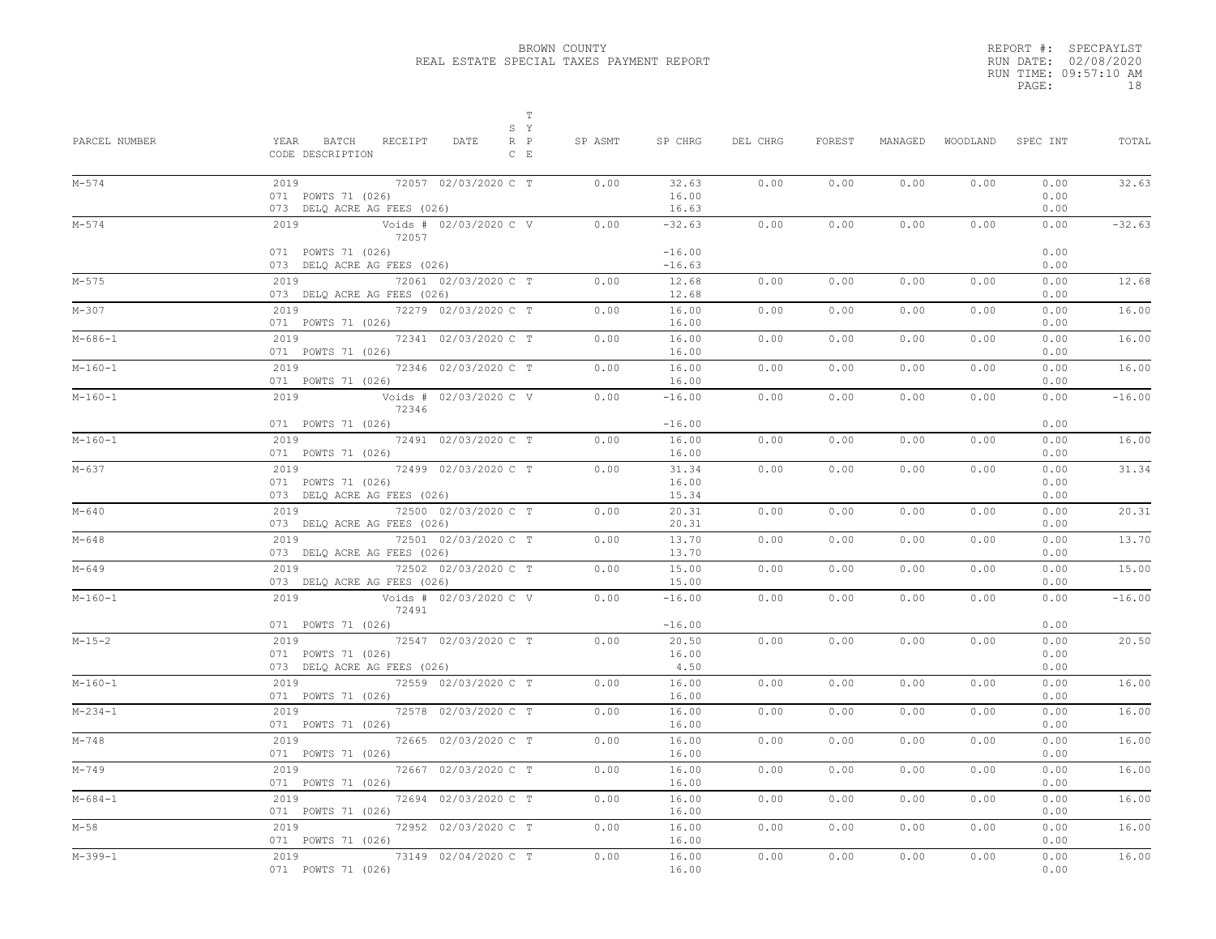BROWN COUNTY
REAL ESTATE SPECIAL TAXES PAYMENT REPORT

REPORT #: SPECPAYLST
RUN DATE: 02/08/2020
RUN TIME: 09:57:10 AM

| PARCEL NUMBER | YEAR BATCH RECEIPT DATE / CODE DESCRIPTION | S R C | T Y P E | SP ASMT | SP CHRG | DEL CHRG | FOREST | MANAGED | WOODLAND | SPEC INT | TOTAL |
|---|---|---|---|---|---|---|---|---|---|---|---|
| M-574 | 2019 72057 02/03/2020 | C | T | 0.00 | 32.63 | 0.00 | 0.00 | 0.00 | 0.00 | 0.00 | 32.63 |
| | 071 POWTS 71 (026) | | | | 16.00 | | | | | 0.00 | |
| | 073 DELQ ACRE AG FEES (026) | | | | 16.63 | | | | | 0.00 | |
| M-574 | 2019 Voids # 72057 02/03/2020 | C | V | 0.00 | -32.63 | 0.00 | 0.00 | 0.00 | 0.00 | 0.00 | -32.63 |
| | 071 POWTS 71 (026) | | | | -16.00 | | | | | 0.00 | |
| | 073 DELQ ACRE AG FEES (026) | | | | -16.63 | | | | | 0.00 | |
| M-575 | 2019 72061 02/03/2020 | C | T | 0.00 | 12.68 | 0.00 | 0.00 | 0.00 | 0.00 | 0.00 | 12.68 |
| | 073 DELQ ACRE AG FEES (026) | | | | 12.68 | | | | | 0.00 | |
| M-307 | 2019 72279 02/03/2020 | C | T | 0.00 | 16.00 | 0.00 | 0.00 | 0.00 | 0.00 | 0.00 | 16.00 |
| | 071 POWTS 71 (026) | | | | 16.00 | | | | | 0.00 | |
| M-686-1 | 2019 72341 02/03/2020 | C | T | 0.00 | 16.00 | 0.00 | 0.00 | 0.00 | 0.00 | 0.00 | 16.00 |
| | 071 POWTS 71 (026) | | | | 16.00 | | | | | 0.00 | |
| M-160-1 | 2019 72346 02/03/2020 | C | T | 0.00 | 16.00 | 0.00 | 0.00 | 0.00 | 0.00 | 0.00 | 16.00 |
| | 071 POWTS 71 (026) | | | | 16.00 | | | | | 0.00 | |
| M-160-1 | 2019 Voids # 72346 02/03/2020 | C | V | 0.00 | -16.00 | 0.00 | 0.00 | 0.00 | 0.00 | 0.00 | -16.00 |
| | 071 POWTS 71 (026) | | | | -16.00 | | | | | 0.00 | |
| M-160-1 | 2019 72491 02/03/2020 | C | T | 0.00 | 16.00 | 0.00 | 0.00 | 0.00 | 0.00 | 0.00 | 16.00 |
| | 071 POWTS 71 (026) | | | | 16.00 | | | | | 0.00 | |
| M-637 | 2019 72499 02/03/2020 | C | T | 0.00 | 31.34 | 0.00 | 0.00 | 0.00 | 0.00 | 0.00 | 31.34 |
| | 071 POWTS 71 (026) | | | | 16.00 | | | | | 0.00 | |
| | 073 DELQ ACRE AG FEES (026) | | | | 15.34 | | | | | 0.00 | |
| M-640 | 2019 72500 02/03/2020 | C | T | 0.00 | 20.31 | 0.00 | 0.00 | 0.00 | 0.00 | 0.00 | 20.31 |
| | 073 DELQ ACRE AG FEES (026) | | | | 20.31 | | | | | 0.00 | |
| M-648 | 2019 72501 02/03/2020 | C | T | 0.00 | 13.70 | 0.00 | 0.00 | 0.00 | 0.00 | 0.00 | 13.70 |
| | 073 DELQ ACRE AG FEES (026) | | | | 13.70 | | | | | 0.00 | |
| M-649 | 2019 72502 02/03/2020 | C | T | 0.00 | 15.00 | 0.00 | 0.00 | 0.00 | 0.00 | 0.00 | 15.00 |
| | 073 DELQ ACRE AG FEES (026) | | | | 15.00 | | | | | 0.00 | |
| M-160-1 | 2019 Voids # 72491 02/03/2020 | C | V | 0.00 | -16.00 | 0.00 | 0.00 | 0.00 | 0.00 | 0.00 | -16.00 |
| | 071 POWTS 71 (026) | | | | -16.00 | | | | | 0.00 | |
| M-15-2 | 2019 72547 02/03/2020 | C | T | 0.00 | 20.50 | 0.00 | 0.00 | 0.00 | 0.00 | 0.00 | 20.50 |
| | 071 POWTS 71 (026) | | | | 16.00 | | | | | 0.00 | |
| | 073 DELQ ACRE AG FEES (026) | | | | 4.50 | | | | | 0.00 | |
| M-160-1 | 2019 72559 02/03/2020 | C | T | 0.00 | 16.00 | 0.00 | 0.00 | 0.00 | 0.00 | 0.00 | 16.00 |
| | 071 POWTS 71 (026) | | | | 16.00 | | | | | 0.00 | |
| M-234-1 | 2019 72578 02/03/2020 | C | T | 0.00 | 16.00 | 0.00 | 0.00 | 0.00 | 0.00 | 0.00 | 16.00 |
| | 071 POWTS 71 (026) | | | | 16.00 | | | | | 0.00 | |
| M-748 | 2019 72665 02/03/2020 | C | T | 0.00 | 16.00 | 0.00 | 0.00 | 0.00 | 0.00 | 0.00 | 16.00 |
| | 071 POWTS 71 (026) | | | | 16.00 | | | | | 0.00 | |
| M-749 | 2019 72667 02/03/2020 | C | T | 0.00 | 16.00 | 0.00 | 0.00 | 0.00 | 0.00 | 0.00 | 16.00 |
| | 071 POWTS 71 (026) | | | | 16.00 | | | | | 0.00 | |
| M-684-1 | 2019 72694 02/03/2020 | C | T | 0.00 | 16.00 | 0.00 | 0.00 | 0.00 | 0.00 | 0.00 | 16.00 |
| | 071 POWTS 71 (026) | | | | 16.00 | | | | | 0.00 | |
| M-58 | 2019 72952 02/03/2020 | C | T | 0.00 | 16.00 | 0.00 | 0.00 | 0.00 | 0.00 | 0.00 | 16.00 |
| | 071 POWTS 71 (026) | | | | 16.00 | | | | | 0.00 | |
| M-399-1 | 2019 73149 02/04/2020 | C | T | 0.00 | 16.00 | 0.00 | 0.00 | 0.00 | 0.00 | 0.00 | 16.00 |
| | 071 POWTS 71 (026) | | | | 16.00 | | | | | 0.00 | |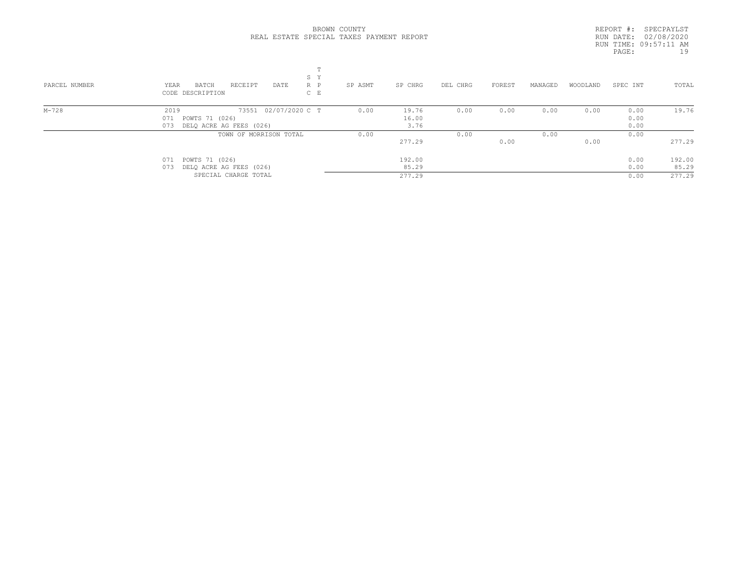BROWN COUNTY
REAL ESTATE SPECIAL TAXES PAYMENT REPORT

REPORT #: SPECPAYLST
RUN DATE: 02/08/2020
RUN TIME: 09:57:11 AM
PAGE: 19

| PARCEL NUMBER | YEAR BATCH RECEIPT DATE / CODE DESCRIPTION | S R C | T Y P E | SP ASMT | SP CHRG | DEL CHRG | FOREST | MANAGED | WOODLAND | SPEC INT | TOTAL |
|---|---|---|---|---|---|---|---|---|---|---|---|
| M-728 | 2019 73551 02/07/2020 | C | T | 0.00 | 19.76 | 0.00 | 0.00 | 0.00 | 0.00 | 0.00 | 19.76 |
| | 071 POWTS 71 (026) | | | | 16.00 | | | | | 0.00 | |
| | 073 DELQ ACRE AG FEES (026) | | | | 3.76 | | | | | 0.00 | |
| | TOWN OF MORRISON TOTAL | | | 0.00 | 277.29 | 0.00 | 0.00 | 0.00 | 0.00 | 0.00 | 277.29 |
| | 071 POWTS 71 (026) | | | | 192.00 | | | | | 0.00 | 192.00 |
| | 073 DELQ ACRE AG FEES (026) | | | | 85.29 | | | | | 0.00 | 85.29 |
| | SPECIAL CHARGE TOTAL | | | | 277.29 | | | | | 0.00 | 277.29 |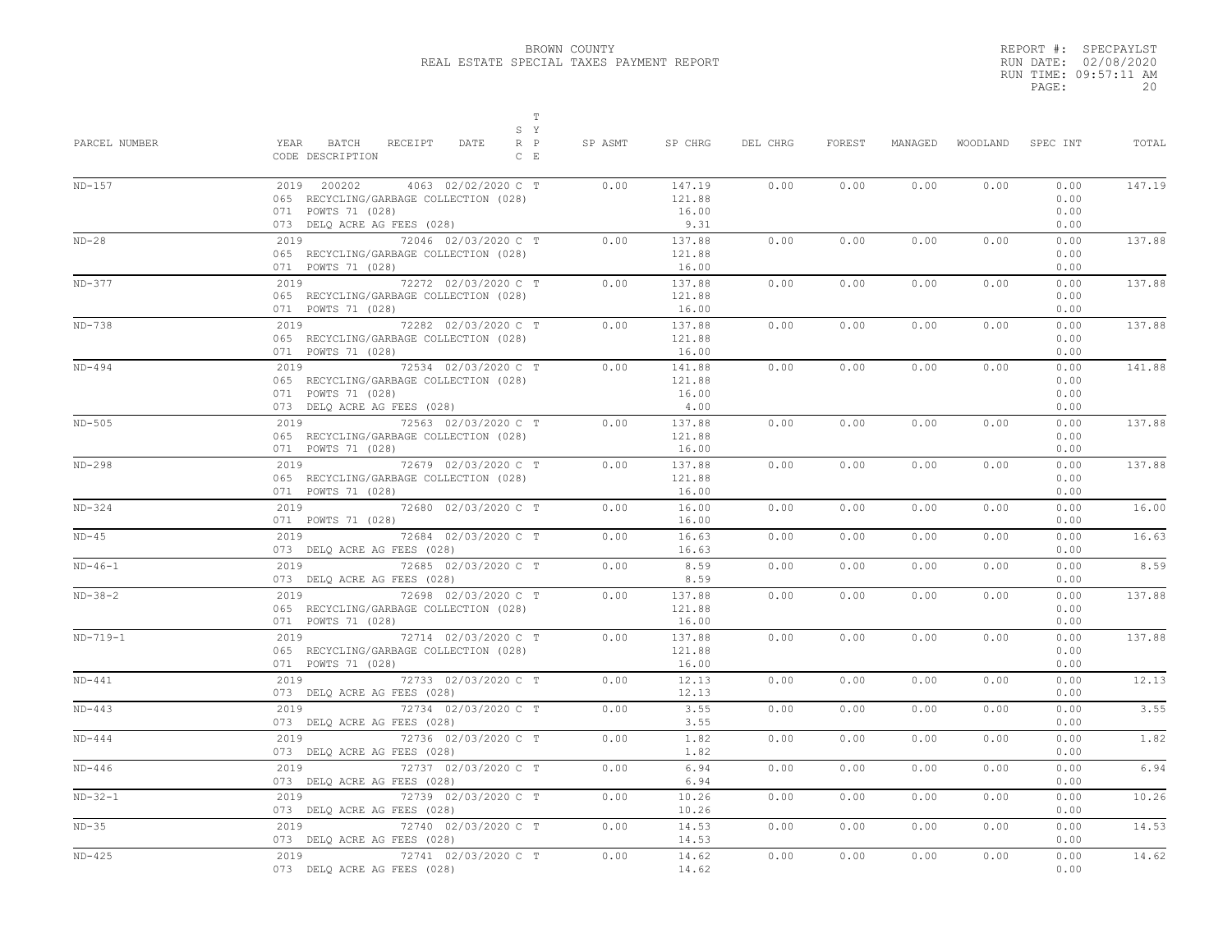BROWN COUNTY
REAL ESTATE SPECIAL TAXES PAYMENT REPORT

REPORT #: SPECPAYLST
RUN DATE: 02/08/2020
RUN TIME: 09:57:11 AM
PAGE: 20

| PARCEL NUMBER | YEAR BATCH RECEIPT DATE / CODE DESCRIPTION | S R C | T Y P E | SP ASMT | SP CHRG | DEL CHRG | FOREST | MANAGED | WOODLAND | SPEC INT | TOTAL |
|---|---|---|---|---|---|---|---|---|---|---|---|
| ND-157 | 2019 200202 4063 02/02/2020 | C | T | 0.00 | 147.19 | 0.00 | 0.00 | 0.00 | 0.00 | 0.00 | 147.19 |
| | 065 RECYCLING/GARBAGE COLLECTION (028) | | | | 121.88 | | | | | 0.00 | |
| | 071 POWTS 71 (028) | | | | 16.00 | | | | | 0.00 | |
| | 073 DELQ ACRE AG FEES (028) | | | | 9.31 | | | | | 0.00 | |
| ND-28 | 2019 72046 02/03/2020 | C | T | 0.00 | 137.88 | 0.00 | 0.00 | 0.00 | 0.00 | 0.00 | 137.88 |
| | 065 RECYCLING/GARBAGE COLLECTION (028) | | | | 121.88 | | | | | 0.00 | |
| | 071 POWTS 71 (028) | | | | 16.00 | | | | | 0.00 | |
| ND-377 | 2019 72272 02/03/2020 | C | T | 0.00 | 137.88 | 0.00 | 0.00 | 0.00 | 0.00 | 0.00 | 137.88 |
| | 065 RECYCLING/GARBAGE COLLECTION (028) | | | | 121.88 | | | | | 0.00 | |
| | 071 POWTS 71 (028) | | | | 16.00 | | | | | 0.00 | |
| ND-738 | 2019 72282 02/03/2020 | C | T | 0.00 | 137.88 | 0.00 | 0.00 | 0.00 | 0.00 | 0.00 | 137.88 |
| | 065 RECYCLING/GARBAGE COLLECTION (028) | | | | 121.88 | | | | | 0.00 | |
| | 071 POWTS 71 (028) | | | | 16.00 | | | | | 0.00 | |
| ND-494 | 2019 72534 02/03/2020 | C | T | 0.00 | 141.88 | 0.00 | 0.00 | 0.00 | 0.00 | 0.00 | 141.88 |
| | 065 RECYCLING/GARBAGE COLLECTION (028) | | | | 121.88 | | | | | 0.00 | |
| | 071 POWTS 71 (028) | | | | 16.00 | | | | | 0.00 | |
| | 073 DELQ ACRE AG FEES (028) | | | | 4.00 | | | | | 0.00 | |
| ND-505 | 2019 72563 02/03/2020 | C | T | 0.00 | 137.88 | 0.00 | 0.00 | 0.00 | 0.00 | 0.00 | 137.88 |
| | 065 RECYCLING/GARBAGE COLLECTION (028) | | | | 121.88 | | | | | 0.00 | |
| | 071 POWTS 71 (028) | | | | 16.00 | | | | | 0.00 | |
| ND-298 | 2019 72679 02/03/2020 | C | T | 0.00 | 137.88 | 0.00 | 0.00 | 0.00 | 0.00 | 0.00 | 137.88 |
| | 065 RECYCLING/GARBAGE COLLECTION (028) | | | | 121.88 | | | | | 0.00 | |
| | 071 POWTS 71 (028) | | | | 16.00 | | | | | 0.00 | |
| ND-324 | 2019 72680 02/03/2020 | C | T | 0.00 | 16.00 | 0.00 | 0.00 | 0.00 | 0.00 | 0.00 | 16.00 |
| | 071 POWTS 71 (028) | | | | 16.00 | | | | | 0.00 | |
| ND-45 | 2019 72684 02/03/2020 | C | T | 0.00 | 16.63 | 0.00 | 0.00 | 0.00 | 0.00 | 0.00 | 16.63 |
| | 073 DELQ ACRE AG FEES (028) | | | | 16.63 | | | | | 0.00 | |
| ND-46-1 | 2019 72685 02/03/2020 | C | T | 0.00 | 8.59 | 0.00 | 0.00 | 0.00 | 0.00 | 0.00 | 8.59 |
| | 073 DELQ ACRE AG FEES (028) | | | | 8.59 | | | | | 0.00 | |
| ND-38-2 | 2019 72698 02/03/2020 | C | T | 0.00 | 137.88 | 0.00 | 0.00 | 0.00 | 0.00 | 0.00 | 137.88 |
| | 065 RECYCLING/GARBAGE COLLECTION (028) | | | | 121.88 | | | | | 0.00 | |
| | 071 POWTS 71 (028) | | | | 16.00 | | | | | 0.00 | |
| ND-719-1 | 2019 72714 02/03/2020 | C | T | 0.00 | 137.88 | 0.00 | 0.00 | 0.00 | 0.00 | 0.00 | 137.88 |
| | 065 RECYCLING/GARBAGE COLLECTION (028) | | | | 121.88 | | | | | 0.00 | |
| | 071 POWTS 71 (028) | | | | 16.00 | | | | | 0.00 | |
| ND-441 | 2019 72733 02/03/2020 | C | T | 0.00 | 12.13 | 0.00 | 0.00 | 0.00 | 0.00 | 0.00 | 12.13 |
| | 073 DELQ ACRE AG FEES (028) | | | | 12.13 | | | | | 0.00 | |
| ND-443 | 2019 72734 02/03/2020 | C | T | 0.00 | 3.55 | 0.00 | 0.00 | 0.00 | 0.00 | 0.00 | 3.55 |
| | 073 DELQ ACRE AG FEES (028) | | | | 3.55 | | | | | 0.00 | |
| ND-444 | 2019 72736 02/03/2020 | C | T | 0.00 | 1.82 | 0.00 | 0.00 | 0.00 | 0.00 | 0.00 | 1.82 |
| | 073 DELQ ACRE AG FEES (028) | | | | 1.82 | | | | | 0.00 | |
| ND-446 | 2019 72737 02/03/2020 | C | T | 0.00 | 6.94 | 0.00 | 0.00 | 0.00 | 0.00 | 0.00 | 6.94 |
| | 073 DELQ ACRE AG FEES (028) | | | | 6.94 | | | | | 0.00 | |
| ND-32-1 | 2019 72739 02/03/2020 | C | T | 0.00 | 10.26 | 0.00 | 0.00 | 0.00 | 0.00 | 0.00 | 10.26 |
| | 073 DELQ ACRE AG FEES (028) | | | | 10.26 | | | | | 0.00 | |
| ND-35 | 2019 72740 02/03/2020 | C | T | 0.00 | 14.53 | 0.00 | 0.00 | 0.00 | 0.00 | 0.00 | 14.53 |
| | 073 DELQ ACRE AG FEES (028) | | | | 14.53 | | | | | 0.00 | |
| ND-425 | 2019 72741 02/03/2020 | C | T | 0.00 | 14.62 | 0.00 | 0.00 | 0.00 | 0.00 | 0.00 | 14.62 |
| | 073 DELQ ACRE AG FEES (028) | | | | 14.62 | | | | | 0.00 | |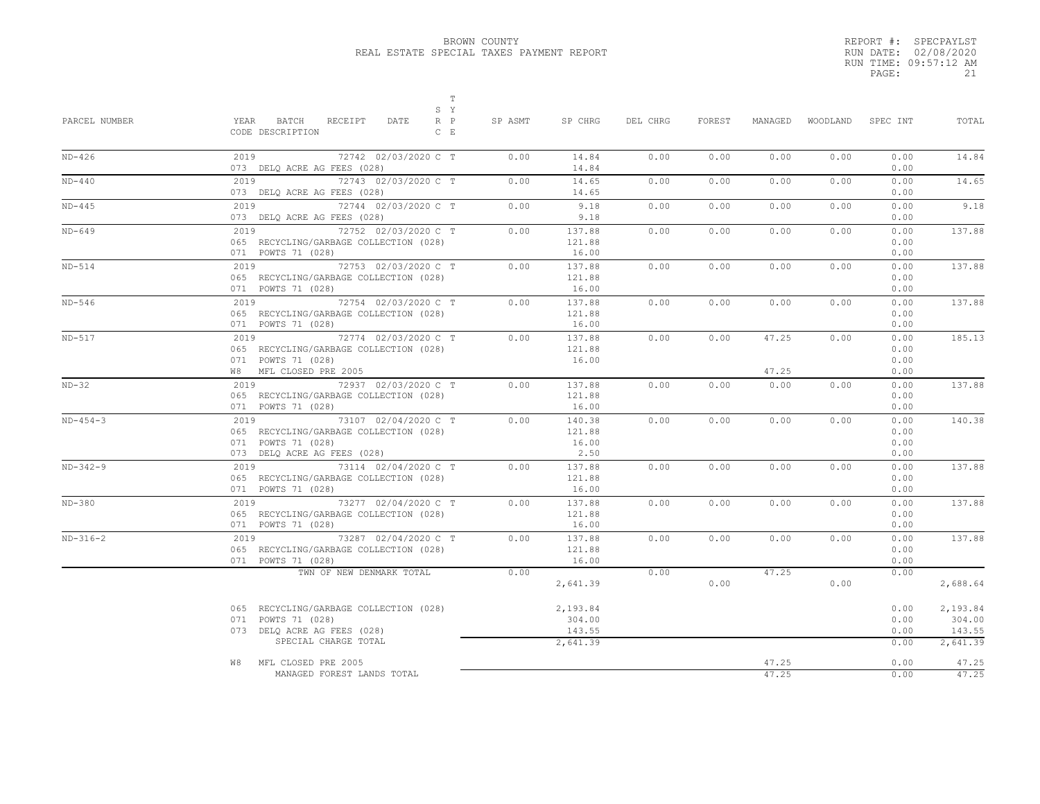BROWN COUNTY
REAL ESTATE SPECIAL TAXES PAYMENT REPORT

REPORT #: SPECPAYLST
RUN DATE: 02/08/2020
RUN TIME: 09:57:12 AM

| PARCEL NUMBER | YEAR BATCH RECEIPT DATE / CODE DESCRIPTION | T S Y R P C E | SP ASMT | SP CHRG | DEL CHRG | FOREST | MANAGED | WOODLAND | SPEC INT | TOTAL |
|---|---|---|---|---|---|---|---|---|---|---|
| ND-426 | 2019 72742 02/03/2020 | C T | 0.00 | 14.84 | 0.00 | 0.00 | 0.00 | 0.00 | 0.00 | 14.84 |
| | 073 DELQ ACRE AG FEES (028) | | | 14.84 | | | | | 0.00 | |
| ND-440 | 2019 72743 02/03/2020 | C T | 0.00 | 14.65 | 0.00 | 0.00 | 0.00 | 0.00 | 0.00 | 14.65 |
| | 073 DELQ ACRE AG FEES (028) | | | 14.65 | | | | | 0.00 | |
| ND-445 | 2019 72744 02/03/2020 | C T | 0.00 | 9.18 | 0.00 | 0.00 | 0.00 | 0.00 | 0.00 | 9.18 |
| | 073 DELQ ACRE AG FEES (028) | | | 9.18 | | | | | 0.00 | |
| ND-649 | 2019 72752 02/03/2020 | C T | 0.00 | 137.88 | 0.00 | 0.00 | 0.00 | 0.00 | 0.00 | 137.88 |
| | 065 RECYCLING/GARBAGE COLLECTION (028) | | | 121.88 | | | | | 0.00 | |
| | 071 POWTS 71 (028) | | | 16.00 | | | | | 0.00 | |
| ND-514 | 2019 72753 02/03/2020 | C T | 0.00 | 137.88 | 0.00 | 0.00 | 0.00 | 0.00 | 0.00 | 137.88 |
| | 065 RECYCLING/GARBAGE COLLECTION (028) | | | 121.88 | | | | | 0.00 | |
| | 071 POWTS 71 (028) | | | 16.00 | | | | | 0.00 | |
| ND-546 | 2019 72754 02/03/2020 | C T | 0.00 | 137.88 | 0.00 | 0.00 | 0.00 | 0.00 | 0.00 | 137.88 |
| | 065 RECYCLING/GARBAGE COLLECTION (028) | | | 121.88 | | | | | 0.00 | |
| | 071 POWTS 71 (028) | | | 16.00 | | | | | 0.00 | |
| ND-517 | 2019 72774 02/03/2020 | C T | 0.00 | 137.88 | 0.00 | 0.00 | 47.25 | 0.00 | 0.00 | 185.13 |
| | 065 RECYCLING/GARBAGE COLLECTION (028) | | | 121.88 | | | | | 0.00 | |
| | 071 POWTS 71 (028) | | | 16.00 | | | | | 0.00 | |
| | W8 MFL CLOSED PRE 2005 | | | | | | 47.25 | | 0.00 | |
| ND-32 | 2019 72937 02/03/2020 | C T | 0.00 | 137.88 | 0.00 | 0.00 | 0.00 | 0.00 | 0.00 | 137.88 |
| | 065 RECYCLING/GARBAGE COLLECTION (028) | | | 121.88 | | | | | 0.00 | |
| | 071 POWTS 71 (028) | | | 16.00 | | | | | 0.00 | |
| ND-454-3 | 2019 73107 02/04/2020 | C T | 0.00 | 140.38 | 0.00 | 0.00 | 0.00 | 0.00 | 0.00 | 140.38 |
| | 065 RECYCLING/GARBAGE COLLECTION (028) | | | 121.88 | | | | | 0.00 | |
| | 071 POWTS 71 (028) | | | 16.00 | | | | | 0.00 | |
| | 073 DELQ ACRE AG FEES (028) | | | 2.50 | | | | | 0.00 | |
| ND-342-9 | 2019 73114 02/04/2020 | C T | 0.00 | 137.88 | 0.00 | 0.00 | 0.00 | 0.00 | 0.00 | 137.88 |
| | 065 RECYCLING/GARBAGE COLLECTION (028) | | | 121.88 | | | | | 0.00 | |
| | 071 POWTS 71 (028) | | | 16.00 | | | | | 0.00 | |
| ND-380 | 2019 73277 02/04/2020 | C T | 0.00 | 137.88 | 0.00 | 0.00 | 0.00 | 0.00 | 0.00 | 137.88 |
| | 065 RECYCLING/GARBAGE COLLECTION (028) | | | 121.88 | | | | | 0.00 | |
| | 071 POWTS 71 (028) | | | 16.00 | | | | | 0.00 | |
| ND-316-2 | 2019 73287 02/04/2020 | C T | 0.00 | 137.88 | 0.00 | 0.00 | 0.00 | 0.00 | 0.00 | 137.88 |
| | 065 RECYCLING/GARBAGE COLLECTION (028) | | | 121.88 | | | | | 0.00 | |
| | 071 POWTS 71 (028) | | | 16.00 | | | | | 0.00 | |
| | TWN OF NEW DENMARK TOTAL | | 0.00 | 2,641.39 | 0.00 | 0.00 | 47.25 | 0.00 | 0.00 | 2,688.64 |
| | 065 RECYCLING/GARBAGE COLLECTION (028) | | | 2,193.84 | | | | | 0.00 | 2,193.84 |
| | 071 POWTS 71 (028) | | | 304.00 | | | | | 0.00 | 304.00 |
| | 073 DELQ ACRE AG FEES (028) | | | 143.55 | | | | | 0.00 | 143.55 |
| | SPECIAL CHARGE TOTAL | | | 2,641.39 | | | | | 0.00 | 2,641.39 |
| | W8 MFL CLOSED PRE 2005 | | | | | | 47.25 | | 0.00 | 47.25 |
| | MANAGED FOREST LANDS TOTAL | | | | | | 47.25 | | 0.00 | 47.25 |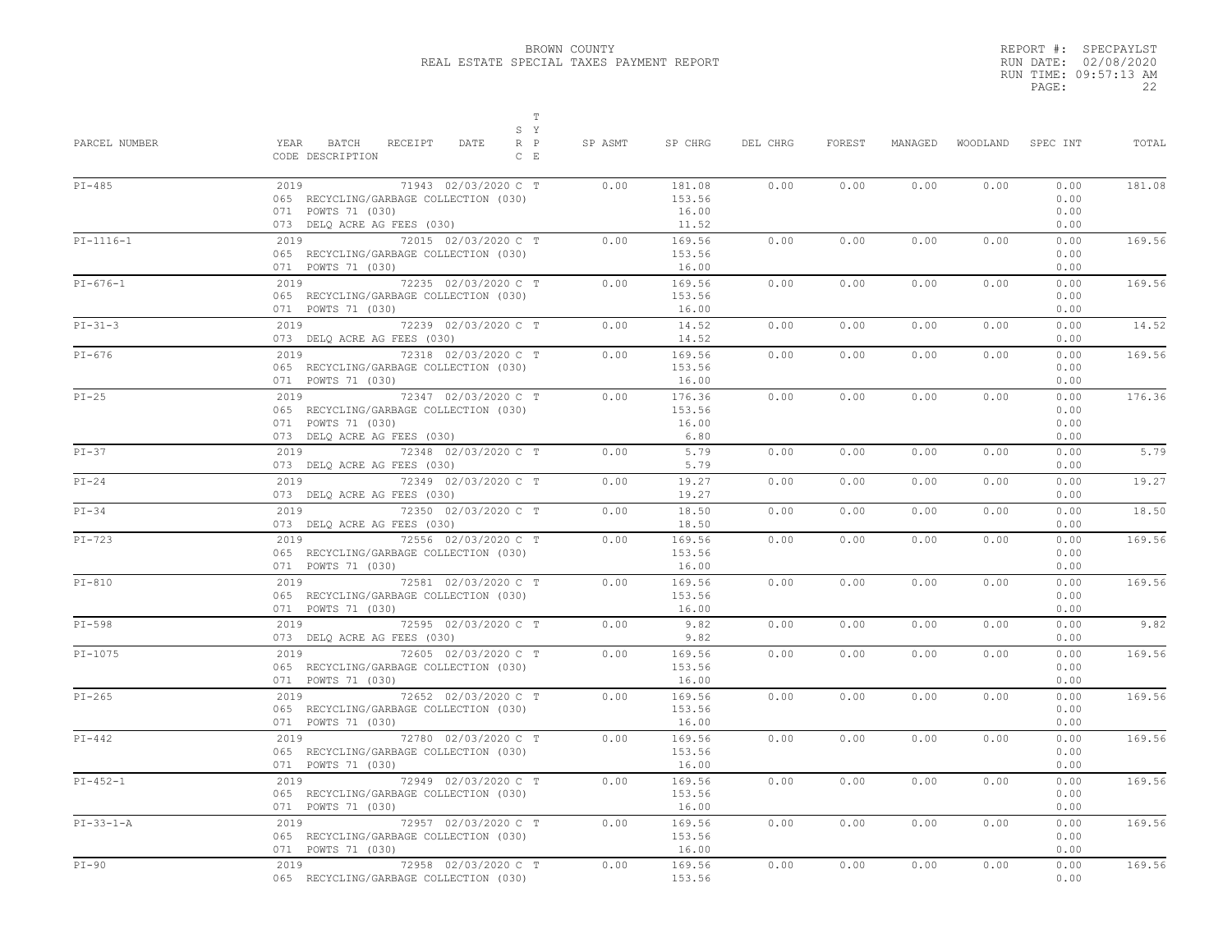# BROWN COUNTY
## REAL ESTATE SPECIAL TAXES PAYMENT REPORT

REPORT #: SPECPAYLST
RUN DATE: 02/08/2020
RUN TIME: 09:57:13 AM
PAGE: 22

| PARCEL NUMBER | YEAR BATCH RECEIPT DATE / CODE DESCRIPTION | S R C | T Y P E | SP ASMT | SP CHRG | DEL CHRG | FOREST | MANAGED | WOODLAND | SPEC INT | TOTAL |
|---|---|---|---|---|---|---|---|---|---|---|---|
| PI-485 | 2019 71943 02/03/2020 | C | T | 0.00 | 181.08 | 0.00 | 0.00 | 0.00 | 0.00 | 0.00 | 181.08 |
| | 065 RECYCLING/GARBAGE COLLECTION (030) | | | | 153.56 | | | | | 0.00 | |
| | 071 POWTS 71 (030) | | | | 16.00 | | | | | 0.00 | |
| | 073 DELQ ACRE AG FEES (030) | | | | 11.52 | | | | | 0.00 | |
| PI-1116-1 | 2019 72015 02/03/2020 | C | T | 0.00 | 169.56 | 0.00 | 0.00 | 0.00 | 0.00 | 0.00 | 169.56 |
| | 065 RECYCLING/GARBAGE COLLECTION (030) | | | | 153.56 | | | | | 0.00 | |
| | 071 POWTS 71 (030) | | | | 16.00 | | | | | 0.00 | |
| PI-676-1 | 2019 72235 02/03/2020 | C | T | 0.00 | 169.56 | 0.00 | 0.00 | 0.00 | 0.00 | 0.00 | 169.56 |
| | 065 RECYCLING/GARBAGE COLLECTION (030) | | | | 153.56 | | | | | 0.00 | |
| | 071 POWTS 71 (030) | | | | 16.00 | | | | | 0.00 | |
| PI-31-3 | 2019 72239 02/03/2020 | C | T | 0.00 | 14.52 | 0.00 | 0.00 | 0.00 | 0.00 | 0.00 | 14.52 |
| | 073 DELQ ACRE AG FEES (030) | | | | 14.52 | | | | | 0.00 | |
| PI-676 | 2019 72318 02/03/2020 | C | T | 0.00 | 169.56 | 0.00 | 0.00 | 0.00 | 0.00 | 0.00 | 169.56 |
| | 065 RECYCLING/GARBAGE COLLECTION (030) | | | | 153.56 | | | | | 0.00 | |
| | 071 POWTS 71 (030) | | | | 16.00 | | | | | 0.00 | |
| PI-25 | 2019 72347 02/03/2020 | C | T | 0.00 | 176.36 | 0.00 | 0.00 | 0.00 | 0.00 | 0.00 | 176.36 |
| | 065 RECYCLING/GARBAGE COLLECTION (030) | | | | 153.56 | | | | | 0.00 | |
| | 071 POWTS 71 (030) | | | | 16.00 | | | | | 0.00 | |
| | 073 DELQ ACRE AG FEES (030) | | | | 6.80 | | | | | 0.00 | |
| PI-37 | 2019 72348 02/03/2020 | C | T | 0.00 | 5.79 | 0.00 | 0.00 | 0.00 | 0.00 | 0.00 | 5.79 |
| | 073 DELQ ACRE AG FEES (030) | | | | 5.79 | | | | | 0.00 | |
| PI-24 | 2019 72349 02/03/2020 | C | T | 0.00 | 19.27 | 0.00 | 0.00 | 0.00 | 0.00 | 0.00 | 19.27 |
| | 073 DELQ ACRE AG FEES (030) | | | | 19.27 | | | | | 0.00 | |
| PI-34 | 2019 72350 02/03/2020 | C | T | 0.00 | 18.50 | 0.00 | 0.00 | 0.00 | 0.00 | 0.00 | 18.50 |
| | 073 DELQ ACRE AG FEES (030) | | | | 18.50 | | | | | 0.00 | |
| PI-723 | 2019 72556 02/03/2020 | C | T | 0.00 | 169.56 | 0.00 | 0.00 | 0.00 | 0.00 | 0.00 | 169.56 |
| | 065 RECYCLING/GARBAGE COLLECTION (030) | | | | 153.56 | | | | | 0.00 | |
| | 071 POWTS 71 (030) | | | | 16.00 | | | | | 0.00 | |
| PI-810 | 2019 72581 02/03/2020 | C | T | 0.00 | 169.56 | 0.00 | 0.00 | 0.00 | 0.00 | 0.00 | 169.56 |
| | 065 RECYCLING/GARBAGE COLLECTION (030) | | | | 153.56 | | | | | 0.00 | |
| | 071 POWTS 71 (030) | | | | 16.00 | | | | | 0.00 | |
| PI-598 | 2019 72595 02/03/2020 | C | T | 0.00 | 9.82 | 0.00 | 0.00 | 0.00 | 0.00 | 0.00 | 9.82 |
| | 073 DELQ ACRE AG FEES (030) | | | | 9.82 | | | | | 0.00 | |
| PI-1075 | 2019 72605 02/03/2020 | C | T | 0.00 | 169.56 | 0.00 | 0.00 | 0.00 | 0.00 | 0.00 | 169.56 |
| | 065 RECYCLING/GARBAGE COLLECTION (030) | | | | 153.56 | | | | | 0.00 | |
| | 071 POWTS 71 (030) | | | | 16.00 | | | | | 0.00 | |
| PI-265 | 2019 72652 02/03/2020 | C | T | 0.00 | 169.56 | 0.00 | 0.00 | 0.00 | 0.00 | 0.00 | 169.56 |
| | 065 RECYCLING/GARBAGE COLLECTION (030) | | | | 153.56 | | | | | 0.00 | |
| | 071 POWTS 71 (030) | | | | 16.00 | | | | | 0.00 | |
| PI-442 | 2019 72780 02/03/2020 | C | T | 0.00 | 169.56 | 0.00 | 0.00 | 0.00 | 0.00 | 0.00 | 169.56 |
| | 065 RECYCLING/GARBAGE COLLECTION (030) | | | | 153.56 | | | | | 0.00 | |
| | 071 POWTS 71 (030) | | | | 16.00 | | | | | 0.00 | |
| PI-452-1 | 2019 72949 02/03/2020 | C | T | 0.00 | 169.56 | 0.00 | 0.00 | 0.00 | 0.00 | 0.00 | 169.56 |
| | 065 RECYCLING/GARBAGE COLLECTION (030) | | | | 153.56 | | | | | 0.00 | |
| | 071 POWTS 71 (030) | | | | 16.00 | | | | | 0.00 | |
| PI-33-1-A | 2019 72957 02/03/2020 | C | T | 0.00 | 169.56 | 0.00 | 0.00 | 0.00 | 0.00 | 0.00 | 169.56 |
| | 065 RECYCLING/GARBAGE COLLECTION (030) | | | | 153.56 | | | | | 0.00 | |
| | 071 POWTS 71 (030) | | | | 16.00 | | | | | 0.00 | |
| PI-90 | 2019 72958 02/03/2020 | C | T | 0.00 | 169.56 | 0.00 | 0.00 | 0.00 | 0.00 | 0.00 | 169.56 |
| | 065 RECYCLING/GARBAGE COLLECTION (030) | | | | 153.56 | | | | | 0.00 | |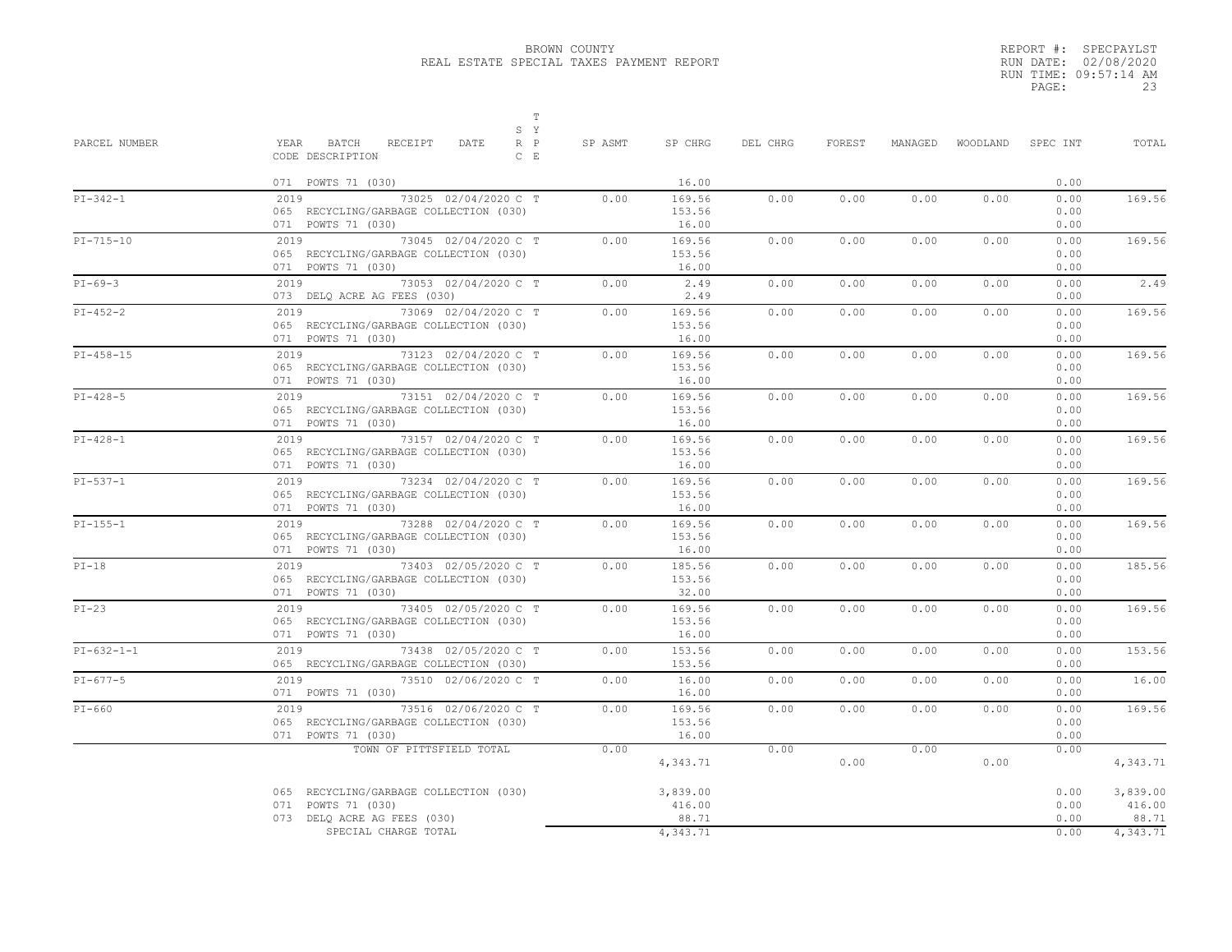BROWN COUNTY
REAL ESTATE SPECIAL TAXES PAYMENT REPORT

REPORT #: SPECPAYLST
RUN DATE: 02/08/2020
RUN TIME: 09:57:14 AM
PAGE: 23

| PARCEL NUMBER | YEAR BATCH RECEIPT DATE / CODE DESCRIPTION | S Y R P C E | T Y P E | SP ASMT | SP CHRG | DEL CHRG | FOREST | MANAGED | WOODLAND | SPEC INT | TOTAL |
|---|---|---|---|---|---|---|---|---|---|---|---|
| | 071 POWTS 71 (030) | | | | 16.00 | | | | | 0.00 | |
| PI-342-1 | 2019 73025 02/04/2020 | C | T | 0.00 | 169.56 | 0.00 | 0.00 | 0.00 | 0.00 | 0.00 | 169.56 |
| | 065 RECYCLING/GARBAGE COLLECTION (030) | | | | 153.56 | | | | | 0.00 | |
| | 071 POWTS 71 (030) | | | | 16.00 | | | | | 0.00 | |
| PI-715-10 | 2019 73045 02/04/2020 | C | T | 0.00 | 169.56 | 0.00 | 0.00 | 0.00 | 0.00 | 0.00 | 169.56 |
| | 065 RECYCLING/GARBAGE COLLECTION (030) | | | | 153.56 | | | | | 0.00 | |
| | 071 POWTS 71 (030) | | | | 16.00 | | | | | 0.00 | |
| PI-69-3 | 2019 73053 02/04/2020 | C | T | 0.00 | 2.49 | 0.00 | 0.00 | 0.00 | 0.00 | 0.00 | 2.49 |
| | 073 DELQ ACRE AG FEES (030) | | | | 2.49 | | | | | 0.00 | |
| PI-452-2 | 2019 73069 02/04/2020 | C | T | 0.00 | 169.56 | 0.00 | 0.00 | 0.00 | 0.00 | 0.00 | 169.56 |
| | 065 RECYCLING/GARBAGE COLLECTION (030) | | | | 153.56 | | | | | 0.00 | |
| | 071 POWTS 71 (030) | | | | 16.00 | | | | | 0.00 | |
| PI-458-15 | 2019 73123 02/04/2020 | C | T | 0.00 | 169.56 | 0.00 | 0.00 | 0.00 | 0.00 | 0.00 | 169.56 |
| | 065 RECYCLING/GARBAGE COLLECTION (030) | | | | 153.56 | | | | | 0.00 | |
| | 071 POWTS 71 (030) | | | | 16.00 | | | | | 0.00 | |
| PI-428-5 | 2019 73151 02/04/2020 | C | T | 0.00 | 169.56 | 0.00 | 0.00 | 0.00 | 0.00 | 0.00 | 169.56 |
| | 065 RECYCLING/GARBAGE COLLECTION (030) | | | | 153.56 | | | | | 0.00 | |
| | 071 POWTS 71 (030) | | | | 16.00 | | | | | 0.00 | |
| PI-428-1 | 2019 73157 02/04/2020 | C | T | 0.00 | 169.56 | 0.00 | 0.00 | 0.00 | 0.00 | 0.00 | 169.56 |
| | 065 RECYCLING/GARBAGE COLLECTION (030) | | | | 153.56 | | | | | 0.00 | |
| | 071 POWTS 71 (030) | | | | 16.00 | | | | | 0.00 | |
| PI-537-1 | 2019 73234 02/04/2020 | C | T | 0.00 | 169.56 | 0.00 | 0.00 | 0.00 | 0.00 | 0.00 | 169.56 |
| | 065 RECYCLING/GARBAGE COLLECTION (030) | | | | 153.56 | | | | | 0.00 | |
| | 071 POWTS 71 (030) | | | | 16.00 | | | | | 0.00 | |
| PI-155-1 | 2019 73288 02/04/2020 | C | T | 0.00 | 169.56 | 0.00 | 0.00 | 0.00 | 0.00 | 0.00 | 169.56 |
| | 065 RECYCLING/GARBAGE COLLECTION (030) | | | | 153.56 | | | | | 0.00 | |
| | 071 POWTS 71 (030) | | | | 16.00 | | | | | 0.00 | |
| PI-18 | 2019 73403 02/05/2020 | C | T | 0.00 | 185.56 | 0.00 | 0.00 | 0.00 | 0.00 | 0.00 | 185.56 |
| | 065 RECYCLING/GARBAGE COLLECTION (030) | | | | 153.56 | | | | | 0.00 | |
| | 071 POWTS 71 (030) | | | | 32.00 | | | | | 0.00 | |
| PI-23 | 2019 73405 02/05/2020 | C | T | 0.00 | 169.56 | 0.00 | 0.00 | 0.00 | 0.00 | 0.00 | 169.56 |
| | 065 RECYCLING/GARBAGE COLLECTION (030) | | | | 153.56 | | | | | 0.00 | |
| | 071 POWTS 71 (030) | | | | 16.00 | | | | | 0.00 | |
| PI-632-1-1 | 2019 73438 02/05/2020 | C | T | 0.00 | 153.56 | 0.00 | 0.00 | 0.00 | 0.00 | 0.00 | 153.56 |
| | 065 RECYCLING/GARBAGE COLLECTION (030) | | | | 153.56 | | | | | 0.00 | |
| PI-677-5 | 2019 73510 02/06/2020 | C | T | 0.00 | 16.00 | 0.00 | 0.00 | 0.00 | 0.00 | 0.00 | 16.00 |
| | 071 POWTS 71 (030) | | | | 16.00 | | | | | 0.00 | |
| PI-660 | 2019 73516 02/06/2020 | C | T | 0.00 | 169.56 | 0.00 | 0.00 | 0.00 | 0.00 | 0.00 | 169.56 |
| | 065 RECYCLING/GARBAGE COLLECTION (030) | | | | 153.56 | | | | | 0.00 | |
| | 071 POWTS 71 (030) | | | | 16.00 | | | | | 0.00 | |
| | TOWN OF PITTSFIELD TOTAL | | | 0.00 | 4,343.71 | 0.00 | 0.00 | 0.00 | 0.00 | 0.00 | 4,343.71 |
| | 065 RECYCLING/GARBAGE COLLECTION (030) | | | | 3,839.00 | | | | | 0.00 | 3,839.00 |
| | 071 POWTS 71 (030) | | | | 416.00 | | | | | 0.00 | 416.00 |
| | 073 DELQ ACRE AG FEES (030) | | | | 88.71 | | | | | 0.00 | 88.71 |
| | SPECIAL CHARGE TOTAL | | | | 4,343.71 | | | | | 0.00 | 4,343.71 |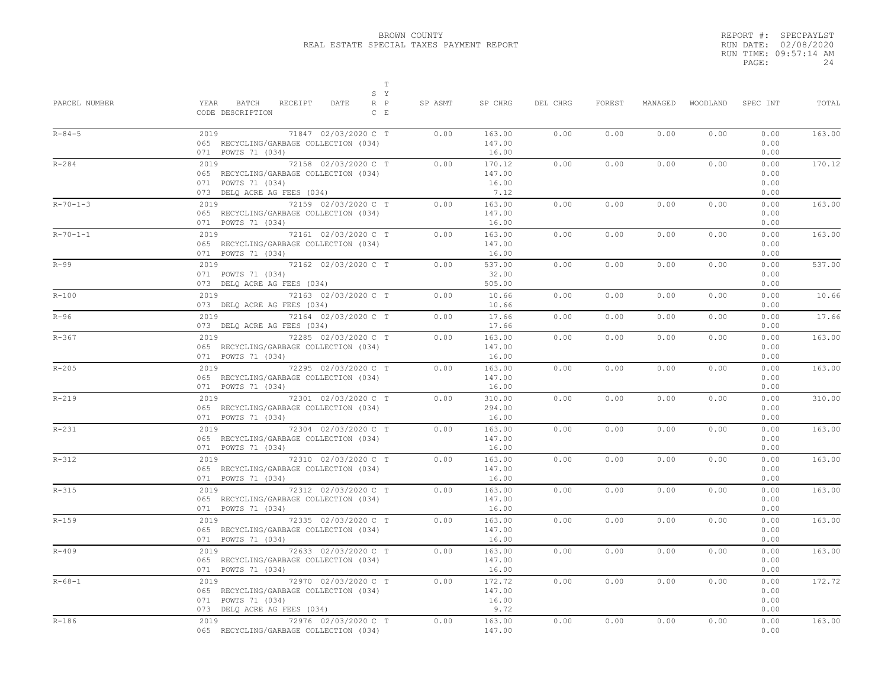BROWN COUNTY
REAL ESTATE SPECIAL TAXES PAYMENT REPORT

REPORT #: SPECPAYLST
RUN DATE: 02/08/2020
RUN TIME: 09:57:14 AM

| PARCEL NUMBER | YEAR BATCH RECEIPT DATE / CODE DESCRIPTION | S R C | T Y P E | SP ASMT | SP CHRG | DEL CHRG | FOREST | MANAGED | WOODLAND | SPEC INT | TOTAL |
|---|---|---|---|---|---|---|---|---|---|---|---|
| R-84-5 | 2019 71847 02/03/2020 | C | T | 0.00 | 163.00 | 0.00 | 0.00 | 0.00 | 0.00 | 0.00 | 163.00 |
| | 065 RECYCLING/GARBAGE COLLECTION (034) | | | | 147.00 | | | | | 0.00 | |
| | 071 POWTS 71 (034) | | | | 16.00 | | | | | 0.00 | |
| R-284 | 2019 72158 02/03/2020 | C | T | 0.00 | 170.12 | 0.00 | 0.00 | 0.00 | 0.00 | 0.00 | 170.12 |
| | 065 RECYCLING/GARBAGE COLLECTION (034) | | | | 147.00 | | | | | 0.00 | |
| | 071 POWTS 71 (034) | | | | 16.00 | | | | | 0.00 | |
| | 073 DELQ ACRE AG FEES (034) | | | | 7.12 | | | | | 0.00 | |
| R-70-1-3 | 2019 72159 02/03/2020 | C | T | 0.00 | 163.00 | 0.00 | 0.00 | 0.00 | 0.00 | 0.00 | 163.00 |
| | 065 RECYCLING/GARBAGE COLLECTION (034) | | | | 147.00 | | | | | 0.00 | |
| | 071 POWTS 71 (034) | | | | 16.00 | | | | | 0.00 | |
| R-70-1-1 | 2019 72161 02/03/2020 | C | T | 0.00 | 163.00 | 0.00 | 0.00 | 0.00 | 0.00 | 0.00 | 163.00 |
| | 065 RECYCLING/GARBAGE COLLECTION (034) | | | | 147.00 | | | | | 0.00 | |
| | 071 POWTS 71 (034) | | | | 16.00 | | | | | 0.00 | |
| R-99 | 2019 72162 02/03/2020 | C | T | 0.00 | 537.00 | 0.00 | 0.00 | 0.00 | 0.00 | 0.00 | 537.00 |
| | 071 POWTS 71 (034) | | | | 32.00 | | | | | 0.00 | |
| | 073 DELQ ACRE AG FEES (034) | | | | 505.00 | | | | | 0.00 | |
| R-100 | 2019 72163 02/03/2020 | C | T | 0.00 | 10.66 | 0.00 | 0.00 | 0.00 | 0.00 | 0.00 | 10.66 |
| | 073 DELQ ACRE AG FEES (034) | | | | 10.66 | | | | | 0.00 | |
| R-96 | 2019 72164 02/03/2020 | C | T | 0.00 | 17.66 | 0.00 | 0.00 | 0.00 | 0.00 | 0.00 | 17.66 |
| | 073 DELQ ACRE AG FEES (034) | | | | 17.66 | | | | | 0.00 | |
| R-367 | 2019 72285 02/03/2020 | C | T | 0.00 | 163.00 | 0.00 | 0.00 | 0.00 | 0.00 | 0.00 | 163.00 |
| | 065 RECYCLING/GARBAGE COLLECTION (034) | | | | 147.00 | | | | | 0.00 | |
| | 071 POWTS 71 (034) | | | | 16.00 | | | | | 0.00 | |
| R-205 | 2019 72295 02/03/2020 | C | T | 0.00 | 163.00 | 0.00 | 0.00 | 0.00 | 0.00 | 0.00 | 163.00 |
| | 065 RECYCLING/GARBAGE COLLECTION (034) | | | | 147.00 | | | | | 0.00 | |
| | 071 POWTS 71 (034) | | | | 16.00 | | | | | 0.00 | |
| R-219 | 2019 72301 02/03/2020 | C | T | 0.00 | 310.00 | 0.00 | 0.00 | 0.00 | 0.00 | 0.00 | 310.00 |
| | 065 RECYCLING/GARBAGE COLLECTION (034) | | | | 294.00 | | | | | 0.00 | |
| | 071 POWTS 71 (034) | | | | 16.00 | | | | | 0.00 | |
| R-231 | 2019 72304 02/03/2020 | C | T | 0.00 | 163.00 | 0.00 | 0.00 | 0.00 | 0.00 | 0.00 | 163.00 |
| | 065 RECYCLING/GARBAGE COLLECTION (034) | | | | 147.00 | | | | | 0.00 | |
| | 071 POWTS 71 (034) | | | | 16.00 | | | | | 0.00 | |
| R-312 | 2019 72310 02/03/2020 | C | T | 0.00 | 163.00 | 0.00 | 0.00 | 0.00 | 0.00 | 0.00 | 163.00 |
| | 065 RECYCLING/GARBAGE COLLECTION (034) | | | | 147.00 | | | | | 0.00 | |
| | 071 POWTS 71 (034) | | | | 16.00 | | | | | 0.00 | |
| R-315 | 2019 72312 02/03/2020 | C | T | 0.00 | 163.00 | 0.00 | 0.00 | 0.00 | 0.00 | 0.00 | 163.00 |
| | 065 RECYCLING/GARBAGE COLLECTION (034) | | | | 147.00 | | | | | 0.00 | |
| | 071 POWTS 71 (034) | | | | 16.00 | | | | | 0.00 | |
| R-159 | 2019 72335 02/03/2020 | C | T | 0.00 | 163.00 | 0.00 | 0.00 | 0.00 | 0.00 | 0.00 | 163.00 |
| | 065 RECYCLING/GARBAGE COLLECTION (034) | | | | 147.00 | | | | | 0.00 | |
| | 071 POWTS 71 (034) | | | | 16.00 | | | | | 0.00 | |
| R-409 | 2019 72633 02/03/2020 | C | T | 0.00 | 163.00 | 0.00 | 0.00 | 0.00 | 0.00 | 0.00 | 163.00 |
| | 065 RECYCLING/GARBAGE COLLECTION (034) | | | | 147.00 | | | | | 0.00 | |
| | 071 POWTS 71 (034) | | | | 16.00 | | | | | 0.00 | |
| R-68-1 | 2019 72970 02/03/2020 | C | T | 0.00 | 172.72 | 0.00 | 0.00 | 0.00 | 0.00 | 0.00 | 172.72 |
| | 065 RECYCLING/GARBAGE COLLECTION (034) | | | | 147.00 | | | | | 0.00 | |
| | 071 POWTS 71 (034) | | | | 16.00 | | | | | 0.00 | |
| | 073 DELQ ACRE AG FEES (034) | | | | 9.72 | | | | | 0.00 | |
| R-186 | 2019 72976 02/03/2020 | C | T | 0.00 | 163.00 | 0.00 | 0.00 | 0.00 | 0.00 | 0.00 | 163.00 |
| | 065 RECYCLING/GARBAGE COLLECTION (034) | | | | 147.00 | | | | | 0.00 | |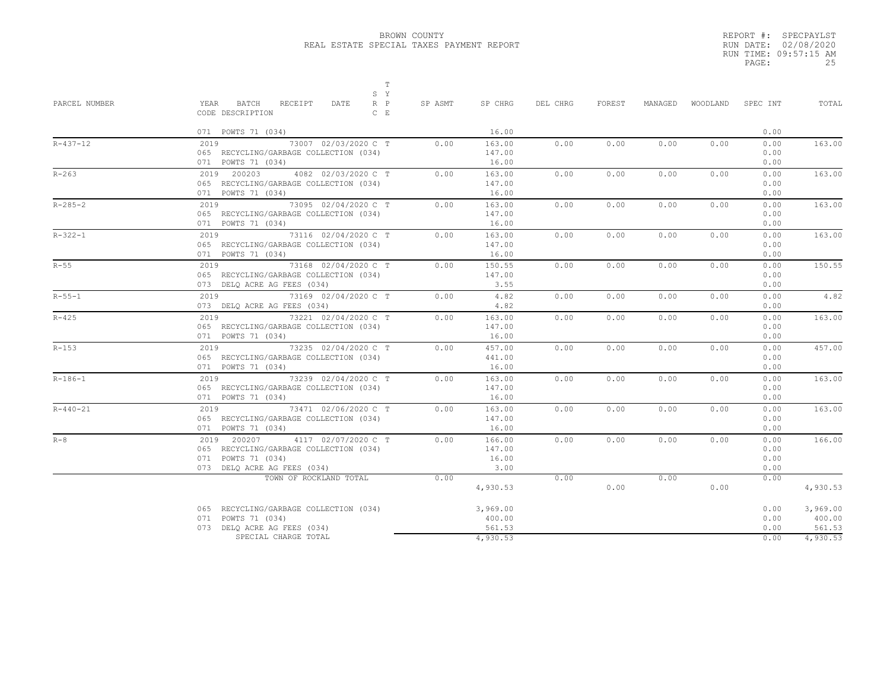BROWN COUNTY
REAL ESTATE SPECIAL TAXES PAYMENT REPORT

REPORT #: SPECPAYLST
RUN DATE: 02/08/2020
RUN TIME: 09:57:15 AM

| PARCEL NUMBER | YEAR BATCH RECEIPT DATE / CODE DESCRIPTION | S Y / R P / C E / T | SP ASMT | SP CHRG | DEL CHRG | FOREST | MANAGED | WOODLAND | SPEC INT | TOTAL |
|---|---|---|---|---|---|---|---|---|---|---|
| | 071 POWTS 71 (034) | | | 16.00 | | | | | 0.00 | |
| R-437-12 | 2019 73007 02/03/2020 | C T | 0.00 | 163.00 | 0.00 | 0.00 | 0.00 | 0.00 | 0.00 | 163.00 |
| | 065 RECYCLING/GARBAGE COLLECTION (034) | | | 147.00 | | | | | 0.00 | |
| | 071 POWTS 71 (034) | | | 16.00 | | | | | 0.00 | |
| R-263 | 2019 200203 4082 02/03/2020 | C T | 0.00 | 163.00 | 0.00 | 0.00 | 0.00 | 0.00 | 0.00 | 163.00 |
| | 065 RECYCLING/GARBAGE COLLECTION (034) | | | 147.00 | | | | | 0.00 | |
| | 071 POWTS 71 (034) | | | 16.00 | | | | | 0.00 | |
| R-285-2 | 2019 73095 02/04/2020 | C T | 0.00 | 163.00 | 0.00 | 0.00 | 0.00 | 0.00 | 0.00 | 163.00 |
| | 065 RECYCLING/GARBAGE COLLECTION (034) | | | 147.00 | | | | | 0.00 | |
| | 071 POWTS 71 (034) | | | 16.00 | | | | | 0.00 | |
| R-322-1 | 2019 73116 02/04/2020 | C T | 0.00 | 163.00 | 0.00 | 0.00 | 0.00 | 0.00 | 0.00 | 163.00 |
| | 065 RECYCLING/GARBAGE COLLECTION (034) | | | 147.00 | | | | | 0.00 | |
| | 071 POWTS 71 (034) | | | 16.00 | | | | | 0.00 | |
| R-55 | 2019 73168 02/04/2020 | C T | 0.00 | 150.55 | 0.00 | 0.00 | 0.00 | 0.00 | 0.00 | 150.55 |
| | 065 RECYCLING/GARBAGE COLLECTION (034) | | | 147.00 | | | | | 0.00 | |
| | 073 DELQ ACRE AG FEES (034) | | | 3.55 | | | | | 0.00 | |
| R-55-1 | 2019 73169 02/04/2020 | C T | 0.00 | 4.82 | 0.00 | 0.00 | 0.00 | 0.00 | 0.00 | 4.82 |
| | 073 DELQ ACRE AG FEES (034) | | | 4.82 | | | | | 0.00 | |
| R-425 | 2019 73221 02/04/2020 | C T | 0.00 | 163.00 | 0.00 | 0.00 | 0.00 | 0.00 | 0.00 | 163.00 |
| | 065 RECYCLING/GARBAGE COLLECTION (034) | | | 147.00 | | | | | 0.00 | |
| | 071 POWTS 71 (034) | | | 16.00 | | | | | 0.00 | |
| R-153 | 2019 73235 02/04/2020 | C T | 0.00 | 457.00 | 0.00 | 0.00 | 0.00 | 0.00 | 0.00 | 457.00 |
| | 065 RECYCLING/GARBAGE COLLECTION (034) | | | 441.00 | | | | | 0.00 | |
| | 071 POWTS 71 (034) | | | 16.00 | | | | | 0.00 | |
| R-186-1 | 2019 73239 02/04/2020 | C T | 0.00 | 163.00 | 0.00 | 0.00 | 0.00 | 0.00 | 0.00 | 163.00 |
| | 065 RECYCLING/GARBAGE COLLECTION (034) | | | 147.00 | | | | | 0.00 | |
| | 071 POWTS 71 (034) | | | 16.00 | | | | | 0.00 | |
| R-440-21 | 2019 73471 02/06/2020 | C T | 0.00 | 163.00 | 0.00 | 0.00 | 0.00 | 0.00 | 0.00 | 163.00 |
| | 065 RECYCLING/GARBAGE COLLECTION (034) | | | 147.00 | | | | | 0.00 | |
| | 071 POWTS 71 (034) | | | 16.00 | | | | | 0.00 | |
| R-8 | 2019 200207 4117 02/07/2020 | C T | 0.00 | 166.00 | 0.00 | 0.00 | 0.00 | 0.00 | 0.00 | 166.00 |
| | 065 RECYCLING/GARBAGE COLLECTION (034) | | | 147.00 | | | | | 0.00 | |
| | 071 POWTS 71 (034) | | | 16.00 | | | | | 0.00 | |
| | 073 DELQ ACRE AG FEES (034) | | | 3.00 | | | | | 0.00 | |
| | TOWN OF ROCKLAND TOTAL | | 0.00 | 4,930.53 | 0.00 | 0.00 | 0.00 | 0.00 | 0.00 | 4,930.53 |
| | 065 RECYCLING/GARBAGE COLLECTION (034) | | | 3,969.00 | | | | | 0.00 | 3,969.00 |
| | 071 POWTS 71 (034) | | | 400.00 | | | | | 0.00 | 400.00 |
| | 073 DELQ ACRE AG FEES (034) | | | 561.53 | | | | | 0.00 | 561.53 |
| | SPECIAL CHARGE TOTAL | | | 4,930.53 | | | | | 0.00 | 4,930.53 |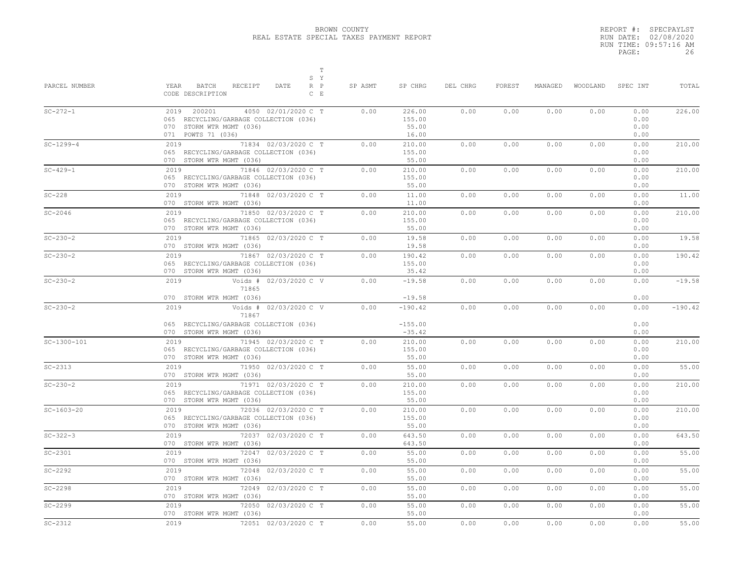BROWN COUNTY
REAL ESTATE SPECIAL TAXES PAYMENT REPORT

REPORT #: SPECPAYLST
RUN DATE: 02/08/2020
RUN TIME: 09:57:16 AM

| PARCEL NUMBER | YEAR BATCH RECEIPT DATE / CODE DESCRIPTION | S R C | T Y P E | SP ASMT | SP CHRG | DEL CHRG | FOREST | MANAGED | WOODLAND | SPEC INT | TOTAL |
|---|---|---|---|---|---|---|---|---|---|---|---|
| SC-272-1 | 2019 200201 4050 02/01/2020 | C | T | 0.00 | 226.00 | 0.00 | 0.00 | 0.00 | 0.00 | 0.00 | 226.00 |
| | 065 RECYCLING/GARBAGE COLLECTION (036) | | | | 155.00 | | | | | 0.00 | |
| | 070 STORM WTR MGMT (036) | | | | 55.00 | | | | | 0.00 | |
| | 071 POWTS 71 (036) | | | | 16.00 | | | | | 0.00 | |
| SC-1299-4 | 2019 71834 02/03/2020 | C | T | 0.00 | 210.00 | 0.00 | 0.00 | 0.00 | 0.00 | 0.00 | 210.00 |
| | 065 RECYCLING/GARBAGE COLLECTION (036) | | | | 155.00 | | | | | 0.00 | |
| | 070 STORM WTR MGMT (036) | | | | 55.00 | | | | | 0.00 | |
| SC-429-1 | 2019 71846 02/03/2020 | C | T | 0.00 | 210.00 | 0.00 | 0.00 | 0.00 | 0.00 | 0.00 | 210.00 |
| | 065 RECYCLING/GARBAGE COLLECTION (036) | | | | 155.00 | | | | | 0.00 | |
| | 070 STORM WTR MGMT (036) | | | | 55.00 | | | | | 0.00 | |
| SC-228 | 2019 71848 02/03/2020 | C | T | 0.00 | 11.00 | 0.00 | 0.00 | 0.00 | 0.00 | 0.00 | 11.00 |
| | 070 STORM WTR MGMT (036) | | | | 11.00 | | | | | 0.00 | |
| SC-2046 | 2019 71850 02/03/2020 | C | T | 0.00 | 210.00 | 0.00 | 0.00 | 0.00 | 0.00 | 0.00 | 210.00 |
| | 065 RECYCLING/GARBAGE COLLECTION (036) | | | | 155.00 | | | | | 0.00 | |
| | 070 STORM WTR MGMT (036) | | | | 55.00 | | | | | 0.00 | |
| SC-230-2 | 2019 71865 02/03/2020 | C | T | 0.00 | 19.58 | 0.00 | 0.00 | 0.00 | 0.00 | 0.00 | 19.58 |
| | 070 STORM WTR MGMT (036) | | | | 19.58 | | | | | 0.00 | |
| SC-230-2 | 2019 71867 02/03/2020 | C | T | 0.00 | 190.42 | 0.00 | 0.00 | 0.00 | 0.00 | 0.00 | 190.42 |
| | 065 RECYCLING/GARBAGE COLLECTION (036) | | | | 155.00 | | | | | 0.00 | |
| | 070 STORM WTR MGMT (036) | | | | 35.42 | | | | | 0.00 | |
| SC-230-2 | 2019 Voids # 71865 02/03/2020 | C | V | 0.00 | -19.58 | 0.00 | 0.00 | 0.00 | 0.00 | 0.00 | -19.58 |
| | 070 STORM WTR MGMT (036) | | | | -19.58 | | | | | 0.00 | |
| SC-230-2 | 2019 Voids # 71867 02/03/2020 | C | V | 0.00 | -190.42 | 0.00 | 0.00 | 0.00 | 0.00 | 0.00 | -190.42 |
| | 065 RECYCLING/GARBAGE COLLECTION (036) | | | | -155.00 | | | | | 0.00 | |
| | 070 STORM WTR MGMT (036) | | | | -35.42 | | | | | 0.00 | |
| SC-1300-101 | 2019 71945 02/03/2020 | C | T | 0.00 | 210.00 | 0.00 | 0.00 | 0.00 | 0.00 | 0.00 | 210.00 |
| | 065 RECYCLING/GARBAGE COLLECTION (036) | | | | 155.00 | | | | | 0.00 | |
| | 070 STORM WTR MGMT (036) | | | | 55.00 | | | | | 0.00 | |
| SC-2313 | 2019 71950 02/03/2020 | C | T | 0.00 | 55.00 | 0.00 | 0.00 | 0.00 | 0.00 | 0.00 | 55.00 |
| | 070 STORM WTR MGMT (036) | | | | 55.00 | | | | | 0.00 | |
| SC-230-2 | 2019 71971 02/03/2020 | C | T | 0.00 | 210.00 | 0.00 | 0.00 | 0.00 | 0.00 | 0.00 | 210.00 |
| | 065 RECYCLING/GARBAGE COLLECTION (036) | | | | 155.00 | | | | | 0.00 | |
| | 070 STORM WTR MGMT (036) | | | | 55.00 | | | | | 0.00 | |
| SC-1603-20 | 2019 72036 02/03/2020 | C | T | 0.00 | 210.00 | 0.00 | 0.00 | 0.00 | 0.00 | 0.00 | 210.00 |
| | 065 RECYCLING/GARBAGE COLLECTION (036) | | | | 155.00 | | | | | 0.00 | |
| | 070 STORM WTR MGMT (036) | | | | 55.00 | | | | | 0.00 | |
| SC-322-3 | 2019 72037 02/03/2020 | C | T | 0.00 | 643.50 | 0.00 | 0.00 | 0.00 | 0.00 | 0.00 | 643.50 |
| | 070 STORM WTR MGMT (036) | | | | 643.50 | | | | | 0.00 | |
| SC-2301 | 2019 72047 02/03/2020 | C | T | 0.00 | 55.00 | 0.00 | 0.00 | 0.00 | 0.00 | 0.00 | 55.00 |
| | 070 STORM WTR MGMT (036) | | | | 55.00 | | | | | 0.00 | |
| SC-2292 | 2019 72048 02/03/2020 | C | T | 0.00 | 55.00 | 0.00 | 0.00 | 0.00 | 0.00 | 0.00 | 55.00 |
| | 070 STORM WTR MGMT (036) | | | | 55.00 | | | | | 0.00 | |
| SC-2298 | 2019 72049 02/03/2020 | C | T | 0.00 | 55.00 | 0.00 | 0.00 | 0.00 | 0.00 | 0.00 | 55.00 |
| | 070 STORM WTR MGMT (036) | | | | 55.00 | | | | | 0.00 | |
| SC-2299 | 2019 72050 02/03/2020 | C | T | 0.00 | 55.00 | 0.00 | 0.00 | 0.00 | 0.00 | 0.00 | 55.00 |
| | 070 STORM WTR MGMT (036) | | | | 55.00 | | | | | 0.00 | |
| SC-2312 | 2019 72051 02/03/2020 | C | T | 0.00 | 55.00 | 0.00 | 0.00 | 0.00 | 0.00 | 0.00 | 55.00 |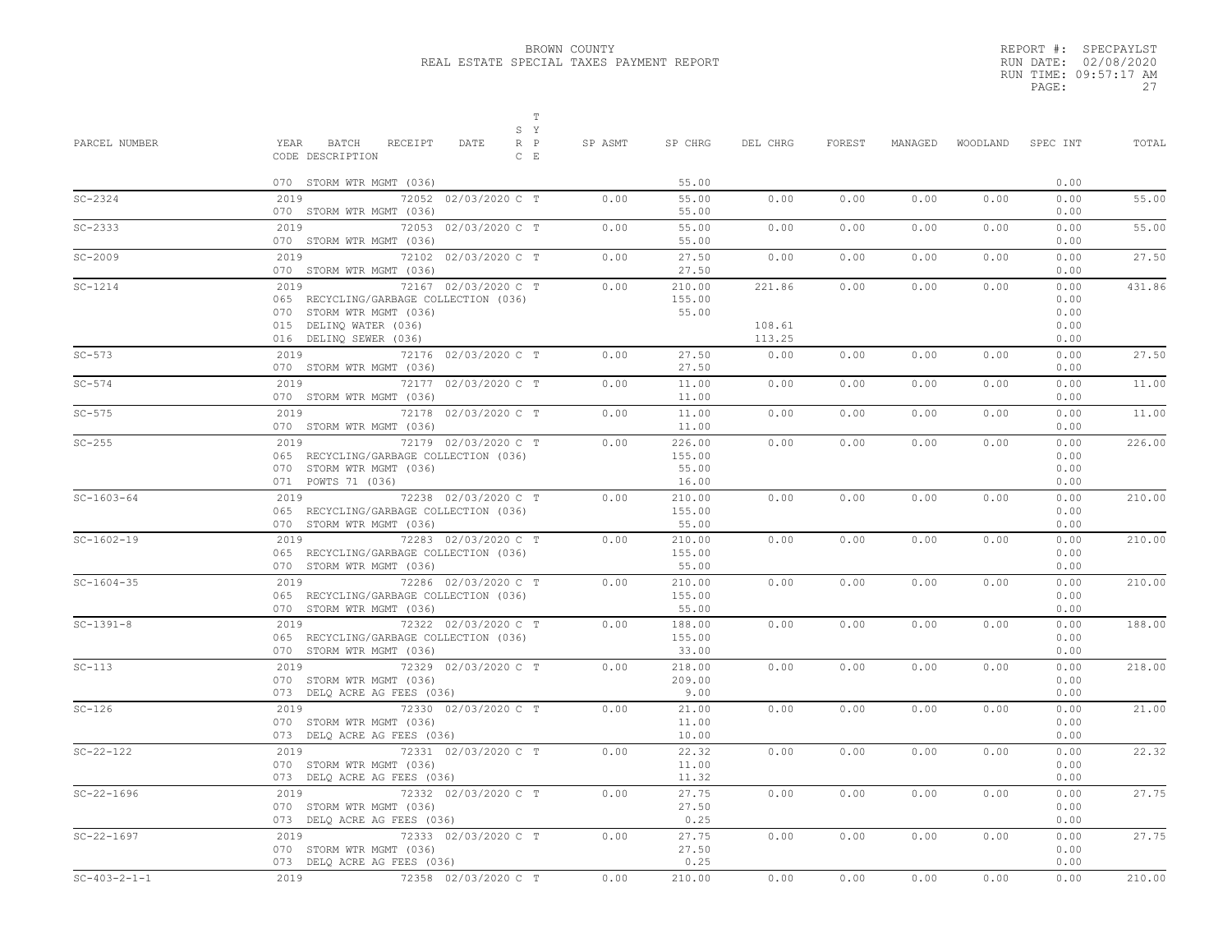BROWN COUNTY
REAL ESTATE SPECIAL TAXES PAYMENT REPORT

REPORT #: SPECPAYLST
RUN DATE: 02/08/2020
RUN TIME: 09:57:17 AM
PAGE: 27

| PARCEL NUMBER | YEAR BATCH RECEIPT DATE / CODE DESCRIPTION | T S Y R P C E | SP ASMT | SP CHRG | DEL CHRG | FOREST | MANAGED | WOODLAND | SPEC INT | TOTAL |
|---|---|---|---|---|---|---|---|---|---|---|
| | 070 STORM WTR MGMT (036) | | | 55.00 | | | | | 0.00 | |
| SC-2324 | 2019 72052 02/03/2020 | C T | 0.00 | 55.00 | 0.00 | 0.00 | 0.00 | 0.00 | 0.00 | 55.00 |
| | 070 STORM WTR MGMT (036) | | | 55.00 | | | | | 0.00 | |
| SC-2333 | 2019 72053 02/03/2020 | C T | 0.00 | 55.00 | 0.00 | 0.00 | 0.00 | 0.00 | 0.00 | 55.00 |
| | 070 STORM WTR MGMT (036) | | | 55.00 | | | | | 0.00 | |
| SC-2009 | 2019 72102 02/03/2020 | C T | 0.00 | 27.50 | 0.00 | 0.00 | 0.00 | 0.00 | 0.00 | 27.50 |
| | 070 STORM WTR MGMT (036) | | | 27.50 | | | | | 0.00 | |
| SC-1214 | 2019 72167 02/03/2020 | C T | 0.00 | 210.00 | 221.86 | 0.00 | 0.00 | 0.00 | 0.00 | 431.86 |
| | 065 RECYCLING/GARBAGE COLLECTION (036) | | | 155.00 | | | | | 0.00 | |
| | 070 STORM WTR MGMT (036) | | | 55.00 | | | | | 0.00 | |
| | 015 DELINQ WATER (036) | | | | 108.61 | | | | 0.00 | |
| | 016 DELINQ SEWER (036) | | | | 113.25 | | | | 0.00 | |
| SC-573 | 2019 72176 02/03/2020 | C T | 0.00 | 27.50 | 0.00 | 0.00 | 0.00 | 0.00 | 0.00 | 27.50 |
| | 070 STORM WTR MGMT (036) | | | 27.50 | | | | | 0.00 | |
| SC-574 | 2019 72177 02/03/2020 | C T | 0.00 | 11.00 | 0.00 | 0.00 | 0.00 | 0.00 | 0.00 | 11.00 |
| | 070 STORM WTR MGMT (036) | | | 11.00 | | | | | 0.00 | |
| SC-575 | 2019 72178 02/03/2020 | C T | 0.00 | 11.00 | 0.00 | 0.00 | 0.00 | 0.00 | 0.00 | 11.00 |
| | 070 STORM WTR MGMT (036) | | | 11.00 | | | | | 0.00 | |
| SC-255 | 2019 72179 02/03/2020 | C T | 0.00 | 226.00 | 0.00 | 0.00 | 0.00 | 0.00 | 0.00 | 226.00 |
| | 065 RECYCLING/GARBAGE COLLECTION (036) | | | 155.00 | | | | | 0.00 | |
| | 070 STORM WTR MGMT (036) | | | 55.00 | | | | | 0.00 | |
| | 071 POWTS 71 (036) | | | 16.00 | | | | | 0.00 | |
| SC-1603-64 | 2019 72238 02/03/2020 | C T | 0.00 | 210.00 | 0.00 | 0.00 | 0.00 | 0.00 | 0.00 | 210.00 |
| | 065 RECYCLING/GARBAGE COLLECTION (036) | | | 155.00 | | | | | 0.00 | |
| | 070 STORM WTR MGMT (036) | | | 55.00 | | | | | 0.00 | |
| SC-1602-19 | 2019 72283 02/03/2020 | C T | 0.00 | 210.00 | 0.00 | 0.00 | 0.00 | 0.00 | 0.00 | 210.00 |
| | 065 RECYCLING/GARBAGE COLLECTION (036) | | | 155.00 | | | | | 0.00 | |
| | 070 STORM WTR MGMT (036) | | | 55.00 | | | | | 0.00 | |
| SC-1604-35 | 2019 72286 02/03/2020 | C T | 0.00 | 210.00 | 0.00 | 0.00 | 0.00 | 0.00 | 0.00 | 210.00 |
| | 065 RECYCLING/GARBAGE COLLECTION (036) | | | 155.00 | | | | | 0.00 | |
| | 070 STORM WTR MGMT (036) | | | 55.00 | | | | | 0.00 | |
| SC-1391-8 | 2019 72322 02/03/2020 | C T | 0.00 | 188.00 | 0.00 | 0.00 | 0.00 | 0.00 | 0.00 | 188.00 |
| | 065 RECYCLING/GARBAGE COLLECTION (036) | | | 155.00 | | | | | 0.00 | |
| | 070 STORM WTR MGMT (036) | | | 33.00 | | | | | 0.00 | |
| SC-113 | 2019 72329 02/03/2020 | C T | 0.00 | 218.00 | 0.00 | 0.00 | 0.00 | 0.00 | 0.00 | 218.00 |
| | 070 STORM WTR MGMT (036) | | | 209.00 | | | | | 0.00 | |
| | 073 DELQ ACRE AG FEES (036) | | | 9.00 | | | | | 0.00 | |
| SC-126 | 2019 72330 02/03/2020 | C T | 0.00 | 21.00 | 0.00 | 0.00 | 0.00 | 0.00 | 0.00 | 21.00 |
| | 070 STORM WTR MGMT (036) | | | 11.00 | | | | | 0.00 | |
| | 073 DELQ ACRE AG FEES (036) | | | 10.00 | | | | | 0.00 | |
| SC-22-122 | 2019 72331 02/03/2020 | C T | 0.00 | 22.32 | 0.00 | 0.00 | 0.00 | 0.00 | 0.00 | 22.32 |
| | 070 STORM WTR MGMT (036) | | | 11.00 | | | | | 0.00 | |
| | 073 DELQ ACRE AG FEES (036) | | | 11.32 | | | | | 0.00 | |
| SC-22-1696 | 2019 72332 02/03/2020 | C T | 0.00 | 27.75 | 0.00 | 0.00 | 0.00 | 0.00 | 0.00 | 27.75 |
| | 070 STORM WTR MGMT (036) | | | 27.50 | | | | | 0.00 | |
| | 073 DELQ ACRE AG FEES (036) | | | 0.25 | | | | | 0.00 | |
| SC-22-1697 | 2019 72333 02/03/2020 | C T | 0.00 | 27.75 | 0.00 | 0.00 | 0.00 | 0.00 | 0.00 | 27.75 |
| | 070 STORM WTR MGMT (036) | | | 27.50 | | | | | 0.00 | |
| | 073 DELQ ACRE AG FEES (036) | | | 0.25 | | | | | 0.00 | |
| SC-403-2-1-1 | 2019 72358 02/03/2020 | C T | 0.00 | 210.00 | 0.00 | 0.00 | 0.00 | 0.00 | 0.00 | 210.00 |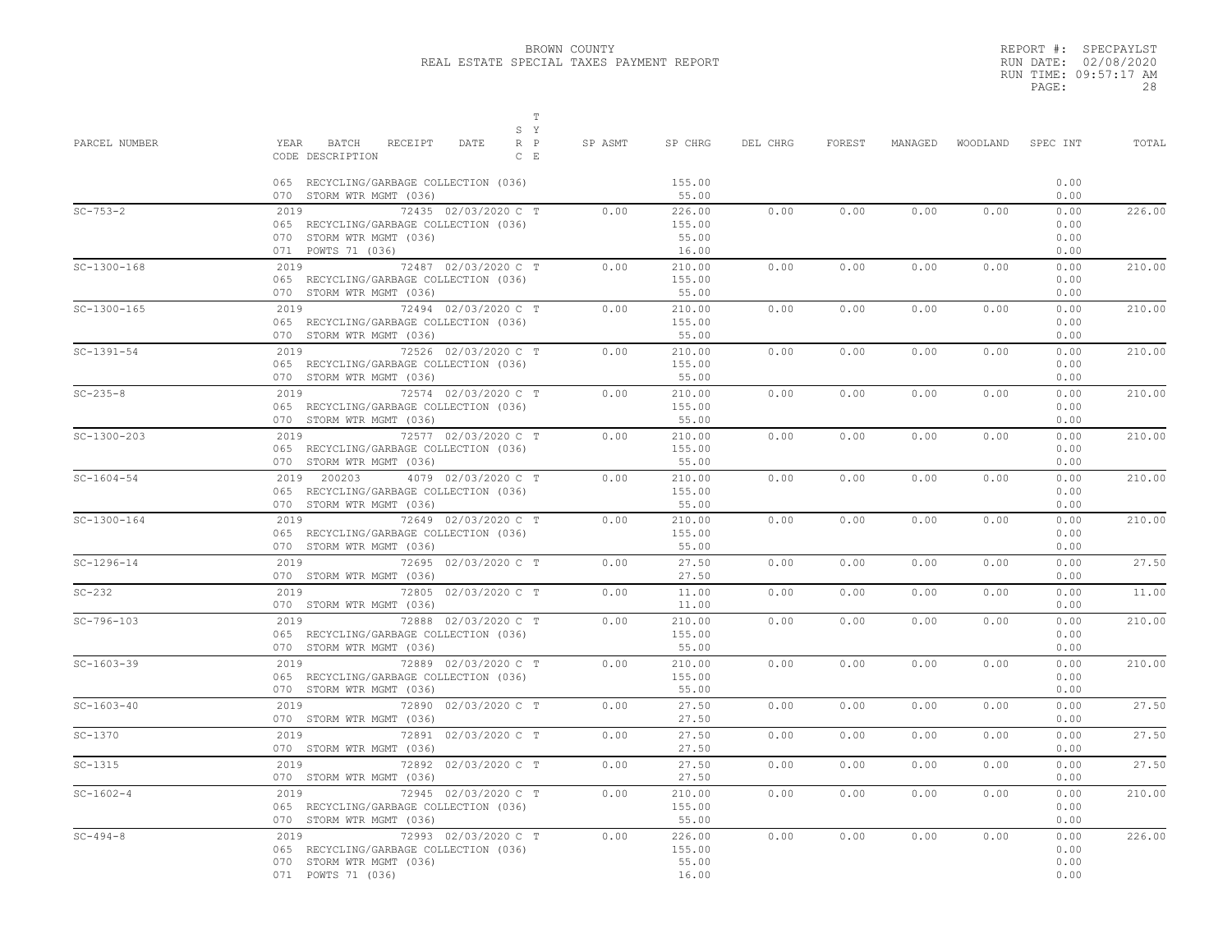# BROWN COUNTY
## REAL ESTATE SPECIAL TAXES PAYMENT REPORT

REPORT #: SPECPAYLST
RUN DATE: 02/08/2020
RUN TIME: 09:57:17 AM

| PARCEL NUMBER | YEAR BATCH RECEIPT DATE / CODE DESCRIPTION | S R C | T Y P E | SP ASMT | SP CHRG | DEL CHRG | FOREST | MANAGED | WOODLAND | SPEC INT | TOTAL |
|---|---|---|---|---|---|---|---|---|---|---|---|
| | 065 RECYCLING/GARBAGE COLLECTION (036) | | | | 155.00 | | | | | 0.00 | |
| | 070 STORM WTR MGMT (036) | | | | 55.00 | | | | | 0.00 | |
| SC-753-2 | 2019 72435 02/03/2020 | C | T | 0.00 | 226.00 | 0.00 | 0.00 | 0.00 | 0.00 | 0.00 | 226.00 |
| | 065 RECYCLING/GARBAGE COLLECTION (036) | | | | 155.00 | | | | | 0.00 | |
| | 070 STORM WTR MGMT (036) | | | | 55.00 | | | | | 0.00 | |
| | 071 POWTS 71 (036) | | | | 16.00 | | | | | 0.00 | |
| SC-1300-168 | 2019 72487 02/03/2020 | C | T | 0.00 | 210.00 | 0.00 | 0.00 | 0.00 | 0.00 | 0.00 | 210.00 |
| | 065 RECYCLING/GARBAGE COLLECTION (036) | | | | 155.00 | | | | | 0.00 | |
| | 070 STORM WTR MGMT (036) | | | | 55.00 | | | | | 0.00 | |
| SC-1300-165 | 2019 72494 02/03/2020 | C | T | 0.00 | 210.00 | 0.00 | 0.00 | 0.00 | 0.00 | 0.00 | 210.00 |
| | 065 RECYCLING/GARBAGE COLLECTION (036) | | | | 155.00 | | | | | 0.00 | |
| | 070 STORM WTR MGMT (036) | | | | 55.00 | | | | | 0.00 | |
| SC-1391-54 | 2019 72526 02/03/2020 | C | T | 0.00 | 210.00 | 0.00 | 0.00 | 0.00 | 0.00 | 0.00 | 210.00 |
| | 065 RECYCLING/GARBAGE COLLECTION (036) | | | | 155.00 | | | | | 0.00 | |
| | 070 STORM WTR MGMT (036) | | | | 55.00 | | | | | 0.00 | |
| SC-235-8 | 2019 72574 02/03/2020 | C | T | 0.00 | 210.00 | 0.00 | 0.00 | 0.00 | 0.00 | 0.00 | 210.00 |
| | 065 RECYCLING/GARBAGE COLLECTION (036) | | | | 155.00 | | | | | 0.00 | |
| | 070 STORM WTR MGMT (036) | | | | 55.00 | | | | | 0.00 | |
| SC-1300-203 | 2019 72577 02/03/2020 | C | T | 0.00 | 210.00 | 0.00 | 0.00 | 0.00 | 0.00 | 0.00 | 210.00 |
| | 065 RECYCLING/GARBAGE COLLECTION (036) | | | | 155.00 | | | | | 0.00 | |
| | 070 STORM WTR MGMT (036) | | | | 55.00 | | | | | 0.00 | |
| SC-1604-54 | 2019 200203 4079 02/03/2020 | C | T | 0.00 | 210.00 | 0.00 | 0.00 | 0.00 | 0.00 | 0.00 | 210.00 |
| | 065 RECYCLING/GARBAGE COLLECTION (036) | | | | 155.00 | | | | | 0.00 | |
| | 070 STORM WTR MGMT (036) | | | | 55.00 | | | | | 0.00 | |
| SC-1300-164 | 2019 72649 02/03/2020 | C | T | 0.00 | 210.00 | 0.00 | 0.00 | 0.00 | 0.00 | 0.00 | 210.00 |
| | 065 RECYCLING/GARBAGE COLLECTION (036) | | | | 155.00 | | | | | 0.00 | |
| | 070 STORM WTR MGMT (036) | | | | 55.00 | | | | | 0.00 | |
| SC-1296-14 | 2019 72695 02/03/2020 | C | T | 0.00 | 27.50 | 0.00 | 0.00 | 0.00 | 0.00 | 0.00 | 27.50 |
| | 070 STORM WTR MGMT (036) | | | | 27.50 | | | | | 0.00 | |
| SC-232 | 2019 72805 02/03/2020 | C | T | 0.00 | 11.00 | 0.00 | 0.00 | 0.00 | 0.00 | 0.00 | 11.00 |
| | 070 STORM WTR MGMT (036) | | | | 11.00 | | | | | 0.00 | |
| SC-796-103 | 2019 72888 02/03/2020 | C | T | 0.00 | 210.00 | 0.00 | 0.00 | 0.00 | 0.00 | 0.00 | 210.00 |
| | 065 RECYCLING/GARBAGE COLLECTION (036) | | | | 155.00 | | | | | 0.00 | |
| | 070 STORM WTR MGMT (036) | | | | 55.00 | | | | | 0.00 | |
| SC-1603-39 | 2019 72889 02/03/2020 | C | T | 0.00 | 210.00 | 0.00 | 0.00 | 0.00 | 0.00 | 0.00 | 210.00 |
| | 065 RECYCLING/GARBAGE COLLECTION (036) | | | | 155.00 | | | | | 0.00 | |
| | 070 STORM WTR MGMT (036) | | | | 55.00 | | | | | 0.00 | |
| SC-1603-40 | 2019 72890 02/03/2020 | C | T | 0.00 | 27.50 | 0.00 | 0.00 | 0.00 | 0.00 | 0.00 | 27.50 |
| | 070 STORM WTR MGMT (036) | | | | 27.50 | | | | | 0.00 | |
| SC-1370 | 2019 72891 02/03/2020 | C | T | 0.00 | 27.50 | 0.00 | 0.00 | 0.00 | 0.00 | 0.00 | 27.50 |
| | 070 STORM WTR MGMT (036) | | | | 27.50 | | | | | 0.00 | |
| SC-1315 | 2019 72892 02/03/2020 | C | T | 0.00 | 27.50 | 0.00 | 0.00 | 0.00 | 0.00 | 0.00 | 27.50 |
| | 070 STORM WTR MGMT (036) | | | | 27.50 | | | | | 0.00 | |
| SC-1602-4 | 2019 72945 02/03/2020 | C | T | 0.00 | 210.00 | 0.00 | 0.00 | 0.00 | 0.00 | 0.00 | 210.00 |
| | 065 RECYCLING/GARBAGE COLLECTION (036) | | | | 155.00 | | | | | 0.00 | |
| | 070 STORM WTR MGMT (036) | | | | 55.00 | | | | | 0.00 | |
| SC-494-8 | 2019 72993 02/03/2020 | C | T | 0.00 | 226.00 | 0.00 | 0.00 | 0.00 | 0.00 | 0.00 | 226.00 |
| | 065 RECYCLING/GARBAGE COLLECTION (036) | | | | 155.00 | | | | | 0.00 | |
| | 070 STORM WTR MGMT (036) | | | | 55.00 | | | | | 0.00 | |
| | 071 POWTS 71 (036) | | | | 16.00 | | | | | 0.00 | |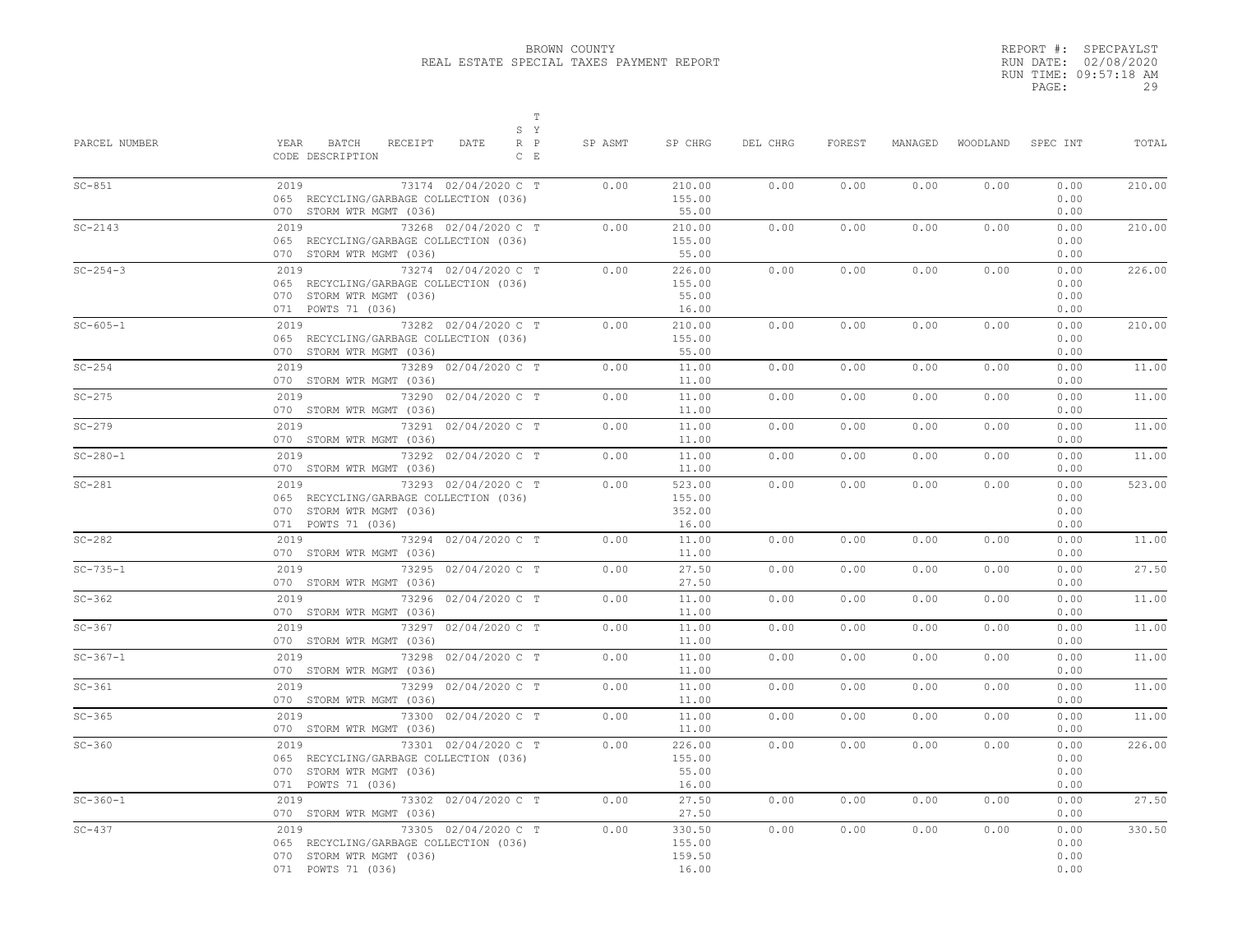BROWN COUNTY
REAL ESTATE SPECIAL TAXES PAYMENT REPORT

REPORT #: SPECPAYLST
RUN DATE: 02/08/2020
RUN TIME: 09:57:18 AM
PAGE: 29

| PARCEL NUMBER | YEAR BATCH RECEIPT DATE CODE DESCRIPTION | S Y R P C E | T | SP ASMT | SP CHRG | DEL CHRG | FOREST | MANAGED | WOODLAND | SPEC INT | TOTAL |
|---|---|---|---|---|---|---|---|---|---|---|---|
| SC-851 | 2019 73174 02/04/2020 | C | T | 0.00 | 210.00 | 0.00 | 0.00 | 0.00 | 0.00 | 0.00 | 210.00 |
| | 065 RECYCLING/GARBAGE COLLECTION (036) | | | | 155.00 | | | | | 0.00 | |
| | 070 STORM WTR MGMT (036) | | | | 55.00 | | | | | 0.00 | |
| SC-2143 | 2019 73268 02/04/2020 | C | T | 0.00 | 210.00 | 0.00 | 0.00 | 0.00 | 0.00 | 0.00 | 210.00 |
| | 065 RECYCLING/GARBAGE COLLECTION (036) | | | | 155.00 | | | | | 0.00 | |
| | 070 STORM WTR MGMT (036) | | | | 55.00 | | | | | 0.00 | |
| SC-254-3 | 2019 73274 02/04/2020 | C | T | 0.00 | 226.00 | 0.00 | 0.00 | 0.00 | 0.00 | 0.00 | 226.00 |
| | 065 RECYCLING/GARBAGE COLLECTION (036) | | | | 155.00 | | | | | 0.00 | |
| | 070 STORM WTR MGMT (036) | | | | 55.00 | | | | | 0.00 | |
| | 071 POWTS 71 (036) | | | | 16.00 | | | | | 0.00 | |
| SC-605-1 | 2019 73282 02/04/2020 | C | T | 0.00 | 210.00 | 0.00 | 0.00 | 0.00 | 0.00 | 0.00 | 210.00 |
| | 065 RECYCLING/GARBAGE COLLECTION (036) | | | | 155.00 | | | | | 0.00 | |
| | 070 STORM WTR MGMT (036) | | | | 55.00 | | | | | 0.00 | |
| SC-254 | 2019 73289 02/04/2020 | C | T | 0.00 | 11.00 | 0.00 | 0.00 | 0.00 | 0.00 | 0.00 | 11.00 |
| | 070 STORM WTR MGMT (036) | | | | 11.00 | | | | | 0.00 | |
| SC-275 | 2019 73290 02/04/2020 | C | T | 0.00 | 11.00 | 0.00 | 0.00 | 0.00 | 0.00 | 0.00 | 11.00 |
| | 070 STORM WTR MGMT (036) | | | | 11.00 | | | | | 0.00 | |
| SC-279 | 2019 73291 02/04/2020 | C | T | 0.00 | 11.00 | 0.00 | 0.00 | 0.00 | 0.00 | 0.00 | 11.00 |
| | 070 STORM WTR MGMT (036) | | | | 11.00 | | | | | 0.00 | |
| SC-280-1 | 2019 73292 02/04/2020 | C | T | 0.00 | 11.00 | 0.00 | 0.00 | 0.00 | 0.00 | 0.00 | 11.00 |
| | 070 STORM WTR MGMT (036) | | | | 11.00 | | | | | 0.00 | |
| SC-281 | 2019 73293 02/04/2020 | C | T | 0.00 | 523.00 | 0.00 | 0.00 | 0.00 | 0.00 | 0.00 | 523.00 |
| | 065 RECYCLING/GARBAGE COLLECTION (036) | | | | 155.00 | | | | | 0.00 | |
| | 070 STORM WTR MGMT (036) | | | | 352.00 | | | | | 0.00 | |
| | 071 POWTS 71 (036) | | | | 16.00 | | | | | 0.00 | |
| SC-282 | 2019 73294 02/04/2020 | C | T | 0.00 | 11.00 | 0.00 | 0.00 | 0.00 | 0.00 | 0.00 | 11.00 |
| | 070 STORM WTR MGMT (036) | | | | 11.00 | | | | | 0.00 | |
| SC-735-1 | 2019 73295 02/04/2020 | C | T | 0.00 | 27.50 | 0.00 | 0.00 | 0.00 | 0.00 | 0.00 | 27.50 |
| | 070 STORM WTR MGMT (036) | | | | 27.50 | | | | | 0.00 | |
| SC-362 | 2019 73296 02/04/2020 | C | T | 0.00 | 11.00 | 0.00 | 0.00 | 0.00 | 0.00 | 0.00 | 11.00 |
| | 070 STORM WTR MGMT (036) | | | | 11.00 | | | | | 0.00 | |
| SC-367 | 2019 73297 02/04/2020 | C | T | 0.00 | 11.00 | 0.00 | 0.00 | 0.00 | 0.00 | 0.00 | 11.00 |
| | 070 STORM WTR MGMT (036) | | | | 11.00 | | | | | 0.00 | |
| SC-367-1 | 2019 73298 02/04/2020 | C | T | 0.00 | 11.00 | 0.00 | 0.00 | 0.00 | 0.00 | 0.00 | 11.00 |
| | 070 STORM WTR MGMT (036) | | | | 11.00 | | | | | 0.00 | |
| SC-361 | 2019 73299 02/04/2020 | C | T | 0.00 | 11.00 | 0.00 | 0.00 | 0.00 | 0.00 | 0.00 | 11.00 |
| | 070 STORM WTR MGMT (036) | | | | 11.00 | | | | | 0.00 | |
| SC-365 | 2019 73300 02/04/2020 | C | T | 0.00 | 11.00 | 0.00 | 0.00 | 0.00 | 0.00 | 0.00 | 11.00 |
| | 070 STORM WTR MGMT (036) | | | | 11.00 | | | | | 0.00 | |
| SC-360 | 2019 73301 02/04/2020 | C | T | 0.00 | 226.00 | 0.00 | 0.00 | 0.00 | 0.00 | 0.00 | 226.00 |
| | 065 RECYCLING/GARBAGE COLLECTION (036) | | | | 155.00 | | | | | 0.00 | |
| | 070 STORM WTR MGMT (036) | | | | 55.00 | | | | | 0.00 | |
| | 071 POWTS 71 (036) | | | | 16.00 | | | | | 0.00 | |
| SC-360-1 | 2019 73302 02/04/2020 | C | T | 0.00 | 27.50 | 0.00 | 0.00 | 0.00 | 0.00 | 0.00 | 27.50 |
| | 070 STORM WTR MGMT (036) | | | | 27.50 | | | | | 0.00 | |
| SC-437 | 2019 73305 02/04/2020 | C | T | 0.00 | 330.50 | 0.00 | 0.00 | 0.00 | 0.00 | 0.00 | 330.50 |
| | 065 RECYCLING/GARBAGE COLLECTION (036) | | | | 155.00 | | | | | 0.00 | |
| | 070 STORM WTR MGMT (036) | | | | 159.50 | | | | | 0.00 | |
| | 071 POWTS 71 (036) | | | | 16.00 | | | | | 0.00 | |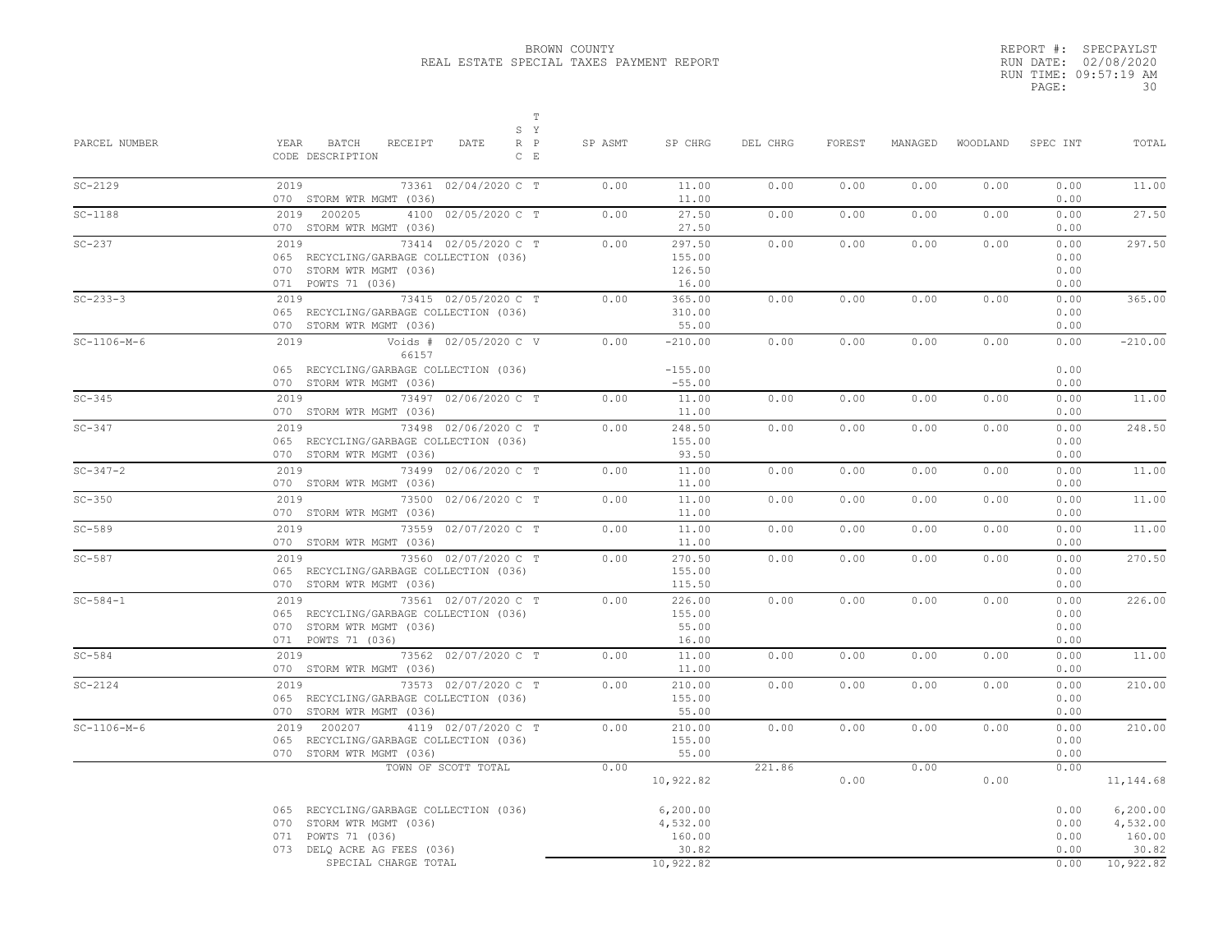BROWN COUNTY
REAL ESTATE SPECIAL TAXES PAYMENT REPORT

REPORT #: SPECPAYLST
RUN DATE: 02/08/2020
RUN TIME: 09:57:19 AM

| PARCEL NUMBER | YEAR BATCH RECEIPT DATE / CODE DESCRIPTION | SRC | TYPE | SP ASMT | SP CHRG | DEL CHRG | FOREST | MANAGED | WOODLAND | SPEC INT | TOTAL |
|---|---|---|---|---|---|---|---|---|---|---|---|
| SC-2129 | 2019 73361 02/04/2020 | C | T | 0.00 | 11.00 | 0.00 | 0.00 | 0.00 | 0.00 | 0.00 | 11.00 |
| | 070 STORM WTR MGMT (036) | | | | 11.00 | | | | | 0.00 | |
| SC-1188 | 2019 200205 4100 02/05/2020 | C | T | 0.00 | 27.50 | 0.00 | 0.00 | 0.00 | 0.00 | 0.00 | 27.50 |
| | 070 STORM WTR MGMT (036) | | | | 27.50 | | | | | 0.00 | |
| SC-237 | 2019 73414 02/05/2020 | C | T | 0.00 | 297.50 | 0.00 | 0.00 | 0.00 | 0.00 | 0.00 | 297.50 |
| | 065 RECYCLING/GARBAGE COLLECTION (036) | | | | 155.00 | | | | | 0.00 | |
| | 070 STORM WTR MGMT (036) | | | | 126.50 | | | | | 0.00 | |
| | 071 POWTS 71 (036) | | | | 16.00 | | | | | 0.00 | |
| SC-233-3 | 2019 73415 02/05/2020 | C | T | 0.00 | 365.00 | 0.00 | 0.00 | 0.00 | 0.00 | 0.00 | 365.00 |
| | 065 RECYCLING/GARBAGE COLLECTION (036) | | | | 310.00 | | | | | 0.00 | |
| | 070 STORM WTR MGMT (036) | | | | 55.00 | | | | | 0.00 | |
| SC-1106-M-6 | 2019 Voids # 66157 02/05/2020 | C | V | 0.00 | -210.00 | 0.00 | 0.00 | 0.00 | 0.00 | 0.00 | -210.00 |
| | 065 RECYCLING/GARBAGE COLLECTION (036) | | | | -155.00 | | | | | 0.00 | |
| | 070 STORM WTR MGMT (036) | | | | -55.00 | | | | | 0.00 | |
| SC-345 | 2019 73497 02/06/2020 | C | T | 0.00 | 11.00 | 0.00 | 0.00 | 0.00 | 0.00 | 0.00 | 11.00 |
| | 070 STORM WTR MGMT (036) | | | | 11.00 | | | | | 0.00 | |
| SC-347 | 2019 73498 02/06/2020 | C | T | 0.00 | 248.50 | 0.00 | 0.00 | 0.00 | 0.00 | 0.00 | 248.50 |
| | 065 RECYCLING/GARBAGE COLLECTION (036) | | | | 155.00 | | | | | 0.00 | |
| | 070 STORM WTR MGMT (036) | | | | 93.50 | | | | | 0.00 | |
| SC-347-2 | 2019 73499 02/06/2020 | C | T | 0.00 | 11.00 | 0.00 | 0.00 | 0.00 | 0.00 | 0.00 | 11.00 |
| | 070 STORM WTR MGMT (036) | | | | 11.00 | | | | | 0.00 | |
| SC-350 | 2019 73500 02/06/2020 | C | T | 0.00 | 11.00 | 0.00 | 0.00 | 0.00 | 0.00 | 0.00 | 11.00 |
| | 070 STORM WTR MGMT (036) | | | | 11.00 | | | | | 0.00 | |
| SC-589 | 2019 73559 02/07/2020 | C | T | 0.00 | 11.00 | 0.00 | 0.00 | 0.00 | 0.00 | 0.00 | 11.00 |
| | 070 STORM WTR MGMT (036) | | | | 11.00 | | | | | 0.00 | |
| SC-587 | 2019 73560 02/07/2020 | C | T | 0.00 | 270.50 | 0.00 | 0.00 | 0.00 | 0.00 | 0.00 | 270.50 |
| | 065 RECYCLING/GARBAGE COLLECTION (036) | | | | 155.00 | | | | | 0.00 | |
| | 070 STORM WTR MGMT (036) | | | | 115.50 | | | | | 0.00 | |
| SC-584-1 | 2019 73561 02/07/2020 | C | T | 0.00 | 226.00 | 0.00 | 0.00 | 0.00 | 0.00 | 0.00 | 226.00 |
| | 065 RECYCLING/GARBAGE COLLECTION (036) | | | | 155.00 | | | | | 0.00 | |
| | 070 STORM WTR MGMT (036) | | | | 55.00 | | | | | 0.00 | |
| | 071 POWTS 71 (036) | | | | 16.00 | | | | | 0.00 | |
| SC-584 | 2019 73562 02/07/2020 | C | T | 0.00 | 11.00 | 0.00 | 0.00 | 0.00 | 0.00 | 0.00 | 11.00 |
| | 070 STORM WTR MGMT (036) | | | | 11.00 | | | | | 0.00 | |
| SC-2124 | 2019 73573 02/07/2020 | C | T | 0.00 | 210.00 | 0.00 | 0.00 | 0.00 | 0.00 | 0.00 | 210.00 |
| | 065 RECYCLING/GARBAGE COLLECTION (036) | | | | 155.00 | | | | | 0.00 | |
| | 070 STORM WTR MGMT (036) | | | | 55.00 | | | | | 0.00 | |
| SC-1106-M-6 | 2019 200207 4119 02/07/2020 | C | T | 0.00 | 210.00 | 0.00 | 0.00 | 0.00 | 0.00 | 0.00 | 210.00 |
| | 065 RECYCLING/GARBAGE COLLECTION (036) | | | | 155.00 | | | | | 0.00 | |
| | 070 STORM WTR MGMT (036) | | | | 55.00 | | | | | 0.00 | |
| | TOWN OF SCOTT TOTAL | | | 0.00 | 10,922.82 | 221.86 | 0.00 | 0.00 | 0.00 | 0.00 | 11,144.68 |

| CODE DESCRIPTION | SP CHRG | SPEC INT | TOTAL |
|---|---|---|---|
| 065 RECYCLING/GARBAGE COLLECTION (036) | 6,200.00 | 0.00 | 6,200.00 |
| 070 STORM WTR MGMT (036) | 4,532.00 | 0.00 | 4,532.00 |
| 071 POWTS 71 (036) | 160.00 | 0.00 | 160.00 |
| 073 DELQ ACRE AG FEES (036) | 30.82 | 0.00 | 30.82 |
| SPECIAL CHARGE TOTAL | 10,922.82 | 0.00 | 10,922.82 |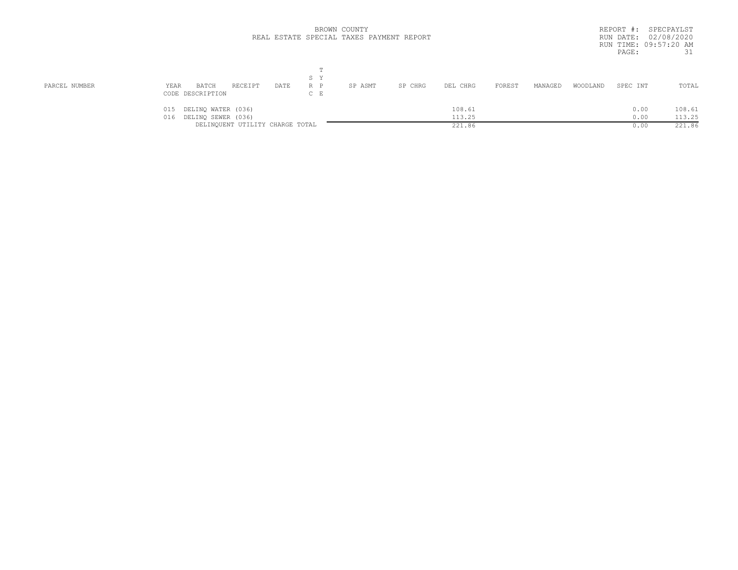BROWN COUNTY
REAL ESTATE SPECIAL TAXES PAYMENT REPORT

REPORT #: SPECPAYLST
RUN DATE: 02/08/2020
RUN TIME: 09:57:20 AM

| PARCEL NUMBER | YEAR / CODE | BATCH / DESCRIPTION | RECEIPT | DATE | SRC | TYPE | SP ASMT | SP CHRG | DEL CHRG | FOREST | MANAGED | WOODLAND | SPEC INT | TOTAL |
|---|---|---|---|---|---|---|---|---|---|---|---|---|---|---|
| | 015 | DELINQ WATER (036) | | | | | | | 108.61 | | | | 0.00 | 108.61 |
| | 016 | DELINQ SEWER (036) | | | | | | | 113.25 | | | | 0.00 | 113.25 |
| | | DELINQUENT UTILITY CHARGE TOTAL | | | | | | | 221.86 | | | | 0.00 | 221.86 |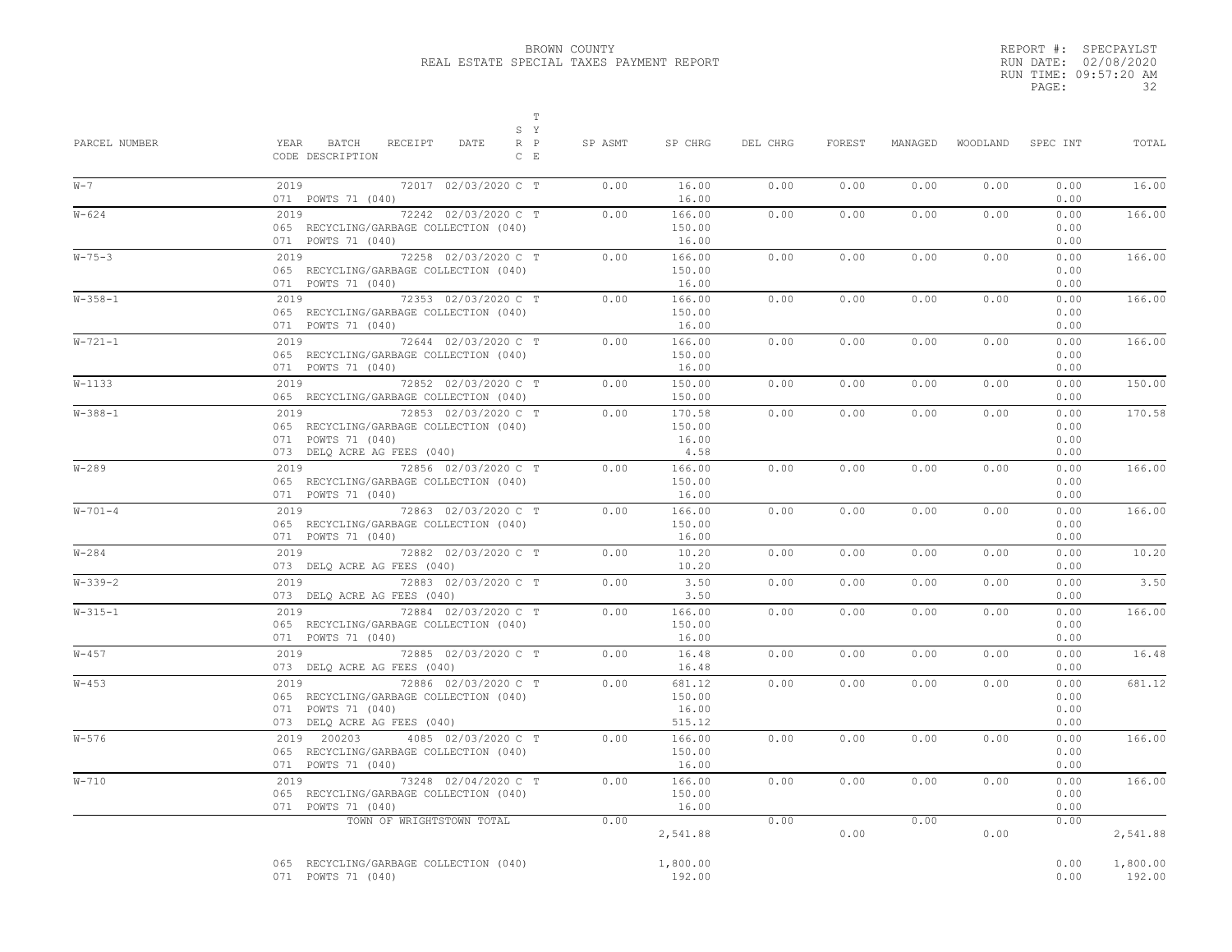# BROWN COUNTY
## REAL ESTATE SPECIAL TAXES PAYMENT REPORT

REPORT #: SPECPAYLST
RUN DATE: 02/08/2020
RUN TIME: 09:57:20 AM

| PARCEL NUMBER | YEAR BATCH RECEIPT DATE / CODE DESCRIPTION | S R C | T Y P E | SP ASMT | SP CHRG | DEL CHRG | FOREST | MANAGED | WOODLAND | SPEC INT | TOTAL |
|---|---|---|---|---|---|---|---|---|---|---|---|
| W-7 | 2019 72017 02/03/2020 | C | T | 0.00 | 16.00 | 0.00 | 0.00 | 0.00 | 0.00 | 0.00 | 16.00 |
| | 071 POWTS 71 (040) | | | | 16.00 | | | | | 0.00 | |
| W-624 | 2019 72242 02/03/2020 | C | T | 0.00 | 166.00 | 0.00 | 0.00 | 0.00 | 0.00 | 0.00 | 166.00 |
| | 065 RECYCLING/GARBAGE COLLECTION (040) | | | | 150.00 | | | | | 0.00 | |
| | 071 POWTS 71 (040) | | | | 16.00 | | | | | 0.00 | |
| W-75-3 | 2019 72258 02/03/2020 | C | T | 0.00 | 166.00 | 0.00 | 0.00 | 0.00 | 0.00 | 0.00 | 166.00 |
| | 065 RECYCLING/GARBAGE COLLECTION (040) | | | | 150.00 | | | | | 0.00 | |
| | 071 POWTS 71 (040) | | | | 16.00 | | | | | 0.00 | |
| W-358-1 | 2019 72353 02/03/2020 | C | T | 0.00 | 166.00 | 0.00 | 0.00 | 0.00 | 0.00 | 0.00 | 166.00 |
| | 065 RECYCLING/GARBAGE COLLECTION (040) | | | | 150.00 | | | | | 0.00 | |
| | 071 POWTS 71 (040) | | | | 16.00 | | | | | 0.00 | |
| W-721-1 | 2019 72644 02/03/2020 | C | T | 0.00 | 166.00 | 0.00 | 0.00 | 0.00 | 0.00 | 0.00 | 166.00 |
| | 065 RECYCLING/GARBAGE COLLECTION (040) | | | | 150.00 | | | | | 0.00 | |
| | 071 POWTS 71 (040) | | | | 16.00 | | | | | 0.00 | |
| W-1133 | 2019 72852 02/03/2020 | C | T | 0.00 | 150.00 | 0.00 | 0.00 | 0.00 | 0.00 | 0.00 | 150.00 |
| | 065 RECYCLING/GARBAGE COLLECTION (040) | | | | 150.00 | | | | | 0.00 | |
| W-388-1 | 2019 72853 02/03/2020 | C | T | 0.00 | 170.58 | 0.00 | 0.00 | 0.00 | 0.00 | 0.00 | 170.58 |
| | 065 RECYCLING/GARBAGE COLLECTION (040) | | | | 150.00 | | | | | 0.00 | |
| | 071 POWTS 71 (040) | | | | 16.00 | | | | | 0.00 | |
| | 073 DELQ ACRE AG FEES (040) | | | | 4.58 | | | | | 0.00 | |
| W-289 | 2019 72856 02/03/2020 | C | T | 0.00 | 166.00 | 0.00 | 0.00 | 0.00 | 0.00 | 0.00 | 166.00 |
| | 065 RECYCLING/GARBAGE COLLECTION (040) | | | | 150.00 | | | | | 0.00 | |
| | 071 POWTS 71 (040) | | | | 16.00 | | | | | 0.00 | |
| W-701-4 | 2019 72863 02/03/2020 | C | T | 0.00 | 166.00 | 0.00 | 0.00 | 0.00 | 0.00 | 0.00 | 166.00 |
| | 065 RECYCLING/GARBAGE COLLECTION (040) | | | | 150.00 | | | | | 0.00 | |
| | 071 POWTS 71 (040) | | | | 16.00 | | | | | 0.00 | |
| W-284 | 2019 72882 02/03/2020 | C | T | 0.00 | 10.20 | 0.00 | 0.00 | 0.00 | 0.00 | 0.00 | 10.20 |
| | 073 DELQ ACRE AG FEES (040) | | | | 10.20 | | | | | 0.00 | |
| W-339-2 | 2019 72883 02/03/2020 | C | T | 0.00 | 3.50 | 0.00 | 0.00 | 0.00 | 0.00 | 0.00 | 3.50 |
| | 073 DELQ ACRE AG FEES (040) | | | | 3.50 | | | | | 0.00 | |
| W-315-1 | 2019 72884 02/03/2020 | C | T | 0.00 | 166.00 | 0.00 | 0.00 | 0.00 | 0.00 | 0.00 | 166.00 |
| | 065 RECYCLING/GARBAGE COLLECTION (040) | | | | 150.00 | | | | | 0.00 | |
| | 071 POWTS 71 (040) | | | | 16.00 | | | | | 0.00 | |
| W-457 | 2019 72885 02/03/2020 | C | T | 0.00 | 16.48 | 0.00 | 0.00 | 0.00 | 0.00 | 0.00 | 16.48 |
| | 073 DELQ ACRE AG FEES (040) | | | | 16.48 | | | | | 0.00 | |
| W-453 | 2019 72886 02/03/2020 | C | T | 0.00 | 681.12 | 0.00 | 0.00 | 0.00 | 0.00 | 0.00 | 681.12 |
| | 065 RECYCLING/GARBAGE COLLECTION (040) | | | | 150.00 | | | | | 0.00 | |
| | 071 POWTS 71 (040) | | | | 16.00 | | | | | 0.00 | |
| | 073 DELQ ACRE AG FEES (040) | | | | 515.12 | | | | | 0.00 | |
| W-576 | 2019 200203 4085 02/03/2020 | C | T | 0.00 | 166.00 | 0.00 | 0.00 | 0.00 | 0.00 | 0.00 | 166.00 |
| | 065 RECYCLING/GARBAGE COLLECTION (040) | | | | 150.00 | | | | | 0.00 | |
| | 071 POWTS 71 (040) | | | | 16.00 | | | | | 0.00 | |
| W-710 | 2019 73248 02/04/2020 | C | T | 0.00 | 166.00 | 0.00 | 0.00 | 0.00 | 0.00 | 0.00 | 166.00 |
| | 065 RECYCLING/GARBAGE COLLECTION (040) | | | | 150.00 | | | | | 0.00 | |
| | 071 POWTS 71 (040) | | | | 16.00 | | | | | 0.00 | |
| | TOWN OF WRIGHTSTOWN TOTAL | | | 0.00 | 2,541.88 | 0.00 | 0.00 | 0.00 | 0.00 | 0.00 | 2,541.88 |
| | 065 RECYCLING/GARBAGE COLLECTION (040) | | | | 1,800.00 | | | | | 0.00 | 1,800.00 |
| | 071 POWTS 71 (040) | | | | 192.00 | | | | | 0.00 | 192.00 |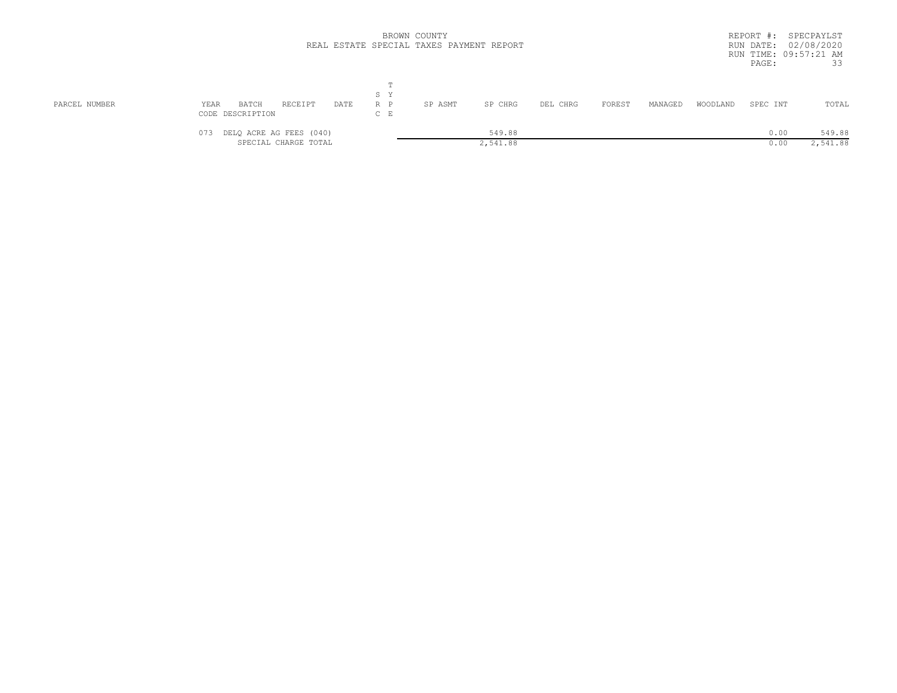BROWN COUNTY
REAL ESTATE SPECIAL TAXES PAYMENT REPORT

REPORT #: SPECPAYLST
RUN DATE: 02/08/2020
RUN TIME: 09:57:21 AM

| PARCEL NUMBER | YEAR BATCH RECEIPT DATE<br>CODE DESCRIPTION | SRC | TYPE | SP ASMT | SP CHRG | DEL CHRG | FOREST | MANAGED | WOODLAND | SPEC INT | TOTAL |
|---|---|---|---|---|---|---|---|---|---|---|---|
| | 073 DELQ ACRE AG FEES (040) | | | | 549.88 | | | | | 0.00 | 549.88 |
| | SPECIAL CHARGE TOTAL | | | | 2,541.88 | | | | | 0.00 | 2,541.88 |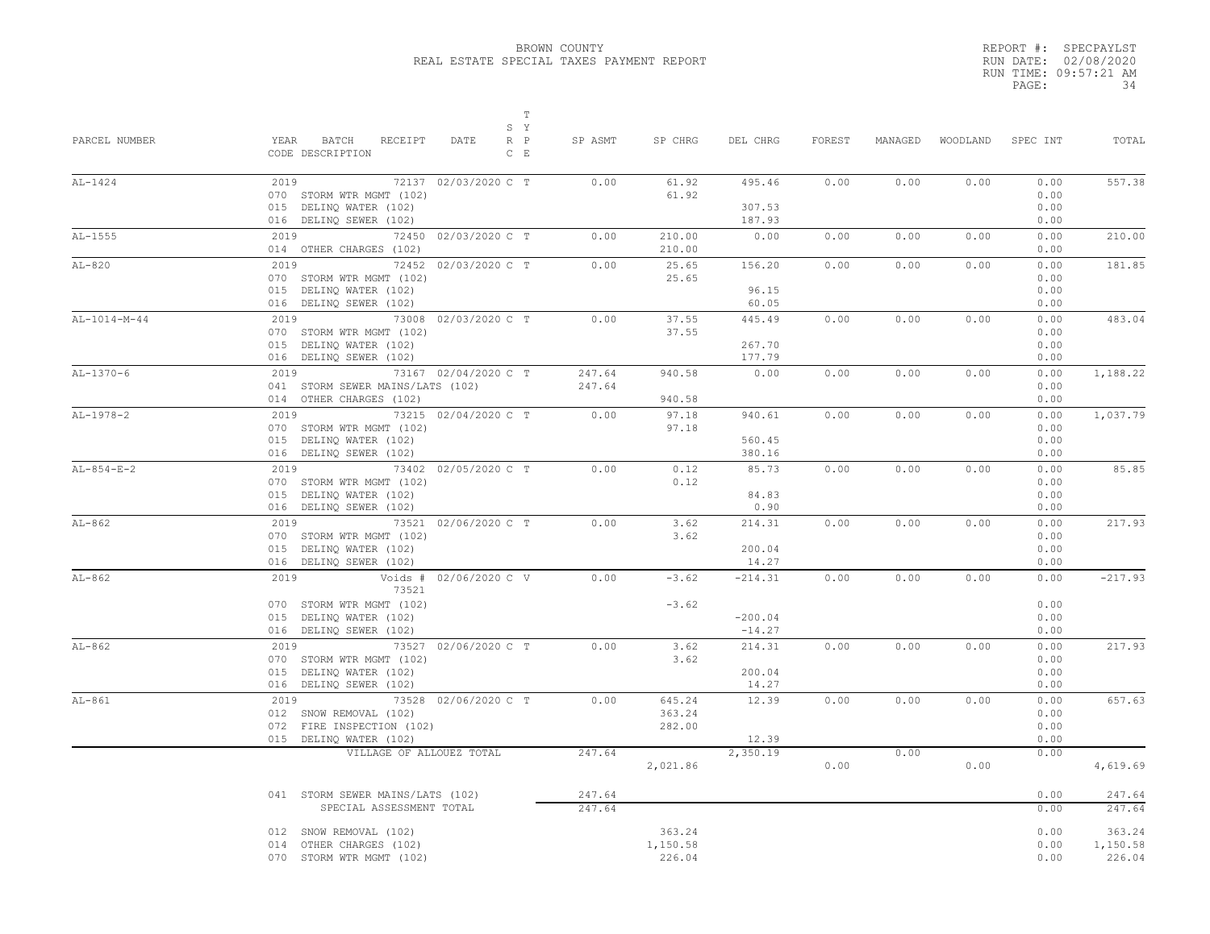BROWN COUNTY
REAL ESTATE SPECIAL TAXES PAYMENT REPORT

REPORT #: SPECPAYLST
RUN DATE: 02/08/2020
RUN TIME: 09:57:21 AM

| PARCEL NUMBER | YEAR BATCH RECEIPT CODE DESCRIPTION | DATE | S Y R P C E | T | SP ASMT | SP CHRG | DEL CHRG | FOREST | MANAGED | WOODLAND | SPEC INT | TOTAL |
|---|---|---|---|---|---|---|---|---|---|---|---|---|
| AL-1424 | 2019 72137 | 02/03/2020 | C | T | 0.00 | 61.92 | 495.46 | 0.00 | 0.00 | 0.00 | 0.00 | 557.38 |
| | 070 STORM WTR MGMT (102) | | | | | 61.92 | | | | | 0.00 | |
| | 015 DELINQ WATER (102) | | | | | | 307.53 | | | | 0.00 | |
| | 016 DELINQ SEWER (102) | | | | | | 187.93 | | | | 0.00 | |
| AL-1555 | 2019 72450 | 02/03/2020 | C | T | 0.00 | 210.00 | 0.00 | 0.00 | 0.00 | 0.00 | 0.00 | 210.00 |
| | 014 OTHER CHARGES (102) | | | | | 210.00 | | | | | 0.00 | |
| AL-820 | 2019 72452 | 02/03/2020 | C | T | 0.00 | 25.65 | 156.20 | 0.00 | 0.00 | 0.00 | 0.00 | 181.85 |
| | 070 STORM WTR MGMT (102) | | | | | 25.65 | | | | | 0.00 | |
| | 015 DELINQ WATER (102) | | | | | | 96.15 | | | | 0.00 | |
| | 016 DELINQ SEWER (102) | | | | | | 60.05 | | | | 0.00 | |
| AL-1014-M-44 | 2019 73008 | 02/03/2020 | C | T | 0.00 | 37.55 | 445.49 | 0.00 | 0.00 | 0.00 | 0.00 | 483.04 |
| | 070 STORM WTR MGMT (102) | | | | | 37.55 | | | | | 0.00 | |
| | 015 DELINQ WATER (102) | | | | | | 267.70 | | | | 0.00 | |
| | 016 DELINQ SEWER (102) | | | | | | 177.79 | | | | 0.00 | |
| AL-1370-6 | 2019 73167 | 02/04/2020 | C | T | 247.64 | 940.58 | 0.00 | 0.00 | 0.00 | 0.00 | 0.00 | 1,188.22 |
| | 041 STORM SEWER MAINS/LATS (102) | | | | 247.64 | | | | | | 0.00 | |
| | 014 OTHER CHARGES (102) | | | | | 940.58 | | | | | 0.00 | |
| AL-1978-2 | 2019 73215 | 02/04/2020 | C | T | 0.00 | 97.18 | 940.61 | 0.00 | 0.00 | 0.00 | 0.00 | 1,037.79 |
| | 070 STORM WTR MGMT (102) | | | | | 97.18 | | | | | 0.00 | |
| | 015 DELINQ WATER (102) | | | | | | 560.45 | | | | 0.00 | |
| | 016 DELINQ SEWER (102) | | | | | | 380.16 | | | | 0.00 | |
| AL-854-E-2 | 2019 73402 | 02/05/2020 | C | T | 0.00 | 0.12 | 85.73 | 0.00 | 0.00 | 0.00 | 0.00 | 85.85 |
| | 070 STORM WTR MGMT (102) | | | | | 0.12 | | | | | 0.00 | |
| | 015 DELINQ WATER (102) | | | | | | 84.83 | | | | 0.00 | |
| | 016 DELINQ SEWER (102) | | | | | | 0.90 | | | | 0.00 | |
| AL-862 | 2019 73521 | 02/06/2020 | C | T | 0.00 | 3.62 | 214.31 | 0.00 | 0.00 | 0.00 | 0.00 | 217.93 |
| | 070 STORM WTR MGMT (102) | | | | | 3.62 | | | | | 0.00 | |
| | 015 DELINQ WATER (102) | | | | | | 200.04 | | | | 0.00 | |
| | 016 DELINQ SEWER (102) | | | | | | 14.27 | | | | 0.00 | |
| AL-862 | 2019 Voids # 73521 | 02/06/2020 | C | V | 0.00 | -3.62 | -214.31 | 0.00 | 0.00 | 0.00 | 0.00 | -217.93 |
| | 070 STORM WTR MGMT (102) | | | | | -3.62 | | | | | 0.00 | |
| | 015 DELINQ WATER (102) | | | | | | -200.04 | | | | 0.00 | |
| | 016 DELINQ SEWER (102) | | | | | | -14.27 | | | | 0.00 | |
| AL-862 | 2019 73527 | 02/06/2020 | C | T | 0.00 | 3.62 | 214.31 | 0.00 | 0.00 | 0.00 | 0.00 | 217.93 |
| | 070 STORM WTR MGMT (102) | | | | | 3.62 | | | | | 0.00 | |
| | 015 DELINQ WATER (102) | | | | | | 200.04 | | | | 0.00 | |
| | 016 DELINQ SEWER (102) | | | | | | 14.27 | | | | 0.00 | |
| AL-861 | 2019 73528 | 02/06/2020 | C | T | 0.00 | 645.24 | 12.39 | 0.00 | 0.00 | 0.00 | 0.00 | 657.63 |
| | 012 SNOW REMOVAL (102) | | | | | 363.24 | | | | | 0.00 | |
| | 072 FIRE INSPECTION (102) | | | | | 282.00 | | | | | 0.00 | |
| | 015 DELINQ WATER (102) | | | | | | 12.39 | | | | 0.00 | |
| | VILLAGE OF ALLOUEZ TOTAL | | | | 247.64 | 2,021.86 | 2,350.19 | 0.00 | 0.00 | 0.00 | 0.00 | 4,619.69 |
| | 041 STORM SEWER MAINS/LATS (102) | | | | 247.64 | | | | | | 0.00 | 247.64 |
| | SPECIAL ASSESSMENT TOTAL | | | | 247.64 | | | | | | 0.00 | 247.64 |
| | 012 SNOW REMOVAL (102) | | | | | 363.24 | | | | | 0.00 | 363.24 |
| | 014 OTHER CHARGES (102) | | | | | 1,150.58 | | | | | 0.00 | 1,150.58 |
| | 070 STORM WTR MGMT (102) | | | | | 226.04 | | | | | 0.00 | 226.04 |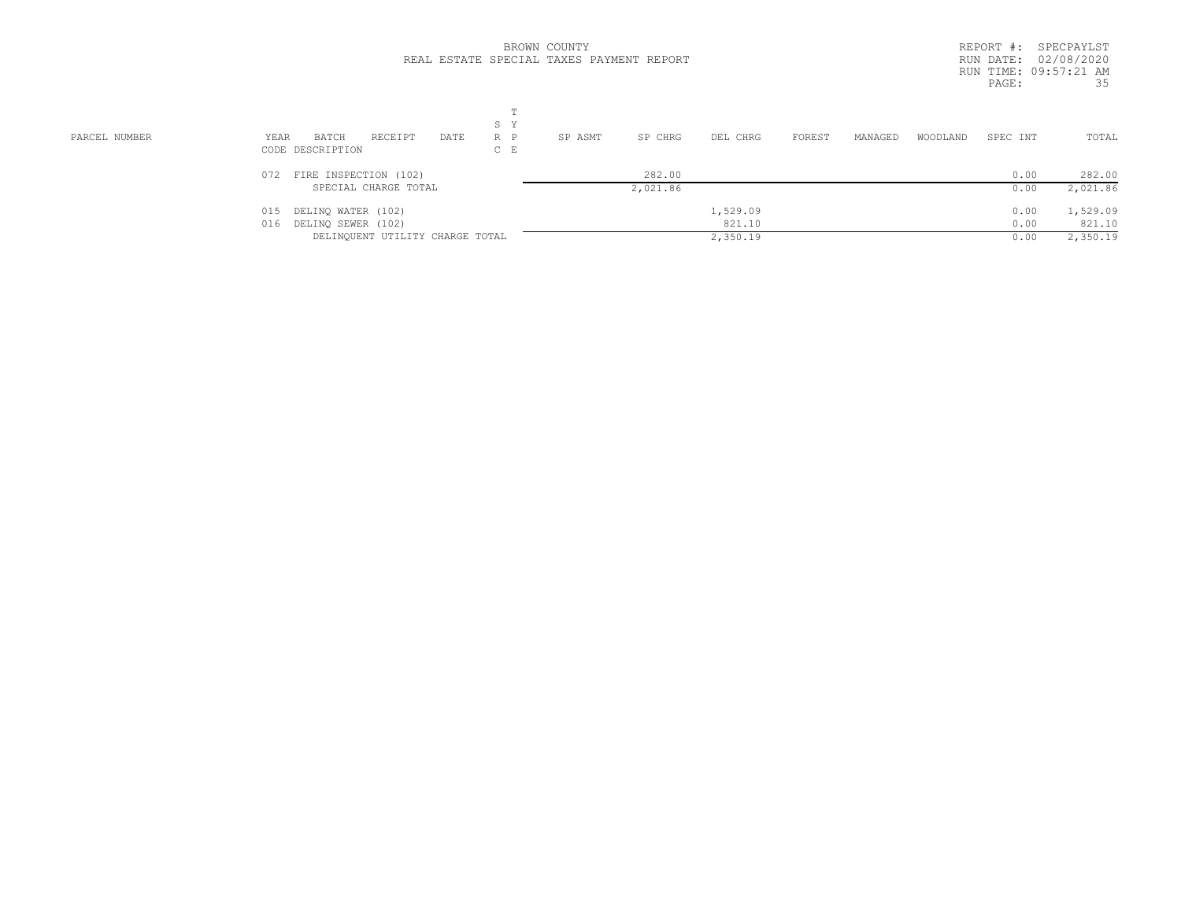# BROWN COUNTY
## REAL ESTATE SPECIAL TAXES PAYMENT REPORT

REPORT #: SPECPAYLST
RUN DATE: 02/08/2020
RUN TIME: 09:57:21 AM

| PARCEL NUMBER | YEAR / CODE | BATCH / DESCRIPTION | RECEIPT | DATE | S R C | T Y P E | SP ASMT | SP CHRG | DEL CHRG | FOREST | MANAGED | WOODLAND | SPEC INT | TOTAL |
|---|---|---|---|---|---|---|---|---|---|---|---|---|---|---|
| | 072 | FIRE INSPECTION (102) | | | | | | 282.00 | | | | | 0.00 | 282.00 |
| | | SPECIAL CHARGE TOTAL | | | | | | 2,021.86 | | | | | 0.00 | 2,021.86 |
| | 015 | DELINQ WATER (102) | | | | | | | 1,529.09 | | | | 0.00 | 1,529.09 |
| | 016 | DELINQ SEWER (102) | | | | | | | 821.10 | | | | 0.00 | 821.10 |
| | | DELINQUENT UTILITY CHARGE TOTAL | | | | | | | 2,350.19 | | | | 0.00 | 2,350.19 |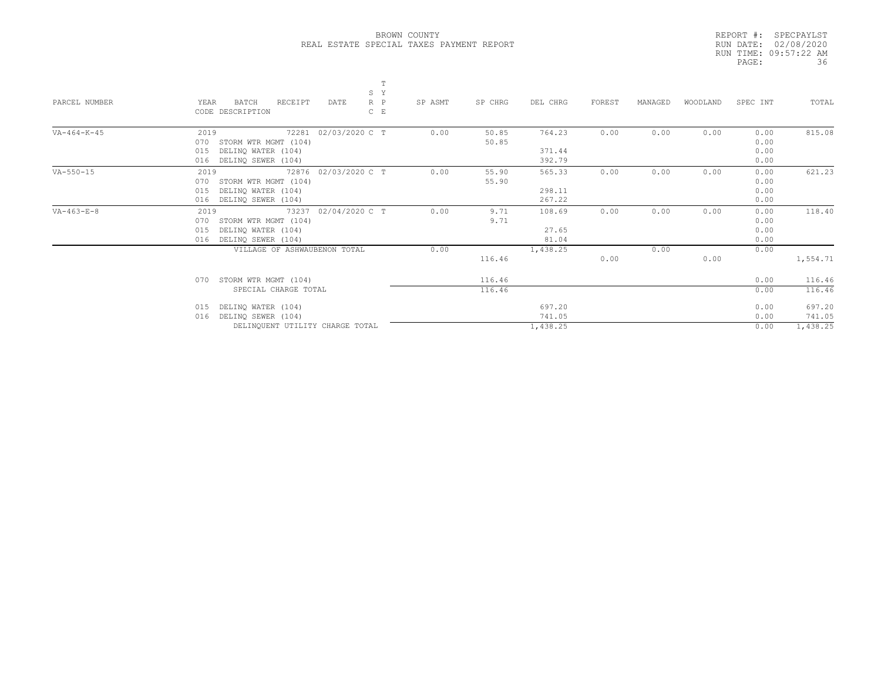BROWN COUNTY
REAL ESTATE SPECIAL TAXES PAYMENT REPORT

REPORT #: SPECPAYLST
RUN DATE: 02/08/2020
RUN TIME: 09:57:22 AM

| PARCEL NUMBER | YEAR BATCH RECEIPT DATE CODE DESCRIPTION | S R C | T Y P E | SP ASMT | SP CHRG | DEL CHRG | FOREST | MANAGED | WOODLAND | SPEC INT | TOTAL |
|---|---|---|---|---|---|---|---|---|---|---|---|
| VA-464-K-45 | 2019 72281 02/03/2020 | C | T | 0.00 | 50.85 | 764.23 | 0.00 | 0.00 | 0.00 | 0.00 | 815.08 |
| | 070 STORM WTR MGMT (104) | | | | 50.85 | | | | | 0.00 | |
| | 015 DELINQ WATER (104) | | | | | 371.44 | | | | 0.00 | |
| | 016 DELINQ SEWER (104) | | | | | 392.79 | | | | 0.00 | |
| VA-550-15 | 2019 72876 02/03/2020 | C | T | 0.00 | 55.90 | 565.33 | 0.00 | 0.00 | 0.00 | 0.00 | 621.23 |
| | 070 STORM WTR MGMT (104) | | | | 55.90 | | | | | 0.00 | |
| | 015 DELINQ WATER (104) | | | | | 298.11 | | | | 0.00 | |
| | 016 DELINQ SEWER (104) | | | | | 267.22 | | | | 0.00 | |
| VA-463-E-8 | 2019 73237 02/04/2020 | C | T | 0.00 | 9.71 | 108.69 | 0.00 | 0.00 | 0.00 | 0.00 | 118.40 |
| | 070 STORM WTR MGMT (104) | | | | 9.71 | | | | | 0.00 | |
| | 015 DELINQ WATER (104) | | | | | 27.65 | | | | 0.00 | |
| | 016 DELINQ SEWER (104) | | | | | 81.04 | | | | 0.00 | |
| | VILLAGE OF ASHWAUBENON TOTAL | | | 0.00 | 116.46 | 1,438.25 | 0.00 | 0.00 | 0.00 | 0.00 | 1,554.71 |
| | 070 STORM WTR MGMT (104) | | | | 116.46 | | | | | 0.00 | 116.46 |
| | SPECIAL CHARGE TOTAL | | | | 116.46 | | | | | 0.00 | 116.46 |
| | 015 DELINQ WATER (104) | | | | | 697.20 | | | | 0.00 | 697.20 |
| | 016 DELINQ SEWER (104) | | | | | 741.05 | | | | 0.00 | 741.05 |
| | DELINQUENT UTILITY CHARGE TOTAL | | | | | 1,438.25 | | | | 0.00 | 1,438.25 |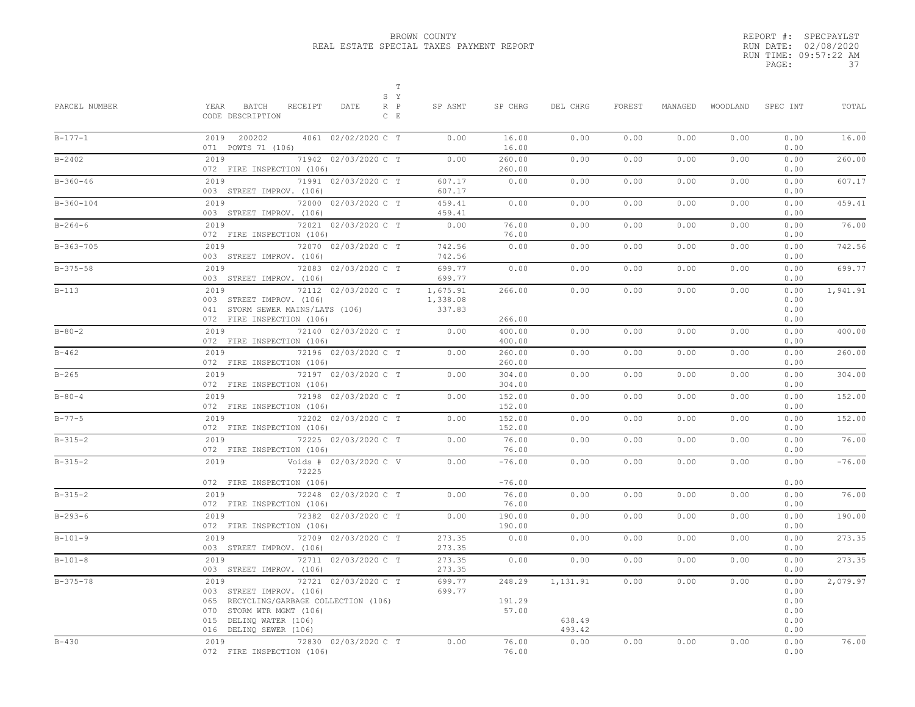BROWN COUNTY
REAL ESTATE SPECIAL TAXES PAYMENT REPORT

REPORT #: SPECPAYLST
RUN DATE: 02/08/2020
RUN TIME: 09:57:22 AM

| PARCEL NUMBER | YEAR BATCH RECEIPT DATE / CODE DESCRIPTION | S R C | T Y P E | SP ASMT | SP CHRG | DEL CHRG | FOREST | MANAGED | WOODLAND | SPEC INT | TOTAL |
|---|---|---|---|---|---|---|---|---|---|---|---|
| B-177-1 | 2019 200202 4061 02/02/2020 | C | T | 0.00 | 16.00 | 0.00 | 0.00 | 0.00 | 0.00 | 0.00 | 16.00 |
| | 071 POWTS 71 (106) | | | | 16.00 | | | | | 0.00 | |
| B-2402 | 2019 71942 02/03/2020 | C | T | 0.00 | 260.00 | 0.00 | 0.00 | 0.00 | 0.00 | 0.00 | 260.00 |
| | 072 FIRE INSPECTION (106) | | | | 260.00 | | | | | 0.00 | |
| B-360-46 | 2019 71991 02/03/2020 | C | T | 607.17 | 0.00 | 0.00 | 0.00 | 0.00 | 0.00 | 0.00 | 607.17 |
| | 003 STREET IMPROV. (106) | | | 607.17 | | | | | | 0.00 | |
| B-360-104 | 2019 72000 02/03/2020 | C | T | 459.41 | 0.00 | 0.00 | 0.00 | 0.00 | 0.00 | 0.00 | 459.41 |
| | 003 STREET IMPROV. (106) | | | 459.41 | | | | | | 0.00 | |
| B-264-6 | 2019 72021 02/03/2020 | C | T | 0.00 | 76.00 | 0.00 | 0.00 | 0.00 | 0.00 | 0.00 | 76.00 |
| | 072 FIRE INSPECTION (106) | | | | 76.00 | | | | | 0.00 | |
| B-363-705 | 2019 72070 02/03/2020 | C | T | 742.56 | 0.00 | 0.00 | 0.00 | 0.00 | 0.00 | 0.00 | 742.56 |
| | 003 STREET IMPROV. (106) | | | 742.56 | | | | | | 0.00 | |
| B-375-58 | 2019 72083 02/03/2020 | C | T | 699.77 | 0.00 | 0.00 | 0.00 | 0.00 | 0.00 | 0.00 | 699.77 |
| | 003 STREET IMPROV. (106) | | | 699.77 | | | | | | 0.00 | |
| B-113 | 2019 72112 02/03/2020 | C | T | 1,675.91 | 266.00 | 0.00 | 0.00 | 0.00 | 0.00 | 0.00 | 1,941.91 |
| | 003 STREET IMPROV. (106) | | | 1,338.08 | | | | | | 0.00 | |
| | 041 STORM SEWER MAINS/LATS (106) | | | 337.83 | | | | | | 0.00 | |
| | 072 FIRE INSPECTION (106) | | | | 266.00 | | | | | 0.00 | |
| B-80-2 | 2019 72140 02/03/2020 | C | T | 0.00 | 400.00 | 0.00 | 0.00 | 0.00 | 0.00 | 0.00 | 400.00 |
| | 072 FIRE INSPECTION (106) | | | | 400.00 | | | | | 0.00 | |
| B-462 | 2019 72196 02/03/2020 | C | T | 0.00 | 260.00 | 0.00 | 0.00 | 0.00 | 0.00 | 0.00 | 260.00 |
| | 072 FIRE INSPECTION (106) | | | | 260.00 | | | | | 0.00 | |
| B-265 | 2019 72197 02/03/2020 | C | T | 0.00 | 304.00 | 0.00 | 0.00 | 0.00 | 0.00 | 0.00 | 304.00 |
| | 072 FIRE INSPECTION (106) | | | | 304.00 | | | | | 0.00 | |
| B-80-4 | 2019 72198 02/03/2020 | C | T | 0.00 | 152.00 | 0.00 | 0.00 | 0.00 | 0.00 | 0.00 | 152.00 |
| | 072 FIRE INSPECTION (106) | | | | 152.00 | | | | | 0.00 | |
| B-77-5 | 2019 72202 02/03/2020 | C | T | 0.00 | 152.00 | 0.00 | 0.00 | 0.00 | 0.00 | 0.00 | 152.00 |
| | 072 FIRE INSPECTION (106) | | | | 152.00 | | | | | 0.00 | |
| B-315-2 | 2019 72225 02/03/2020 | C | T | 0.00 | 76.00 | 0.00 | 0.00 | 0.00 | 0.00 | 0.00 | 76.00 |
| | 072 FIRE INSPECTION (106) | | | | 76.00 | | | | | 0.00 | |
| B-315-2 | 2019 Voids # 72225 02/03/2020 | C | V | 0.00 | -76.00 | 0.00 | 0.00 | 0.00 | 0.00 | 0.00 | -76.00 |
| | 072 FIRE INSPECTION (106) | | | | -76.00 | | | | | 0.00 | |
| B-315-2 | 2019 72248 02/03/2020 | C | T | 0.00 | 76.00 | 0.00 | 0.00 | 0.00 | 0.00 | 0.00 | 76.00 |
| | 072 FIRE INSPECTION (106) | | | | 76.00 | | | | | 0.00 | |
| B-293-6 | 2019 72382 02/03/2020 | C | T | 0.00 | 190.00 | 0.00 | 0.00 | 0.00 | 0.00 | 0.00 | 190.00 |
| | 072 FIRE INSPECTION (106) | | | | 190.00 | | | | | 0.00 | |
| B-101-9 | 2019 72709 02/03/2020 | C | T | 273.35 | 0.00 | 0.00 | 0.00 | 0.00 | 0.00 | 0.00 | 273.35 |
| | 003 STREET IMPROV. (106) | | | 273.35 | | | | | | 0.00 | |
| B-101-8 | 2019 72711 02/03/2020 | C | T | 273.35 | 0.00 | 0.00 | 0.00 | 0.00 | 0.00 | 0.00 | 273.35 |
| | 003 STREET IMPROV. (106) | | | 273.35 | | | | | | 0.00 | |
| B-375-78 | 2019 72721 02/03/2020 | C | T | 699.77 | 248.29 | 1,131.91 | 0.00 | 0.00 | 0.00 | 0.00 | 2,079.97 |
| | 003 STREET IMPROV. (106) | | | 699.77 | | | | | | 0.00 | |
| | 065 RECYCLING/GARBAGE COLLECTION (106) | | | | 191.29 | | | | | 0.00 | |
| | 070 STORM WTR MGMT (106) | | | | 57.00 | | | | | 0.00 | |
| | 015 DELINQ WATER (106) | | | | | 638.49 | | | | 0.00 | |
| | 016 DELINQ SEWER (106) | | | | | 493.42 | | | | 0.00 | |
| B-430 | 2019 72830 02/03/2020 | C | T | 0.00 | 76.00 | 0.00 | 0.00 | 0.00 | 0.00 | 0.00 | 76.00 |
| | 072 FIRE INSPECTION (106) | | | | 76.00 | | | | | 0.00 | |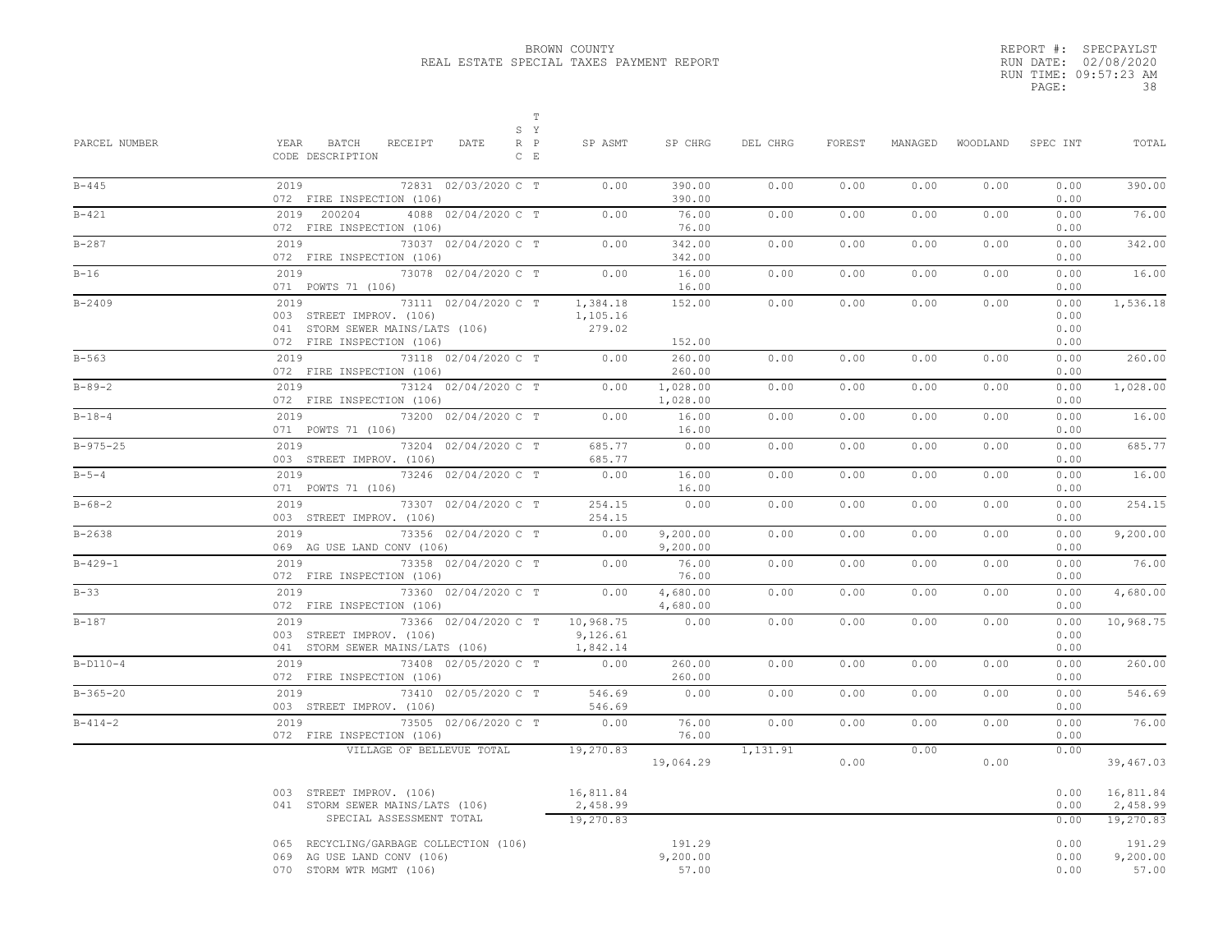BROWN COUNTY
REAL ESTATE SPECIAL TAXES PAYMENT REPORT

REPORT #: SPECPAYLST
RUN DATE: 02/08/2020
RUN TIME: 09:57:23 AM

| PARCEL NUMBER | YEAR BATCH RECEIPT DATE / CODE DESCRIPTION | S R C | T Y P E | SP ASMT | SP CHRG | DEL CHRG | FOREST | MANAGED | WOODLAND | SPEC INT | TOTAL |
|---|---|---|---|---|---|---|---|---|---|---|---|
| B-445 | 2019 72831 02/03/2020 | C | T | 0.00 | 390.00 | 0.00 | 0.00 | 0.00 | 0.00 | 0.00 | 390.00 |
| | 072 FIRE INSPECTION (106) | | | | 390.00 | | | | | 0.00 | |
| B-421 | 2019 200204 4088 02/04/2020 | C | T | 0.00 | 76.00 | 0.00 | 0.00 | 0.00 | 0.00 | 0.00 | 76.00 |
| | 072 FIRE INSPECTION (106) | | | | 76.00 | | | | | 0.00 | |
| B-287 | 2019 73037 02/04/2020 | C | T | 0.00 | 342.00 | 0.00 | 0.00 | 0.00 | 0.00 | 0.00 | 342.00 |
| | 072 FIRE INSPECTION (106) | | | | 342.00 | | | | | 0.00 | |
| B-16 | 2019 73078 02/04/2020 | C | T | 0.00 | 16.00 | 0.00 | 0.00 | 0.00 | 0.00 | 0.00 | 16.00 |
| | 071 POWTS 71 (106) | | | | 16.00 | | | | | 0.00 | |
| B-2409 | 2019 73111 02/04/2020 | C | T | 1,384.18 | 152.00 | 0.00 | 0.00 | 0.00 | 0.00 | 0.00 | 1,536.18 |
| | 003 STREET IMPROV. (106) | | | 1,105.16 | | | | | | 0.00 | |
| | 041 STORM SEWER MAINS/LATS (106) | | | 279.02 | | | | | | 0.00 | |
| | 072 FIRE INSPECTION (106) | | | | 152.00 | | | | | 0.00 | |
| B-563 | 2019 73118 02/04/2020 | C | T | 0.00 | 260.00 | 0.00 | 0.00 | 0.00 | 0.00 | 0.00 | 260.00 |
| | 072 FIRE INSPECTION (106) | | | | 260.00 | | | | | 0.00 | |
| B-89-2 | 2019 73124 02/04/2020 | C | T | 0.00 | 1,028.00 | 0.00 | 0.00 | 0.00 | 0.00 | 0.00 | 1,028.00 |
| | 072 FIRE INSPECTION (106) | | | | 1,028.00 | | | | | 0.00 | |
| B-18-4 | 2019 73200 02/04/2020 | C | T | 0.00 | 16.00 | 0.00 | 0.00 | 0.00 | 0.00 | 0.00 | 16.00 |
| | 071 POWTS 71 (106) | | | | 16.00 | | | | | 0.00 | |
| B-975-25 | 2019 73204 02/04/2020 | C | T | 685.77 | 0.00 | 0.00 | 0.00 | 0.00 | 0.00 | 0.00 | 685.77 |
| | 003 STREET IMPROV. (106) | | | 685.77 | | | | | | 0.00 | |
| B-5-4 | 2019 73246 02/04/2020 | C | T | 0.00 | 16.00 | 0.00 | 0.00 | 0.00 | 0.00 | 0.00 | 16.00 |
| | 071 POWTS 71 (106) | | | | 16.00 | | | | | 0.00 | |
| B-68-2 | 2019 73307 02/04/2020 | C | T | 254.15 | 0.00 | 0.00 | 0.00 | 0.00 | 0.00 | 0.00 | 254.15 |
| | 003 STREET IMPROV. (106) | | | 254.15 | | | | | | 0.00 | |
| B-2638 | 2019 73356 02/04/2020 | C | T | 0.00 | 9,200.00 | 0.00 | 0.00 | 0.00 | 0.00 | 0.00 | 9,200.00 |
| | 069 AG USE LAND CONV (106) | | | | 9,200.00 | | | | | 0.00 | |
| B-429-1 | 2019 73358 02/04/2020 | C | T | 0.00 | 76.00 | 0.00 | 0.00 | 0.00 | 0.00 | 0.00 | 76.00 |
| | 072 FIRE INSPECTION (106) | | | | 76.00 | | | | | 0.00 | |
| B-33 | 2019 73360 02/04/2020 | C | T | 0.00 | 4,680.00 | 0.00 | 0.00 | 0.00 | 0.00 | 0.00 | 4,680.00 |
| | 072 FIRE INSPECTION (106) | | | | 4,680.00 | | | | | 0.00 | |
| B-187 | 2019 73366 02/04/2020 | C | T | 10,968.75 | 0.00 | 0.00 | 0.00 | 0.00 | 0.00 | 0.00 | 10,968.75 |
| | 003 STREET IMPROV. (106) | | | 9,126.61 | | | | | | 0.00 | |
| | 041 STORM SEWER MAINS/LATS (106) | | | 1,842.14 | | | | | | 0.00 | |
| B-D110-4 | 2019 73408 02/05/2020 | C | T | 0.00 | 260.00 | 0.00 | 0.00 | 0.00 | 0.00 | 0.00 | 260.00 |
| | 072 FIRE INSPECTION (106) | | | | 260.00 | | | | | 0.00 | |
| B-365-20 | 2019 73410 02/05/2020 | C | T | 546.69 | 0.00 | 0.00 | 0.00 | 0.00 | 0.00 | 0.00 | 546.69 |
| | 003 STREET IMPROV. (106) | | | 546.69 | | | | | | 0.00 | |
| B-414-2 | 2019 73505 02/06/2020 | C | T | 0.00 | 76.00 | 0.00 | 0.00 | 0.00 | 0.00 | 0.00 | 76.00 |
| | 072 FIRE INSPECTION (106) | | | | 76.00 | | | | | 0.00 | |
| | VILLAGE OF BELLEVUE TOTAL | | | 19,270.83 | 19,064.29 | 1,131.91 | 0.00 | 0.00 | 0.00 | 0.00 | 39,467.03 |

| CODE DESCRIPTION | SP ASMT | SP CHRG | SPEC INT | TOTAL |
|---|---|---|---|---|
| 003 STREET IMPROV. (106) | 16,811.84 | | 0.00 | 16,811.84 |
| 041 STORM SEWER MAINS/LATS (106) | 2,458.99 | | 0.00 | 2,458.99 |
| SPECIAL ASSESSMENT TOTAL | 19,270.83 | | 0.00 | 19,270.83 |
| 065 RECYCLING/GARBAGE COLLECTION (106) | | 191.29 | 0.00 | 191.29 |
| 069 AG USE LAND CONV (106) | | 9,200.00 | 0.00 | 9,200.00 |
| 070 STORM WTR MGMT (106) | | 57.00 | 0.00 | 57.00 |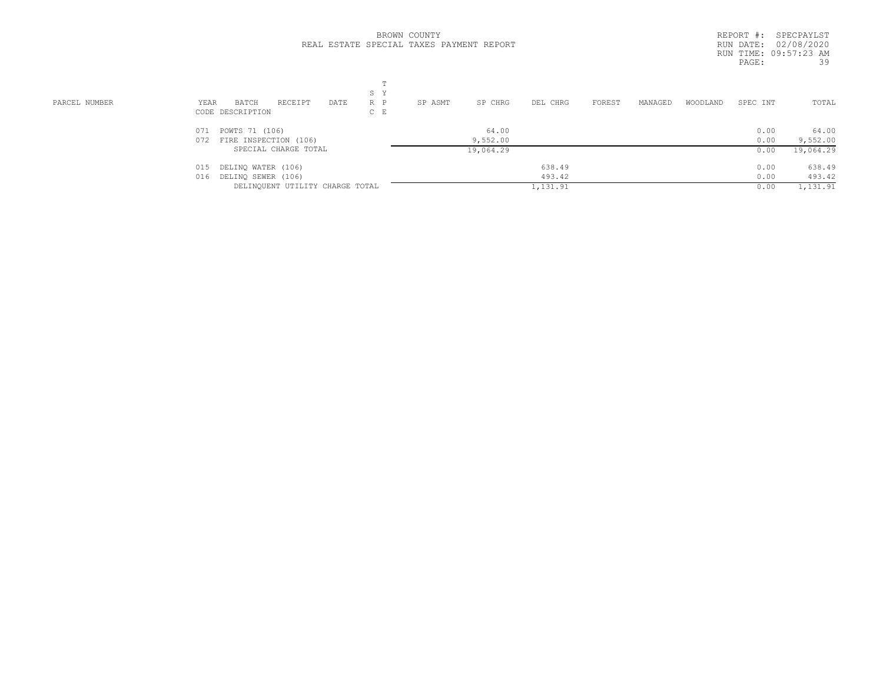BROWN COUNTY
REAL ESTATE SPECIAL TAXES PAYMENT REPORT

REPORT #: SPECPAYLST
RUN DATE: 02/08/2020
RUN TIME: 09:57:23 AM

| PARCEL NUMBER | YEAR / CODE | BATCH / DESCRIPTION | RECEIPT | DATE | S R C | T Y P E | SP ASMT | SP CHRG | DEL CHRG | FOREST | MANAGED | WOODLAND | SPEC INT | TOTAL |
|---|---|---|---|---|---|---|---|---|---|---|---|---|---|---|
| | 071 | POWTS 71 (106) | | | | | | 64.00 | | | | | 0.00 | 64.00 |
| | 072 | FIRE INSPECTION (106) | | | | | | 9,552.00 | | | | | 0.00 | 9,552.00 |
| | | SPECIAL CHARGE TOTAL | | | | | | 19,064.29 | | | | | 0.00 | 19,064.29 |
| | 015 | DELINQ WATER (106) | | | | | | | 638.49 | | | | 0.00 | 638.49 |
| | 016 | DELINQ SEWER (106) | | | | | | | 493.42 | | | | 0.00 | 493.42 |
| | | DELINQUENT UTILITY CHARGE TOTAL | | | | | | | 1,131.91 | | | | 0.00 | 1,131.91 |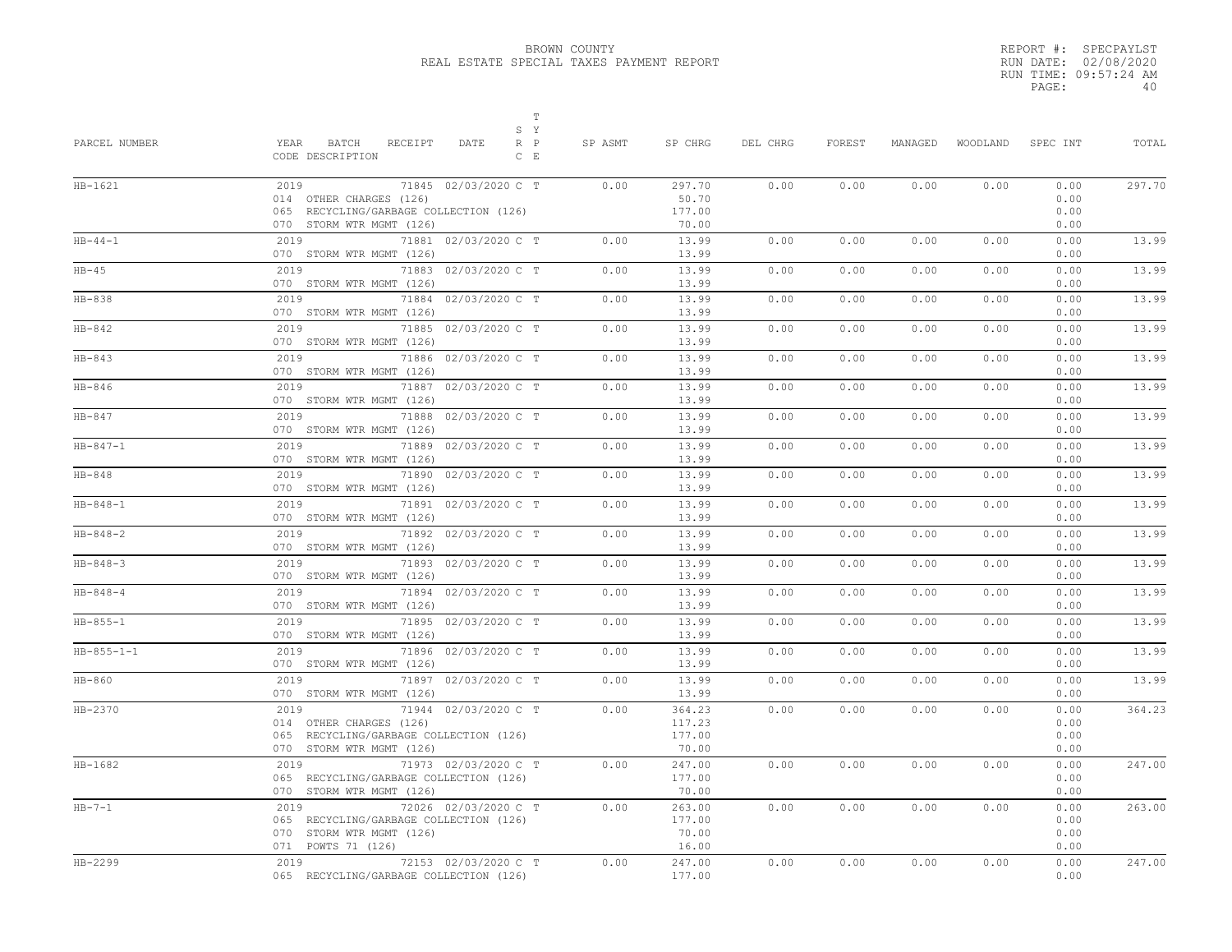BROWN COUNTY
REAL ESTATE SPECIAL TAXES PAYMENT REPORT

REPORT #: SPECPAYLST
RUN DATE: 02/08/2020
RUN TIME: 09:57:24 AM
PAGE: 40

| PARCEL NUMBER | YEAR BATCH RECEIPT DATE / CODE DESCRIPTION | S R C | T Y P E | SP ASMT | SP CHRG | DEL CHRG | FOREST | MANAGED | WOODLAND | SPEC INT | TOTAL |
|---|---|---|---|---|---|---|---|---|---|---|---|
| HB-1621 | 2019 71845 02/03/2020 | C | T | 0.00 | 297.70 | 0.00 | 0.00 | 0.00 | 0.00 | 0.00 | 297.70 |
| | 014 OTHER CHARGES (126) | | | | 50.70 | | | | | 0.00 | |
| | 065 RECYCLING/GARBAGE COLLECTION (126) | | | | 177.00 | | | | | 0.00 | |
| | 070 STORM WTR MGMT (126) | | | | 70.00 | | | | | 0.00 | |
| HB-44-1 | 2019 71881 02/03/2020 | C | T | 0.00 | 13.99 | 0.00 | 0.00 | 0.00 | 0.00 | 0.00 | 13.99 |
| | 070 STORM WTR MGMT (126) | | | | 13.99 | | | | | 0.00 | |
| HB-45 | 2019 71883 02/03/2020 | C | T | 0.00 | 13.99 | 0.00 | 0.00 | 0.00 | 0.00 | 0.00 | 13.99 |
| | 070 STORM WTR MGMT (126) | | | | 13.99 | | | | | 0.00 | |
| HB-838 | 2019 71884 02/03/2020 | C | T | 0.00 | 13.99 | 0.00 | 0.00 | 0.00 | 0.00 | 0.00 | 13.99 |
| | 070 STORM WTR MGMT (126) | | | | 13.99 | | | | | 0.00 | |
| HB-842 | 2019 71885 02/03/2020 | C | T | 0.00 | 13.99 | 0.00 | 0.00 | 0.00 | 0.00 | 0.00 | 13.99 |
| | 070 STORM WTR MGMT (126) | | | | 13.99 | | | | | 0.00 | |
| HB-843 | 2019 71886 02/03/2020 | C | T | 0.00 | 13.99 | 0.00 | 0.00 | 0.00 | 0.00 | 0.00 | 13.99 |
| | 070 STORM WTR MGMT (126) | | | | 13.99 | | | | | 0.00 | |
| HB-846 | 2019 71887 02/03/2020 | C | T | 0.00 | 13.99 | 0.00 | 0.00 | 0.00 | 0.00 | 0.00 | 13.99 |
| | 070 STORM WTR MGMT (126) | | | | 13.99 | | | | | 0.00 | |
| HB-847 | 2019 71888 02/03/2020 | C | T | 0.00 | 13.99 | 0.00 | 0.00 | 0.00 | 0.00 | 0.00 | 13.99 |
| | 070 STORM WTR MGMT (126) | | | | 13.99 | | | | | 0.00 | |
| HB-847-1 | 2019 71889 02/03/2020 | C | T | 0.00 | 13.99 | 0.00 | 0.00 | 0.00 | 0.00 | 0.00 | 13.99 |
| | 070 STORM WTR MGMT (126) | | | | 13.99 | | | | | 0.00 | |
| HB-848 | 2019 71890 02/03/2020 | C | T | 0.00 | 13.99 | 0.00 | 0.00 | 0.00 | 0.00 | 0.00 | 13.99 |
| | 070 STORM WTR MGMT (126) | | | | 13.99 | | | | | 0.00 | |
| HB-848-1 | 2019 71891 02/03/2020 | C | T | 0.00 | 13.99 | 0.00 | 0.00 | 0.00 | 0.00 | 0.00 | 13.99 |
| | 070 STORM WTR MGMT (126) | | | | 13.99 | | | | | 0.00 | |
| HB-848-2 | 2019 71892 02/03/2020 | C | T | 0.00 | 13.99 | 0.00 | 0.00 | 0.00 | 0.00 | 0.00 | 13.99 |
| | 070 STORM WTR MGMT (126) | | | | 13.99 | | | | | 0.00 | |
| HB-848-3 | 2019 71893 02/03/2020 | C | T | 0.00 | 13.99 | 0.00 | 0.00 | 0.00 | 0.00 | 0.00 | 13.99 |
| | 070 STORM WTR MGMT (126) | | | | 13.99 | | | | | 0.00 | |
| HB-848-4 | 2019 71894 02/03/2020 | C | T | 0.00 | 13.99 | 0.00 | 0.00 | 0.00 | 0.00 | 0.00 | 13.99 |
| | 070 STORM WTR MGMT (126) | | | | 13.99 | | | | | 0.00 | |
| HB-855-1 | 2019 71895 02/03/2020 | C | T | 0.00 | 13.99 | 0.00 | 0.00 | 0.00 | 0.00 | 0.00 | 13.99 |
| | 070 STORM WTR MGMT (126) | | | | 13.99 | | | | | 0.00 | |
| HB-855-1-1 | 2019 71896 02/03/2020 | C | T | 0.00 | 13.99 | 0.00 | 0.00 | 0.00 | 0.00 | 0.00 | 13.99 |
| | 070 STORM WTR MGMT (126) | | | | 13.99 | | | | | 0.00 | |
| HB-860 | 2019 71897 02/03/2020 | C | T | 0.00 | 13.99 | 0.00 | 0.00 | 0.00 | 0.00 | 0.00 | 13.99 |
| | 070 STORM WTR MGMT (126) | | | | 13.99 | | | | | 0.00 | |
| HB-2370 | 2019 71944 02/03/2020 | C | T | 0.00 | 364.23 | 0.00 | 0.00 | 0.00 | 0.00 | 0.00 | 364.23 |
| | 014 OTHER CHARGES (126) | | | | 117.23 | | | | | 0.00 | |
| | 065 RECYCLING/GARBAGE COLLECTION (126) | | | | 177.00 | | | | | 0.00 | |
| | 070 STORM WTR MGMT (126) | | | | 70.00 | | | | | 0.00 | |
| HB-1682 | 2019 71973 02/03/2020 | C | T | 0.00 | 247.00 | 0.00 | 0.00 | 0.00 | 0.00 | 0.00 | 247.00 |
| | 065 RECYCLING/GARBAGE COLLECTION (126) | | | | 177.00 | | | | | 0.00 | |
| | 070 STORM WTR MGMT (126) | | | | 70.00 | | | | | 0.00 | |
| HB-7-1 | 2019 72026 02/03/2020 | C | T | 0.00 | 263.00 | 0.00 | 0.00 | 0.00 | 0.00 | 0.00 | 263.00 |
| | 065 RECYCLING/GARBAGE COLLECTION (126) | | | | 177.00 | | | | | 0.00 | |
| | 070 STORM WTR MGMT (126) | | | | 70.00 | | | | | 0.00 | |
| | 071 POWTS 71 (126) | | | | 16.00 | | | | | 0.00 | |
| HB-2299 | 2019 72153 02/03/2020 | C | T | 0.00 | 247.00 | 0.00 | 0.00 | 0.00 | 0.00 | 0.00 | 247.00 |
| | 065 RECYCLING/GARBAGE COLLECTION (126) | | | | 177.00 | | | | | 0.00 | |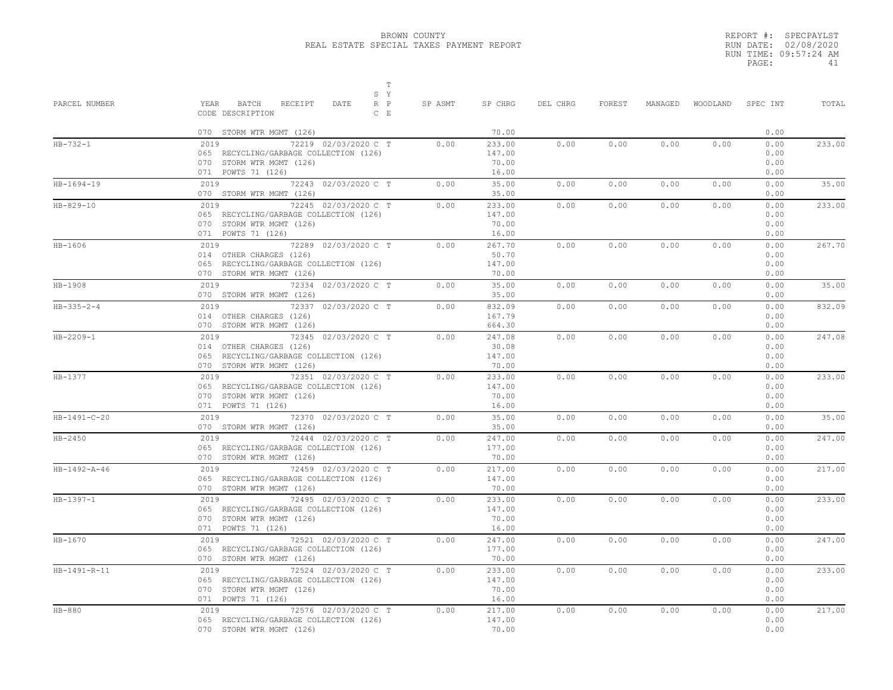BROWN COUNTY
REAL ESTATE SPECIAL TAXES PAYMENT REPORT

REPORT #: SPECPAYLST
RUN DATE: 02/08/2020
RUN TIME: 09:57:24 AM

| PARCEL NUMBER | YEAR BATCH RECEIPT DATE / CODE DESCRIPTION | S T / R Y / C P / E | SP ASMT | SP CHRG | DEL CHRG | FOREST | MANAGED | WOODLAND | SPEC INT | TOTAL |
|---|---|---|---|---|---|---|---|---|---|---|
| | 070 STORM WTR MGMT (126) | | | 70.00 | | | | | 0.00 | |
| HB-732-1 | 2019 72219 02/03/2020 | C T | 0.00 | 233.00 | 0.00 | 0.00 | 0.00 | 0.00 | 0.00 | 233.00 |
| | 065 RECYCLING/GARBAGE COLLECTION (126) | | | 147.00 | | | | | 0.00 | |
| | 070 STORM WTR MGMT (126) | | | 70.00 | | | | | 0.00 | |
| | 071 POWTS 71 (126) | | | 16.00 | | | | | 0.00 | |
| HB-1694-19 | 2019 72243 02/03/2020 | C T | 0.00 | 35.00 | 0.00 | 0.00 | 0.00 | 0.00 | 0.00 | 35.00 |
| | 070 STORM WTR MGMT (126) | | | 35.00 | | | | | 0.00 | |
| HB-829-10 | 2019 72245 02/03/2020 | C T | 0.00 | 233.00 | 0.00 | 0.00 | 0.00 | 0.00 | 0.00 | 233.00 |
| | 065 RECYCLING/GARBAGE COLLECTION (126) | | | 147.00 | | | | | 0.00 | |
| | 070 STORM WTR MGMT (126) | | | 70.00 | | | | | 0.00 | |
| | 071 POWTS 71 (126) | | | 16.00 | | | | | 0.00 | |
| HB-1606 | 2019 72289 02/03/2020 | C T | 0.00 | 267.70 | 0.00 | 0.00 | 0.00 | 0.00 | 0.00 | 267.70 |
| | 014 OTHER CHARGES (126) | | | 50.70 | | | | | 0.00 | |
| | 065 RECYCLING/GARBAGE COLLECTION (126) | | | 147.00 | | | | | 0.00 | |
| | 070 STORM WTR MGMT (126) | | | 70.00 | | | | | 0.00 | |
| HB-1908 | 2019 72334 02/03/2020 | C T | 0.00 | 35.00 | 0.00 | 0.00 | 0.00 | 0.00 | 0.00 | 35.00 |
| | 070 STORM WTR MGMT (126) | | | 35.00 | | | | | 0.00 | |
| HB-335-2-4 | 2019 72337 02/03/2020 | C T | 0.00 | 832.09 | 0.00 | 0.00 | 0.00 | 0.00 | 0.00 | 832.09 |
| | 014 OTHER CHARGES (126) | | | 167.79 | | | | | 0.00 | |
| | 070 STORM WTR MGMT (126) | | | 664.30 | | | | | 0.00 | |
| HB-2209-1 | 2019 72345 02/03/2020 | C T | 0.00 | 247.08 | 0.00 | 0.00 | 0.00 | 0.00 | 0.00 | 247.08 |
| | 014 OTHER CHARGES (126) | | | 30.08 | | | | | 0.00 | |
| | 065 RECYCLING/GARBAGE COLLECTION (126) | | | 147.00 | | | | | 0.00 | |
| | 070 STORM WTR MGMT (126) | | | 70.00 | | | | | 0.00 | |
| HB-1377 | 2019 72351 02/03/2020 | C T | 0.00 | 233.00 | 0.00 | 0.00 | 0.00 | 0.00 | 0.00 | 233.00 |
| | 065 RECYCLING/GARBAGE COLLECTION (126) | | | 147.00 | | | | | 0.00 | |
| | 070 STORM WTR MGMT (126) | | | 70.00 | | | | | 0.00 | |
| | 071 POWTS 71 (126) | | | 16.00 | | | | | 0.00 | |
| HB-1491-C-20 | 2019 72370 02/03/2020 | C T | 0.00 | 35.00 | 0.00 | 0.00 | 0.00 | 0.00 | 0.00 | 35.00 |
| | 070 STORM WTR MGMT (126) | | | 35.00 | | | | | 0.00 | |
| HB-2450 | 2019 72444 02/03/2020 | C T | 0.00 | 247.00 | 0.00 | 0.00 | 0.00 | 0.00 | 0.00 | 247.00 |
| | 065 RECYCLING/GARBAGE COLLECTION (126) | | | 177.00 | | | | | 0.00 | |
| | 070 STORM WTR MGMT (126) | | | 70.00 | | | | | 0.00 | |
| HB-1492-A-46 | 2019 72459 02/03/2020 | C T | 0.00 | 217.00 | 0.00 | 0.00 | 0.00 | 0.00 | 0.00 | 217.00 |
| | 065 RECYCLING/GARBAGE COLLECTION (126) | | | 147.00 | | | | | 0.00 | |
| | 070 STORM WTR MGMT (126) | | | 70.00 | | | | | 0.00 | |
| HB-1397-1 | 2019 72495 02/03/2020 | C T | 0.00 | 233.00 | 0.00 | 0.00 | 0.00 | 0.00 | 0.00 | 233.00 |
| | 065 RECYCLING/GARBAGE COLLECTION (126) | | | 147.00 | | | | | 0.00 | |
| | 070 STORM WTR MGMT (126) | | | 70.00 | | | | | 0.00 | |
| | 071 POWTS 71 (126) | | | 16.00 | | | | | 0.00 | |
| HB-1670 | 2019 72521 02/03/2020 | C T | 0.00 | 247.00 | 0.00 | 0.00 | 0.00 | 0.00 | 0.00 | 247.00 |
| | 065 RECYCLING/GARBAGE COLLECTION (126) | | | 177.00 | | | | | 0.00 | |
| | 070 STORM WTR MGMT (126) | | | 70.00 | | | | | 0.00 | |
| HB-1491-R-11 | 2019 72524 02/03/2020 | C T | 0.00 | 233.00 | 0.00 | 0.00 | 0.00 | 0.00 | 0.00 | 233.00 |
| | 065 RECYCLING/GARBAGE COLLECTION (126) | | | 147.00 | | | | | 0.00 | |
| | 070 STORM WTR MGMT (126) | | | 70.00 | | | | | 0.00 | |
| | 071 POWTS 71 (126) | | | 16.00 | | | | | 0.00 | |
| HB-880 | 2019 72576 02/03/2020 | C T | 0.00 | 217.00 | 0.00 | 0.00 | 0.00 | 0.00 | 0.00 | 217.00 |
| | 065 RECYCLING/GARBAGE COLLECTION (126) | | | 147.00 | | | | | 0.00 | |
| | 070 STORM WTR MGMT (126) | | | 70.00 | | | | | 0.00 | |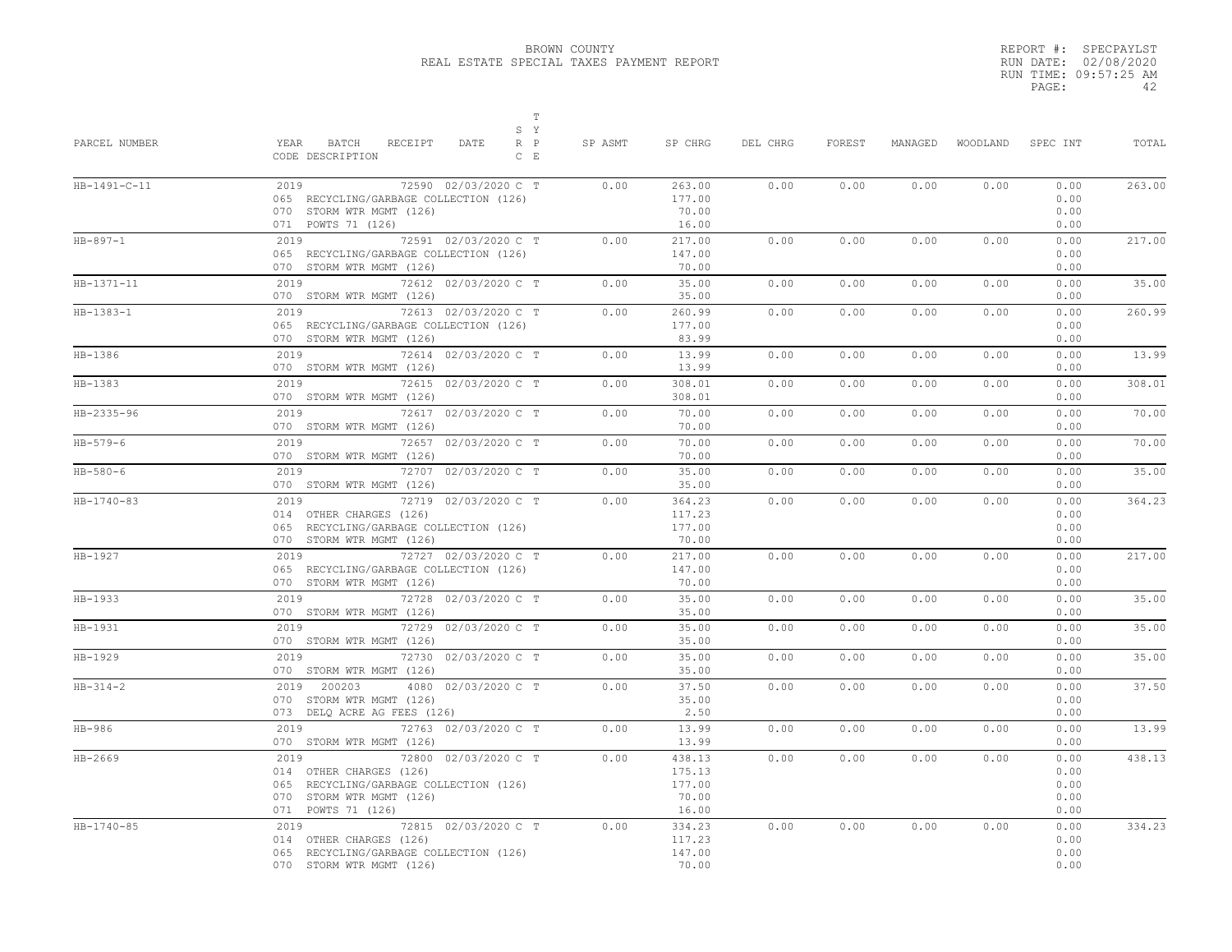BROWN COUNTY
REAL ESTATE SPECIAL TAXES PAYMENT REPORT

REPORT #: SPECPAYLST
RUN DATE: 02/08/2020
RUN TIME: 09:57:25 AM

| PARCEL NUMBER | YEAR BATCH RECEIPT DATE / CODE DESCRIPTION | S R C | T Y P E | SP ASMT | SP CHRG | DEL CHRG | FOREST | MANAGED | WOODLAND | SPEC INT | TOTAL |
|---|---|---|---|---|---|---|---|---|---|---|---|
| HB-1491-C-11 | 2019 72590 02/03/2020 | C | T | 0.00 | 263.00 | 0.00 | 0.00 | 0.00 | 0.00 | 0.00 | 263.00 |
| | 065 RECYCLING/GARBAGE COLLECTION (126) | | | | 177.00 | | | | | 0.00 | |
| | 070 STORM WTR MGMT (126) | | | | 70.00 | | | | | 0.00 | |
| | 071 POWTS 71 (126) | | | | 16.00 | | | | | 0.00 | |
| HB-897-1 | 2019 72591 02/03/2020 | C | T | 0.00 | 217.00 | 0.00 | 0.00 | 0.00 | 0.00 | 0.00 | 217.00 |
| | 065 RECYCLING/GARBAGE COLLECTION (126) | | | | 147.00 | | | | | 0.00 | |
| | 070 STORM WTR MGMT (126) | | | | 70.00 | | | | | 0.00 | |
| HB-1371-11 | 2019 72612 02/03/2020 | C | T | 0.00 | 35.00 | 0.00 | 0.00 | 0.00 | 0.00 | 0.00 | 35.00 |
| | 070 STORM WTR MGMT (126) | | | | 35.00 | | | | | 0.00 | |
| HB-1383-1 | 2019 72613 02/03/2020 | C | T | 0.00 | 260.99 | 0.00 | 0.00 | 0.00 | 0.00 | 0.00 | 260.99 |
| | 065 RECYCLING/GARBAGE COLLECTION (126) | | | | 177.00 | | | | | 0.00 | |
| | 070 STORM WTR MGMT (126) | | | | 83.99 | | | | | 0.00 | |
| HB-1386 | 2019 72614 02/03/2020 | C | T | 0.00 | 13.99 | 0.00 | 0.00 | 0.00 | 0.00 | 0.00 | 13.99 |
| | 070 STORM WTR MGMT (126) | | | | 13.99 | | | | | 0.00 | |
| HB-1383 | 2019 72615 02/03/2020 | C | T | 0.00 | 308.01 | 0.00 | 0.00 | 0.00 | 0.00 | 0.00 | 308.01 |
| | 070 STORM WTR MGMT (126) | | | | 308.01 | | | | | 0.00 | |
| HB-2335-96 | 2019 72617 02/03/2020 | C | T | 0.00 | 70.00 | 0.00 | 0.00 | 0.00 | 0.00 | 0.00 | 70.00 |
| | 070 STORM WTR MGMT (126) | | | | 70.00 | | | | | 0.00 | |
| HB-579-6 | 2019 72657 02/03/2020 | C | T | 0.00 | 70.00 | 0.00 | 0.00 | 0.00 | 0.00 | 0.00 | 70.00 |
| | 070 STORM WTR MGMT (126) | | | | 70.00 | | | | | 0.00 | |
| HB-580-6 | 2019 72707 02/03/2020 | C | T | 0.00 | 35.00 | 0.00 | 0.00 | 0.00 | 0.00 | 0.00 | 35.00 |
| | 070 STORM WTR MGMT (126) | | | | 35.00 | | | | | 0.00 | |
| HB-1740-83 | 2019 72719 02/03/2020 | C | T | 0.00 | 364.23 | 0.00 | 0.00 | 0.00 | 0.00 | 0.00 | 364.23 |
| | 014 OTHER CHARGES (126) | | | | 117.23 | | | | | 0.00 | |
| | 065 RECYCLING/GARBAGE COLLECTION (126) | | | | 177.00 | | | | | 0.00 | |
| | 070 STORM WTR MGMT (126) | | | | 70.00 | | | | | 0.00 | |
| HB-1927 | 2019 72727 02/03/2020 | C | T | 0.00 | 217.00 | 0.00 | 0.00 | 0.00 | 0.00 | 0.00 | 217.00 |
| | 065 RECYCLING/GARBAGE COLLECTION (126) | | | | 147.00 | | | | | 0.00 | |
| | 070 STORM WTR MGMT (126) | | | | 70.00 | | | | | 0.00 | |
| HB-1933 | 2019 72728 02/03/2020 | C | T | 0.00 | 35.00 | 0.00 | 0.00 | 0.00 | 0.00 | 0.00 | 35.00 |
| | 070 STORM WTR MGMT (126) | | | | 35.00 | | | | | 0.00 | |
| HB-1931 | 2019 72729 02/03/2020 | C | T | 0.00 | 35.00 | 0.00 | 0.00 | 0.00 | 0.00 | 0.00 | 35.00 |
| | 070 STORM WTR MGMT (126) | | | | 35.00 | | | | | 0.00 | |
| HB-1929 | 2019 72730 02/03/2020 | C | T | 0.00 | 35.00 | 0.00 | 0.00 | 0.00 | 0.00 | 0.00 | 35.00 |
| | 070 STORM WTR MGMT (126) | | | | 35.00 | | | | | 0.00 | |
| HB-314-2 | 2019 200203 4080 02/03/2020 | C | T | 0.00 | 37.50 | 0.00 | 0.00 | 0.00 | 0.00 | 0.00 | 37.50 |
| | 070 STORM WTR MGMT (126) | | | | 35.00 | | | | | 0.00 | |
| | 073 DELQ ACRE AG FEES (126) | | | | 2.50 | | | | | 0.00 | |
| HB-986 | 2019 72763 02/03/2020 | C | T | 0.00 | 13.99 | 0.00 | 0.00 | 0.00 | 0.00 | 0.00 | 13.99 |
| | 070 STORM WTR MGMT (126) | | | | 13.99 | | | | | 0.00 | |
| HB-2669 | 2019 72800 02/03/2020 | C | T | 0.00 | 438.13 | 0.00 | 0.00 | 0.00 | 0.00 | 0.00 | 438.13 |
| | 014 OTHER CHARGES (126) | | | | 175.13 | | | | | 0.00 | |
| | 065 RECYCLING/GARBAGE COLLECTION (126) | | | | 177.00 | | | | | 0.00 | |
| | 070 STORM WTR MGMT (126) | | | | 70.00 | | | | | 0.00 | |
| | 071 POWTS 71 (126) | | | | 16.00 | | | | | 0.00 | |
| HB-1740-85 | 2019 72815 02/03/2020 | C | T | 0.00 | 334.23 | 0.00 | 0.00 | 0.00 | 0.00 | 0.00 | 334.23 |
| | 014 OTHER CHARGES (126) | | | | 117.23 | | | | | 0.00 | |
| | 065 RECYCLING/GARBAGE COLLECTION (126) | | | | 147.00 | | | | | 0.00 | |
| | 070 STORM WTR MGMT (126) | | | | 70.00 | | | | | 0.00 | |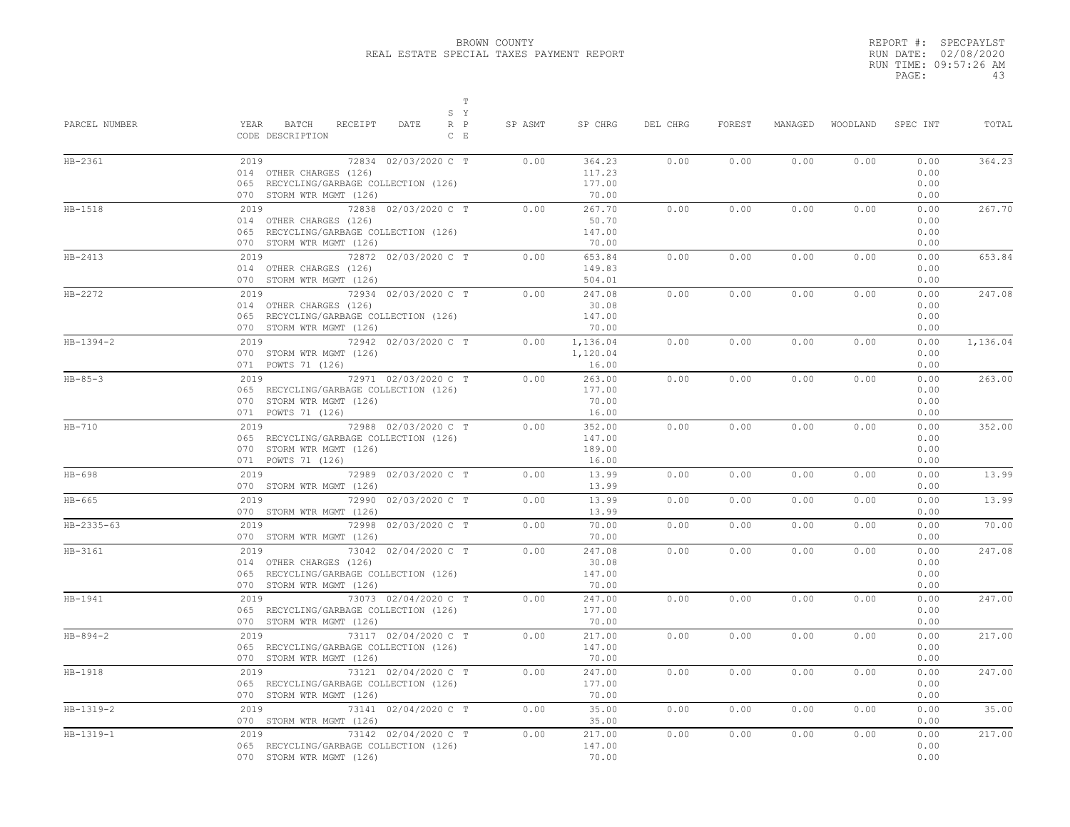BROWN COUNTY
REAL ESTATE SPECIAL TAXES PAYMENT REPORT

REPORT #: SPECPAYLST
RUN DATE: 02/08/2020
RUN TIME: 09:57:26 AM
PAGE: 43

| PARCEL NUMBER | YEAR BATCH RECEIPT DATE / CODE DESCRIPTION | S R C | T Y P E | SP ASMT | SP CHRG | DEL CHRG | FOREST | MANAGED | WOODLAND | SPEC INT | TOTAL |
|---|---|---|---|---|---|---|---|---|---|---|---|
| HB-2361 | 2019 72834 02/03/2020 | C | T | 0.00 | 364.23 | 0.00 | 0.00 | 0.00 | 0.00 | 0.00 | 364.23 |
| | 014 OTHER CHARGES (126) | | | | 117.23 | | | | | 0.00 | |
| | 065 RECYCLING/GARBAGE COLLECTION (126) | | | | 177.00 | | | | | 0.00 | |
| | 070 STORM WTR MGMT (126) | | | | 70.00 | | | | | 0.00 | |
| HB-1518 | 2019 72838 02/03/2020 | C | T | 0.00 | 267.70 | 0.00 | 0.00 | 0.00 | 0.00 | 0.00 | 267.70 |
| | 014 OTHER CHARGES (126) | | | | 50.70 | | | | | 0.00 | |
| | 065 RECYCLING/GARBAGE COLLECTION (126) | | | | 147.00 | | | | | 0.00 | |
| | 070 STORM WTR MGMT (126) | | | | 70.00 | | | | | 0.00 | |
| HB-2413 | 2019 72872 02/03/2020 | C | T | 0.00 | 653.84 | 0.00 | 0.00 | 0.00 | 0.00 | 0.00 | 653.84 |
| | 014 OTHER CHARGES (126) | | | | 149.83 | | | | | 0.00 | |
| | 070 STORM WTR MGMT (126) | | | | 504.01 | | | | | 0.00 | |
| HB-2272 | 2019 72934 02/03/2020 | C | T | 0.00 | 247.08 | 0.00 | 0.00 | 0.00 | 0.00 | 0.00 | 247.08 |
| | 014 OTHER CHARGES (126) | | | | 30.08 | | | | | 0.00 | |
| | 065 RECYCLING/GARBAGE COLLECTION (126) | | | | 147.00 | | | | | 0.00 | |
| | 070 STORM WTR MGMT (126) | | | | 70.00 | | | | | 0.00 | |
| HB-1394-2 | 2019 72942 02/03/2020 | C | T | 0.00 | 1,136.04 | 0.00 | 0.00 | 0.00 | 0.00 | 0.00 | 1,136.04 |
| | 070 STORM WTR MGMT (126) | | | | 1,120.04 | | | | | 0.00 | |
| | 071 POWTS 71 (126) | | | | 16.00 | | | | | 0.00 | |
| HB-85-3 | 2019 72971 02/03/2020 | C | T | 0.00 | 263.00 | 0.00 | 0.00 | 0.00 | 0.00 | 0.00 | 263.00 |
| | 065 RECYCLING/GARBAGE COLLECTION (126) | | | | 177.00 | | | | | 0.00 | |
| | 070 STORM WTR MGMT (126) | | | | 70.00 | | | | | 0.00 | |
| | 071 POWTS 71 (126) | | | | 16.00 | | | | | 0.00 | |
| HB-710 | 2019 72988 02/03/2020 | C | T | 0.00 | 352.00 | 0.00 | 0.00 | 0.00 | 0.00 | 0.00 | 352.00 |
| | 065 RECYCLING/GARBAGE COLLECTION (126) | | | | 147.00 | | | | | 0.00 | |
| | 070 STORM WTR MGMT (126) | | | | 189.00 | | | | | 0.00 | |
| | 071 POWTS 71 (126) | | | | 16.00 | | | | | 0.00 | |
| HB-698 | 2019 72989 02/03/2020 | C | T | 0.00 | 13.99 | 0.00 | 0.00 | 0.00 | 0.00 | 0.00 | 13.99 |
| | 070 STORM WTR MGMT (126) | | | | 13.99 | | | | | 0.00 | |
| HB-665 | 2019 72990 02/03/2020 | C | T | 0.00 | 13.99 | 0.00 | 0.00 | 0.00 | 0.00 | 0.00 | 13.99 |
| | 070 STORM WTR MGMT (126) | | | | 13.99 | | | | | 0.00 | |
| HB-2335-63 | 2019 72998 02/03/2020 | C | T | 0.00 | 70.00 | 0.00 | 0.00 | 0.00 | 0.00 | 0.00 | 70.00 |
| | 070 STORM WTR MGMT (126) | | | | 70.00 | | | | | 0.00 | |
| HB-3161 | 2019 73042 02/04/2020 | C | T | 0.00 | 247.08 | 0.00 | 0.00 | 0.00 | 0.00 | 0.00 | 247.08 |
| | 014 OTHER CHARGES (126) | | | | 30.08 | | | | | 0.00 | |
| | 065 RECYCLING/GARBAGE COLLECTION (126) | | | | 147.00 | | | | | 0.00 | |
| | 070 STORM WTR MGMT (126) | | | | 70.00 | | | | | 0.00 | |
| HB-1941 | 2019 73073 02/04/2020 | C | T | 0.00 | 247.00 | 0.00 | 0.00 | 0.00 | 0.00 | 0.00 | 247.00 |
| | 065 RECYCLING/GARBAGE COLLECTION (126) | | | | 177.00 | | | | | 0.00 | |
| | 070 STORM WTR MGMT (126) | | | | 70.00 | | | | | 0.00 | |
| HB-894-2 | 2019 73117 02/04/2020 | C | T | 0.00 | 217.00 | 0.00 | 0.00 | 0.00 | 0.00 | 0.00 | 217.00 |
| | 065 RECYCLING/GARBAGE COLLECTION (126) | | | | 147.00 | | | | | 0.00 | |
| | 070 STORM WTR MGMT (126) | | | | 70.00 | | | | | 0.00 | |
| HB-1918 | 2019 73121 02/04/2020 | C | T | 0.00 | 247.00 | 0.00 | 0.00 | 0.00 | 0.00 | 0.00 | 247.00 |
| | 065 RECYCLING/GARBAGE COLLECTION (126) | | | | 177.00 | | | | | 0.00 | |
| | 070 STORM WTR MGMT (126) | | | | 70.00 | | | | | 0.00 | |
| HB-1319-2 | 2019 73141 02/04/2020 | C | T | 0.00 | 35.00 | 0.00 | 0.00 | 0.00 | 0.00 | 0.00 | 35.00 |
| | 070 STORM WTR MGMT (126) | | | | 35.00 | | | | | 0.00 | |
| HB-1319-1 | 2019 73142 02/04/2020 | C | T | 0.00 | 217.00 | 0.00 | 0.00 | 0.00 | 0.00 | 0.00 | 217.00 |
| | 065 RECYCLING/GARBAGE COLLECTION (126) | | | | 147.00 | | | | | 0.00 | |
| | 070 STORM WTR MGMT (126) | | | | 70.00 | | | | | 0.00 | |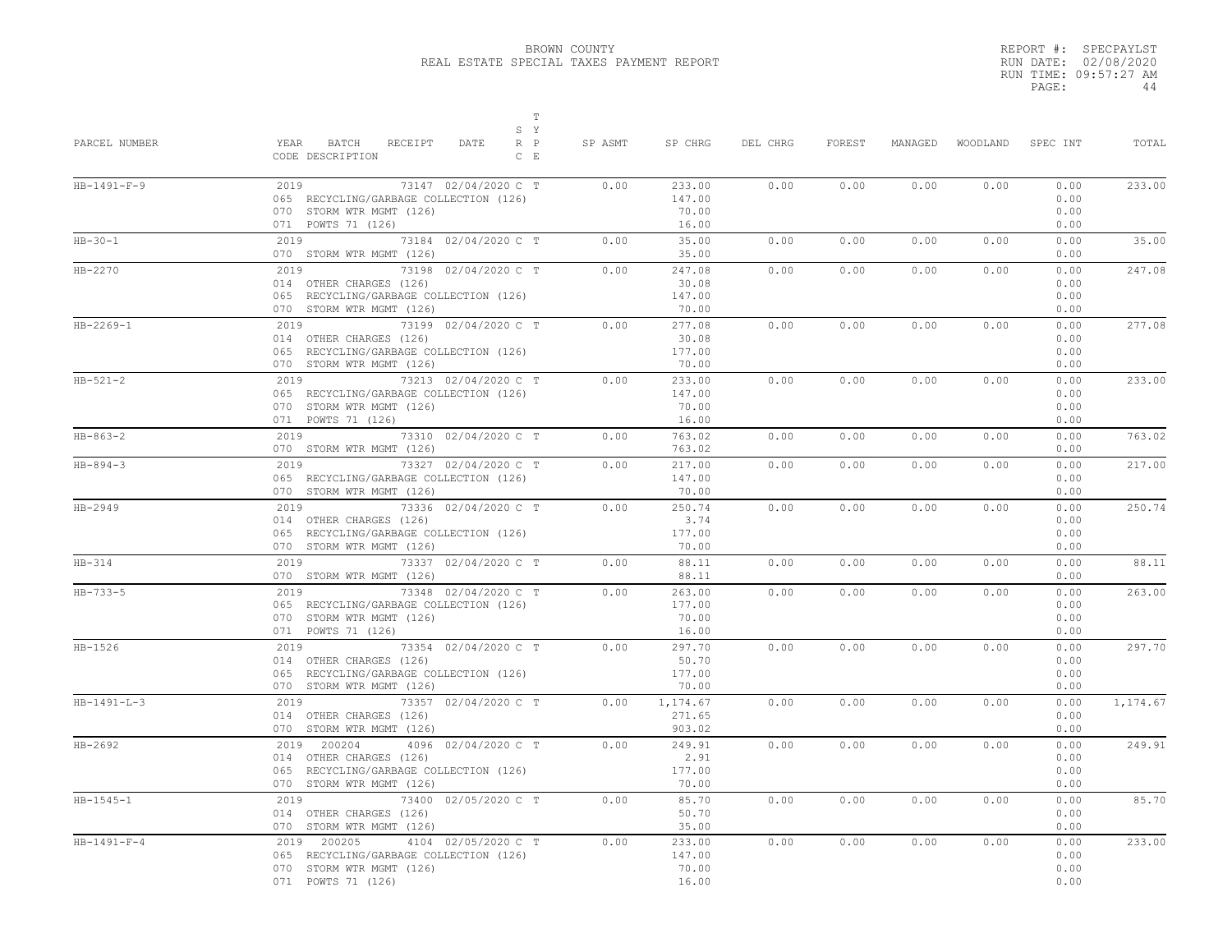BROWN COUNTY
REAL ESTATE SPECIAL TAXES PAYMENT REPORT

REPORT #: SPECPAYLST
RUN DATE: 02/08/2020
RUN TIME: 09:57:27 AM
PAGE: 44

| PARCEL NUMBER | YEAR BATCH RECEIPT DATE / CODE DESCRIPTION | SYS | TRPE | SP ASMT | SP CHRG | DEL CHRG | FOREST | MANAGED | WOODLAND | SPEC INT | TOTAL |
|---|---|---|---|---|---|---|---|---|---|---|---|
| HB-1491-F-9 | 2019 73147 02/04/2020 | C | T | 0.00 | 233.00 | 0.00 | 0.00 | 0.00 | 0.00 | 0.00 | 233.00 |
| | 065 RECYCLING/GARBAGE COLLECTION (126) | | | | 147.00 | | | | | 0.00 | |
| | 070 STORM WTR MGMT (126) | | | | 70.00 | | | | | 0.00 | |
| | 071 POWTS 71 (126) | | | | 16.00 | | | | | 0.00 | |
| HB-30-1 | 2019 73184 02/04/2020 | C | T | 0.00 | 35.00 | 0.00 | 0.00 | 0.00 | 0.00 | 0.00 | 35.00 |
| | 070 STORM WTR MGMT (126) | | | | 35.00 | | | | | 0.00 | |
| HB-2270 | 2019 73198 02/04/2020 | C | T | 0.00 | 247.08 | 0.00 | 0.00 | 0.00 | 0.00 | 0.00 | 247.08 |
| | 014 OTHER CHARGES (126) | | | | 30.08 | | | | | 0.00 | |
| | 065 RECYCLING/GARBAGE COLLECTION (126) | | | | 147.00 | | | | | 0.00 | |
| | 070 STORM WTR MGMT (126) | | | | 70.00 | | | | | 0.00 | |
| HB-2269-1 | 2019 73199 02/04/2020 | C | T | 0.00 | 277.08 | 0.00 | 0.00 | 0.00 | 0.00 | 0.00 | 277.08 |
| | 014 OTHER CHARGES (126) | | | | 30.08 | | | | | 0.00 | |
| | 065 RECYCLING/GARBAGE COLLECTION (126) | | | | 177.00 | | | | | 0.00 | |
| | 070 STORM WTR MGMT (126) | | | | 70.00 | | | | | 0.00 | |
| HB-521-2 | 2019 73213 02/04/2020 | C | T | 0.00 | 233.00 | 0.00 | 0.00 | 0.00 | 0.00 | 0.00 | 233.00 |
| | 065 RECYCLING/GARBAGE COLLECTION (126) | | | | 147.00 | | | | | 0.00 | |
| | 070 STORM WTR MGMT (126) | | | | 70.00 | | | | | 0.00 | |
| | 071 POWTS 71 (126) | | | | 16.00 | | | | | 0.00 | |
| HB-863-2 | 2019 73310 02/04/2020 | C | T | 0.00 | 763.02 | 0.00 | 0.00 | 0.00 | 0.00 | 0.00 | 763.02 |
| | 070 STORM WTR MGMT (126) | | | | 763.02 | | | | | 0.00 | |
| HB-894-3 | 2019 73327 02/04/2020 | C | T | 0.00 | 217.00 | 0.00 | 0.00 | 0.00 | 0.00 | 0.00 | 217.00 |
| | 065 RECYCLING/GARBAGE COLLECTION (126) | | | | 147.00 | | | | | 0.00 | |
| | 070 STORM WTR MGMT (126) | | | | 70.00 | | | | | 0.00 | |
| HB-2949 | 2019 73336 02/04/2020 | C | T | 0.00 | 250.74 | 0.00 | 0.00 | 0.00 | 0.00 | 0.00 | 250.74 |
| | 014 OTHER CHARGES (126) | | | | 3.74 | | | | | 0.00 | |
| | 065 RECYCLING/GARBAGE COLLECTION (126) | | | | 177.00 | | | | | 0.00 | |
| | 070 STORM WTR MGMT (126) | | | | 70.00 | | | | | 0.00 | |
| HB-314 | 2019 73337 02/04/2020 | C | T | 0.00 | 88.11 | 0.00 | 0.00 | 0.00 | 0.00 | 0.00 | 88.11 |
| | 070 STORM WTR MGMT (126) | | | | 88.11 | | | | | 0.00 | |
| HB-733-5 | 2019 73348 02/04/2020 | C | T | 0.00 | 263.00 | 0.00 | 0.00 | 0.00 | 0.00 | 0.00 | 263.00 |
| | 065 RECYCLING/GARBAGE COLLECTION (126) | | | | 177.00 | | | | | 0.00 | |
| | 070 STORM WTR MGMT (126) | | | | 70.00 | | | | | 0.00 | |
| | 071 POWTS 71 (126) | | | | 16.00 | | | | | 0.00 | |
| HB-1526 | 2019 73354 02/04/2020 | C | T | 0.00 | 297.70 | 0.00 | 0.00 | 0.00 | 0.00 | 0.00 | 297.70 |
| | 014 OTHER CHARGES (126) | | | | 50.70 | | | | | 0.00 | |
| | 065 RECYCLING/GARBAGE COLLECTION (126) | | | | 177.00 | | | | | 0.00 | |
| | 070 STORM WTR MGMT (126) | | | | 70.00 | | | | | 0.00 | |
| HB-1491-L-3 | 2019 73357 02/04/2020 | C | T | 0.00 | 1,174.67 | 0.00 | 0.00 | 0.00 | 0.00 | 0.00 | 1,174.67 |
| | 014 OTHER CHARGES (126) | | | | 271.65 | | | | | 0.00 | |
| | 070 STORM WTR MGMT (126) | | | | 903.02 | | | | | 0.00 | |
| HB-2692 | 2019 200204 4096 02/04/2020 | C | T | 0.00 | 249.91 | 0.00 | 0.00 | 0.00 | 0.00 | 0.00 | 249.91 |
| | 014 OTHER CHARGES (126) | | | | 2.91 | | | | | 0.00 | |
| | 065 RECYCLING/GARBAGE COLLECTION (126) | | | | 177.00 | | | | | 0.00 | |
| | 070 STORM WTR MGMT (126) | | | | 70.00 | | | | | 0.00 | |
| HB-1545-1 | 2019 73400 02/05/2020 | C | T | 0.00 | 85.70 | 0.00 | 0.00 | 0.00 | 0.00 | 0.00 | 85.70 |
| | 014 OTHER CHARGES (126) | | | | 50.70 | | | | | 0.00 | |
| | 070 STORM WTR MGMT (126) | | | | 35.00 | | | | | 0.00 | |
| HB-1491-F-4 | 2019 200205 4104 02/05/2020 | C | T | 0.00 | 233.00 | 0.00 | 0.00 | 0.00 | 0.00 | 0.00 | 233.00 |
| | 065 RECYCLING/GARBAGE COLLECTION (126) | | | | 147.00 | | | | | 0.00 | |
| | 070 STORM WTR MGMT (126) | | | | 70.00 | | | | | 0.00 | |
| | 071 POWTS 71 (126) | | | | 16.00 | | | | | 0.00 | |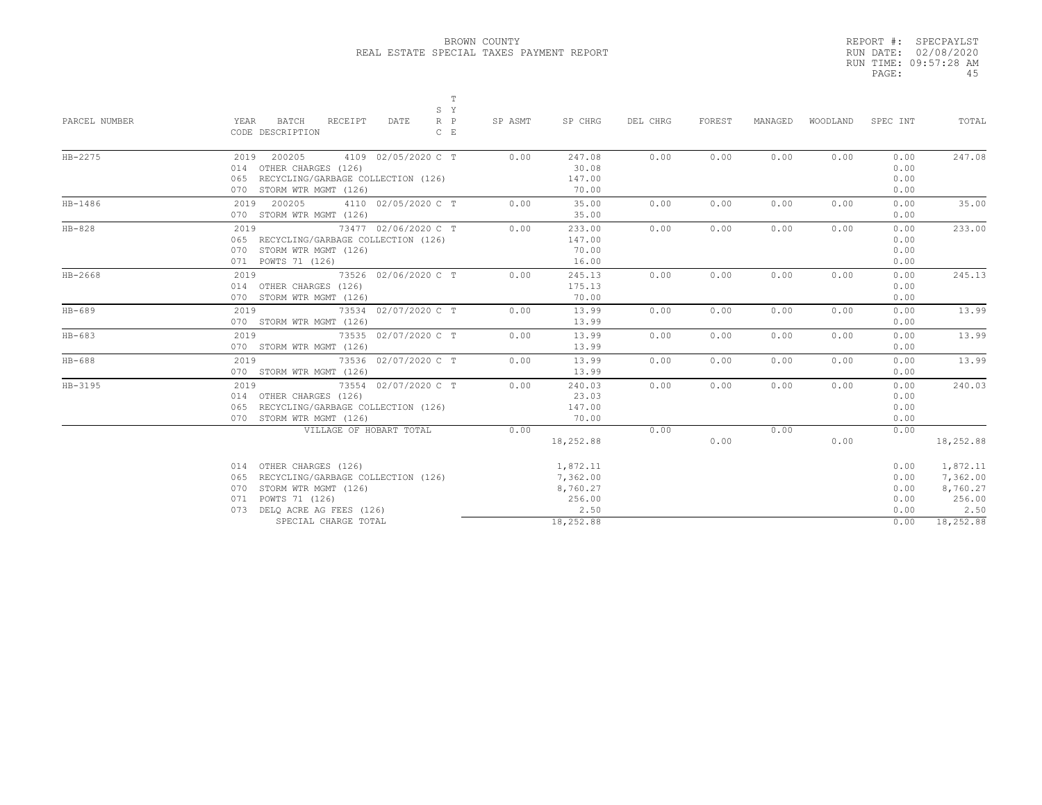BROWN COUNTY
REAL ESTATE SPECIAL TAXES PAYMENT REPORT

REPORT #: SPECPAYLST
RUN DATE: 02/08/2020
RUN TIME: 09:57:28 AM

| PARCEL NUMBER | YEAR BATCH RECEIPT DATE / CODE DESCRIPTION | S R C | T Y P E | SP ASMT | SP CHRG | DEL CHRG | FOREST | MANAGED | WOODLAND | SPEC INT | TOTAL |
|---|---|---|---|---|---|---|---|---|---|---|---|
| HB-2275 | 2019 200205 4109 02/05/2020 | C | T | 0.00 | 247.08 | 0.00 | 0.00 | 0.00 | 0.00 | 0.00 | 247.08 |
| | 014 OTHER CHARGES (126) | | | | 30.08 | | | | | 0.00 | |
| | 065 RECYCLING/GARBAGE COLLECTION (126) | | | | 147.00 | | | | | 0.00 | |
| | 070 STORM WTR MGMT (126) | | | | 70.00 | | | | | 0.00 | |
| HB-1486 | 2019 200205 4110 02/05/2020 | C | T | 0.00 | 35.00 | 0.00 | 0.00 | 0.00 | 0.00 | 0.00 | 35.00 |
| | 070 STORM WTR MGMT (126) | | | | 35.00 | | | | | 0.00 | |
| HB-828 | 2019 73477 02/06/2020 | C | T | 0.00 | 233.00 | 0.00 | 0.00 | 0.00 | 0.00 | 0.00 | 233.00 |
| | 065 RECYCLING/GARBAGE COLLECTION (126) | | | | 147.00 | | | | | 0.00 | |
| | 070 STORM WTR MGMT (126) | | | | 70.00 | | | | | 0.00 | |
| | 071 POWTS 71 (126) | | | | 16.00 | | | | | 0.00 | |
| HB-2668 | 2019 73526 02/06/2020 | C | T | 0.00 | 245.13 | 0.00 | 0.00 | 0.00 | 0.00 | 0.00 | 245.13 |
| | 014 OTHER CHARGES (126) | | | | 175.13 | | | | | 0.00 | |
| | 070 STORM WTR MGMT (126) | | | | 70.00 | | | | | 0.00 | |
| HB-689 | 2019 73534 02/07/2020 | C | T | 0.00 | 13.99 | 0.00 | 0.00 | 0.00 | 0.00 | 0.00 | 13.99 |
| | 070 STORM WTR MGMT (126) | | | | 13.99 | | | | | 0.00 | |
| HB-683 | 2019 73535 02/07/2020 | C | T | 0.00 | 13.99 | 0.00 | 0.00 | 0.00 | 0.00 | 0.00 | 13.99 |
| | 070 STORM WTR MGMT (126) | | | | 13.99 | | | | | 0.00 | |
| HB-688 | 2019 73536 02/07/2020 | C | T | 0.00 | 13.99 | 0.00 | 0.00 | 0.00 | 0.00 | 0.00 | 13.99 |
| | 070 STORM WTR MGMT (126) | | | | 13.99 | | | | | 0.00 | |
| HB-3195 | 2019 73554 02/07/2020 | C | T | 0.00 | 240.03 | 0.00 | 0.00 | 0.00 | 0.00 | 0.00 | 240.03 |
| | 014 OTHER CHARGES (126) | | | | 23.03 | | | | | 0.00 | |
| | 065 RECYCLING/GARBAGE COLLECTION (126) | | | | 147.00 | | | | | 0.00 | |
| | 070 STORM WTR MGMT (126) | | | | 70.00 | | | | | 0.00 | |
| | VILLAGE OF HOBART TOTAL | | | 0.00 | 18,252.88 | 0.00 | 0.00 | 0.00 | 0.00 | 0.00 | 18,252.88 |
| | 014 OTHER CHARGES (126) | | | | 1,872.11 | | | | | 0.00 | 1,872.11 |
| | 065 RECYCLING/GARBAGE COLLECTION (126) | | | | 7,362.00 | | | | | 0.00 | 7,362.00 |
| | 070 STORM WTR MGMT (126) | | | | 8,760.27 | | | | | 0.00 | 8,760.27 |
| | 071 POWTS 71 (126) | | | | 256.00 | | | | | 0.00 | 256.00 |
| | 073 DELQ ACRE AG FEES (126) | | | | 2.50 | | | | | 0.00 | 2.50 |
| | SPECIAL CHARGE TOTAL | | | | 18,252.88 | | | | | 0.00 | 18,252.88 |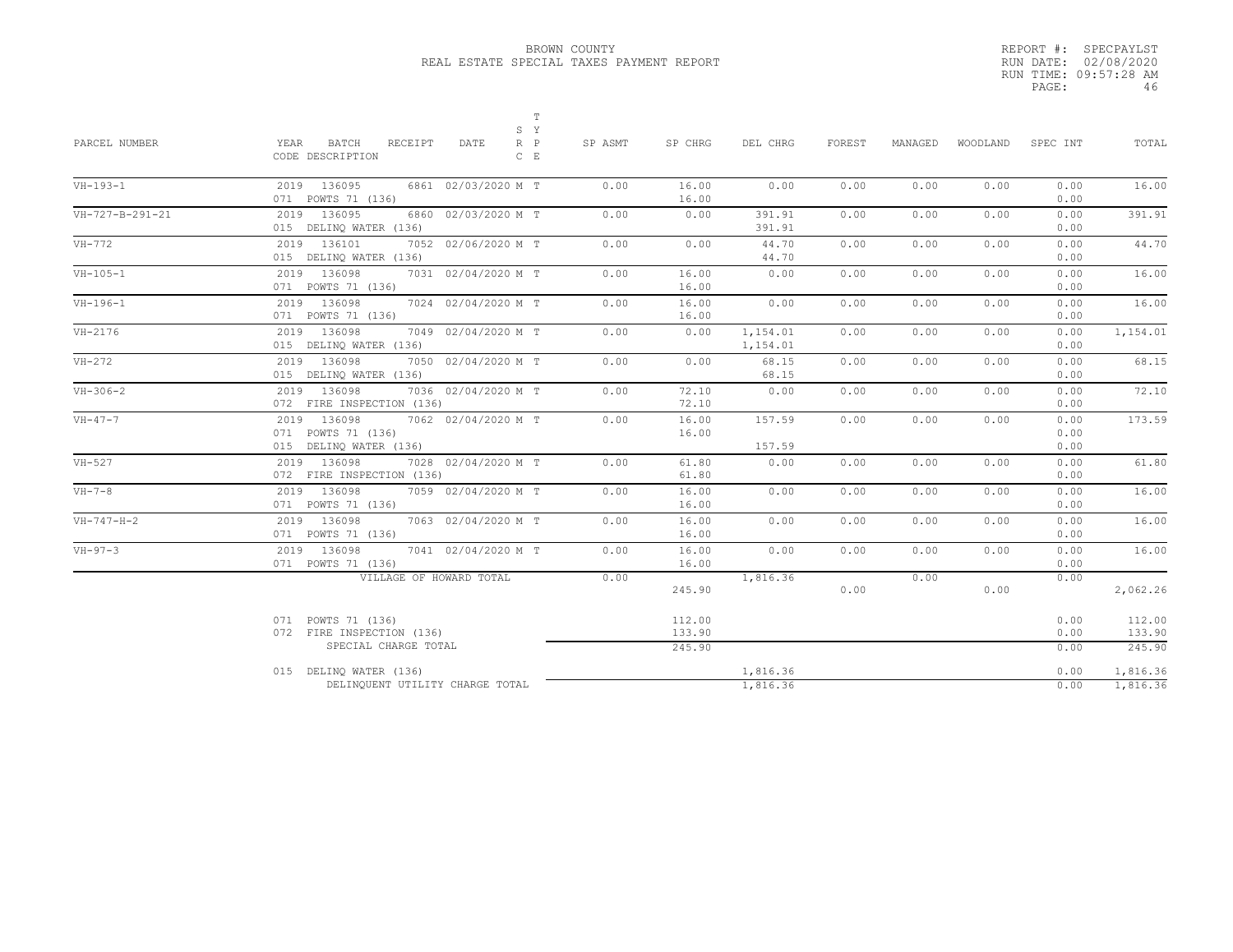BROWN COUNTY
REAL ESTATE SPECIAL TAXES PAYMENT REPORT

REPORT #: SPECPAYLST
RUN DATE: 02/08/2020
RUN TIME: 09:57:28 AM

| PARCEL NUMBER | YEAR BATCH RECEIPT DATE / CODE DESCRIPTION | S R C | T Y P E | SP ASMT | SP CHRG | DEL CHRG | FOREST | MANAGED | WOODLAND | SPEC INT | TOTAL |
|---|---|---|---|---|---|---|---|---|---|---|---|
| VH-193-1 | 2019 136095 6861 02/03/2020 | M | T | 0.00 | 16.00 | 0.00 | 0.00 | 0.00 | 0.00 | 0.00 | 16.00 |
| | 071 POWTS 71 (136) | | | | 16.00 | | | | | 0.00 | |
| VH-727-B-291-21 | 2019 136095 6860 02/03/2020 | M | T | 0.00 | 0.00 | 391.91 | 0.00 | 0.00 | 0.00 | 0.00 | 391.91 |
| | 015 DELINQ WATER (136) | | | | | 391.91 | | | | 0.00 | |
| VH-772 | 2019 136101 7052 02/06/2020 | M | T | 0.00 | 0.00 | 44.70 | 0.00 | 0.00 | 0.00 | 0.00 | 44.70 |
| | 015 DELINQ WATER (136) | | | | | 44.70 | | | | 0.00 | |
| VH-105-1 | 2019 136098 7031 02/04/2020 | M | T | 0.00 | 16.00 | 0.00 | 0.00 | 0.00 | 0.00 | 0.00 | 16.00 |
| | 071 POWTS 71 (136) | | | | 16.00 | | | | | 0.00 | |
| VH-196-1 | 2019 136098 7024 02/04/2020 | M | T | 0.00 | 16.00 | 0.00 | 0.00 | 0.00 | 0.00 | 0.00 | 16.00 |
| | 071 POWTS 71 (136) | | | | 16.00 | | | | | 0.00 | |
| VH-2176 | 2019 136098 7049 02/04/2020 | M | T | 0.00 | 0.00 | 1,154.01 | 0.00 | 0.00 | 0.00 | 0.00 | 1,154.01 |
| | 015 DELINQ WATER (136) | | | | | 1,154.01 | | | | 0.00 | |
| VH-272 | 2019 136098 7050 02/04/2020 | M | T | 0.00 | 0.00 | 68.15 | 0.00 | 0.00 | 0.00 | 0.00 | 68.15 |
| | 015 DELINQ WATER (136) | | | | | 68.15 | | | | 0.00 | |
| VH-306-2 | 2019 136098 7036 02/04/2020 | M | T | 0.00 | 72.10 | 0.00 | 0.00 | 0.00 | 0.00 | 0.00 | 72.10 |
| | 072 FIRE INSPECTION (136) | | | | 72.10 | | | | | 0.00 | |
| VH-47-7 | 2019 136098 7062 02/04/2020 | M | T | 0.00 | 16.00 | 157.59 | 0.00 | 0.00 | 0.00 | 0.00 | 173.59 |
| | 071 POWTS 71 (136) | | | | 16.00 | | | | | 0.00 | |
| | 015 DELINQ WATER (136) | | | | | 157.59 | | | | 0.00 | |
| VH-527 | 2019 136098 7028 02/04/2020 | M | T | 0.00 | 61.80 | 0.00 | 0.00 | 0.00 | 0.00 | 0.00 | 61.80 |
| | 072 FIRE INSPECTION (136) | | | | 61.80 | | | | | 0.00 | |
| VH-7-8 | 2019 136098 7059 02/04/2020 | M | T | 0.00 | 16.00 | 0.00 | 0.00 | 0.00 | 0.00 | 0.00 | 16.00 |
| | 071 POWTS 71 (136) | | | | 16.00 | | | | | 0.00 | |
| VH-747-H-2 | 2019 136098 7063 02/04/2020 | M | T | 0.00 | 16.00 | 0.00 | 0.00 | 0.00 | 0.00 | 0.00 | 16.00 |
| | 071 POWTS 71 (136) | | | | 16.00 | | | | | 0.00 | |
| VH-97-3 | 2019 136098 7041 02/04/2020 | M | T | 0.00 | 16.00 | 0.00 | 0.00 | 0.00 | 0.00 | 0.00 | 16.00 |
| | 071 POWTS 71 (136) | | | | 16.00 | | | | | 0.00 | |
| | VILLAGE OF HOWARD TOTAL | | | 0.00 | 245.90 | 1,816.36 | 0.00 | 0.00 | 0.00 | 0.00 | 2,062.26 |

| CODE DESCRIPTION | SP CHRG | DEL CHRG | SPEC INT | TOTAL |
|---|---|---|---|---|
| 071 POWTS 71 (136) | 112.00 | | 0.00 | 112.00 |
| 072 FIRE INSPECTION (136) | 133.90 | | 0.00 | 133.90 |
| SPECIAL CHARGE TOTAL | 245.90 | | 0.00 | 245.90 |
| 015 DELINQ WATER (136) | | 1,816.36 | 0.00 | 1,816.36 |
| DELINQUENT UTILITY CHARGE TOTAL | | 1,816.36 | 0.00 | 1,816.36 |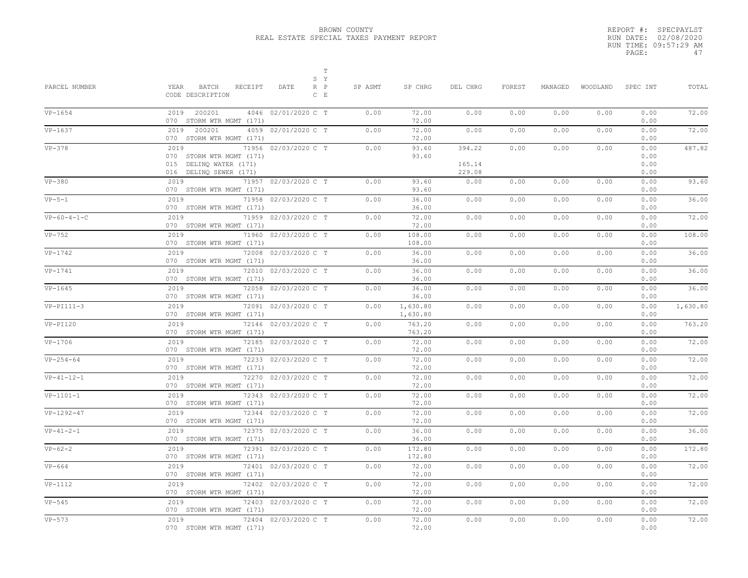BROWN COUNTY
REAL ESTATE SPECIAL TAXES PAYMENT REPORT

REPORT #: SPECPAYLST
RUN DATE: 02/08/2020
RUN TIME: 09:57:29 AM

| PARCEL NUMBER | YEAR BATCH RECEIPT CODE DESCRIPTION | DATE | S R C | T Y P E | SP ASMT | SP CHRG | DEL CHRG | FOREST | MANAGED | WOODLAND | SPEC INT | TOTAL |
|---|---|---|---|---|---|---|---|---|---|---|---|---|
| VP-1654 | 2019 200201 4046<br>070 STORM WTR MGMT (171) | 02/01/2020 | C | T | 0.00 | 72.00<br>72.00 | 0.00 | 0.00 | 0.00 | 0.00 | 0.00<br>0.00 | 72.00 |
| VP-1637 | 2019 200201 4059<br>070 STORM WTR MGMT (171) | 02/01/2020 | C | T | 0.00 | 72.00<br>72.00 | 0.00 | 0.00 | 0.00 | 0.00 | 0.00<br>0.00 | 72.00 |
| VP-378 | 2019 71956<br>070 STORM WTR MGMT (171)<br>015 DELINQ WATER (171)<br>016 DELINQ SEWER (171) | 02/03/2020 | C | T | 0.00 | 93.60<br>93.60 | 394.22<br><br>165.14<br>229.08 | 0.00 | 0.00 | 0.00 | 0.00<br>0.00<br>0.00<br>0.00 | 487.82 |
| VP-380 | 2019 71957<br>070 STORM WTR MGMT (171) | 02/03/2020 | C | T | 0.00 | 93.60<br>93.60 | 0.00 | 0.00 | 0.00 | 0.00 | 0.00<br>0.00 | 93.60 |
| VP-5-1 | 2019 71958<br>070 STORM WTR MGMT (171) | 02/03/2020 | C | T | 0.00 | 36.00<br>36.00 | 0.00 | 0.00 | 0.00 | 0.00 | 0.00<br>0.00 | 36.00 |
| VP-60-4-1-C | 2019 71959<br>070 STORM WTR MGMT (171) | 02/03/2020 | C | T | 0.00 | 72.00<br>72.00 | 0.00 | 0.00 | 0.00 | 0.00 | 0.00<br>0.00 | 72.00 |
| VP-752 | 2019 71960<br>070 STORM WTR MGMT (171) | 02/03/2020 | C | T | 0.00 | 108.00<br>108.00 | 0.00 | 0.00 | 0.00 | 0.00 | 0.00<br>0.00 | 108.00 |
| VP-1742 | 2019 72008<br>070 STORM WTR MGMT (171) | 02/03/2020 | C | T | 0.00 | 36.00<br>36.00 | 0.00 | 0.00 | 0.00 | 0.00 | 0.00<br>0.00 | 36.00 |
| VP-1741 | 2019 72010<br>070 STORM WTR MGMT (171) | 02/03/2020 | C | T | 0.00 | 36.00<br>36.00 | 0.00 | 0.00 | 0.00 | 0.00 | 0.00<br>0.00 | 36.00 |
| VP-1645 | 2019 72058<br>070 STORM WTR MGMT (171) | 02/03/2020 | C | T | 0.00 | 36.00<br>36.00 | 0.00 | 0.00 | 0.00 | 0.00 | 0.00<br>0.00 | 36.00 |
| VP-PI111-3 | 2019 72091<br>070 STORM WTR MGMT (171) | 02/03/2020 | C | T | 0.00 | 1,630.80<br>1,630.80 | 0.00 | 0.00 | 0.00 | 0.00 | 0.00<br>0.00 | 1,630.80 |
| VP-PI120 | 2019 72146<br>070 STORM WTR MGMT (171) | 02/03/2020 | C | T | 0.00 | 763.20<br>763.20 | 0.00 | 0.00 | 0.00 | 0.00 | 0.00<br>0.00 | 763.20 |
| VP-1706 | 2019 72185<br>070 STORM WTR MGMT (171) | 02/03/2020 | C | T | 0.00 | 72.00<br>72.00 | 0.00 | 0.00 | 0.00 | 0.00 | 0.00<br>0.00 | 72.00 |
| VP-254-64 | 2019 72233<br>070 STORM WTR MGMT (171) | 02/03/2020 | C | T | 0.00 | 72.00<br>72.00 | 0.00 | 0.00 | 0.00 | 0.00 | 0.00<br>0.00 | 72.00 |
| VP-41-12-1 | 2019 72270<br>070 STORM WTR MGMT (171) | 02/03/2020 | C | T | 0.00 | 72.00<br>72.00 | 0.00 | 0.00 | 0.00 | 0.00 | 0.00<br>0.00 | 72.00 |
| VP-1101-1 | 2019 72343<br>070 STORM WTR MGMT (171) | 02/03/2020 | C | T | 0.00 | 72.00<br>72.00 | 0.00 | 0.00 | 0.00 | 0.00 | 0.00<br>0.00 | 72.00 |
| VP-1292-47 | 2019 72344<br>070 STORM WTR MGMT (171) | 02/03/2020 | C | T | 0.00 | 72.00<br>72.00 | 0.00 | 0.00 | 0.00 | 0.00 | 0.00<br>0.00 | 72.00 |
| VP-41-2-1 | 2019 72375<br>070 STORM WTR MGMT (171) | 02/03/2020 | C | T | 0.00 | 36.00<br>36.00 | 0.00 | 0.00 | 0.00 | 0.00 | 0.00<br>0.00 | 36.00 |
| VP-62-2 | 2019 72391<br>070 STORM WTR MGMT (171) | 02/03/2020 | C | T | 0.00 | 172.80<br>172.80 | 0.00 | 0.00 | 0.00 | 0.00 | 0.00<br>0.00 | 172.80 |
| VP-664 | 2019 72401<br>070 STORM WTR MGMT (171) | 02/03/2020 | C | T | 0.00 | 72.00<br>72.00 | 0.00 | 0.00 | 0.00 | 0.00 | 0.00<br>0.00 | 72.00 |
| VP-1112 | 2019 72402<br>070 STORM WTR MGMT (171) | 02/03/2020 | C | T | 0.00 | 72.00<br>72.00 | 0.00 | 0.00 | 0.00 | 0.00 | 0.00<br>0.00 | 72.00 |
| VP-545 | 2019 72403<br>070 STORM WTR MGMT (171) | 02/03/2020 | C | T | 0.00 | 72.00<br>72.00 | 0.00 | 0.00 | 0.00 | 0.00 | 0.00<br>0.00 | 72.00 |
| VP-573 | 2019 72404<br>070 STORM WTR MGMT (171) | 02/03/2020 | C | T | 0.00 | 72.00<br>72.00 | 0.00 | 0.00 | 0.00 | 0.00 | 0.00<br>0.00 | 72.00 |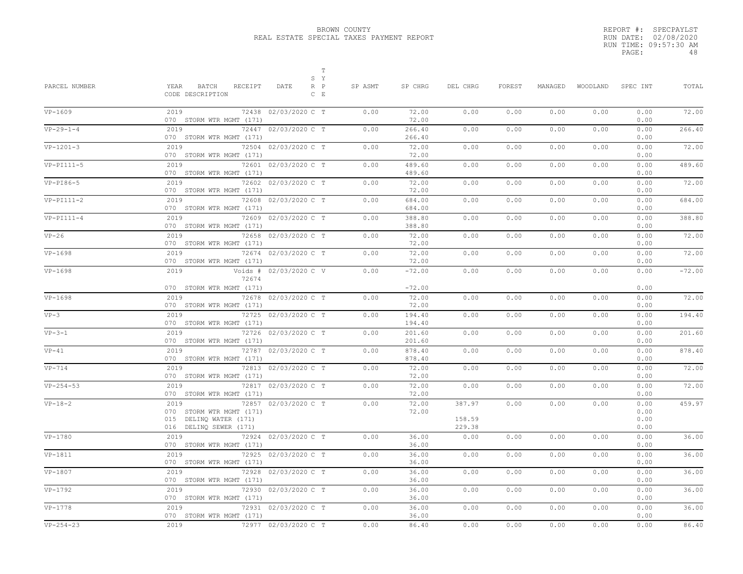BROWN COUNTY
REAL ESTATE SPECIAL TAXES PAYMENT REPORT

REPORT #: SPECPAYLST
RUN DATE: 02/08/2020
RUN TIME: 09:57:30 AM

| PARCEL NUMBER | YEAR BATCH RECEIPT CODE DESCRIPTION | DATE | S R C | T Y P E | SP ASMT | SP CHRG | DEL CHRG | FOREST | MANAGED | WOODLAND | SPEC INT | TOTAL |
|---|---|---|---|---|---|---|---|---|---|---|---|---|
| VP-1609 | 2019 72438<br>070 STORM WTR MGMT (171) | 02/03/2020 | C | T | 0.00 | 72.00<br>72.00 | 0.00 | 0.00 | 0.00 | 0.00 | 0.00<br>0.00 | 72.00 |
| VP-29-1-4 | 2019 72447<br>070 STORM WTR MGMT (171) | 02/03/2020 | C | T | 0.00 | 266.40<br>266.40 | 0.00 | 0.00 | 0.00 | 0.00 | 0.00<br>0.00 | 266.40 |
| VP-1201-3 | 2019 72504<br>070 STORM WTR MGMT (171) | 02/03/2020 | C | T | 0.00 | 72.00<br>72.00 | 0.00 | 0.00 | 0.00 | 0.00 | 0.00<br>0.00 | 72.00 |
| VP-PI111-5 | 2019 72601<br>070 STORM WTR MGMT (171) | 02/03/2020 | C | T | 0.00 | 489.60<br>489.60 | 0.00 | 0.00 | 0.00 | 0.00 | 0.00<br>0.00 | 489.60 |
| VP-PI86-5 | 2019 72602<br>070 STORM WTR MGMT (171) | 02/03/2020 | C | T | 0.00 | 72.00<br>72.00 | 0.00 | 0.00 | 0.00 | 0.00 | 0.00<br>0.00 | 72.00 |
| VP-PI111-2 | 2019 72608<br>070 STORM WTR MGMT (171) | 02/03/2020 | C | T | 0.00 | 684.00<br>684.00 | 0.00 | 0.00 | 0.00 | 0.00 | 0.00<br>0.00 | 684.00 |
| VP-PI111-4 | 2019 72609<br>070 STORM WTR MGMT (171) | 02/03/2020 | C | T | 0.00 | 388.80<br>388.80 | 0.00 | 0.00 | 0.00 | 0.00 | 0.00<br>0.00 | 388.80 |
| VP-26 | 2019 72658<br>070 STORM WTR MGMT (171) | 02/03/2020 | C | T | 0.00 | 72.00<br>72.00 | 0.00 | 0.00 | 0.00 | 0.00 | 0.00<br>0.00 | 72.00 |
| VP-1698 | 2019 72674<br>070 STORM WTR MGMT (171) | 02/03/2020 | C | T | 0.00 | 72.00<br>72.00 | 0.00 | 0.00 | 0.00 | 0.00 | 0.00<br>0.00 | 72.00 |
| VP-1698 | 2019 Voids # 72674<br>070 STORM WTR MGMT (171) | 02/03/2020 | C | V | 0.00 | -72.00<br>-72.00 | 0.00 | 0.00 | 0.00 | 0.00 | 0.00<br>0.00 | -72.00 |
| VP-1698 | 2019 72678<br>070 STORM WTR MGMT (171) | 02/03/2020 | C | T | 0.00 | 72.00<br>72.00 | 0.00 | 0.00 | 0.00 | 0.00 | 0.00<br>0.00 | 72.00 |
| VP-3 | 2019 72725<br>070 STORM WTR MGMT (171) | 02/03/2020 | C | T | 0.00 | 194.40<br>194.40 | 0.00 | 0.00 | 0.00 | 0.00 | 0.00<br>0.00 | 194.40 |
| VP-3-1 | 2019 72726<br>070 STORM WTR MGMT (171) | 02/03/2020 | C | T | 0.00 | 201.60<br>201.60 | 0.00 | 0.00 | 0.00 | 0.00 | 0.00<br>0.00 | 201.60 |
| VP-41 | 2019 72787<br>070 STORM WTR MGMT (171) | 02/03/2020 | C | T | 0.00 | 878.40<br>878.40 | 0.00 | 0.00 | 0.00 | 0.00 | 0.00<br>0.00 | 878.40 |
| VP-714 | 2019 72813<br>070 STORM WTR MGMT (171) | 02/03/2020 | C | T | 0.00 | 72.00<br>72.00 | 0.00 | 0.00 | 0.00 | 0.00 | 0.00<br>0.00 | 72.00 |
| VP-254-53 | 2019 72817<br>070 STORM WTR MGMT (171) | 02/03/2020 | C | T | 0.00 | 72.00<br>72.00 | 0.00 | 0.00 | 0.00 | 0.00 | 0.00<br>0.00 | 72.00 |
| VP-18-2 | 2019 72857<br>070 STORM WTR MGMT (171)<br>015 DELINQ WATER (171)<br>016 DELINQ SEWER (171) | 02/03/2020 | C | T | 0.00 | 72.00<br>72.00 | 387.97<br><br>158.59<br>229.38 | 0.00 | 0.00 | 0.00 | 0.00<br>0.00<br>0.00<br>0.00 | 459.97 |
| VP-1780 | 2019 72924<br>070 STORM WTR MGMT (171) | 02/03/2020 | C | T | 0.00 | 36.00<br>36.00 | 0.00 | 0.00 | 0.00 | 0.00 | 0.00<br>0.00 | 36.00 |
| VP-1811 | 2019 72925<br>070 STORM WTR MGMT (171) | 02/03/2020 | C | T | 0.00 | 36.00<br>36.00 | 0.00 | 0.00 | 0.00 | 0.00 | 0.00<br>0.00 | 36.00 |
| VP-1807 | 2019 72928<br>070 STORM WTR MGMT (171) | 02/03/2020 | C | T | 0.00 | 36.00<br>36.00 | 0.00 | 0.00 | 0.00 | 0.00 | 0.00<br>0.00 | 36.00 |
| VP-1792 | 2019 72930<br>070 STORM WTR MGMT (171) | 02/03/2020 | C | T | 0.00 | 36.00<br>36.00 | 0.00 | 0.00 | 0.00 | 0.00 | 0.00<br>0.00 | 36.00 |
| VP-1778 | 2019 72931<br>070 STORM WTR MGMT (171) | 02/03/2020 | C | T | 0.00 | 36.00<br>36.00 | 0.00 | 0.00 | 0.00 | 0.00 | 0.00<br>0.00 | 36.00 |
| VP-254-23 | 2019 72977 | 02/03/2020 | C | T | 0.00 | 86.40 | 0.00 | 0.00 | 0.00 | 0.00 | 0.00 | 86.40 |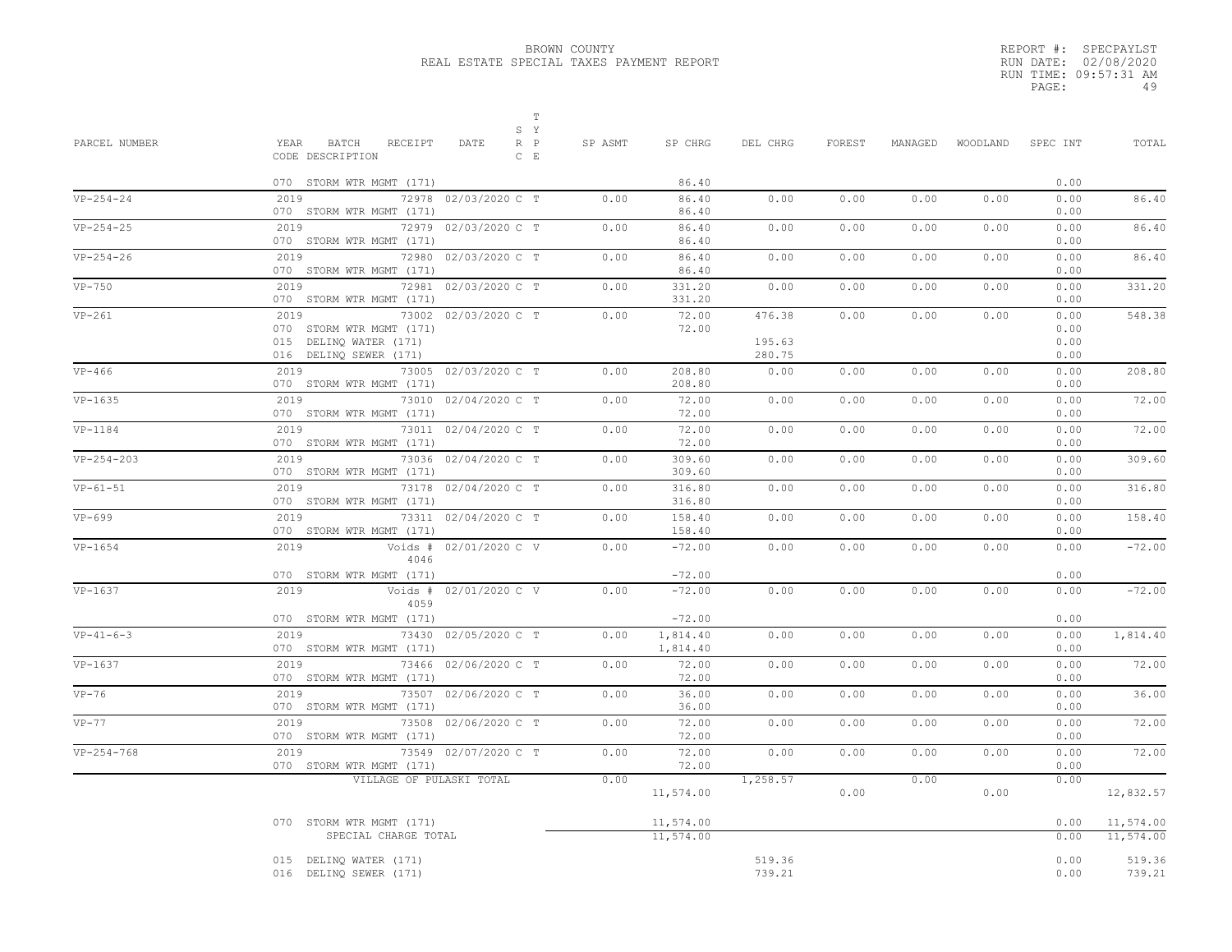BROWN COUNTY
REAL ESTATE SPECIAL TAXES PAYMENT REPORT

REPORT #: SPECPAYLST
RUN DATE: 02/08/2020
RUN TIME: 09:57:31 AM
PAGE: 49

| PARCEL NUMBER | YEAR BATCH RECEIPT CODE DESCRIPTION | DATE | S R C | T Y P E | SP ASMT | SP CHRG | DEL CHRG | FOREST | MANAGED | WOODLAND | SPEC INT | TOTAL |
|---|---|---|---|---|---|---|---|---|---|---|---|---|
| | 070 STORM WTR MGMT (171) | | | | | 86.40 | | | | | 0.00 | |
| VP-254-24 | 2019 72978 | 02/03/2020 | C | T | 0.00 | 86.40 | 0.00 | 0.00 | 0.00 | 0.00 | 0.00 | 86.40 |
| | 070 STORM WTR MGMT (171) | | | | | 86.40 | | | | | 0.00 | |
| VP-254-25 | 2019 72979 | 02/03/2020 | C | T | 0.00 | 86.40 | 0.00 | 0.00 | 0.00 | 0.00 | 0.00 | 86.40 |
| | 070 STORM WTR MGMT (171) | | | | | 86.40 | | | | | 0.00 | |
| VP-254-26 | 2019 72980 | 02/03/2020 | C | T | 0.00 | 86.40 | 0.00 | 0.00 | 0.00 | 0.00 | 0.00 | 86.40 |
| | 070 STORM WTR MGMT (171) | | | | | 86.40 | | | | | 0.00 | |
| VP-750 | 2019 72981 | 02/03/2020 | C | T | 0.00 | 331.20 | 0.00 | 0.00 | 0.00 | 0.00 | 0.00 | 331.20 |
| | 070 STORM WTR MGMT (171) | | | | | 331.20 | | | | | 0.00 | |
| VP-261 | 2019 73002 | 02/03/2020 | C | T | 0.00 | 72.00 | 476.38 | 0.00 | 0.00 | 0.00 | 0.00 | 548.38 |
| | 070 STORM WTR MGMT (171) | | | | | 72.00 | | | | | 0.00 | |
| | 015 DELINQ WATER (171) | | | | | | 195.63 | | | | 0.00 | |
| | 016 DELINQ SEWER (171) | | | | | | 280.75 | | | | 0.00 | |
| VP-466 | 2019 73005 | 02/03/2020 | C | T | 0.00 | 208.80 | 0.00 | 0.00 | 0.00 | 0.00 | 0.00 | 208.80 |
| | 070 STORM WTR MGMT (171) | | | | | 208.80 | | | | | 0.00 | |
| VP-1635 | 2019 73010 | 02/04/2020 | C | T | 0.00 | 72.00 | 0.00 | 0.00 | 0.00 | 0.00 | 0.00 | 72.00 |
| | 070 STORM WTR MGMT (171) | | | | | 72.00 | | | | | 0.00 | |
| VP-1184 | 2019 73011 | 02/04/2020 | C | T | 0.00 | 72.00 | 0.00 | 0.00 | 0.00 | 0.00 | 0.00 | 72.00 |
| | 070 STORM WTR MGMT (171) | | | | | 72.00 | | | | | 0.00 | |
| VP-254-203 | 2019 73036 | 02/04/2020 | C | T | 0.00 | 309.60 | 0.00 | 0.00 | 0.00 | 0.00 | 0.00 | 309.60 |
| | 070 STORM WTR MGMT (171) | | | | | 309.60 | | | | | 0.00 | |
| VP-61-51 | 2019 73178 | 02/04/2020 | C | T | 0.00 | 316.80 | 0.00 | 0.00 | 0.00 | 0.00 | 0.00 | 316.80 |
| | 070 STORM WTR MGMT (171) | | | | | 316.80 | | | | | 0.00 | |
| VP-699 | 2019 73311 | 02/04/2020 | C | T | 0.00 | 158.40 | 0.00 | 0.00 | 0.00 | 0.00 | 0.00 | 158.40 |
| | 070 STORM WTR MGMT (171) | | | | | 158.40 | | | | | 0.00 | |
| VP-1654 | 2019 Voids # 4046 | 02/01/2020 | C | V | 0.00 | -72.00 | 0.00 | 0.00 | 0.00 | 0.00 | 0.00 | -72.00 |
| | 070 STORM WTR MGMT (171) | | | | | -72.00 | | | | | 0.00 | |
| VP-1637 | 2019 Voids # 4059 | 02/01/2020 | C | V | 0.00 | -72.00 | 0.00 | 0.00 | 0.00 | 0.00 | 0.00 | -72.00 |
| | 070 STORM WTR MGMT (171) | | | | | -72.00 | | | | | 0.00 | |
| VP-41-6-3 | 2019 73430 | 02/05/2020 | C | T | 0.00 | 1,814.40 | 0.00 | 0.00 | 0.00 | 0.00 | 0.00 | 1,814.40 |
| | 070 STORM WTR MGMT (171) | | | | | 1,814.40 | | | | | 0.00 | |
| VP-1637 | 2019 73466 | 02/06/2020 | C | T | 0.00 | 72.00 | 0.00 | 0.00 | 0.00 | 0.00 | 0.00 | 72.00 |
| | 070 STORM WTR MGMT (171) | | | | | 72.00 | | | | | 0.00 | |
| VP-76 | 2019 73507 | 02/06/2020 | C | T | 0.00 | 36.00 | 0.00 | 0.00 | 0.00 | 0.00 | 0.00 | 36.00 |
| | 070 STORM WTR MGMT (171) | | | | | 36.00 | | | | | 0.00 | |
| VP-77 | 2019 73508 | 02/06/2020 | C | T | 0.00 | 72.00 | 0.00 | 0.00 | 0.00 | 0.00 | 0.00 | 72.00 |
| | 070 STORM WTR MGMT (171) | | | | | 72.00 | | | | | 0.00 | |
| VP-254-768 | 2019 73549 | 02/07/2020 | C | T | 0.00 | 72.00 | 0.00 | 0.00 | 0.00 | 0.00 | 0.00 | 72.00 |
| | 070 STORM WTR MGMT (171) | | | | | 72.00 | | | | | 0.00 | |
| | VILLAGE OF PULASKI TOTAL | | | | 0.00 | 11,574.00 | 1,258.57 | 0.00 | 0.00 | 0.00 | 0.00 | 12,832.57 |
| | 070 STORM WTR MGMT (171) | | | | | 11,574.00 | | | | | 0.00 | 11,574.00 |
| | SPECIAL CHARGE TOTAL | | | | | 11,574.00 | | | | | 0.00 | 11,574.00 |
| | 015 DELINQ WATER (171) | | | | | | 519.36 | | | | 0.00 | 519.36 |
| | 016 DELINQ SEWER (171) | | | | | | 739.21 | | | | 0.00 | 739.21 |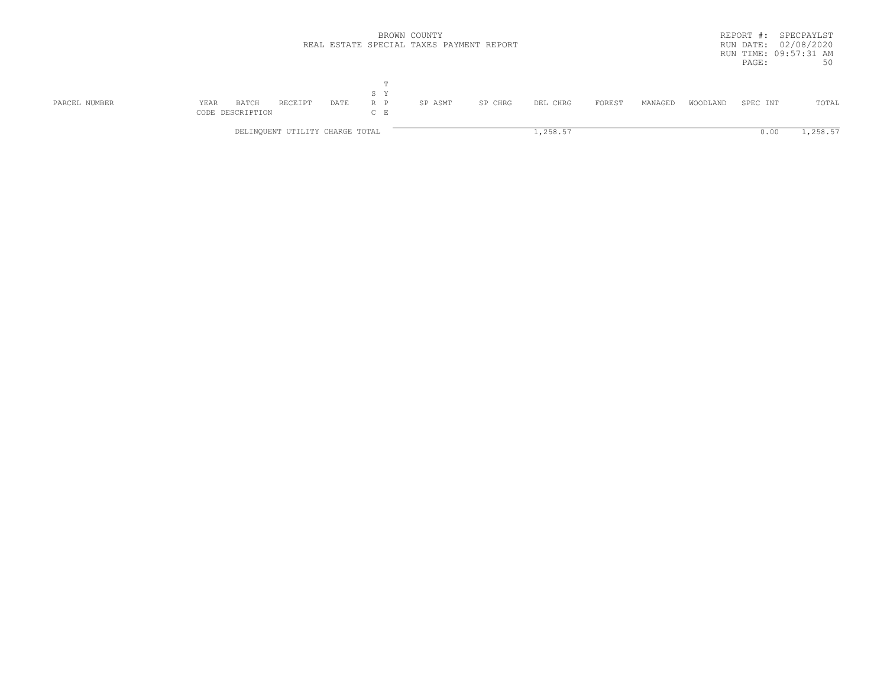BROWN COUNTY
REAL ESTATE SPECIAL TAXES PAYMENT REPORT

REPORT #: SPECPAYLST
RUN DATE: 02/08/2020
RUN TIME: 09:57:31 AM

| PARCEL NUMBER | YEAR | BATCH | RECEIPT | DATE | SRC | TYPE | SP ASMT | SP CHRG | DEL CHRG | FOREST | MANAGED | WOODLAND | SPEC INT | TOTAL |
|---|---|---|---|---|---|---|---|---|---|---|---|---|---|---|
| | CODE | DESCRIPTION | | | | | | | | | | | | |
| | DELINQUENT UTILITY CHARGE TOTAL | | | | | | | | 1,258.57 | | | | 0.00 | 1,258.57 |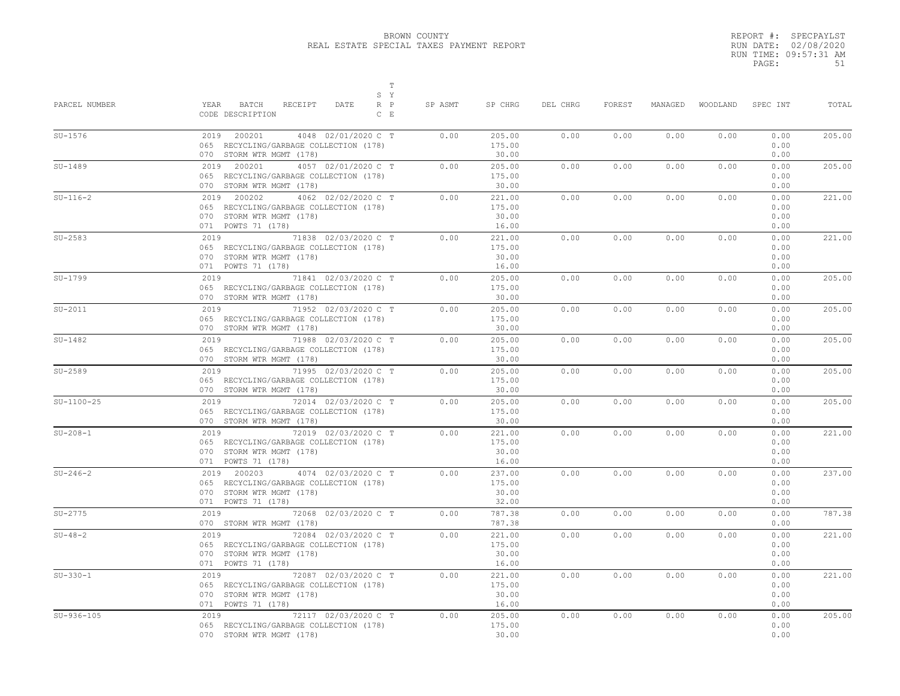BROWN COUNTY
REAL ESTATE SPECIAL TAXES PAYMENT REPORT

REPORT #: SPECPAYLST
RUN DATE: 02/08/2020
RUN TIME: 09:57:31 AM

| PARCEL NUMBER | YEAR BATCH RECEIPT DATE / CODE DESCRIPTION | SYS | TYPE | SP ASMT | SP CHRG | DEL CHRG | FOREST | MANAGED | WOODLAND | SPEC INT | TOTAL |
|---|---|---|---|---|---|---|---|---|---|---|---|
| SU-1576 | 2019 200201 4048 02/01/2020 | C | T | 0.00 | 205.00 | 0.00 | 0.00 | 0.00 | 0.00 | 0.00 | 205.00 |
| | 065 RECYCLING/GARBAGE COLLECTION (178) | | | | 175.00 | | | | | 0.00 | |
| | 070 STORM WTR MGMT (178) | | | | 30.00 | | | | | 0.00 | |
| SU-1489 | 2019 200201 4057 02/01/2020 | C | T | 0.00 | 205.00 | 0.00 | 0.00 | 0.00 | 0.00 | 0.00 | 205.00 |
| | 065 RECYCLING/GARBAGE COLLECTION (178) | | | | 175.00 | | | | | 0.00 | |
| | 070 STORM WTR MGMT (178) | | | | 30.00 | | | | | 0.00 | |
| SU-116-2 | 2019 200202 4062 02/02/2020 | C | T | 0.00 | 221.00 | 0.00 | 0.00 | 0.00 | 0.00 | 0.00 | 221.00 |
| | 065 RECYCLING/GARBAGE COLLECTION (178) | | | | 175.00 | | | | | 0.00 | |
| | 070 STORM WTR MGMT (178) | | | | 30.00 | | | | | 0.00 | |
| | 071 POWTS 71 (178) | | | | 16.00 | | | | | 0.00 | |
| SU-2583 | 2019 71838 02/03/2020 | C | T | 0.00 | 221.00 | 0.00 | 0.00 | 0.00 | 0.00 | 0.00 | 221.00 |
| | 065 RECYCLING/GARBAGE COLLECTION (178) | | | | 175.00 | | | | | 0.00 | |
| | 070 STORM WTR MGMT (178) | | | | 30.00 | | | | | 0.00 | |
| | 071 POWTS 71 (178) | | | | 16.00 | | | | | 0.00 | |
| SU-1799 | 2019 71841 02/03/2020 | C | T | 0.00 | 205.00 | 0.00 | 0.00 | 0.00 | 0.00 | 0.00 | 205.00 |
| | 065 RECYCLING/GARBAGE COLLECTION (178) | | | | 175.00 | | | | | 0.00 | |
| | 070 STORM WTR MGMT (178) | | | | 30.00 | | | | | 0.00 | |
| SU-2011 | 2019 71952 02/03/2020 | C | T | 0.00 | 205.00 | 0.00 | 0.00 | 0.00 | 0.00 | 0.00 | 205.00 |
| | 065 RECYCLING/GARBAGE COLLECTION (178) | | | | 175.00 | | | | | 0.00 | |
| | 070 STORM WTR MGMT (178) | | | | 30.00 | | | | | 0.00 | |
| SU-1482 | 2019 71988 02/03/2020 | C | T | 0.00 | 205.00 | 0.00 | 0.00 | 0.00 | 0.00 | 0.00 | 205.00 |
| | 065 RECYCLING/GARBAGE COLLECTION (178) | | | | 175.00 | | | | | 0.00 | |
| | 070 STORM WTR MGMT (178) | | | | 30.00 | | | | | 0.00 | |
| SU-2589 | 2019 71995 02/03/2020 | C | T | 0.00 | 205.00 | 0.00 | 0.00 | 0.00 | 0.00 | 0.00 | 205.00 |
| | 065 RECYCLING/GARBAGE COLLECTION (178) | | | | 175.00 | | | | | 0.00 | |
| | 070 STORM WTR MGMT (178) | | | | 30.00 | | | | | 0.00 | |
| SU-1100-25 | 2019 72014 02/03/2020 | C | T | 0.00 | 205.00 | 0.00 | 0.00 | 0.00 | 0.00 | 0.00 | 205.00 |
| | 065 RECYCLING/GARBAGE COLLECTION (178) | | | | 175.00 | | | | | 0.00 | |
| | 070 STORM WTR MGMT (178) | | | | 30.00 | | | | | 0.00 | |
| SU-208-1 | 2019 72019 02/03/2020 | C | T | 0.00 | 221.00 | 0.00 | 0.00 | 0.00 | 0.00 | 0.00 | 221.00 |
| | 065 RECYCLING/GARBAGE COLLECTION (178) | | | | 175.00 | | | | | 0.00 | |
| | 070 STORM WTR MGMT (178) | | | | 30.00 | | | | | 0.00 | |
| | 071 POWTS 71 (178) | | | | 16.00 | | | | | 0.00 | |
| SU-246-2 | 2019 200203 4074 02/03/2020 | C | T | 0.00 | 237.00 | 0.00 | 0.00 | 0.00 | 0.00 | 0.00 | 237.00 |
| | 065 RECYCLING/GARBAGE COLLECTION (178) | | | | 175.00 | | | | | 0.00 | |
| | 070 STORM WTR MGMT (178) | | | | 30.00 | | | | | 0.00 | |
| | 071 POWTS 71 (178) | | | | 32.00 | | | | | 0.00 | |
| SU-2775 | 2019 72068 02/03/2020 | C | T | 0.00 | 787.38 | 0.00 | 0.00 | 0.00 | 0.00 | 0.00 | 787.38 |
| | 070 STORM WTR MGMT (178) | | | | 787.38 | | | | | 0.00 | |
| SU-48-2 | 2019 72084 02/03/2020 | C | T | 0.00 | 221.00 | 0.00 | 0.00 | 0.00 | 0.00 | 0.00 | 221.00 |
| | 065 RECYCLING/GARBAGE COLLECTION (178) | | | | 175.00 | | | | | 0.00 | |
| | 070 STORM WTR MGMT (178) | | | | 30.00 | | | | | 0.00 | |
| | 071 POWTS 71 (178) | | | | 16.00 | | | | | 0.00 | |
| SU-330-1 | 2019 72087 02/03/2020 | C | T | 0.00 | 221.00 | 0.00 | 0.00 | 0.00 | 0.00 | 0.00 | 221.00 |
| | 065 RECYCLING/GARBAGE COLLECTION (178) | | | | 175.00 | | | | | 0.00 | |
| | 070 STORM WTR MGMT (178) | | | | 30.00 | | | | | 0.00 | |
| | 071 POWTS 71 (178) | | | | 16.00 | | | | | 0.00 | |
| SU-936-105 | 2019 72117 02/03/2020 | C | T | 0.00 | 205.00 | 0.00 | 0.00 | 0.00 | 0.00 | 0.00 | 205.00 |
| | 065 RECYCLING/GARBAGE COLLECTION (178) | | | | 175.00 | | | | | 0.00 | |
| | 070 STORM WTR MGMT (178) | | | | 30.00 | | | | | 0.00 | |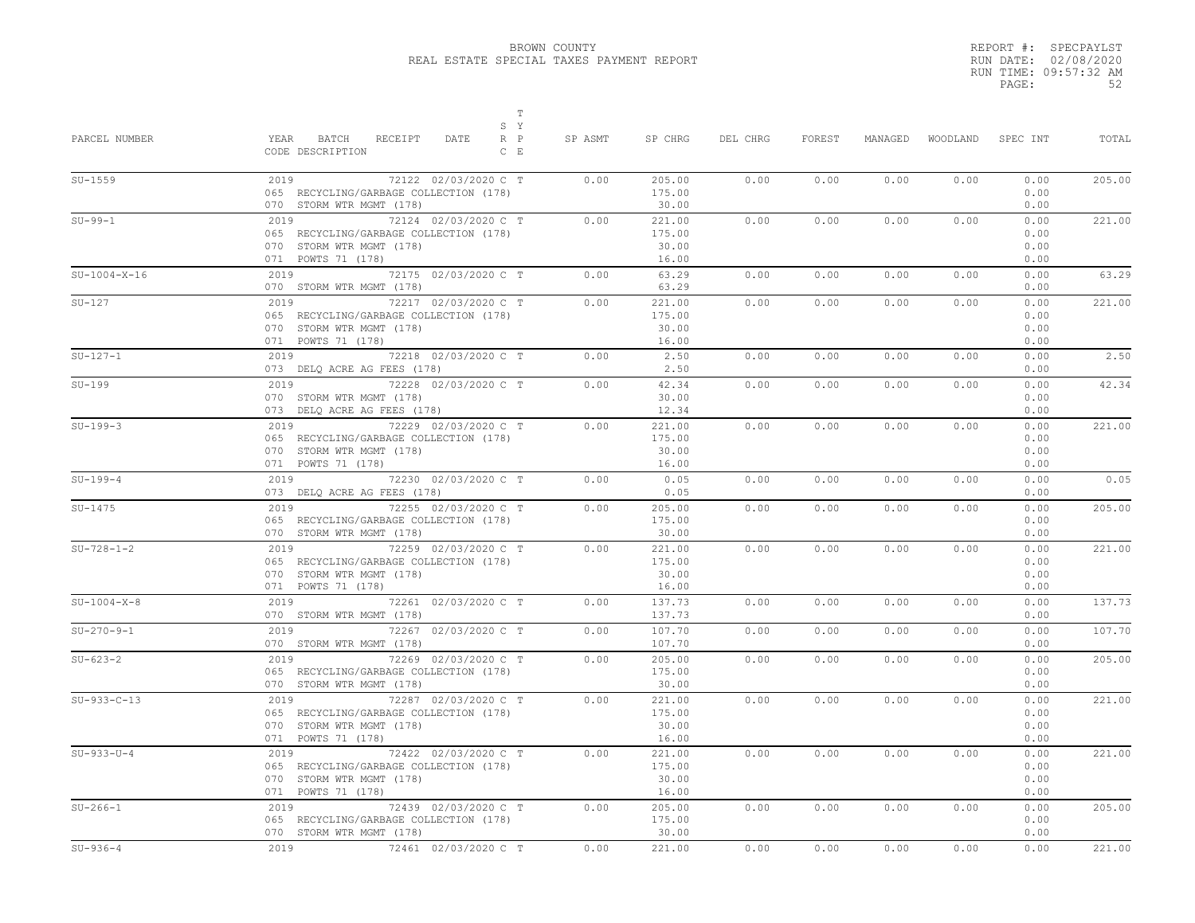BROWN COUNTY
REAL ESTATE SPECIAL TAXES PAYMENT REPORT

REPORT #: SPECPAYLST
RUN DATE: 02/08/2020
RUN TIME: 09:57:32 AM

| PARCEL NUMBER | YEAR BATCH RECEIPT DATE CODE DESCRIPTION | S T R Y C P E | SP ASMT | SP CHRG | DEL CHRG | FOREST | MANAGED | WOODLAND | SPEC INT | TOTAL |
|---|---|---|---|---|---|---|---|---|---|---|
| SU-1559 | 2019 72122 02/03/2020 | C T | 0.00 | 205.00 | 0.00 | 0.00 | 0.00 | 0.00 | 0.00 | 205.00 |
| | 065 RECYCLING/GARBAGE COLLECTION (178) | | | 175.00 | | | | | 0.00 | |
| | 070 STORM WTR MGMT (178) | | | 30.00 | | | | | 0.00 | |
| SU-99-1 | 2019 72124 02/03/2020 | C T | 0.00 | 221.00 | 0.00 | 0.00 | 0.00 | 0.00 | 0.00 | 221.00 |
| | 065 RECYCLING/GARBAGE COLLECTION (178) | | | 175.00 | | | | | 0.00 | |
| | 070 STORM WTR MGMT (178) | | | 30.00 | | | | | 0.00 | |
| | 071 POWTS 71 (178) | | | 16.00 | | | | | 0.00 | |
| SU-1004-X-16 | 2019 72175 02/03/2020 | C T | 0.00 | 63.29 | 0.00 | 0.00 | 0.00 | 0.00 | 0.00 | 63.29 |
| | 070 STORM WTR MGMT (178) | | | 63.29 | | | | | 0.00 | |
| SU-127 | 2019 72217 02/03/2020 | C T | 0.00 | 221.00 | 0.00 | 0.00 | 0.00 | 0.00 | 0.00 | 221.00 |
| | 065 RECYCLING/GARBAGE COLLECTION (178) | | | 175.00 | | | | | 0.00 | |
| | 070 STORM WTR MGMT (178) | | | 30.00 | | | | | 0.00 | |
| | 071 POWTS 71 (178) | | | 16.00 | | | | | 0.00 | |
| SU-127-1 | 2019 72218 02/03/2020 | C T | 0.00 | 2.50 | 0.00 | 0.00 | 0.00 | 0.00 | 0.00 | 2.50 |
| | 073 DELQ ACRE AG FEES (178) | | | 2.50 | | | | | 0.00 | |
| SU-199 | 2019 72228 02/03/2020 | C T | 0.00 | 42.34 | 0.00 | 0.00 | 0.00 | 0.00 | 0.00 | 42.34 |
| | 070 STORM WTR MGMT (178) | | | 30.00 | | | | | 0.00 | |
| | 073 DELQ ACRE AG FEES (178) | | | 12.34 | | | | | 0.00 | |
| SU-199-3 | 2019 72229 02/03/2020 | C T | 0.00 | 221.00 | 0.00 | 0.00 | 0.00 | 0.00 | 0.00 | 221.00 |
| | 065 RECYCLING/GARBAGE COLLECTION (178) | | | 175.00 | | | | | 0.00 | |
| | 070 STORM WTR MGMT (178) | | | 30.00 | | | | | 0.00 | |
| | 071 POWTS 71 (178) | | | 16.00 | | | | | 0.00 | |
| SU-199-4 | 2019 72230 02/03/2020 | C T | 0.00 | 0.05 | 0.00 | 0.00 | 0.00 | 0.00 | 0.00 | 0.05 |
| | 073 DELQ ACRE AG FEES (178) | | | 0.05 | | | | | 0.00 | |
| SU-1475 | 2019 72255 02/03/2020 | C T | 0.00 | 205.00 | 0.00 | 0.00 | 0.00 | 0.00 | 0.00 | 205.00 |
| | 065 RECYCLING/GARBAGE COLLECTION (178) | | | 175.00 | | | | | 0.00 | |
| | 070 STORM WTR MGMT (178) | | | 30.00 | | | | | 0.00 | |
| SU-728-1-2 | 2019 72259 02/03/2020 | C T | 0.00 | 221.00 | 0.00 | 0.00 | 0.00 | 0.00 | 0.00 | 221.00 |
| | 065 RECYCLING/GARBAGE COLLECTION (178) | | | 175.00 | | | | | 0.00 | |
| | 070 STORM WTR MGMT (178) | | | 30.00 | | | | | 0.00 | |
| | 071 POWTS 71 (178) | | | 16.00 | | | | | 0.00 | |
| SU-1004-X-8 | 2019 72261 02/03/2020 | C T | 0.00 | 137.73 | 0.00 | 0.00 | 0.00 | 0.00 | 0.00 | 137.73 |
| | 070 STORM WTR MGMT (178) | | | 137.73 | | | | | 0.00 | |
| SU-270-9-1 | 2019 72267 02/03/2020 | C T | 0.00 | 107.70 | 0.00 | 0.00 | 0.00 | 0.00 | 0.00 | 107.70 |
| | 070 STORM WTR MGMT (178) | | | 107.70 | | | | | 0.00 | |
| SU-623-2 | 2019 72269 02/03/2020 | C T | 0.00 | 205.00 | 0.00 | 0.00 | 0.00 | 0.00 | 0.00 | 205.00 |
| | 065 RECYCLING/GARBAGE COLLECTION (178) | | | 175.00 | | | | | 0.00 | |
| | 070 STORM WTR MGMT (178) | | | 30.00 | | | | | 0.00 | |
| SU-933-C-13 | 2019 72287 02/03/2020 | C T | 0.00 | 221.00 | 0.00 | 0.00 | 0.00 | 0.00 | 0.00 | 221.00 |
| | 065 RECYCLING/GARBAGE COLLECTION (178) | | | 175.00 | | | | | 0.00 | |
| | 070 STORM WTR MGMT (178) | | | 30.00 | | | | | 0.00 | |
| | 071 POWTS 71 (178) | | | 16.00 | | | | | 0.00 | |
| SU-933-U-4 | 2019 72422 02/03/2020 | C T | 0.00 | 221.00 | 0.00 | 0.00 | 0.00 | 0.00 | 0.00 | 221.00 |
| | 065 RECYCLING/GARBAGE COLLECTION (178) | | | 175.00 | | | | | 0.00 | |
| | 070 STORM WTR MGMT (178) | | | 30.00 | | | | | 0.00 | |
| | 071 POWTS 71 (178) | | | 16.00 | | | | | 0.00 | |
| SU-266-1 | 2019 72439 02/03/2020 | C T | 0.00 | 205.00 | 0.00 | 0.00 | 0.00 | 0.00 | 0.00 | 205.00 |
| | 065 RECYCLING/GARBAGE COLLECTION (178) | | | 175.00 | | | | | 0.00 | |
| | 070 STORM WTR MGMT (178) | | | 30.00 | | | | | 0.00 | |
| SU-936-4 | 2019 72461 02/03/2020 | C T | 0.00 | 221.00 | 0.00 | 0.00 | 0.00 | 0.00 | 0.00 | 221.00 |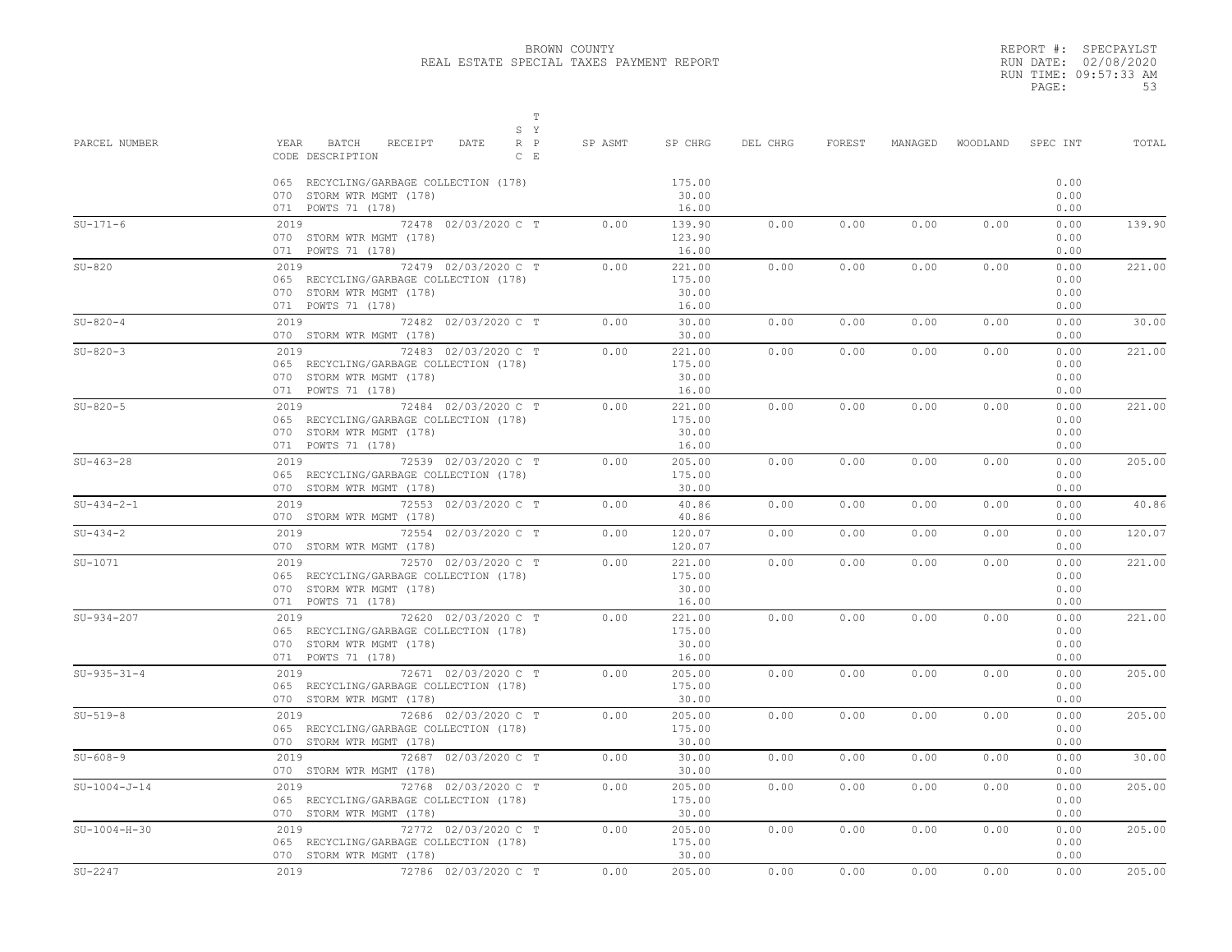# BROWN COUNTY
## REAL ESTATE SPECIAL TAXES PAYMENT REPORT

REPORT #: SPECPAYLST
RUN DATE: 02/08/2020
RUN TIME: 09:57:33 AM
PAGE: 53

| PARCEL NUMBER | YEAR BATCH RECEIPT DATE CODE DESCRIPTION | SYS T RPY CE | SP ASMT | SP CHRG | DEL CHRG | FOREST | MANAGED | WOODLAND | SPEC INT | TOTAL |
|---|---|---|---|---|---|---|---|---|---|---|
| | 065 RECYCLING/GARBAGE COLLECTION (178) | | | 175.00 | | | | | 0.00 | |
| | 070 STORM WTR MGMT (178) | | | 30.00 | | | | | 0.00 | |
| | 071 POWTS 71 (178) | | | 16.00 | | | | | 0.00 | |
| SU-171-6 | 2019 72478 02/03/2020 | C T | 0.00 | 139.90 | 0.00 | 0.00 | 0.00 | 0.00 | 0.00 | 139.90 |
| | 070 STORM WTR MGMT (178) | | | 123.90 | | | | | 0.00 | |
| | 071 POWTS 71 (178) | | | 16.00 | | | | | 0.00 | |
| SU-820 | 2019 72479 02/03/2020 | C T | 0.00 | 221.00 | 0.00 | 0.00 | 0.00 | 0.00 | 0.00 | 221.00 |
| | 065 RECYCLING/GARBAGE COLLECTION (178) | | | 175.00 | | | | | 0.00 | |
| | 070 STORM WTR MGMT (178) | | | 30.00 | | | | | 0.00 | |
| | 071 POWTS 71 (178) | | | 16.00 | | | | | 0.00 | |
| SU-820-4 | 2019 72482 02/03/2020 | C T | 0.00 | 30.00 | 0.00 | 0.00 | 0.00 | 0.00 | 0.00 | 30.00 |
| | 070 STORM WTR MGMT (178) | | | 30.00 | | | | | 0.00 | |
| SU-820-3 | 2019 72483 02/03/2020 | C T | 0.00 | 221.00 | 0.00 | 0.00 | 0.00 | 0.00 | 0.00 | 221.00 |
| | 065 RECYCLING/GARBAGE COLLECTION (178) | | | 175.00 | | | | | 0.00 | |
| | 070 STORM WTR MGMT (178) | | | 30.00 | | | | | 0.00 | |
| | 071 POWTS 71 (178) | | | 16.00 | | | | | 0.00 | |
| SU-820-5 | 2019 72484 02/03/2020 | C T | 0.00 | 221.00 | 0.00 | 0.00 | 0.00 | 0.00 | 0.00 | 221.00 |
| | 065 RECYCLING/GARBAGE COLLECTION (178) | | | 175.00 | | | | | 0.00 | |
| | 070 STORM WTR MGMT (178) | | | 30.00 | | | | | 0.00 | |
| | 071 POWTS 71 (178) | | | 16.00 | | | | | 0.00 | |
| SU-463-28 | 2019 72539 02/03/2020 | C T | 0.00 | 205.00 | 0.00 | 0.00 | 0.00 | 0.00 | 0.00 | 205.00 |
| | 065 RECYCLING/GARBAGE COLLECTION (178) | | | 175.00 | | | | | 0.00 | |
| | 070 STORM WTR MGMT (178) | | | 30.00 | | | | | 0.00 | |
| SU-434-2-1 | 2019 72553 02/03/2020 | C T | 0.00 | 40.86 | 0.00 | 0.00 | 0.00 | 0.00 | 0.00 | 40.86 |
| | 070 STORM WTR MGMT (178) | | | 40.86 | | | | | 0.00 | |
| SU-434-2 | 2019 72554 02/03/2020 | C T | 0.00 | 120.07 | 0.00 | 0.00 | 0.00 | 0.00 | 0.00 | 120.07 |
| | 070 STORM WTR MGMT (178) | | | 120.07 | | | | | 0.00 | |
| SU-1071 | 2019 72570 02/03/2020 | C T | 0.00 | 221.00 | 0.00 | 0.00 | 0.00 | 0.00 | 0.00 | 221.00 |
| | 065 RECYCLING/GARBAGE COLLECTION (178) | | | 175.00 | | | | | 0.00 | |
| | 070 STORM WTR MGMT (178) | | | 30.00 | | | | | 0.00 | |
| | 071 POWTS 71 (178) | | | 16.00 | | | | | 0.00 | |
| SU-934-207 | 2019 72620 02/03/2020 | C T | 0.00 | 221.00 | 0.00 | 0.00 | 0.00 | 0.00 | 0.00 | 221.00 |
| | 065 RECYCLING/GARBAGE COLLECTION (178) | | | 175.00 | | | | | 0.00 | |
| | 070 STORM WTR MGMT (178) | | | 30.00 | | | | | 0.00 | |
| | 071 POWTS 71 (178) | | | 16.00 | | | | | 0.00 | |
| SU-935-31-4 | 2019 72671 02/03/2020 | C T | 0.00 | 205.00 | 0.00 | 0.00 | 0.00 | 0.00 | 0.00 | 205.00 |
| | 065 RECYCLING/GARBAGE COLLECTION (178) | | | 175.00 | | | | | 0.00 | |
| | 070 STORM WTR MGMT (178) | | | 30.00 | | | | | 0.00 | |
| SU-519-8 | 2019 72686 02/03/2020 | C T | 0.00 | 205.00 | 0.00 | 0.00 | 0.00 | 0.00 | 0.00 | 205.00 |
| | 065 RECYCLING/GARBAGE COLLECTION (178) | | | 175.00 | | | | | 0.00 | |
| | 070 STORM WTR MGMT (178) | | | 30.00 | | | | | 0.00 | |
| SU-608-9 | 2019 72687 02/03/2020 | C T | 0.00 | 30.00 | 0.00 | 0.00 | 0.00 | 0.00 | 0.00 | 30.00 |
| | 070 STORM WTR MGMT (178) | | | 30.00 | | | | | 0.00 | |
| SU-1004-J-14 | 2019 72768 02/03/2020 | C T | 0.00 | 205.00 | 0.00 | 0.00 | 0.00 | 0.00 | 0.00 | 205.00 |
| | 065 RECYCLING/GARBAGE COLLECTION (178) | | | 175.00 | | | | | 0.00 | |
| | 070 STORM WTR MGMT (178) | | | 30.00 | | | | | 0.00 | |
| SU-1004-H-30 | 2019 72772 02/03/2020 | C T | 0.00 | 205.00 | 0.00 | 0.00 | 0.00 | 0.00 | 0.00 | 205.00 |
| | 065 RECYCLING/GARBAGE COLLECTION (178) | | | 175.00 | | | | | 0.00 | |
| | 070 STORM WTR MGMT (178) | | | 30.00 | | | | | 0.00 | |
| SU-2247 | 2019 72786 02/03/2020 | C T | 0.00 | 205.00 | 0.00 | 0.00 | 0.00 | 0.00 | 0.00 | 205.00 |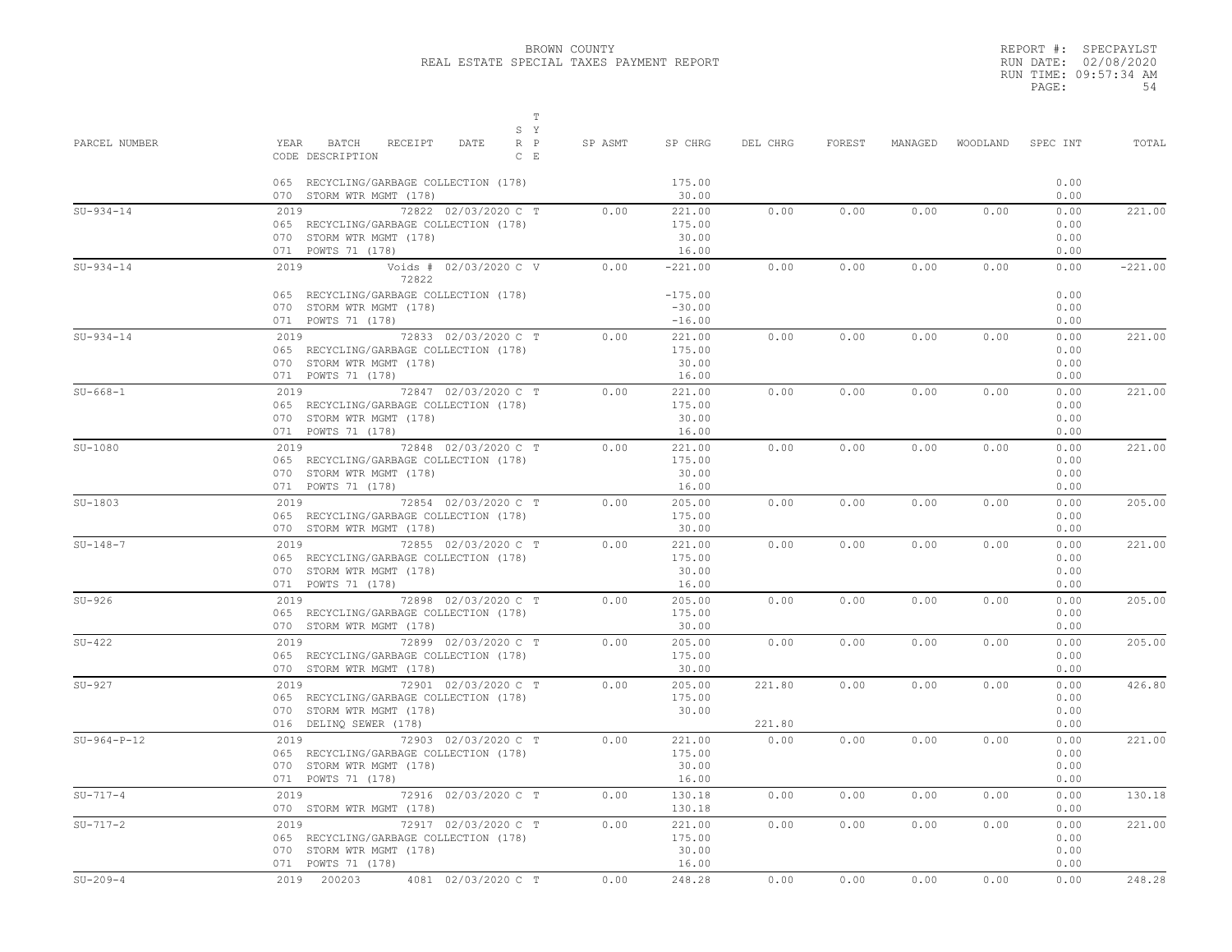BROWN COUNTY
REAL ESTATE SPECIAL TAXES PAYMENT REPORT

REPORT #: SPECPAYLST
RUN DATE: 02/08/2020
RUN TIME: 09:57:34 AM

| PARCEL NUMBER | YEAR BATCH RECEIPT DATE / CODE DESCRIPTION | S Y R P C E | T | SP ASMT | SP CHRG | DEL CHRG | FOREST | MANAGED | WOODLAND | SPEC INT | TOTAL |
|---|---|---|---|---|---|---|---|---|---|---|---|
| | 065 RECYCLING/GARBAGE COLLECTION (178) | | | | 175.00 | | | | | 0.00 | |
| | 070 STORM WTR MGMT (178) | | | | 30.00 | | | | | 0.00 | |
| SU-934-14 | 2019 72822 02/03/2020 | C | T | 0.00 | 221.00 | 0.00 | 0.00 | 0.00 | 0.00 | 0.00 | 221.00 |
| | 065 RECYCLING/GARBAGE COLLECTION (178) | | | | 175.00 | | | | | 0.00 | |
| | 070 STORM WTR MGMT (178) | | | | 30.00 | | | | | 0.00 | |
| | 071 POWTS 71 (178) | | | | 16.00 | | | | | 0.00 | |
| SU-934-14 | 2019 Voids # 72822 02/03/2020 | C | V | 0.00 | -221.00 | 0.00 | 0.00 | 0.00 | 0.00 | 0.00 | -221.00 |
| | 065 RECYCLING/GARBAGE COLLECTION (178) | | | | -175.00 | | | | | 0.00 | |
| | 070 STORM WTR MGMT (178) | | | | -30.00 | | | | | 0.00 | |
| | 071 POWTS 71 (178) | | | | -16.00 | | | | | 0.00 | |
| SU-934-14 | 2019 72833 02/03/2020 | C | T | 0.00 | 221.00 | 0.00 | 0.00 | 0.00 | 0.00 | 0.00 | 221.00 |
| | 065 RECYCLING/GARBAGE COLLECTION (178) | | | | 175.00 | | | | | 0.00 | |
| | 070 STORM WTR MGMT (178) | | | | 30.00 | | | | | 0.00 | |
| | 071 POWTS 71 (178) | | | | 16.00 | | | | | 0.00 | |
| SU-668-1 | 2019 72847 02/03/2020 | C | T | 0.00 | 221.00 | 0.00 | 0.00 | 0.00 | 0.00 | 0.00 | 221.00 |
| | 065 RECYCLING/GARBAGE COLLECTION (178) | | | | 175.00 | | | | | 0.00 | |
| | 070 STORM WTR MGMT (178) | | | | 30.00 | | | | | 0.00 | |
| | 071 POWTS 71 (178) | | | | 16.00 | | | | | 0.00 | |
| SU-1080 | 2019 72848 02/03/2020 | C | T | 0.00 | 221.00 | 0.00 | 0.00 | 0.00 | 0.00 | 0.00 | 221.00 |
| | 065 RECYCLING/GARBAGE COLLECTION (178) | | | | 175.00 | | | | | 0.00 | |
| | 070 STORM WTR MGMT (178) | | | | 30.00 | | | | | 0.00 | |
| | 071 POWTS 71 (178) | | | | 16.00 | | | | | 0.00 | |
| SU-1803 | 2019 72854 02/03/2020 | C | T | 0.00 | 205.00 | 0.00 | 0.00 | 0.00 | 0.00 | 0.00 | 205.00 |
| | 065 RECYCLING/GARBAGE COLLECTION (178) | | | | 175.00 | | | | | 0.00 | |
| | 070 STORM WTR MGMT (178) | | | | 30.00 | | | | | 0.00 | |
| SU-148-7 | 2019 72855 02/03/2020 | C | T | 0.00 | 221.00 | 0.00 | 0.00 | 0.00 | 0.00 | 0.00 | 221.00 |
| | 065 RECYCLING/GARBAGE COLLECTION (178) | | | | 175.00 | | | | | 0.00 | |
| | 070 STORM WTR MGMT (178) | | | | 30.00 | | | | | 0.00 | |
| | 071 POWTS 71 (178) | | | | 16.00 | | | | | 0.00 | |
| SU-926 | 2019 72898 02/03/2020 | C | T | 0.00 | 205.00 | 0.00 | 0.00 | 0.00 | 0.00 | 0.00 | 205.00 |
| | 065 RECYCLING/GARBAGE COLLECTION (178) | | | | 175.00 | | | | | 0.00 | |
| | 070 STORM WTR MGMT (178) | | | | 30.00 | | | | | 0.00 | |
| SU-422 | 2019 72899 02/03/2020 | C | T | 0.00 | 205.00 | 0.00 | 0.00 | 0.00 | 0.00 | 0.00 | 205.00 |
| | 065 RECYCLING/GARBAGE COLLECTION (178) | | | | 175.00 | | | | | 0.00 | |
| | 070 STORM WTR MGMT (178) | | | | 30.00 | | | | | 0.00 | |
| SU-927 | 2019 72901 02/03/2020 | C | T | 0.00 | 205.00 | 221.80 | 0.00 | 0.00 | 0.00 | 0.00 | 426.80 |
| | 065 RECYCLING/GARBAGE COLLECTION (178) | | | | 175.00 | | | | | 0.00 | |
| | 070 STORM WTR MGMT (178) | | | | 30.00 | | | | | 0.00 | |
| | 016 DELINQ SEWER (178) | | | | | 221.80 | | | | 0.00 | |
| SU-964-P-12 | 2019 72903 02/03/2020 | C | T | 0.00 | 221.00 | 0.00 | 0.00 | 0.00 | 0.00 | 0.00 | 221.00 |
| | 065 RECYCLING/GARBAGE COLLECTION (178) | | | | 175.00 | | | | | 0.00 | |
| | 070 STORM WTR MGMT (178) | | | | 30.00 | | | | | 0.00 | |
| | 071 POWTS 71 (178) | | | | 16.00 | | | | | 0.00 | |
| SU-717-4 | 2019 72916 02/03/2020 | C | T | 0.00 | 130.18 | 0.00 | 0.00 | 0.00 | 0.00 | 0.00 | 130.18 |
| | 070 STORM WTR MGMT (178) | | | | 130.18 | | | | | 0.00 | |
| SU-717-2 | 2019 72917 02/03/2020 | C | T | 0.00 | 221.00 | 0.00 | 0.00 | 0.00 | 0.00 | 0.00 | 221.00 |
| | 065 RECYCLING/GARBAGE COLLECTION (178) | | | | 175.00 | | | | | 0.00 | |
| | 070 STORM WTR MGMT (178) | | | | 30.00 | | | | | 0.00 | |
| | 071 POWTS 71 (178) | | | | 16.00 | | | | | 0.00 | |
| SU-209-4 | 2019 200203 4081 02/03/2020 | C | T | 0.00 | 248.28 | 0.00 | 0.00 | 0.00 | 0.00 | 0.00 | 248.28 |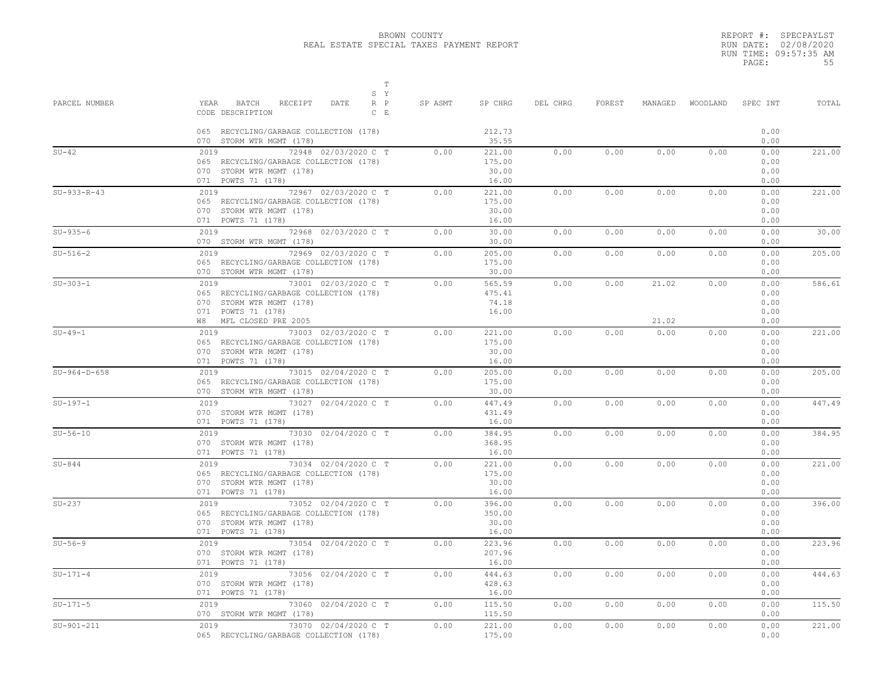BROWN COUNTY
REAL ESTATE SPECIAL TAXES PAYMENT REPORT

REPORT #: SPECPAYLST
RUN DATE: 02/08/2020
RUN TIME: 09:57:35 AM

| PARCEL NUMBER | YEAR BATCH RECEIPT DATE CODE DESCRIPTION | S T Y R P C E | SP ASMT | SP CHRG | DEL CHRG | FOREST | MANAGED | WOODLAND | SPEC INT | TOTAL |
|---|---|---|---|---|---|---|---|---|---|---|
| | 065 RECYCLING/GARBAGE COLLECTION (178) | | | 212.73 | | | | | 0.00 | |
| | 070 STORM WTR MGMT (178) | | | 35.55 | | | | | 0.00 | |
| SU-42 | 2019 72948 02/03/2020 | C T | 0.00 | 221.00 | 0.00 | 0.00 | 0.00 | 0.00 | 0.00 | 221.00 |
| | 065 RECYCLING/GARBAGE COLLECTION (178) | | | 175.00 | | | | | 0.00 | |
| | 070 STORM WTR MGMT (178) | | | 30.00 | | | | | 0.00 | |
| | 071 POWTS 71 (178) | | | 16.00 | | | | | 0.00 | |
| SU-933-R-43 | 2019 72967 02/03/2020 | C T | 0.00 | 221.00 | 0.00 | 0.00 | 0.00 | 0.00 | 0.00 | 221.00 |
| | 065 RECYCLING/GARBAGE COLLECTION (178) | | | 175.00 | | | | | 0.00 | |
| | 070 STORM WTR MGMT (178) | | | 30.00 | | | | | 0.00 | |
| | 071 POWTS 71 (178) | | | 16.00 | | | | | 0.00 | |
| SU-935-6 | 2019 72968 02/03/2020 | C T | 0.00 | 30.00 | 0.00 | 0.00 | 0.00 | 0.00 | 0.00 | 30.00 |
| | 070 STORM WTR MGMT (178) | | | 30.00 | | | | | 0.00 | |
| SU-516-2 | 2019 72969 02/03/2020 | C T | 0.00 | 205.00 | 0.00 | 0.00 | 0.00 | 0.00 | 0.00 | 205.00 |
| | 065 RECYCLING/GARBAGE COLLECTION (178) | | | 175.00 | | | | | 0.00 | |
| | 070 STORM WTR MGMT (178) | | | 30.00 | | | | | 0.00 | |
| SU-303-1 | 2019 73001 02/03/2020 | C T | 0.00 | 565.59 | 0.00 | 0.00 | 21.02 | 0.00 | 0.00 | 586.61 |
| | 065 RECYCLING/GARBAGE COLLECTION (178) | | | 475.41 | | | | | 0.00 | |
| | 070 STORM WTR MGMT (178) | | | 74.18 | | | | | 0.00 | |
| | 071 POWTS 71 (178) | | | 16.00 | | | | | 0.00 | |
| | W8 MFL CLOSED PRE 2005 | | | | | | 21.02 | | 0.00 | |
| SU-49-1 | 2019 73003 02/03/2020 | C T | 0.00 | 221.00 | 0.00 | 0.00 | 0.00 | 0.00 | 0.00 | 221.00 |
| | 065 RECYCLING/GARBAGE COLLECTION (178) | | | 175.00 | | | | | 0.00 | |
| | 070 STORM WTR MGMT (178) | | | 30.00 | | | | | 0.00 | |
| | 071 POWTS 71 (178) | | | 16.00 | | | | | 0.00 | |
| SU-964-D-658 | 2019 73015 02/04/2020 | C T | 0.00 | 205.00 | 0.00 | 0.00 | 0.00 | 0.00 | 0.00 | 205.00 |
| | 065 RECYCLING/GARBAGE COLLECTION (178) | | | 175.00 | | | | | 0.00 | |
| | 070 STORM WTR MGMT (178) | | | 30.00 | | | | | 0.00 | |
| SU-197-1 | 2019 73027 02/04/2020 | C T | 0.00 | 447.49 | 0.00 | 0.00 | 0.00 | 0.00 | 0.00 | 447.49 |
| | 070 STORM WTR MGMT (178) | | | 431.49 | | | | | 0.00 | |
| | 071 POWTS 71 (178) | | | 16.00 | | | | | 0.00 | |
| SU-56-10 | 2019 73030 02/04/2020 | C T | 0.00 | 384.95 | 0.00 | 0.00 | 0.00 | 0.00 | 0.00 | 384.95 |
| | 070 STORM WTR MGMT (178) | | | 368.95 | | | | | 0.00 | |
| | 071 POWTS 71 (178) | | | 16.00 | | | | | 0.00 | |
| SU-844 | 2019 73034 02/04/2020 | C T | 0.00 | 221.00 | 0.00 | 0.00 | 0.00 | 0.00 | 0.00 | 221.00 |
| | 065 RECYCLING/GARBAGE COLLECTION (178) | | | 175.00 | | | | | 0.00 | |
| | 070 STORM WTR MGMT (178) | | | 30.00 | | | | | 0.00 | |
| | 071 POWTS 71 (178) | | | 16.00 | | | | | 0.00 | |
| SU-237 | 2019 73052 02/04/2020 | C T | 0.00 | 396.00 | 0.00 | 0.00 | 0.00 | 0.00 | 0.00 | 396.00 |
| | 065 RECYCLING/GARBAGE COLLECTION (178) | | | 350.00 | | | | | 0.00 | |
| | 070 STORM WTR MGMT (178) | | | 30.00 | | | | | 0.00 | |
| | 071 POWTS 71 (178) | | | 16.00 | | | | | 0.00 | |
| SU-56-9 | 2019 73054 02/04/2020 | C T | 0.00 | 223.96 | 0.00 | 0.00 | 0.00 | 0.00 | 0.00 | 223.96 |
| | 070 STORM WTR MGMT (178) | | | 207.96 | | | | | 0.00 | |
| | 071 POWTS 71 (178) | | | 16.00 | | | | | 0.00 | |
| SU-171-4 | 2019 73056 02/04/2020 | C T | 0.00 | 444.63 | 0.00 | 0.00 | 0.00 | 0.00 | 0.00 | 444.63 |
| | 070 STORM WTR MGMT (178) | | | 428.63 | | | | | 0.00 | |
| | 071 POWTS 71 (178) | | | 16.00 | | | | | 0.00 | |
| SU-171-5 | 2019 73060 02/04/2020 | C T | 0.00 | 115.50 | 0.00 | 0.00 | 0.00 | 0.00 | 0.00 | 115.50 |
| | 070 STORM WTR MGMT (178) | | | 115.50 | | | | | 0.00 | |
| SU-901-211 | 2019 73070 02/04/2020 | C T | 0.00 | 221.00 | 0.00 | 0.00 | 0.00 | 0.00 | 0.00 | 221.00 |
| | 065 RECYCLING/GARBAGE COLLECTION (178) | | | 175.00 | | | | | 0.00 | |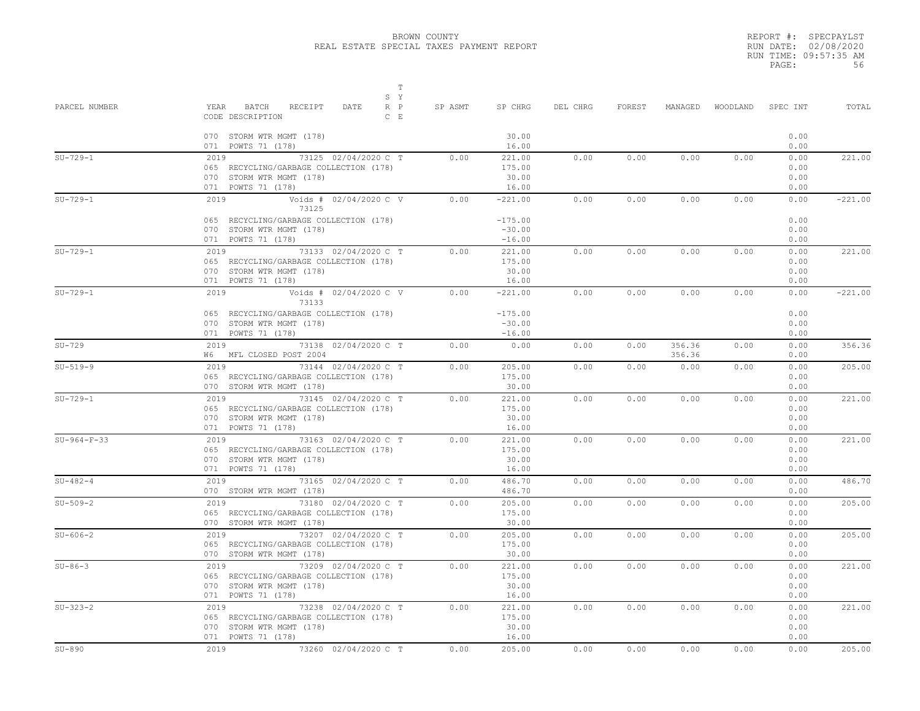BROWN COUNTY
REAL ESTATE SPECIAL TAXES PAYMENT REPORT

REPORT #: SPECPAYLST
RUN DATE: 02/08/2020
RUN TIME: 09:57:35 AM

| PARCEL NUMBER | YEAR BATCH RECEIPT DATE CODE DESCRIPTION | S Y R P C E | SP ASMT | SP CHRG | DEL CHRG | FOREST | MANAGED | WOODLAND | SPEC INT | TOTAL |
|---|---|---|---|---|---|---|---|---|---|---|
| | 070 STORM WTR MGMT (178) | | | 30.00 | | | | | 0.00 | |
| | 071 POWTS 71 (178) | | | 16.00 | | | | | 0.00 | |
| SU-729-1 | 2019 73125 02/04/2020 | C T | 0.00 | 221.00 | 0.00 | 0.00 | 0.00 | 0.00 | 0.00 | 221.00 |
| | 065 RECYCLING/GARBAGE COLLECTION (178) | | | 175.00 | | | | | 0.00 | |
| | 070 STORM WTR MGMT (178) | | | 30.00 | | | | | 0.00 | |
| | 071 POWTS 71 (178) | | | 16.00 | | | | | 0.00 | |
| SU-729-1 | 2019 Voids # 73125 02/04/2020 | C V | 0.00 | -221.00 | 0.00 | 0.00 | 0.00 | 0.00 | 0.00 | -221.00 |
| | 065 RECYCLING/GARBAGE COLLECTION (178) | | | -175.00 | | | | | 0.00 | |
| | 070 STORM WTR MGMT (178) | | | -30.00 | | | | | 0.00 | |
| | 071 POWTS 71 (178) | | | -16.00 | | | | | 0.00 | |
| SU-729-1 | 2019 73133 02/04/2020 | C T | 0.00 | 221.00 | 0.00 | 0.00 | 0.00 | 0.00 | 0.00 | 221.00 |
| | 065 RECYCLING/GARBAGE COLLECTION (178) | | | 175.00 | | | | | 0.00 | |
| | 070 STORM WTR MGMT (178) | | | 30.00 | | | | | 0.00 | |
| | 071 POWTS 71 (178) | | | 16.00 | | | | | 0.00 | |
| SU-729-1 | 2019 Voids # 73133 02/04/2020 | C V | 0.00 | -221.00 | 0.00 | 0.00 | 0.00 | 0.00 | 0.00 | -221.00 |
| | 065 RECYCLING/GARBAGE COLLECTION (178) | | | -175.00 | | | | | 0.00 | |
| | 070 STORM WTR MGMT (178) | | | -30.00 | | | | | 0.00 | |
| | 071 POWTS 71 (178) | | | -16.00 | | | | | 0.00 | |
| SU-729 | 2019 73138 02/04/2020 | C T | 0.00 | 0.00 | 0.00 | 0.00 | 356.36 | 0.00 | 0.00 | 356.36 |
| | W6 MFL CLOSED POST 2004 | | | | | | 356.36 | | 0.00 | |
| SU-519-9 | 2019 73144 02/04/2020 | C T | 0.00 | 205.00 | 0.00 | 0.00 | 0.00 | 0.00 | 0.00 | 205.00 |
| | 065 RECYCLING/GARBAGE COLLECTION (178) | | | 175.00 | | | | | 0.00 | |
| | 070 STORM WTR MGMT (178) | | | 30.00 | | | | | 0.00 | |
| SU-729-1 | 2019 73145 02/04/2020 | C T | 0.00 | 221.00 | 0.00 | 0.00 | 0.00 | 0.00 | 0.00 | 221.00 |
| | 065 RECYCLING/GARBAGE COLLECTION (178) | | | 175.00 | | | | | 0.00 | |
| | 070 STORM WTR MGMT (178) | | | 30.00 | | | | | 0.00 | |
| | 071 POWTS 71 (178) | | | 16.00 | | | | | 0.00 | |
| SU-964-F-33 | 2019 73163 02/04/2020 | C T | 0.00 | 221.00 | 0.00 | 0.00 | 0.00 | 0.00 | 0.00 | 221.00 |
| | 065 RECYCLING/GARBAGE COLLECTION (178) | | | 175.00 | | | | | 0.00 | |
| | 070 STORM WTR MGMT (178) | | | 30.00 | | | | | 0.00 | |
| | 071 POWTS 71 (178) | | | 16.00 | | | | | 0.00 | |
| SU-482-4 | 2019 73165 02/04/2020 | C T | 0.00 | 486.70 | 0.00 | 0.00 | 0.00 | 0.00 | 0.00 | 486.70 |
| | 070 STORM WTR MGMT (178) | | | 486.70 | | | | | 0.00 | |
| SU-509-2 | 2019 73180 02/04/2020 | C T | 0.00 | 205.00 | 0.00 | 0.00 | 0.00 | 0.00 | 0.00 | 205.00 |
| | 065 RECYCLING/GARBAGE COLLECTION (178) | | | 175.00 | | | | | 0.00 | |
| | 070 STORM WTR MGMT (178) | | | 30.00 | | | | | 0.00 | |
| SU-606-2 | 2019 73207 02/04/2020 | C T | 0.00 | 205.00 | 0.00 | 0.00 | 0.00 | 0.00 | 0.00 | 205.00 |
| | 065 RECYCLING/GARBAGE COLLECTION (178) | | | 175.00 | | | | | 0.00 | |
| | 070 STORM WTR MGMT (178) | | | 30.00 | | | | | 0.00 | |
| SU-86-3 | 2019 73209 02/04/2020 | C T | 0.00 | 221.00 | 0.00 | 0.00 | 0.00 | 0.00 | 0.00 | 221.00 |
| | 065 RECYCLING/GARBAGE COLLECTION (178) | | | 175.00 | | | | | 0.00 | |
| | 070 STORM WTR MGMT (178) | | | 30.00 | | | | | 0.00 | |
| | 071 POWTS 71 (178) | | | 16.00 | | | | | 0.00 | |
| SU-323-2 | 2019 73238 02/04/2020 | C T | 0.00 | 221.00 | 0.00 | 0.00 | 0.00 | 0.00 | 0.00 | 221.00 |
| | 065 RECYCLING/GARBAGE COLLECTION (178) | | | 175.00 | | | | | 0.00 | |
| | 070 STORM WTR MGMT (178) | | | 30.00 | | | | | 0.00 | |
| | 071 POWTS 71 (178) | | | 16.00 | | | | | 0.00 | |
| SU-890 | 2019 73260 02/04/2020 | C T | 0.00 | 205.00 | 0.00 | 0.00 | 0.00 | 0.00 | 0.00 | 205.00 |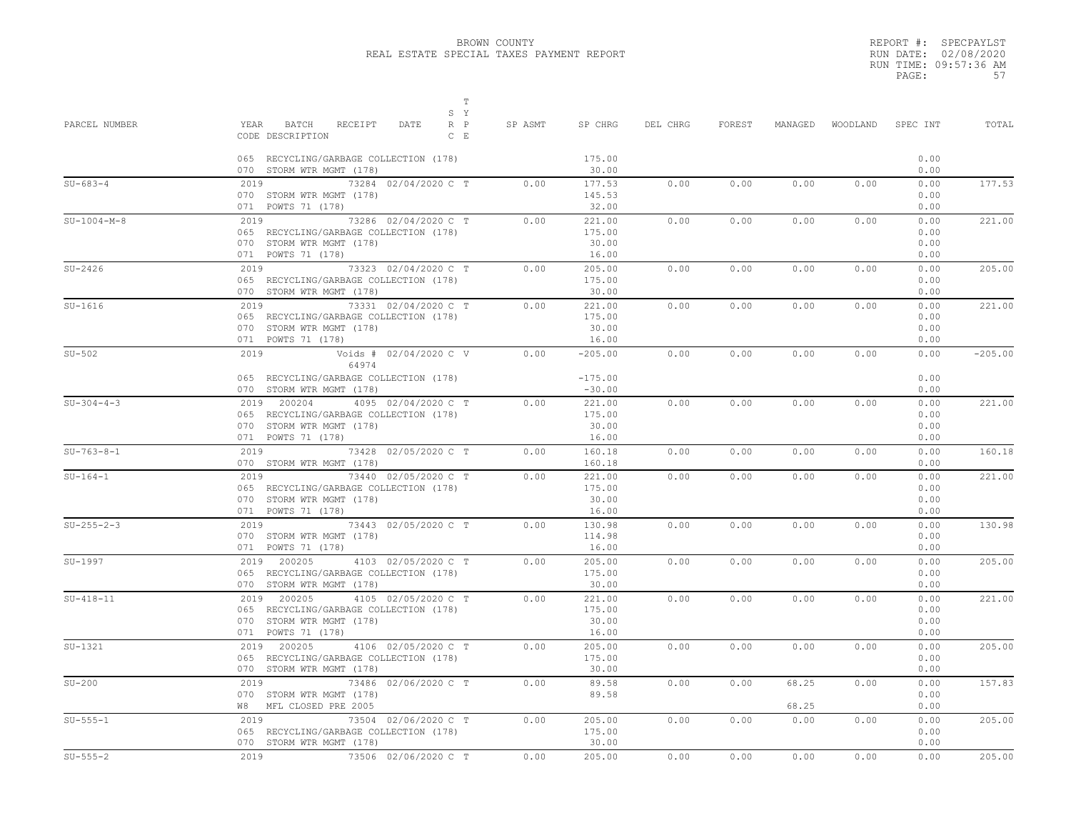BROWN COUNTY
REAL ESTATE SPECIAL TAXES PAYMENT REPORT

REPORT #: SPECPAYLST
RUN DATE: 02/08/2020
RUN TIME: 09:57:36 AM

| PARCEL NUMBER | YEAR BATCH RECEIPT DATE / CODE DESCRIPTION | S R C | T Y P E | SP ASMT | SP CHRG | DEL CHRG | FOREST | MANAGED | WOODLAND | SPEC INT | TOTAL |
|---|---|---|---|---|---|---|---|---|---|---|---|
| | 065 RECYCLING/GARBAGE COLLECTION (178) | | | | 175.00 | | | | | 0.00 | |
| | 070 STORM WTR MGMT (178) | | | | 30.00 | | | | | 0.00 | |
| SU-683-4 | 2019 73284 02/04/2020 | C | T | 0.00 | 177.53 | 0.00 | 0.00 | 0.00 | 0.00 | 0.00 | 177.53 |
| | 070 STORM WTR MGMT (178) | | | | 145.53 | | | | | 0.00 | |
| | 071 POWTS 71 (178) | | | | 32.00 | | | | | 0.00 | |
| SU-1004-M-8 | 2019 73286 02/04/2020 | C | T | 0.00 | 221.00 | 0.00 | 0.00 | 0.00 | 0.00 | 0.00 | 221.00 |
| | 065 RECYCLING/GARBAGE COLLECTION (178) | | | | 175.00 | | | | | 0.00 | |
| | 070 STORM WTR MGMT (178) | | | | 30.00 | | | | | 0.00 | |
| | 071 POWTS 71 (178) | | | | 16.00 | | | | | 0.00 | |
| SU-2426 | 2019 73323 02/04/2020 | C | T | 0.00 | 205.00 | 0.00 | 0.00 | 0.00 | 0.00 | 0.00 | 205.00 |
| | 065 RECYCLING/GARBAGE COLLECTION (178) | | | | 175.00 | | | | | 0.00 | |
| | 070 STORM WTR MGMT (178) | | | | 30.00 | | | | | 0.00 | |
| SU-1616 | 2019 73331 02/04/2020 | C | T | 0.00 | 221.00 | 0.00 | 0.00 | 0.00 | 0.00 | 0.00 | 221.00 |
| | 065 RECYCLING/GARBAGE COLLECTION (178) | | | | 175.00 | | | | | 0.00 | |
| | 070 STORM WTR MGMT (178) | | | | 30.00 | | | | | 0.00 | |
| | 071 POWTS 71 (178) | | | | 16.00 | | | | | 0.00 | |
| SU-502 | 2019 Voids # 64974 02/04/2020 | C | V | 0.00 | -205.00 | 0.00 | 0.00 | 0.00 | 0.00 | 0.00 | -205.00 |
| | 065 RECYCLING/GARBAGE COLLECTION (178) | | | | -175.00 | | | | | 0.00 | |
| | 070 STORM WTR MGMT (178) | | | | -30.00 | | | | | 0.00 | |
| SU-304-4-3 | 2019 200204 4095 02/04/2020 | C | T | 0.00 | 221.00 | 0.00 | 0.00 | 0.00 | 0.00 | 0.00 | 221.00 |
| | 065 RECYCLING/GARBAGE COLLECTION (178) | | | | 175.00 | | | | | 0.00 | |
| | 070 STORM WTR MGMT (178) | | | | 30.00 | | | | | 0.00 | |
| | 071 POWTS 71 (178) | | | | 16.00 | | | | | 0.00 | |
| SU-763-8-1 | 2019 73428 02/05/2020 | C | T | 0.00 | 160.18 | 0.00 | 0.00 | 0.00 | 0.00 | 0.00 | 160.18 |
| | 070 STORM WTR MGMT (178) | | | | 160.18 | | | | | 0.00 | |
| SU-164-1 | 2019 73440 02/05/2020 | C | T | 0.00 | 221.00 | 0.00 | 0.00 | 0.00 | 0.00 | 0.00 | 221.00 |
| | 065 RECYCLING/GARBAGE COLLECTION (178) | | | | 175.00 | | | | | 0.00 | |
| | 070 STORM WTR MGMT (178) | | | | 30.00 | | | | | 0.00 | |
| | 071 POWTS 71 (178) | | | | 16.00 | | | | | 0.00 | |
| SU-255-2-3 | 2019 73443 02/05/2020 | C | T | 0.00 | 130.98 | 0.00 | 0.00 | 0.00 | 0.00 | 0.00 | 130.98 |
| | 070 STORM WTR MGMT (178) | | | | 114.98 | | | | | 0.00 | |
| | 071 POWTS 71 (178) | | | | 16.00 | | | | | 0.00 | |
| SU-1997 | 2019 200205 4103 02/05/2020 | C | T | 0.00 | 205.00 | 0.00 | 0.00 | 0.00 | 0.00 | 0.00 | 205.00 |
| | 065 RECYCLING/GARBAGE COLLECTION (178) | | | | 175.00 | | | | | 0.00 | |
| | 070 STORM WTR MGMT (178) | | | | 30.00 | | | | | 0.00 | |
| SU-418-11 | 2019 200205 4105 02/05/2020 | C | T | 0.00 | 221.00 | 0.00 | 0.00 | 0.00 | 0.00 | 0.00 | 221.00 |
| | 065 RECYCLING/GARBAGE COLLECTION (178) | | | | 175.00 | | | | | 0.00 | |
| | 070 STORM WTR MGMT (178) | | | | 30.00 | | | | | 0.00 | |
| | 071 POWTS 71 (178) | | | | 16.00 | | | | | 0.00 | |
| SU-1321 | 2019 200205 4106 02/05/2020 | C | T | 0.00 | 205.00 | 0.00 | 0.00 | 0.00 | 0.00 | 0.00 | 205.00 |
| | 065 RECYCLING/GARBAGE COLLECTION (178) | | | | 175.00 | | | | | 0.00 | |
| | 070 STORM WTR MGMT (178) | | | | 30.00 | | | | | 0.00 | |
| SU-200 | 2019 73486 02/06/2020 | C | T | 0.00 | 89.58 | 0.00 | 0.00 | 68.25 | 0.00 | 0.00 | 157.83 |
| | 070 STORM WTR MGMT (178) | | | | 89.58 | | | | | 0.00 | |
| | W8 MFL CLOSED PRE 2005 | | | | | | | 68.25 | | 0.00 | |
| SU-555-1 | 2019 73504 02/06/2020 | C | T | 0.00 | 205.00 | 0.00 | 0.00 | 0.00 | 0.00 | 0.00 | 205.00 |
| | 065 RECYCLING/GARBAGE COLLECTION (178) | | | | 175.00 | | | | | 0.00 | |
| | 070 STORM WTR MGMT (178) | | | | 30.00 | | | | | 0.00 | |
| SU-555-2 | 2019 73506 02/06/2020 | C | T | 0.00 | 205.00 | 0.00 | 0.00 | 0.00 | 0.00 | 0.00 | 205.00 |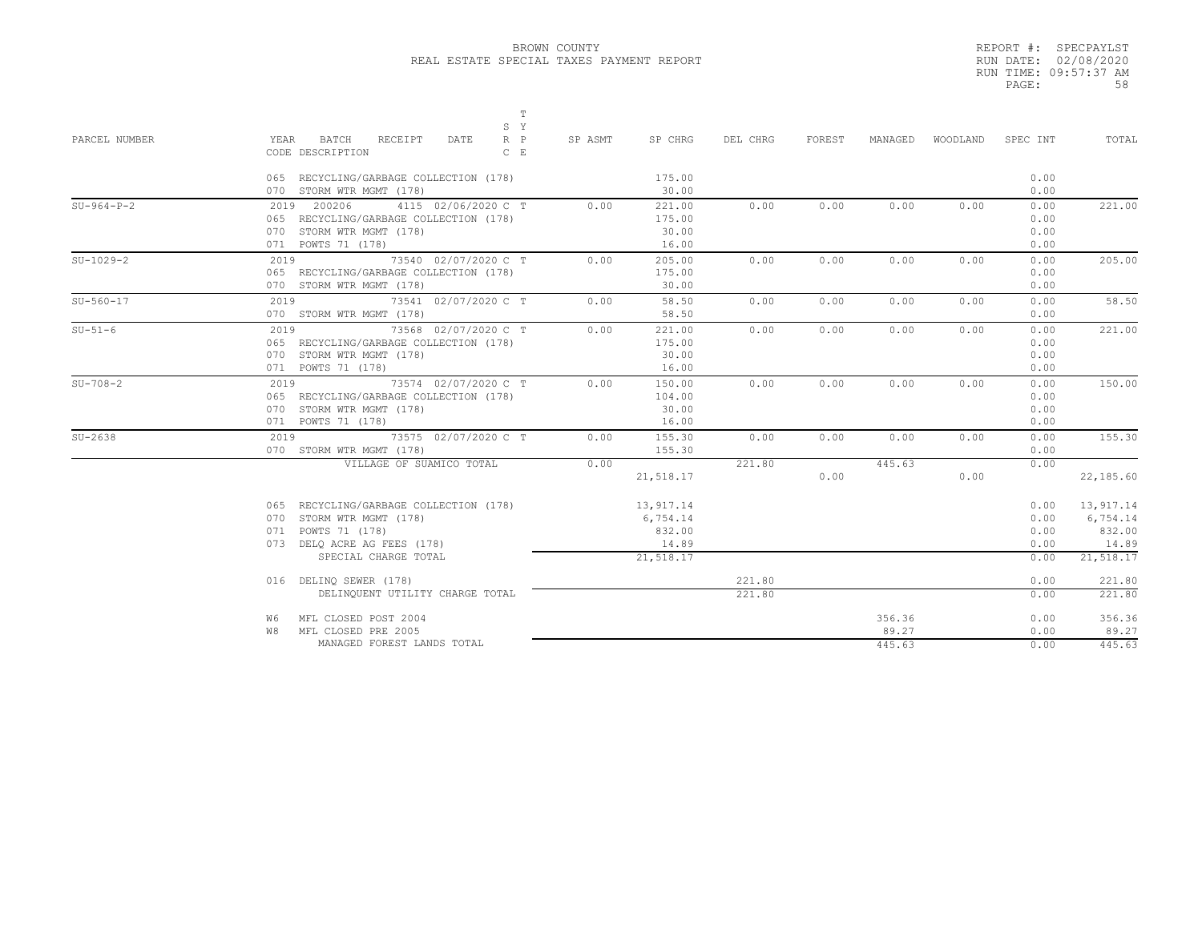BROWN COUNTY
REAL ESTATE SPECIAL TAXES PAYMENT REPORT

REPORT #: SPECPAYLST
RUN DATE: 02/08/2020
RUN TIME: 09:57:37 AM

| PARCEL NUMBER | YEAR BATCH RECEIPT DATE / CODE DESCRIPTION | S Y R P C E | SP ASMT | SP CHRG | DEL CHRG | FOREST | MANAGED | WOODLAND | SPEC INT | TOTAL |
|---|---|---|---|---|---|---|---|---|---|---|
| | 065 RECYCLING/GARBAGE COLLECTION (178) | | | 175.00 | | | | | 0.00 | |
| | 070 STORM WTR MGMT (178) | | | 30.00 | | | | | 0.00 | |
| SU-964-P-2 | 2019 200206 4115 02/06/2020 | C T | 0.00 | 221.00 | 0.00 | 0.00 | 0.00 | 0.00 | 0.00 | 221.00 |
| | 065 RECYCLING/GARBAGE COLLECTION (178) | | | 175.00 | | | | | 0.00 | |
| | 070 STORM WTR MGMT (178) | | | 30.00 | | | | | 0.00 | |
| | 071 POWTS 71 (178) | | | 16.00 | | | | | 0.00 | |
| SU-1029-2 | 2019 73540 02/07/2020 | C T | 0.00 | 205.00 | 0.00 | 0.00 | 0.00 | 0.00 | 0.00 | 205.00 |
| | 065 RECYCLING/GARBAGE COLLECTION (178) | | | 175.00 | | | | | 0.00 | |
| | 070 STORM WTR MGMT (178) | | | 30.00 | | | | | 0.00 | |
| SU-560-17 | 2019 73541 02/07/2020 | C T | 0.00 | 58.50 | 0.00 | 0.00 | 0.00 | 0.00 | 0.00 | 58.50 |
| | 070 STORM WTR MGMT (178) | | | 58.50 | | | | | 0.00 | |
| SU-51-6 | 2019 73568 02/07/2020 | C T | 0.00 | 221.00 | 0.00 | 0.00 | 0.00 | 0.00 | 0.00 | 221.00 |
| | 065 RECYCLING/GARBAGE COLLECTION (178) | | | 175.00 | | | | | 0.00 | |
| | 070 STORM WTR MGMT (178) | | | 30.00 | | | | | 0.00 | |
| | 071 POWTS 71 (178) | | | 16.00 | | | | | 0.00 | |
| SU-708-2 | 2019 73574 02/07/2020 | C T | 0.00 | 150.00 | 0.00 | 0.00 | 0.00 | 0.00 | 0.00 | 150.00 |
| | 065 RECYCLING/GARBAGE COLLECTION (178) | | | 104.00 | | | | | 0.00 | |
| | 070 STORM WTR MGMT (178) | | | 30.00 | | | | | 0.00 | |
| | 071 POWTS 71 (178) | | | 16.00 | | | | | 0.00 | |
| SU-2638 | 2019 73575 02/07/2020 | C T | 0.00 | 155.30 | 0.00 | 0.00 | 0.00 | 0.00 | 0.00 | 155.30 |
| | 070 STORM WTR MGMT (178) | | | 155.30 | | | | | 0.00 | |
| | VILLAGE OF SUAMICO TOTAL | | 0.00 | 21,518.17 | 221.80 | 0.00 | 445.63 | 0.00 | 0.00 | 22,185.60 |
| | 065 RECYCLING/GARBAGE COLLECTION (178) | | | 13,917.14 | | | | | 0.00 | 13,917.14 |
| | 070 STORM WTR MGMT (178) | | | 6,754.14 | | | | | 0.00 | 6,754.14 |
| | 071 POWTS 71 (178) | | | 832.00 | | | | | 0.00 | 832.00 |
| | 073 DELQ ACRE AG FEES (178) | | | 14.89 | | | | | 0.00 | 14.89 |
| | SPECIAL CHARGE TOTAL | | | 21,518.17 | | | | | 0.00 | 21,518.17 |
| | 016 DELINQ SEWER (178) | | | | 221.80 | | | | 0.00 | 221.80 |
| | DELINQUENT UTILITY CHARGE TOTAL | | | | 221.80 | | | | 0.00 | 221.80 |
| | W6 MFL CLOSED POST 2004 | | | | | | 356.36 | | 0.00 | 356.36 |
| | W8 MFL CLOSED PRE 2005 | | | | | | 89.27 | | 0.00 | 89.27 |
| | MANAGED FOREST LANDS TOTAL | | | | | | 445.63 | | 0.00 | 445.63 |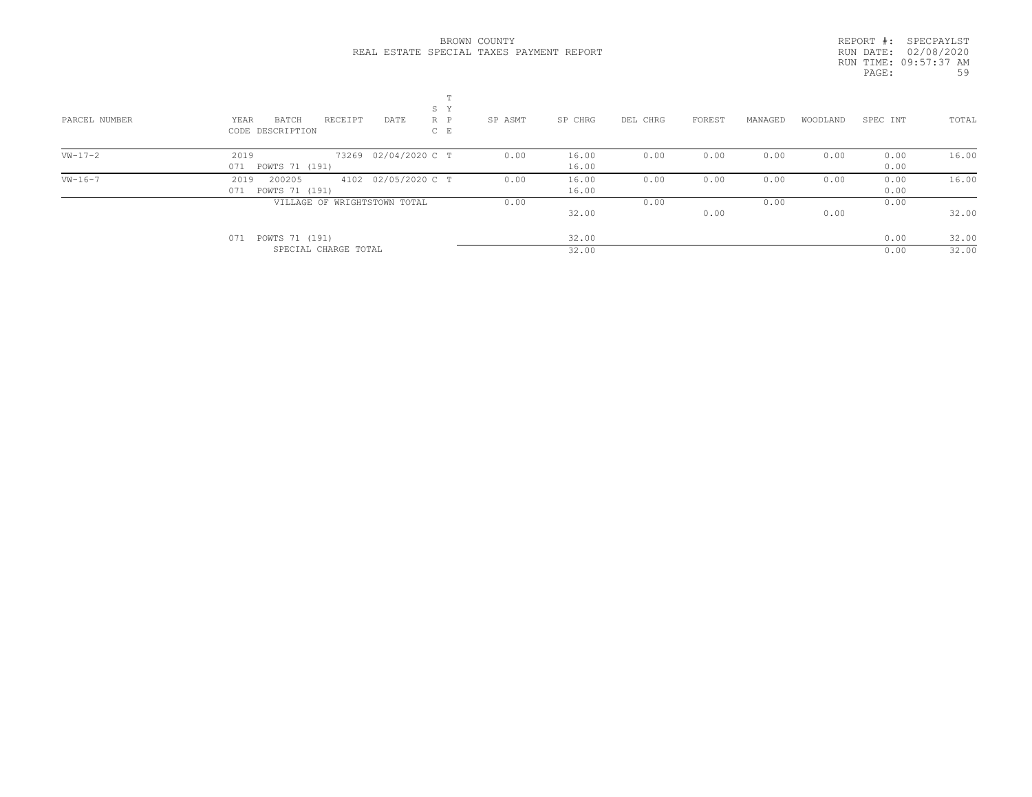BROWN COUNTY
REAL ESTATE SPECIAL TAXES PAYMENT REPORT

REPORT #: SPECPAYLST
RUN DATE: 02/08/2020
RUN TIME: 09:57:37 AM

| PARCEL NUMBER | YEAR BATCH CODE DESCRIPTION | RECEIPT | DATE | SRC | TYPE | SP ASMT | SP CHRG | DEL CHRG | FOREST | MANAGED | WOODLAND | SPEC INT | TOTAL |
|---|---|---|---|---|---|---|---|---|---|---|---|---|---|
| VW-17-2 | 2019 | 73269 | 02/04/2020 | C | T | 0.00 | 16.00 | 0.00 | 0.00 | 0.00 | 0.00 | 0.00 | 16.00 |
| | 071 POWTS 71 (191) | | | | | | 16.00 | | | | | 0.00 | |
| VW-16-7 | 2019 200205 | 4102 | 02/05/2020 | C | T | 0.00 | 16.00 | 0.00 | 0.00 | 0.00 | 0.00 | 0.00 | 16.00 |
| | 071 POWTS 71 (191) | | | | | | 16.00 | | | | | 0.00 | |
| | VILLAGE OF WRIGHTSTOWN TOTAL | | | | | 0.00 | | 0.00 | | 0.00 | | 0.00 | |
| | | | | | | | 32.00 | | 0.00 | | 0.00 | | 32.00 |
| | 071 POWTS 71 (191) | | | | | | 32.00 | | | | | 0.00 | 32.00 |
| | SPECIAL CHARGE TOTAL | | | | | | 32.00 | | | | | 0.00 | 32.00 |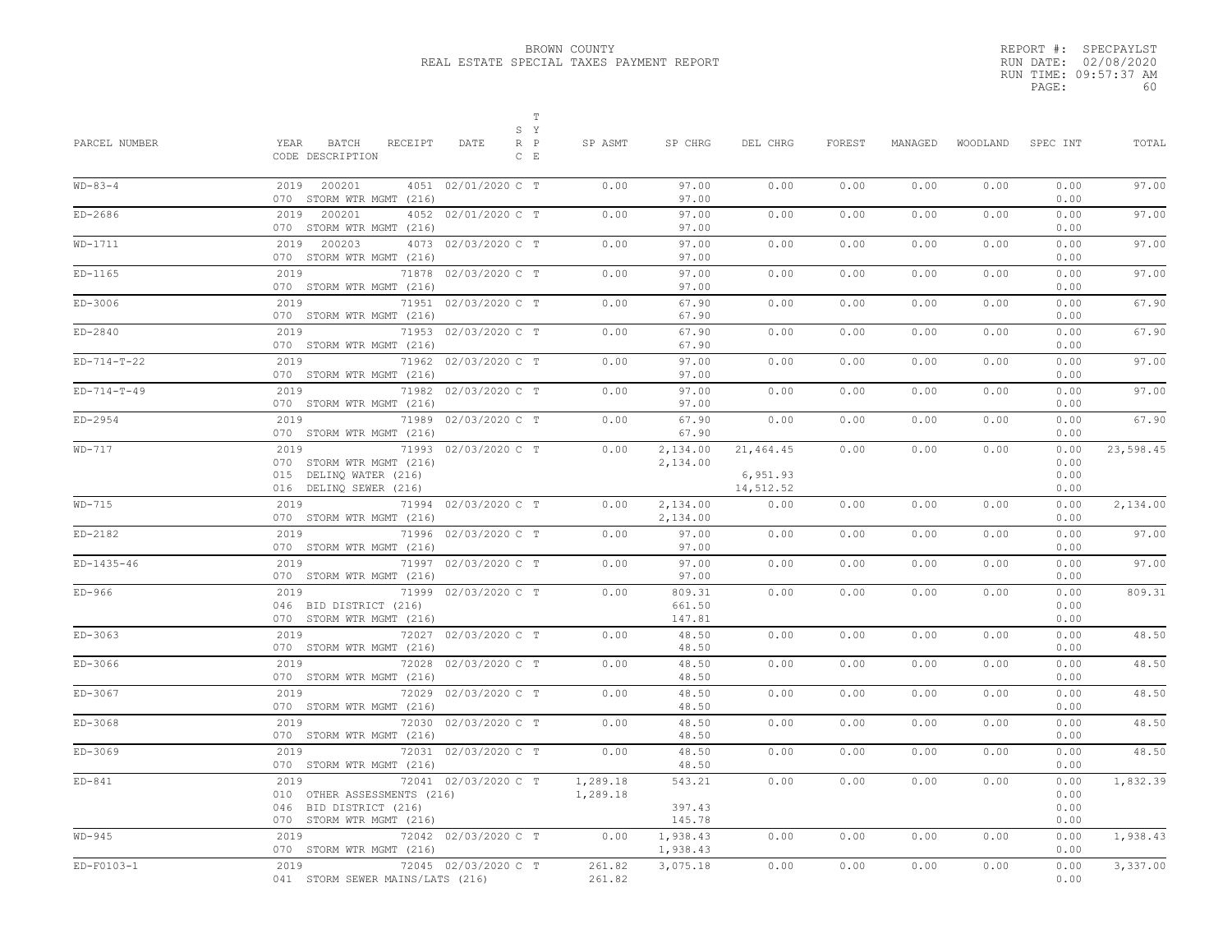BROWN COUNTY
REAL ESTATE SPECIAL TAXES PAYMENT REPORT

REPORT #: SPECPAYLST
RUN DATE: 02/08/2020
RUN TIME: 09:57:37 AM

| PARCEL NUMBER | YEAR BATCH RECEIPT DATE / CODE DESCRIPTION | S R C | T Y P E | SP ASMT | SP CHRG | DEL CHRG | FOREST | MANAGED | WOODLAND | SPEC INT | TOTAL |
|---|---|---|---|---|---|---|---|---|---|---|---|
| WD-83-4 | 2019 200201 4051 02/01/2020<br>070 STORM WTR MGMT (216) | C | T | 0.00 | 97.00<br>97.00 | 0.00 | 0.00 | 0.00 | 0.00 | 0.00<br>0.00 | 97.00 |
| ED-2686 | 2019 200201 4052 02/01/2020<br>070 STORM WTR MGMT (216) | C | T | 0.00 | 97.00<br>97.00 | 0.00 | 0.00 | 0.00 | 0.00 | 0.00<br>0.00 | 97.00 |
| WD-1711 | 2019 200203 4073 02/03/2020<br>070 STORM WTR MGMT (216) | C | T | 0.00 | 97.00<br>97.00 | 0.00 | 0.00 | 0.00 | 0.00 | 0.00<br>0.00 | 97.00 |
| ED-1165 | 2019 71878 02/03/2020<br>070 STORM WTR MGMT (216) | C | T | 0.00 | 97.00<br>97.00 | 0.00 | 0.00 | 0.00 | 0.00 | 0.00<br>0.00 | 97.00 |
| ED-3006 | 2019 71951 02/03/2020<br>070 STORM WTR MGMT (216) | C | T | 0.00 | 67.90<br>67.90 | 0.00 | 0.00 | 0.00 | 0.00 | 0.00<br>0.00 | 67.90 |
| ED-2840 | 2019 71953 02/03/2020<br>070 STORM WTR MGMT (216) | C | T | 0.00 | 67.90<br>67.90 | 0.00 | 0.00 | 0.00 | 0.00 | 0.00<br>0.00 | 67.90 |
| ED-714-T-22 | 2019 71962 02/03/2020<br>070 STORM WTR MGMT (216) | C | T | 0.00 | 97.00<br>97.00 | 0.00 | 0.00 | 0.00 | 0.00 | 0.00<br>0.00 | 97.00 |
| ED-714-T-49 | 2019 71982 02/03/2020<br>070 STORM WTR MGMT (216) | C | T | 0.00 | 97.00<br>97.00 | 0.00 | 0.00 | 0.00 | 0.00 | 0.00<br>0.00 | 97.00 |
| ED-2954 | 2019 71989 02/03/2020<br>070 STORM WTR MGMT (216) | C | T | 0.00 | 67.90<br>67.90 | 0.00 | 0.00 | 0.00 | 0.00 | 0.00<br>0.00 | 67.90 |
| WD-717 | 2019 71993 02/03/2020<br>070 STORM WTR MGMT (216)<br>015 DELINQ WATER (216)<br>016 DELINQ SEWER (216) | C | T | 0.00 | 2,134.00<br>2,134.00 | 21,464.45<br><br>6,951.93<br>14,512.52 | 0.00 | 0.00 | 0.00 | 0.00<br>0.00<br>0.00<br>0.00 | 23,598.45 |
| WD-715 | 2019 71994 02/03/2020<br>070 STORM WTR MGMT (216) | C | T | 0.00 | 2,134.00<br>2,134.00 | 0.00 | 0.00 | 0.00 | 0.00 | 0.00<br>0.00 | 2,134.00 |
| ED-2182 | 2019 71996 02/03/2020<br>070 STORM WTR MGMT (216) | C | T | 0.00 | 97.00<br>97.00 | 0.00 | 0.00 | 0.00 | 0.00 | 0.00<br>0.00 | 97.00 |
| ED-1435-46 | 2019 71997 02/03/2020<br>070 STORM WTR MGMT (216) | C | T | 0.00 | 97.00<br>97.00 | 0.00 | 0.00 | 0.00 | 0.00 | 0.00<br>0.00 | 97.00 |
| ED-966 | 2019 71999 02/03/2020<br>046 BID DISTRICT (216)<br>070 STORM WTR MGMT (216) | C | T | 0.00 | 809.31<br>661.50<br>147.81 | 0.00 | 0.00 | 0.00 | 0.00 | 0.00<br>0.00<br>0.00 | 809.31 |
| ED-3063 | 2019 72027 02/03/2020<br>070 STORM WTR MGMT (216) | C | T | 0.00 | 48.50<br>48.50 | 0.00 | 0.00 | 0.00 | 0.00 | 0.00<br>0.00 | 48.50 |
| ED-3066 | 2019 72028 02/03/2020<br>070 STORM WTR MGMT (216) | C | T | 0.00 | 48.50<br>48.50 | 0.00 | 0.00 | 0.00 | 0.00 | 0.00<br>0.00 | 48.50 |
| ED-3067 | 2019 72029 02/03/2020<br>070 STORM WTR MGMT (216) | C | T | 0.00 | 48.50<br>48.50 | 0.00 | 0.00 | 0.00 | 0.00 | 0.00<br>0.00 | 48.50 |
| ED-3068 | 2019 72030 02/03/2020<br>070 STORM WTR MGMT (216) | C | T | 0.00 | 48.50<br>48.50 | 0.00 | 0.00 | 0.00 | 0.00 | 0.00<br>0.00 | 48.50 |
| ED-3069 | 2019 72031 02/03/2020<br>070 STORM WTR MGMT (216) | C | T | 0.00 | 48.50<br>48.50 | 0.00 | 0.00 | 0.00 | 0.00 | 0.00<br>0.00 | 48.50 |
| ED-841 | 2019 72041 02/03/2020<br>010 OTHER ASSESSMENTS (216)<br>046 BID DISTRICT (216)<br>070 STORM WTR MGMT (216) | C | T | 1,289.18<br>1,289.18 | 543.21<br><br>397.43<br>145.78 | 0.00 | 0.00 | 0.00 | 0.00 | 0.00<br>0.00<br>0.00<br>0.00 | 1,832.39 |
| WD-945 | 2019 72042 02/03/2020<br>070 STORM WTR MGMT (216) | C | T | 0.00 | 1,938.43<br>1,938.43 | 0.00 | 0.00 | 0.00 | 0.00 | 0.00<br>0.00 | 1,938.43 |
| ED-F0103-1 | 2019 72045 02/03/2020<br>041 STORM SEWER MAINS/LATS (216) | C | T | 261.82<br>261.82 | 3,075.18 | 0.00 | 0.00 | 0.00 | 0.00 | 0.00<br>0.00 | 3,337.00 |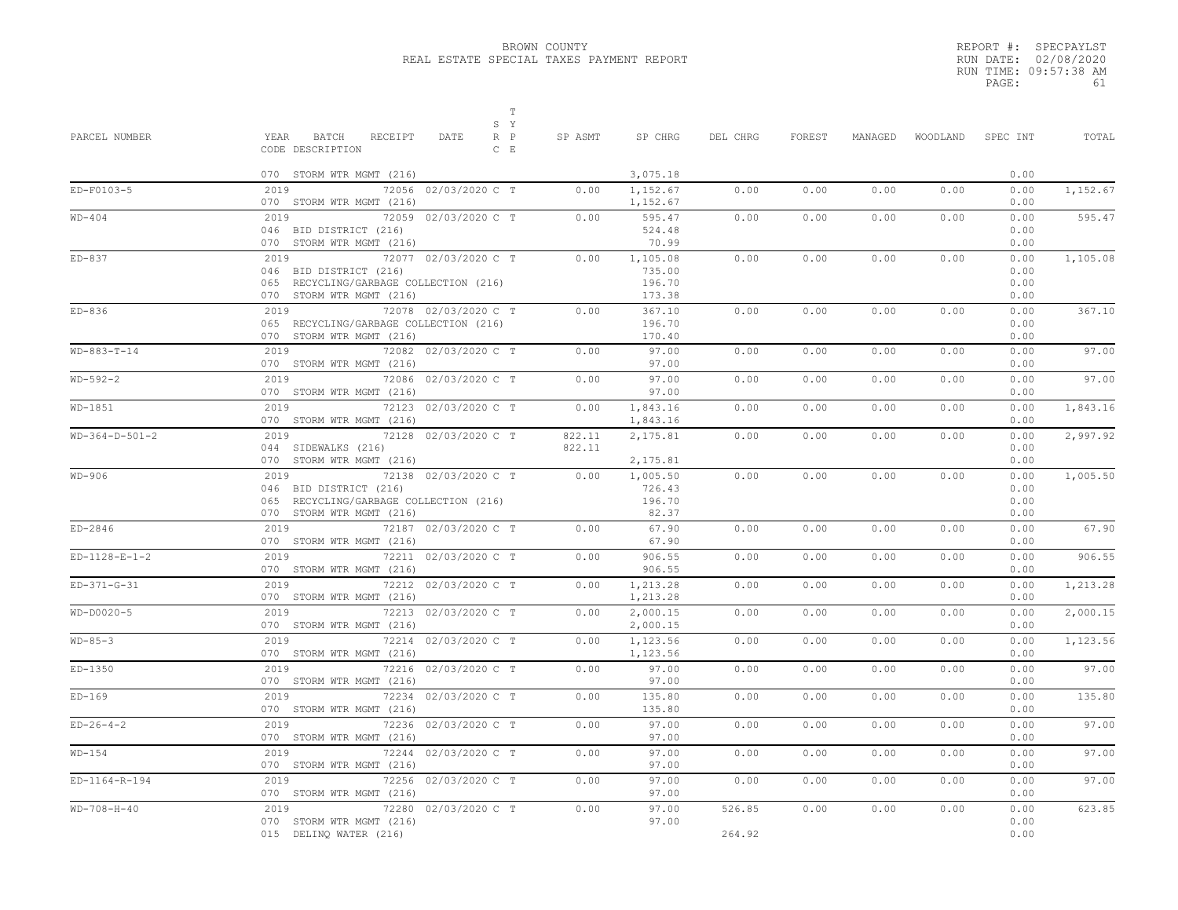BROWN COUNTY
REAL ESTATE SPECIAL TAXES PAYMENT REPORT

REPORT #: SPECPAYLST
RUN DATE: 02/08/2020
RUN TIME: 09:57:38 AM

| PARCEL NUMBER | YEAR BATCH RECEIPT CODE DESCRIPTION | DATE | S Y R P C E / T | SP ASMT | SP CHRG | DEL CHRG | FOREST | MANAGED | WOODLAND | SPEC INT | TOTAL |
|---|---|---|---|---|---|---|---|---|---|---|---|
| | 070 STORM WTR MGMT (216) | | | | 3,075.18 | | | | | 0.00 | |
| ED-F0103-5 | 2019 72056 | 02/03/2020 | C T | 0.00 | 1,152.67 | 0.00 | 0.00 | 0.00 | 0.00 | 0.00 | 1,152.67 |
| | 070 STORM WTR MGMT (216) | | | | 1,152.67 | | | | | 0.00 | |
| WD-404 | 2019 72059 | 02/03/2020 | C T | 0.00 | 595.47 | 0.00 | 0.00 | 0.00 | 0.00 | 0.00 | 595.47 |
| | 046 BID DISTRICT (216) | | | | 524.48 | | | | | 0.00 | |
| | 070 STORM WTR MGMT (216) | | | | 70.99 | | | | | 0.00 | |
| ED-837 | 2019 72077 | 02/03/2020 | C T | 0.00 | 1,105.08 | 0.00 | 0.00 | 0.00 | 0.00 | 0.00 | 1,105.08 |
| | 046 BID DISTRICT (216) | | | | 735.00 | | | | | 0.00 | |
| | 065 RECYCLING/GARBAGE COLLECTION (216) | | | | 196.70 | | | | | 0.00 | |
| | 070 STORM WTR MGMT (216) | | | | 173.38 | | | | | 0.00 | |
| ED-836 | 2019 72078 | 02/03/2020 | C T | 0.00 | 367.10 | 0.00 | 0.00 | 0.00 | 0.00 | 0.00 | 367.10 |
| | 065 RECYCLING/GARBAGE COLLECTION (216) | | | | 196.70 | | | | | 0.00 | |
| | 070 STORM WTR MGMT (216) | | | | 170.40 | | | | | 0.00 | |
| WD-883-T-14 | 2019 72082 | 02/03/2020 | C T | 0.00 | 97.00 | 0.00 | 0.00 | 0.00 | 0.00 | 0.00 | 97.00 |
| | 070 STORM WTR MGMT (216) | | | | 97.00 | | | | | 0.00 | |
| WD-592-2 | 2019 72086 | 02/03/2020 | C T | 0.00 | 97.00 | 0.00 | 0.00 | 0.00 | 0.00 | 0.00 | 97.00 |
| | 070 STORM WTR MGMT (216) | | | | 97.00 | | | | | 0.00 | |
| WD-1851 | 2019 72123 | 02/03/2020 | C T | 0.00 | 1,843.16 | 0.00 | 0.00 | 0.00 | 0.00 | 0.00 | 1,843.16 |
| | 070 STORM WTR MGMT (216) | | | | 1,843.16 | | | | | 0.00 | |
| WD-364-D-501-2 | 2019 72128 | 02/03/2020 | C T | 822.11 | 2,175.81 | 0.00 | 0.00 | 0.00 | 0.00 | 0.00 | 2,997.92 |
| | 044 SIDEWALKS (216) | | | 822.11 | | | | | | 0.00 | |
| | 070 STORM WTR MGMT (216) | | | | 2,175.81 | | | | | 0.00 | |
| WD-906 | 2019 72138 | 02/03/2020 | C T | 0.00 | 1,005.50 | 0.00 | 0.00 | 0.00 | 0.00 | 0.00 | 1,005.50 |
| | 046 BID DISTRICT (216) | | | | 726.43 | | | | | 0.00 | |
| | 065 RECYCLING/GARBAGE COLLECTION (216) | | | | 196.70 | | | | | 0.00 | |
| | 070 STORM WTR MGMT (216) | | | | 82.37 | | | | | 0.00 | |
| ED-2846 | 2019 72187 | 02/03/2020 | C T | 0.00 | 67.90 | 0.00 | 0.00 | 0.00 | 0.00 | 0.00 | 67.90 |
| | 070 STORM WTR MGMT (216) | | | | 67.90 | | | | | 0.00 | |
| ED-1128-E-1-2 | 2019 72211 | 02/03/2020 | C T | 0.00 | 906.55 | 0.00 | 0.00 | 0.00 | 0.00 | 0.00 | 906.55 |
| | 070 STORM WTR MGMT (216) | | | | 906.55 | | | | | 0.00 | |
| ED-371-G-31 | 2019 72212 | 02/03/2020 | C T | 0.00 | 1,213.28 | 0.00 | 0.00 | 0.00 | 0.00 | 0.00 | 1,213.28 |
| | 070 STORM WTR MGMT (216) | | | | 1,213.28 | | | | | 0.00 | |
| WD-D0020-5 | 2019 72213 | 02/03/2020 | C T | 0.00 | 2,000.15 | 0.00 | 0.00 | 0.00 | 0.00 | 0.00 | 2,000.15 |
| | 070 STORM WTR MGMT (216) | | | | 2,000.15 | | | | | 0.00 | |
| WD-85-3 | 2019 72214 | 02/03/2020 | C T | 0.00 | 1,123.56 | 0.00 | 0.00 | 0.00 | 0.00 | 0.00 | 1,123.56 |
| | 070 STORM WTR MGMT (216) | | | | 1,123.56 | | | | | 0.00 | |
| ED-1350 | 2019 72216 | 02/03/2020 | C T | 0.00 | 97.00 | 0.00 | 0.00 | 0.00 | 0.00 | 0.00 | 97.00 |
| | 070 STORM WTR MGMT (216) | | | | 97.00 | | | | | 0.00 | |
| ED-169 | 2019 72234 | 02/03/2020 | C T | 0.00 | 135.80 | 0.00 | 0.00 | 0.00 | 0.00 | 0.00 | 135.80 |
| | 070 STORM WTR MGMT (216) | | | | 135.80 | | | | | 0.00 | |
| ED-26-4-2 | 2019 72236 | 02/03/2020 | C T | 0.00 | 97.00 | 0.00 | 0.00 | 0.00 | 0.00 | 0.00 | 97.00 |
| | 070 STORM WTR MGMT (216) | | | | 97.00 | | | | | 0.00 | |
| WD-154 | 2019 72244 | 02/03/2020 | C T | 0.00 | 97.00 | 0.00 | 0.00 | 0.00 | 0.00 | 0.00 | 97.00 |
| | 070 STORM WTR MGMT (216) | | | | 97.00 | | | | | 0.00 | |
| ED-1164-R-194 | 2019 72256 | 02/03/2020 | C T | 0.00 | 97.00 | 0.00 | 0.00 | 0.00 | 0.00 | 0.00 | 97.00 |
| | 070 STORM WTR MGMT (216) | | | | 97.00 | | | | | 0.00 | |
| WD-708-H-40 | 2019 72280 | 02/03/2020 | C T | 0.00 | 97.00 | 526.85 | 0.00 | 0.00 | 0.00 | 0.00 | 623.85 |
| | 070 STORM WTR MGMT (216) | | | | 97.00 | | | | | 0.00 | |
| | 015 DELINQ WATER (216) | | | | | 264.92 | | | | 0.00 | |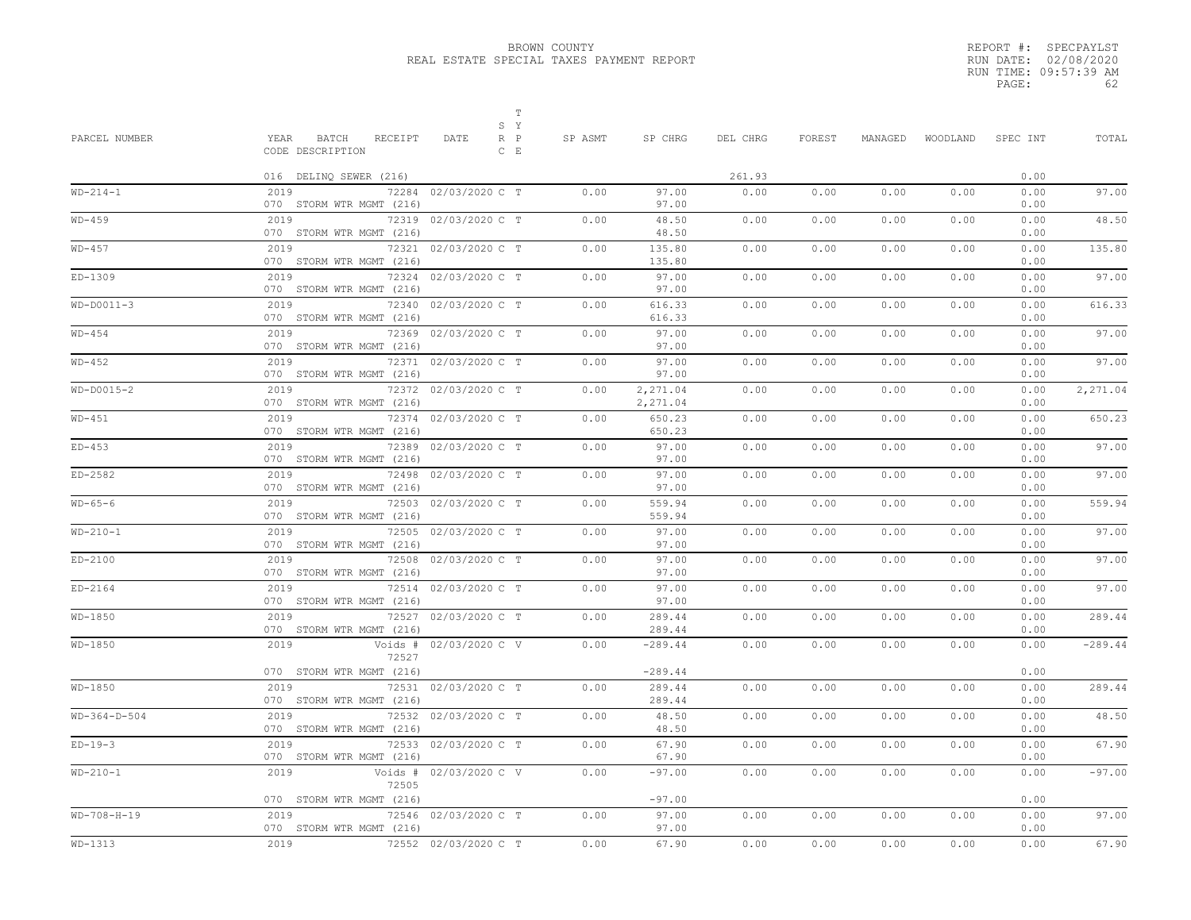BROWN COUNTY
REAL ESTATE SPECIAL TAXES PAYMENT REPORT

REPORT #: SPECPAYLST
RUN DATE: 02/08/2020
RUN TIME: 09:57:39 AM

| PARCEL NUMBER | YEAR BATCH RECEIPT CODE DESCRIPTION | DATE | S R C | T Y P E | SP ASMT | SP CHRG | DEL CHRG | FOREST | MANAGED | WOODLAND | SPEC INT | TOTAL |
|---|---|---|---|---|---|---|---|---|---|---|---|---|
| | 016 DELINQ SEWER (216) | | | | | | 261.93 | | | | 0.00 | |
| WD-214-1 | 2019 72284 070 STORM WTR MGMT (216) | 02/03/2020 | C | T | 0.00 | 97.00 97.00 | 0.00 | 0.00 | 0.00 | 0.00 | 0.00 0.00 | 97.00 |
| WD-459 | 2019 72319 070 STORM WTR MGMT (216) | 02/03/2020 | C | T | 0.00 | 48.50 48.50 | 0.00 | 0.00 | 0.00 | 0.00 | 0.00 0.00 | 48.50 |
| WD-457 | 2019 72321 070 STORM WTR MGMT (216) | 02/03/2020 | C | T | 0.00 | 135.80 135.80 | 0.00 | 0.00 | 0.00 | 0.00 | 0.00 0.00 | 135.80 |
| ED-1309 | 2019 72324 070 STORM WTR MGMT (216) | 02/03/2020 | C | T | 0.00 | 97.00 97.00 | 0.00 | 0.00 | 0.00 | 0.00 | 0.00 0.00 | 97.00 |
| WD-D0011-3 | 2019 72340 070 STORM WTR MGMT (216) | 02/03/2020 | C | T | 0.00 | 616.33 616.33 | 0.00 | 0.00 | 0.00 | 0.00 | 0.00 0.00 | 616.33 |
| WD-454 | 2019 72369 070 STORM WTR MGMT (216) | 02/03/2020 | C | T | 0.00 | 97.00 97.00 | 0.00 | 0.00 | 0.00 | 0.00 | 0.00 0.00 | 97.00 |
| WD-452 | 2019 72371 070 STORM WTR MGMT (216) | 02/03/2020 | C | T | 0.00 | 97.00 97.00 | 0.00 | 0.00 | 0.00 | 0.00 | 0.00 0.00 | 97.00 |
| WD-D0015-2 | 2019 72372 070 STORM WTR MGMT (216) | 02/03/2020 | C | T | 0.00 | 2,271.04 2,271.04 | 0.00 | 0.00 | 0.00 | 0.00 | 0.00 0.00 | 2,271.04 |
| WD-451 | 2019 72374 070 STORM WTR MGMT (216) | 02/03/2020 | C | T | 0.00 | 650.23 650.23 | 0.00 | 0.00 | 0.00 | 0.00 | 0.00 0.00 | 650.23 |
| ED-453 | 2019 72389 070 STORM WTR MGMT (216) | 02/03/2020 | C | T | 0.00 | 97.00 97.00 | 0.00 | 0.00 | 0.00 | 0.00 | 0.00 0.00 | 97.00 |
| ED-2582 | 2019 72498 070 STORM WTR MGMT (216) | 02/03/2020 | C | T | 0.00 | 97.00 97.00 | 0.00 | 0.00 | 0.00 | 0.00 | 0.00 0.00 | 97.00 |
| WD-65-6 | 2019 72503 070 STORM WTR MGMT (216) | 02/03/2020 | C | T | 0.00 | 559.94 559.94 | 0.00 | 0.00 | 0.00 | 0.00 | 0.00 0.00 | 559.94 |
| WD-210-1 | 2019 72505 070 STORM WTR MGMT (216) | 02/03/2020 | C | T | 0.00 | 97.00 97.00 | 0.00 | 0.00 | 0.00 | 0.00 | 0.00 0.00 | 97.00 |
| ED-2100 | 2019 72508 070 STORM WTR MGMT (216) | 02/03/2020 | C | T | 0.00 | 97.00 97.00 | 0.00 | 0.00 | 0.00 | 0.00 | 0.00 0.00 | 97.00 |
| ED-2164 | 2019 72514 070 STORM WTR MGMT (216) | 02/03/2020 | C | T | 0.00 | 97.00 97.00 | 0.00 | 0.00 | 0.00 | 0.00 | 0.00 0.00 | 97.00 |
| WD-1850 | 2019 72527 070 STORM WTR MGMT (216) | 02/03/2020 | C | T | 0.00 | 289.44 289.44 | 0.00 | 0.00 | 0.00 | 0.00 | 0.00 0.00 | 289.44 |
| WD-1850 | 2019 Voids # 72527 070 STORM WTR MGMT (216) | 02/03/2020 | C | V | 0.00 | -289.44 -289.44 | 0.00 | 0.00 | 0.00 | 0.00 | 0.00 0.00 | -289.44 |
| WD-1850 | 2019 72531 070 STORM WTR MGMT (216) | 02/03/2020 | C | T | 0.00 | 289.44 289.44 | 0.00 | 0.00 | 0.00 | 0.00 | 0.00 0.00 | 289.44 |
| WD-364-D-504 | 2019 72532 070 STORM WTR MGMT (216) | 02/03/2020 | C | T | 0.00 | 48.50 48.50 | 0.00 | 0.00 | 0.00 | 0.00 | 0.00 0.00 | 48.50 |
| ED-19-3 | 2019 72533 070 STORM WTR MGMT (216) | 02/03/2020 | C | T | 0.00 | 67.90 67.90 | 0.00 | 0.00 | 0.00 | 0.00 | 0.00 0.00 | 67.90 |
| WD-210-1 | 2019 Voids # 72505 070 STORM WTR MGMT (216) | 02/03/2020 | C | V | 0.00 | -97.00 -97.00 | 0.00 | 0.00 | 0.00 | 0.00 | 0.00 0.00 | -97.00 |
| WD-708-H-19 | 2019 72546 070 STORM WTR MGMT (216) | 02/03/2020 | C | T | 0.00 | 97.00 97.00 | 0.00 | 0.00 | 0.00 | 0.00 | 0.00 0.00 | 97.00 |
| WD-1313 | 2019 72552 | 02/03/2020 | C | T | 0.00 | 67.90 | 0.00 | 0.00 | 0.00 | 0.00 | 0.00 | 67.90 |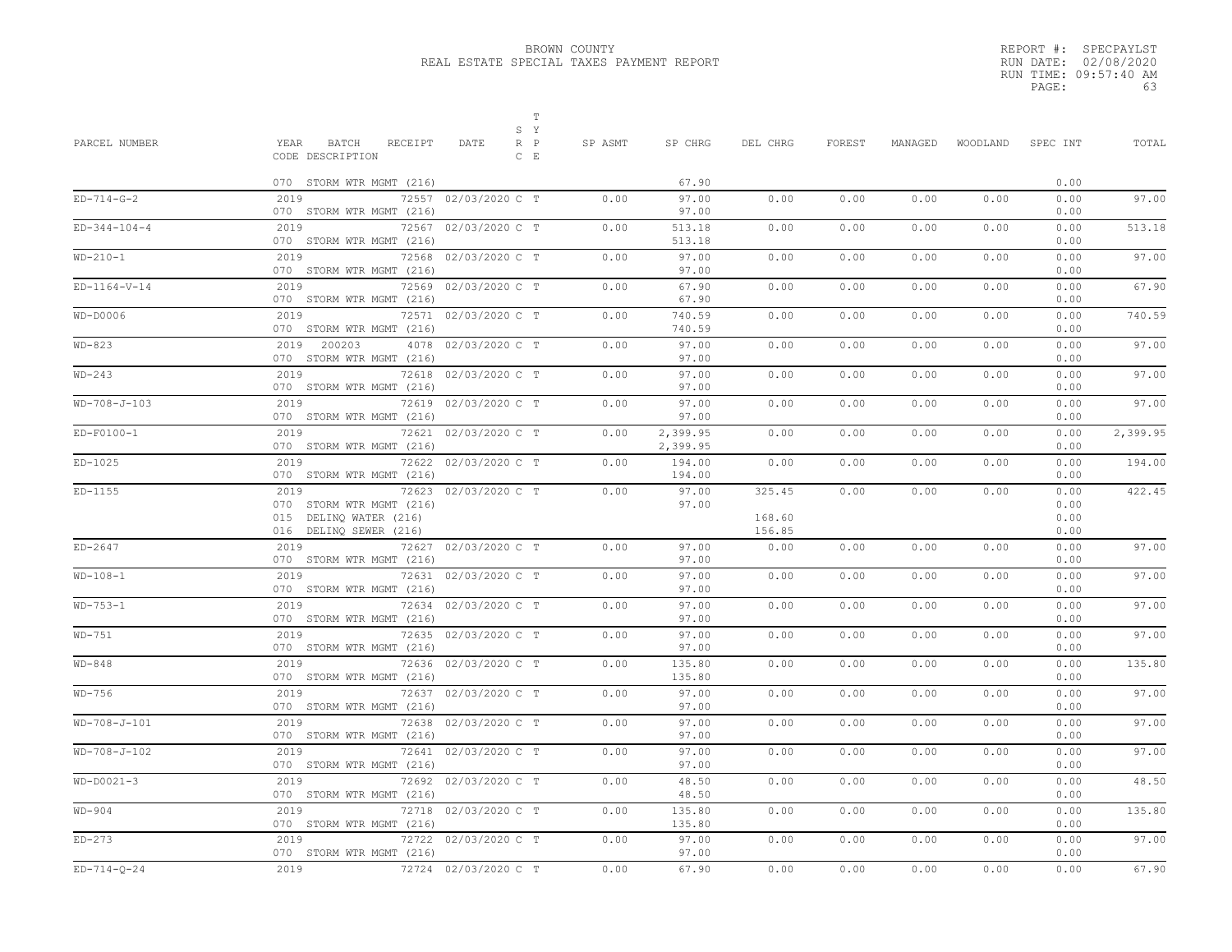BROWN COUNTY
REAL ESTATE SPECIAL TAXES PAYMENT REPORT

REPORT #: SPECPAYLST
RUN DATE: 02/08/2020
RUN TIME: 09:57:40 AM

| PARCEL NUMBER | YEAR BATCH RECEIPT CODE DESCRIPTION | DATE | S R C | T Y P E | SP ASMT | SP CHRG | DEL CHRG | FOREST | MANAGED | WOODLAND | SPEC INT | TOTAL |
|---|---|---|---|---|---|---|---|---|---|---|---|---|
| | 070 STORM WTR MGMT (216) | | | | | 67.90 | | | | | 0.00 | |
| ED-714-G-2 | 2019 72557 | 02/03/2020 | C | T | 0.00 | 97.00 | 0.00 | 0.00 | 0.00 | 0.00 | 0.00 | 97.00 |
| | 070 STORM WTR MGMT (216) | | | | | 97.00 | | | | | 0.00 | |
| ED-344-104-4 | 2019 72567 | 02/03/2020 | C | T | 0.00 | 513.18 | 0.00 | 0.00 | 0.00 | 0.00 | 0.00 | 513.18 |
| | 070 STORM WTR MGMT (216) | | | | | 513.18 | | | | | 0.00 | |
| WD-210-1 | 2019 72568 | 02/03/2020 | C | T | 0.00 | 97.00 | 0.00 | 0.00 | 0.00 | 0.00 | 0.00 | 97.00 |
| | 070 STORM WTR MGMT (216) | | | | | 97.00 | | | | | 0.00 | |
| ED-1164-V-14 | 2019 72569 | 02/03/2020 | C | T | 0.00 | 67.90 | 0.00 | 0.00 | 0.00 | 0.00 | 0.00 | 67.90 |
| | 070 STORM WTR MGMT (216) | | | | | 67.90 | | | | | 0.00 | |
| WD-D0006 | 2019 72571 | 02/03/2020 | C | T | 0.00 | 740.59 | 0.00 | 0.00 | 0.00 | 0.00 | 0.00 | 740.59 |
| | 070 STORM WTR MGMT (216) | | | | | 740.59 | | | | | 0.00 | |
| WD-823 | 2019 200203 4078 | 02/03/2020 | C | T | 0.00 | 97.00 | 0.00 | 0.00 | 0.00 | 0.00 | 0.00 | 97.00 |
| | 070 STORM WTR MGMT (216) | | | | | 97.00 | | | | | 0.00 | |
| WD-243 | 2019 72618 | 02/03/2020 | C | T | 0.00 | 97.00 | 0.00 | 0.00 | 0.00 | 0.00 | 0.00 | 97.00 |
| | 070 STORM WTR MGMT (216) | | | | | 97.00 | | | | | 0.00 | |
| WD-708-J-103 | 2019 72619 | 02/03/2020 | C | T | 0.00 | 97.00 | 0.00 | 0.00 | 0.00 | 0.00 | 0.00 | 97.00 |
| | 070 STORM WTR MGMT (216) | | | | | 97.00 | | | | | 0.00 | |
| ED-F0100-1 | 2019 72621 | 02/03/2020 | C | T | 0.00 | 2,399.95 | 0.00 | 0.00 | 0.00 | 0.00 | 0.00 | 2,399.95 |
| | 070 STORM WTR MGMT (216) | | | | | 2,399.95 | | | | | 0.00 | |
| ED-1025 | 2019 72622 | 02/03/2020 | C | T | 0.00 | 194.00 | 0.00 | 0.00 | 0.00 | 0.00 | 0.00 | 194.00 |
| | 070 STORM WTR MGMT (216) | | | | | 194.00 | | | | | 0.00 | |
| ED-1155 | 2019 72623 | 02/03/2020 | C | T | 0.00 | 97.00 | 325.45 | 0.00 | 0.00 | 0.00 | 0.00 | 422.45 |
| | 070 STORM WTR MGMT (216) | | | | | 97.00 | | | | | 0.00 | |
| | 015 DELINQ WATER (216) | | | | | | 168.60 | | | | 0.00 | |
| | 016 DELINQ SEWER (216) | | | | | | 156.85 | | | | 0.00 | |
| ED-2647 | 2019 72627 | 02/03/2020 | C | T | 0.00 | 97.00 | 0.00 | 0.00 | 0.00 | 0.00 | 0.00 | 97.00 |
| | 070 STORM WTR MGMT (216) | | | | | 97.00 | | | | | 0.00 | |
| WD-108-1 | 2019 72631 | 02/03/2020 | C | T | 0.00 | 97.00 | 0.00 | 0.00 | 0.00 | 0.00 | 0.00 | 97.00 |
| | 070 STORM WTR MGMT (216) | | | | | 97.00 | | | | | 0.00 | |
| WD-753-1 | 2019 72634 | 02/03/2020 | C | T | 0.00 | 97.00 | 0.00 | 0.00 | 0.00 | 0.00 | 0.00 | 97.00 |
| | 070 STORM WTR MGMT (216) | | | | | 97.00 | | | | | 0.00 | |
| WD-751 | 2019 72635 | 02/03/2020 | C | T | 0.00 | 97.00 | 0.00 | 0.00 | 0.00 | 0.00 | 0.00 | 97.00 |
| | 070 STORM WTR MGMT (216) | | | | | 97.00 | | | | | 0.00 | |
| WD-848 | 2019 72636 | 02/03/2020 | C | T | 0.00 | 135.80 | 0.00 | 0.00 | 0.00 | 0.00 | 0.00 | 135.80 |
| | 070 STORM WTR MGMT (216) | | | | | 135.80 | | | | | 0.00 | |
| WD-756 | 2019 72637 | 02/03/2020 | C | T | 0.00 | 97.00 | 0.00 | 0.00 | 0.00 | 0.00 | 0.00 | 97.00 |
| | 070 STORM WTR MGMT (216) | | | | | 97.00 | | | | | 0.00 | |
| WD-708-J-101 | 2019 72638 | 02/03/2020 | C | T | 0.00 | 97.00 | 0.00 | 0.00 | 0.00 | 0.00 | 0.00 | 97.00 |
| | 070 STORM WTR MGMT (216) | | | | | 97.00 | | | | | 0.00 | |
| WD-708-J-102 | 2019 72641 | 02/03/2020 | C | T | 0.00 | 97.00 | 0.00 | 0.00 | 0.00 | 0.00 | 0.00 | 97.00 |
| | 070 STORM WTR MGMT (216) | | | | | 97.00 | | | | | 0.00 | |
| WD-D0021-3 | 2019 72692 | 02/03/2020 | C | T | 0.00 | 48.50 | 0.00 | 0.00 | 0.00 | 0.00 | 0.00 | 48.50 |
| | 070 STORM WTR MGMT (216) | | | | | 48.50 | | | | | 0.00 | |
| WD-904 | 2019 72718 | 02/03/2020 | C | T | 0.00 | 135.80 | 0.00 | 0.00 | 0.00 | 0.00 | 0.00 | 135.80 |
| | 070 STORM WTR MGMT (216) | | | | | 135.80 | | | | | 0.00 | |
| ED-273 | 2019 72722 | 02/03/2020 | C | T | 0.00 | 97.00 | 0.00 | 0.00 | 0.00 | 0.00 | 0.00 | 97.00 |
| | 070 STORM WTR MGMT (216) | | | | | 97.00 | | | | | 0.00 | |
| ED-714-Q-24 | 2019 72724 | 02/03/2020 | C | T | 0.00 | 67.90 | 0.00 | 0.00 | 0.00 | 0.00 | 0.00 | 67.90 |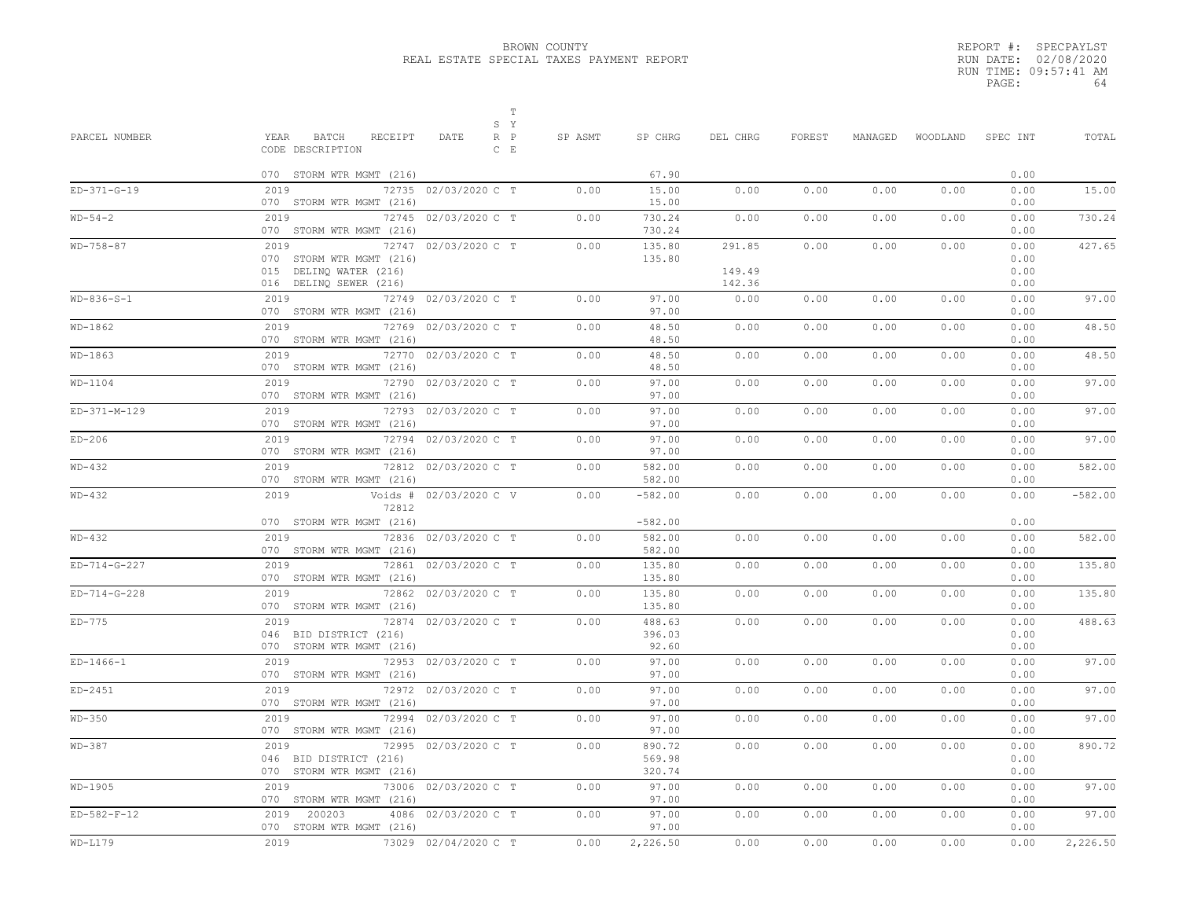BROWN COUNTY
REAL ESTATE SPECIAL TAXES PAYMENT REPORT

REPORT #: SPECPAYLST
RUN DATE: 02/08/2020
RUN TIME: 09:57:41 AM
PAGE: 64

| PARCEL NUMBER | YEAR BATCH RECEIPT CODE DESCRIPTION | DATE | S R C | T Y P E | SP ASMT | SP CHRG | DEL CHRG | FOREST | MANAGED | WOODLAND | SPEC INT | TOTAL |
|---|---|---|---|---|---|---|---|---|---|---|---|---|
| | 070 STORM WTR MGMT (216) | | | | | 67.90 | | | | | 0.00 | |
| ED-371-G-19 | 2019 72735 | 02/03/2020 | C | T | 0.00 | 15.00 | 0.00 | 0.00 | 0.00 | 0.00 | 0.00 | 15.00 |
| | 070 STORM WTR MGMT (216) | | | | | 15.00 | | | | | 0.00 | |
| WD-54-2 | 2019 72745 | 02/03/2020 | C | T | 0.00 | 730.24 | 0.00 | 0.00 | 0.00 | 0.00 | 0.00 | 730.24 |
| | 070 STORM WTR MGMT (216) | | | | | 730.24 | | | | | 0.00 | |
| WD-758-87 | 2019 72747 | 02/03/2020 | C | T | 0.00 | 135.80 | 291.85 | 0.00 | 0.00 | 0.00 | 0.00 | 427.65 |
| | 070 STORM WTR MGMT (216) | | | | | 135.80 | | | | | 0.00 | |
| | 015 DELINQ WATER (216) | | | | | | 149.49 | | | | 0.00 | |
| | 016 DELINQ SEWER (216) | | | | | | 142.36 | | | | 0.00 | |
| WD-836-S-1 | 2019 72749 | 02/03/2020 | C | T | 0.00 | 97.00 | 0.00 | 0.00 | 0.00 | 0.00 | 0.00 | 97.00 |
| | 070 STORM WTR MGMT (216) | | | | | 97.00 | | | | | 0.00 | |
| WD-1862 | 2019 72769 | 02/03/2020 | C | T | 0.00 | 48.50 | 0.00 | 0.00 | 0.00 | 0.00 | 0.00 | 48.50 |
| | 070 STORM WTR MGMT (216) | | | | | 48.50 | | | | | 0.00 | |
| WD-1863 | 2019 72770 | 02/03/2020 | C | T | 0.00 | 48.50 | 0.00 | 0.00 | 0.00 | 0.00 | 0.00 | 48.50 |
| | 070 STORM WTR MGMT (216) | | | | | 48.50 | | | | | 0.00 | |
| WD-1104 | 2019 72790 | 02/03/2020 | C | T | 0.00 | 97.00 | 0.00 | 0.00 | 0.00 | 0.00 | 0.00 | 97.00 |
| | 070 STORM WTR MGMT (216) | | | | | 97.00 | | | | | 0.00 | |
| ED-371-M-129 | 2019 72793 | 02/03/2020 | C | T | 0.00 | 97.00 | 0.00 | 0.00 | 0.00 | 0.00 | 0.00 | 97.00 |
| | 070 STORM WTR MGMT (216) | | | | | 97.00 | | | | | 0.00 | |
| ED-206 | 2019 72794 | 02/03/2020 | C | T | 0.00 | 97.00 | 0.00 | 0.00 | 0.00 | 0.00 | 0.00 | 97.00 |
| | 070 STORM WTR MGMT (216) | | | | | 97.00 | | | | | 0.00 | |
| WD-432 | 2019 72812 | 02/03/2020 | C | T | 0.00 | 582.00 | 0.00 | 0.00 | 0.00 | 0.00 | 0.00 | 582.00 |
| | 070 STORM WTR MGMT (216) | | | | | 582.00 | | | | | 0.00 | |
| WD-432 | 2019 Voids # 72812 | 02/03/2020 | C | V | 0.00 | -582.00 | 0.00 | 0.00 | 0.00 | 0.00 | 0.00 | -582.00 |
| | 070 STORM WTR MGMT (216) | | | | | -582.00 | | | | | 0.00 | |
| WD-432 | 2019 72836 | 02/03/2020 | C | T | 0.00 | 582.00 | 0.00 | 0.00 | 0.00 | 0.00 | 0.00 | 582.00 |
| | 070 STORM WTR MGMT (216) | | | | | 582.00 | | | | | 0.00 | |
| ED-714-G-227 | 2019 72861 | 02/03/2020 | C | T | 0.00 | 135.80 | 0.00 | 0.00 | 0.00 | 0.00 | 0.00 | 135.80 |
| | 070 STORM WTR MGMT (216) | | | | | 135.80 | | | | | 0.00 | |
| ED-714-G-228 | 2019 72862 | 02/03/2020 | C | T | 0.00 | 135.80 | 0.00 | 0.00 | 0.00 | 0.00 | 0.00 | 135.80 |
| | 070 STORM WTR MGMT (216) | | | | | 135.80 | | | | | 0.00 | |
| ED-775 | 2019 72874 | 02/03/2020 | C | T | 0.00 | 488.63 | 0.00 | 0.00 | 0.00 | 0.00 | 0.00 | 488.63 |
| | 046 BID DISTRICT (216) | | | | | 396.03 | | | | | 0.00 | |
| | 070 STORM WTR MGMT (216) | | | | | 92.60 | | | | | 0.00 | |
| ED-1466-1 | 2019 72953 | 02/03/2020 | C | T | 0.00 | 97.00 | 0.00 | 0.00 | 0.00 | 0.00 | 0.00 | 97.00 |
| | 070 STORM WTR MGMT (216) | | | | | 97.00 | | | | | 0.00 | |
| ED-2451 | 2019 72972 | 02/03/2020 | C | T | 0.00 | 97.00 | 0.00 | 0.00 | 0.00 | 0.00 | 0.00 | 97.00 |
| | 070 STORM WTR MGMT (216) | | | | | 97.00 | | | | | 0.00 | |
| WD-350 | 2019 72994 | 02/03/2020 | C | T | 0.00 | 97.00 | 0.00 | 0.00 | 0.00 | 0.00 | 0.00 | 97.00 |
| | 070 STORM WTR MGMT (216) | | | | | 97.00 | | | | | 0.00 | |
| WD-387 | 2019 72995 | 02/03/2020 | C | T | 0.00 | 890.72 | 0.00 | 0.00 | 0.00 | 0.00 | 0.00 | 890.72 |
| | 046 BID DISTRICT (216) | | | | | 569.98 | | | | | 0.00 | |
| | 070 STORM WTR MGMT (216) | | | | | 320.74 | | | | | 0.00 | |
| WD-1905 | 2019 73006 | 02/03/2020 | C | T | 0.00 | 97.00 | 0.00 | 0.00 | 0.00 | 0.00 | 0.00 | 97.00 |
| | 070 STORM WTR MGMT (216) | | | | | 97.00 | | | | | 0.00 | |
| ED-582-F-12 | 2019 200203 4086 | 02/03/2020 | C | T | 0.00 | 97.00 | 0.00 | 0.00 | 0.00 | 0.00 | 0.00 | 97.00 |
| | 070 STORM WTR MGMT (216) | | | | | 97.00 | | | | | 0.00 | |
| WD-L179 | 2019 73029 | 02/04/2020 | C | T | 0.00 | 2,226.50 | 0.00 | 0.00 | 0.00 | 0.00 | 0.00 | 2,226.50 |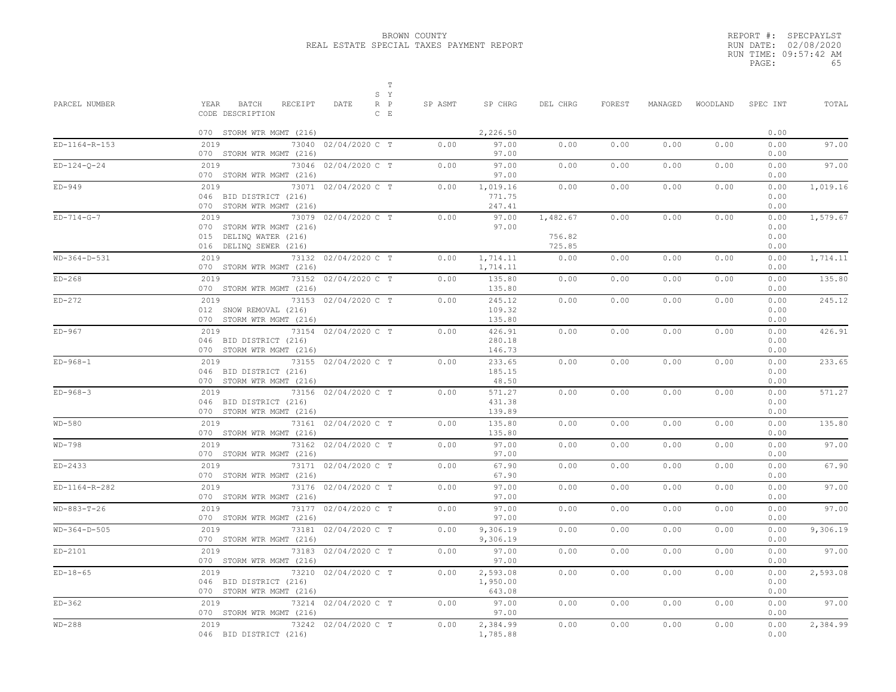BROWN COUNTY
REAL ESTATE SPECIAL TAXES PAYMENT REPORT

REPORT #: SPECPAYLST
RUN DATE: 02/08/2020
RUN TIME: 09:57:42 AM
PAGE: 65

| PARCEL NUMBER | YEAR BATCH RECEIPT CODE DESCRIPTION | DATE | S R C | T Y P E | SP ASMT | SP CHRG | DEL CHRG | FOREST | MANAGED | WOODLAND | SPEC INT | TOTAL |
|---|---|---|---|---|---|---|---|---|---|---|---|---|
| | 070 STORM WTR MGMT (216) | | | | | 2,226.50 | | | | | 0.00 | |
| ED-1164-R-153 | 2019 73040 | 02/04/2020 | C | T | 0.00 | 97.00 | 0.00 | 0.00 | 0.00 | 0.00 | 0.00 | 97.00 |
| | 070 STORM WTR MGMT (216) | | | | | 97.00 | | | | | 0.00 | |
| ED-124-Q-24 | 2019 73046 | 02/04/2020 | C | T | 0.00 | 97.00 | 0.00 | 0.00 | 0.00 | 0.00 | 0.00 | 97.00 |
| | 070 STORM WTR MGMT (216) | | | | | 97.00 | | | | | 0.00 | |
| ED-949 | 2019 73071 | 02/04/2020 | C | T | 0.00 | 1,019.16 | 0.00 | 0.00 | 0.00 | 0.00 | 0.00 | 1,019.16 |
| | 046 BID DISTRICT (216) | | | | | 771.75 | | | | | 0.00 | |
| | 070 STORM WTR MGMT (216) | | | | | 247.41 | | | | | 0.00 | |
| ED-714-G-7 | 2019 73079 | 02/04/2020 | C | T | 0.00 | 97.00 | 1,482.67 | 0.00 | 0.00 | 0.00 | 0.00 | 1,579.67 |
| | 070 STORM WTR MGMT (216) | | | | | 97.00 | | | | | 0.00 | |
| | 015 DELINQ WATER (216) | | | | | | 756.82 | | | | 0.00 | |
| | 016 DELINQ SEWER (216) | | | | | | 725.85 | | | | 0.00 | |
| WD-364-D-531 | 2019 73132 | 02/04/2020 | C | T | 0.00 | 1,714.11 | 0.00 | 0.00 | 0.00 | 0.00 | 0.00 | 1,714.11 |
| | 070 STORM WTR MGMT (216) | | | | | 1,714.11 | | | | | 0.00 | |
| ED-268 | 2019 73152 | 02/04/2020 | C | T | 0.00 | 135.80 | 0.00 | 0.00 | 0.00 | 0.00 | 0.00 | 135.80 |
| | 070 STORM WTR MGMT (216) | | | | | 135.80 | | | | | 0.00 | |
| ED-272 | 2019 73153 | 02/04/2020 | C | T | 0.00 | 245.12 | 0.00 | 0.00 | 0.00 | 0.00 | 0.00 | 245.12 |
| | 012 SNOW REMOVAL (216) | | | | | 109.32 | | | | | 0.00 | |
| | 070 STORM WTR MGMT (216) | | | | | 135.80 | | | | | 0.00 | |
| ED-967 | 2019 73154 | 02/04/2020 | C | T | 0.00 | 426.91 | 0.00 | 0.00 | 0.00 | 0.00 | 0.00 | 426.91 |
| | 046 BID DISTRICT (216) | | | | | 280.18 | | | | | 0.00 | |
| | 070 STORM WTR MGMT (216) | | | | | 146.73 | | | | | 0.00 | |
| ED-968-1 | 2019 73155 | 02/04/2020 | C | T | 0.00 | 233.65 | 0.00 | 0.00 | 0.00 | 0.00 | 0.00 | 233.65 |
| | 046 BID DISTRICT (216) | | | | | 185.15 | | | | | 0.00 | |
| | 070 STORM WTR MGMT (216) | | | | | 48.50 | | | | | 0.00 | |
| ED-968-3 | 2019 73156 | 02/04/2020 | C | T | 0.00 | 571.27 | 0.00 | 0.00 | 0.00 | 0.00 | 0.00 | 571.27 |
| | 046 BID DISTRICT (216) | | | | | 431.38 | | | | | 0.00 | |
| | 070 STORM WTR MGMT (216) | | | | | 139.89 | | | | | 0.00 | |
| WD-580 | 2019 73161 | 02/04/2020 | C | T | 0.00 | 135.80 | 0.00 | 0.00 | 0.00 | 0.00 | 0.00 | 135.80 |
| | 070 STORM WTR MGMT (216) | | | | | 135.80 | | | | | 0.00 | |
| WD-798 | 2019 73162 | 02/04/2020 | C | T | 0.00 | 97.00 | 0.00 | 0.00 | 0.00 | 0.00 | 0.00 | 97.00 |
| | 070 STORM WTR MGMT (216) | | | | | 97.00 | | | | | 0.00 | |
| ED-2433 | 2019 73171 | 02/04/2020 | C | T | 0.00 | 67.90 | 0.00 | 0.00 | 0.00 | 0.00 | 0.00 | 67.90 |
| | 070 STORM WTR MGMT (216) | | | | | 67.90 | | | | | 0.00 | |
| ED-1164-R-282 | 2019 73176 | 02/04/2020 | C | T | 0.00 | 97.00 | 0.00 | 0.00 | 0.00 | 0.00 | 0.00 | 97.00 |
| | 070 STORM WTR MGMT (216) | | | | | 97.00 | | | | | 0.00 | |
| WD-883-T-26 | 2019 73177 | 02/04/2020 | C | T | 0.00 | 97.00 | 0.00 | 0.00 | 0.00 | 0.00 | 0.00 | 97.00 |
| | 070 STORM WTR MGMT (216) | | | | | 97.00 | | | | | 0.00 | |
| WD-364-D-505 | 2019 73181 | 02/04/2020 | C | T | 0.00 | 9,306.19 | 0.00 | 0.00 | 0.00 | 0.00 | 0.00 | 9,306.19 |
| | 070 STORM WTR MGMT (216) | | | | | 9,306.19 | | | | | 0.00 | |
| ED-2101 | 2019 73183 | 02/04/2020 | C | T | 0.00 | 97.00 | 0.00 | 0.00 | 0.00 | 0.00 | 0.00 | 97.00 |
| | 070 STORM WTR MGMT (216) | | | | | 97.00 | | | | | 0.00 | |
| ED-18-65 | 2019 73210 | 02/04/2020 | C | T | 0.00 | 2,593.08 | 0.00 | 0.00 | 0.00 | 0.00 | 0.00 | 2,593.08 |
| | 046 BID DISTRICT (216) | | | | | 1,950.00 | | | | | 0.00 | |
| | 070 STORM WTR MGMT (216) | | | | | 643.08 | | | | | 0.00 | |
| ED-362 | 2019 73214 | 02/04/2020 | C | T | 0.00 | 97.00 | 0.00 | 0.00 | 0.00 | 0.00 | 0.00 | 97.00 |
| | 070 STORM WTR MGMT (216) | | | | | 97.00 | | | | | 0.00 | |
| WD-288 | 2019 73242 | 02/04/2020 | C | T | 0.00 | 2,384.99 | 0.00 | 0.00 | 0.00 | 0.00 | 0.00 | 2,384.99 |
| | 046 BID DISTRICT (216) | | | | | 1,785.88 | | | | | 0.00 | |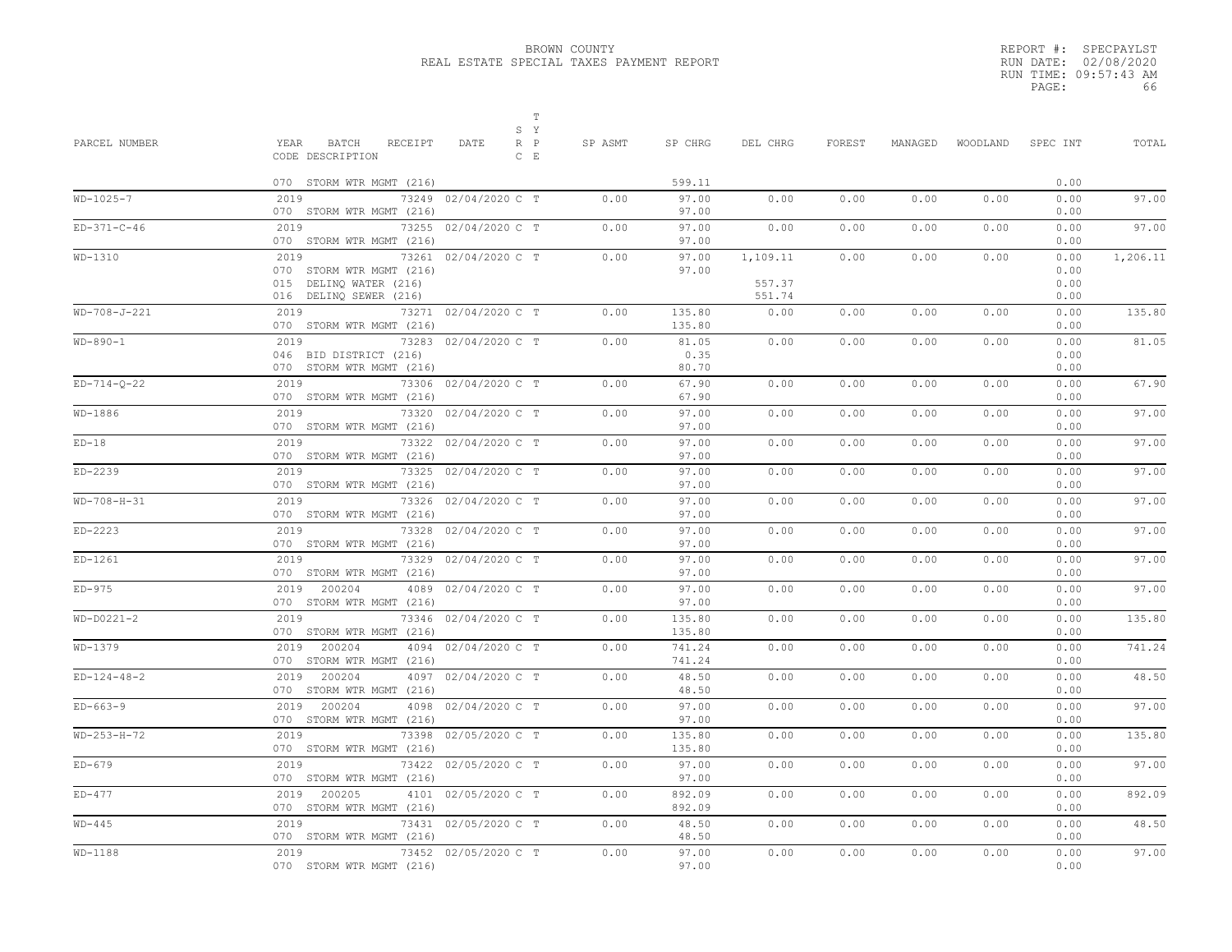BROWN COUNTY
REAL ESTATE SPECIAL TAXES PAYMENT REPORT

REPORT #: SPECPAYLST
RUN DATE: 02/08/2020
RUN TIME: 09:57:43 AM
PAGE: 66

| PARCEL NUMBER | YEAR BATCH RECEIPT CODE DESCRIPTION | DATE | S R C | T Y P E | SP ASMT | SP CHRG | DEL CHRG | FOREST | MANAGED | WOODLAND | SPEC INT | TOTAL |
|---|---|---|---|---|---|---|---|---|---|---|---|---|
| | 070 STORM WTR MGMT (216) | | | | | 599.11 | | | | | 0.00 | |
| WD-1025-7 | 2019 73249 | 02/04/2020 | C | T | 0.00 | 97.00 | 0.00 | 0.00 | 0.00 | 0.00 | 0.00 | 97.00 |
| | 070 STORM WTR MGMT (216) | | | | | 97.00 | | | | | 0.00 | |
| ED-371-C-46 | 2019 73255 | 02/04/2020 | C | T | 0.00 | 97.00 | 0.00 | 0.00 | 0.00 | 0.00 | 0.00 | 97.00 |
| | 070 STORM WTR MGMT (216) | | | | | 97.00 | | | | | 0.00 | |
| WD-1310 | 2019 73261 | 02/04/2020 | C | T | 0.00 | 97.00 | 1,109.11 | 0.00 | 0.00 | 0.00 | 0.00 | 1,206.11 |
| | 070 STORM WTR MGMT (216) | | | | | 97.00 | | | | | 0.00 | |
| | 015 DELINQ WATER (216) | | | | | | 557.37 | | | | 0.00 | |
| | 016 DELINQ SEWER (216) | | | | | | 551.74 | | | | 0.00 | |
| WD-708-J-221 | 2019 73271 | 02/04/2020 | C | T | 0.00 | 135.80 | 0.00 | 0.00 | 0.00 | 0.00 | 0.00 | 135.80 |
| | 070 STORM WTR MGMT (216) | | | | | 135.80 | | | | | 0.00 | |
| WD-890-1 | 2019 73283 | 02/04/2020 | C | T | 0.00 | 81.05 | 0.00 | 0.00 | 0.00 | 0.00 | 0.00 | 81.05 |
| | 046 BID DISTRICT (216) | | | | | 0.35 | | | | | 0.00 | |
| | 070 STORM WTR MGMT (216) | | | | | 80.70 | | | | | 0.00 | |
| ED-714-Q-22 | 2019 73306 | 02/04/2020 | C | T | 0.00 | 67.90 | 0.00 | 0.00 | 0.00 | 0.00 | 0.00 | 67.90 |
| | 070 STORM WTR MGMT (216) | | | | | 67.90 | | | | | 0.00 | |
| WD-1886 | 2019 73320 | 02/04/2020 | C | T | 0.00 | 97.00 | 0.00 | 0.00 | 0.00 | 0.00 | 0.00 | 97.00 |
| | 070 STORM WTR MGMT (216) | | | | | 97.00 | | | | | 0.00 | |
| ED-18 | 2019 73322 | 02/04/2020 | C | T | 0.00 | 97.00 | 0.00 | 0.00 | 0.00 | 0.00 | 0.00 | 97.00 |
| | 070 STORM WTR MGMT (216) | | | | | 97.00 | | | | | 0.00 | |
| ED-2239 | 2019 73325 | 02/04/2020 | C | T | 0.00 | 97.00 | 0.00 | 0.00 | 0.00 | 0.00 | 0.00 | 97.00 |
| | 070 STORM WTR MGMT (216) | | | | | 97.00 | | | | | 0.00 | |
| WD-708-H-31 | 2019 73326 | 02/04/2020 | C | T | 0.00 | 97.00 | 0.00 | 0.00 | 0.00 | 0.00 | 0.00 | 97.00 |
| | 070 STORM WTR MGMT (216) | | | | | 97.00 | | | | | 0.00 | |
| ED-2223 | 2019 73328 | 02/04/2020 | C | T | 0.00 | 97.00 | 0.00 | 0.00 | 0.00 | 0.00 | 0.00 | 97.00 |
| | 070 STORM WTR MGMT (216) | | | | | 97.00 | | | | | 0.00 | |
| ED-1261 | 2019 73329 | 02/04/2020 | C | T | 0.00 | 97.00 | 0.00 | 0.00 | 0.00 | 0.00 | 0.00 | 97.00 |
| | 070 STORM WTR MGMT (216) | | | | | 97.00 | | | | | 0.00 | |
| ED-975 | 2019 200204 4089 | 02/04/2020 | C | T | 0.00 | 97.00 | 0.00 | 0.00 | 0.00 | 0.00 | 0.00 | 97.00 |
| | 070 STORM WTR MGMT (216) | | | | | 97.00 | | | | | 0.00 | |
| WD-D0221-2 | 2019 73346 | 02/04/2020 | C | T | 0.00 | 135.80 | 0.00 | 0.00 | 0.00 | 0.00 | 0.00 | 135.80 |
| | 070 STORM WTR MGMT (216) | | | | | 135.80 | | | | | 0.00 | |
| WD-1379 | 2019 200204 4094 | 02/04/2020 | C | T | 0.00 | 741.24 | 0.00 | 0.00 | 0.00 | 0.00 | 0.00 | 741.24 |
| | 070 STORM WTR MGMT (216) | | | | | 741.24 | | | | | 0.00 | |
| ED-124-48-2 | 2019 200204 4097 | 02/04/2020 | C | T | 0.00 | 48.50 | 0.00 | 0.00 | 0.00 | 0.00 | 0.00 | 48.50 |
| | 070 STORM WTR MGMT (216) | | | | | 48.50 | | | | | 0.00 | |
| ED-663-9 | 2019 200204 4098 | 02/04/2020 | C | T | 0.00 | 97.00 | 0.00 | 0.00 | 0.00 | 0.00 | 0.00 | 97.00 |
| | 070 STORM WTR MGMT (216) | | | | | 97.00 | | | | | 0.00 | |
| WD-253-H-72 | 2019 73398 | 02/05/2020 | C | T | 0.00 | 135.80 | 0.00 | 0.00 | 0.00 | 0.00 | 0.00 | 135.80 |
| | 070 STORM WTR MGMT (216) | | | | | 135.80 | | | | | 0.00 | |
| ED-679 | 2019 73422 | 02/05/2020 | C | T | 0.00 | 97.00 | 0.00 | 0.00 | 0.00 | 0.00 | 0.00 | 97.00 |
| | 070 STORM WTR MGMT (216) | | | | | 97.00 | | | | | 0.00 | |
| ED-477 | 2019 200205 4101 | 02/05/2020 | C | T | 0.00 | 892.09 | 0.00 | 0.00 | 0.00 | 0.00 | 0.00 | 892.09 |
| | 070 STORM WTR MGMT (216) | | | | | 892.09 | | | | | 0.00 | |
| WD-445 | 2019 73431 | 02/05/2020 | C | T | 0.00 | 48.50 | 0.00 | 0.00 | 0.00 | 0.00 | 0.00 | 48.50 |
| | 070 STORM WTR MGMT (216) | | | | | 48.50 | | | | | 0.00 | |
| WD-1188 | 2019 73452 | 02/05/2020 | C | T | 0.00 | 97.00 | 0.00 | 0.00 | 0.00 | 0.00 | 0.00 | 97.00 |
| | 070 STORM WTR MGMT (216) | | | | | 97.00 | | | | | 0.00 | |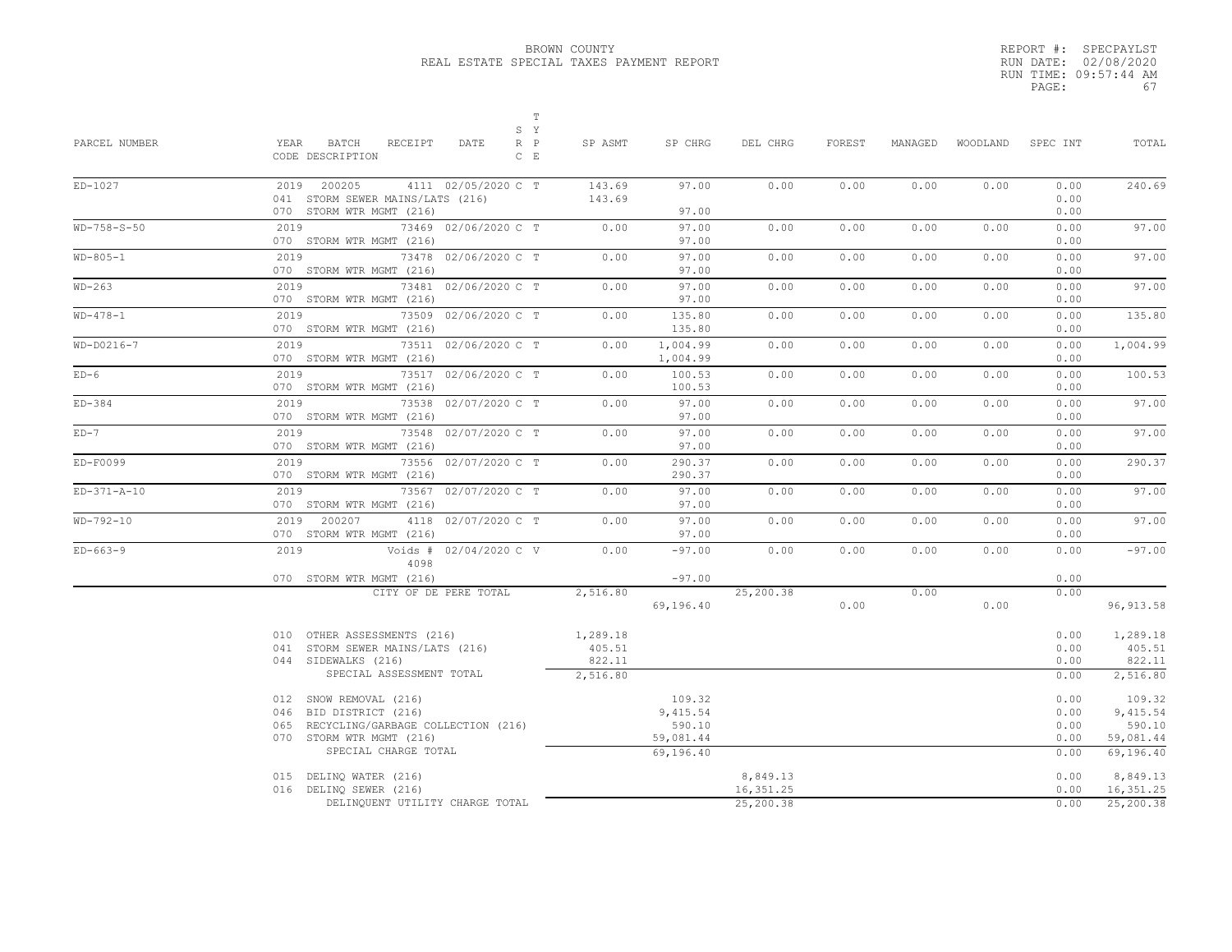BROWN COUNTY
REAL ESTATE SPECIAL TAXES PAYMENT REPORT

REPORT #: SPECPAYLST
RUN DATE: 02/08/2020
RUN TIME: 09:57:44 AM
PAGE: 67

| PARCEL NUMBER | YEAR BATCH RECEIPT DATE / CODE DESCRIPTION | S T Y R P C E | SP ASMT | SP CHRG | DEL CHRG | FOREST | MANAGED | WOODLAND | SPEC INT | TOTAL |
|---|---|---|---|---|---|---|---|---|---|---|
| ED-1027 | 2019 200205 4111 02/05/2020 | C T | 143.69 | 97.00 | 0.00 | 0.00 | 0.00 | 0.00 | 0.00 | 240.69 |
| | 041 STORM SEWER MAINS/LATS (216) | | 143.69 | | | | | | 0.00 | |
| | 070 STORM WTR MGMT (216) | | | 97.00 | | | | | 0.00 | |
| WD-758-S-50 | 2019 73469 02/06/2020 | C T | 0.00 | 97.00 | 0.00 | 0.00 | 0.00 | 0.00 | 0.00 | 97.00 |
| | 070 STORM WTR MGMT (216) | | | 97.00 | | | | | 0.00 | |
| WD-805-1 | 2019 73478 02/06/2020 | C T | 0.00 | 97.00 | 0.00 | 0.00 | 0.00 | 0.00 | 0.00 | 97.00 |
| | 070 STORM WTR MGMT (216) | | | 97.00 | | | | | 0.00 | |
| WD-263 | 2019 73481 02/06/2020 | C T | 0.00 | 97.00 | 0.00 | 0.00 | 0.00 | 0.00 | 0.00 | 97.00 |
| | 070 STORM WTR MGMT (216) | | | 97.00 | | | | | 0.00 | |
| WD-478-1 | 2019 73509 02/06/2020 | C T | 0.00 | 135.80 | 0.00 | 0.00 | 0.00 | 0.00 | 0.00 | 135.80 |
| | 070 STORM WTR MGMT (216) | | | 135.80 | | | | | 0.00 | |
| WD-D0216-7 | 2019 73511 02/06/2020 | C T | 0.00 | 1,004.99 | 0.00 | 0.00 | 0.00 | 0.00 | 0.00 | 1,004.99 |
| | 070 STORM WTR MGMT (216) | | | 1,004.99 | | | | | 0.00 | |
| ED-6 | 2019 73517 02/06/2020 | C T | 0.00 | 100.53 | 0.00 | 0.00 | 0.00 | 0.00 | 0.00 | 100.53 |
| | 070 STORM WTR MGMT (216) | | | 100.53 | | | | | 0.00 | |
| ED-384 | 2019 73538 02/07/2020 | C T | 0.00 | 97.00 | 0.00 | 0.00 | 0.00 | 0.00 | 0.00 | 97.00 |
| | 070 STORM WTR MGMT (216) | | | 97.00 | | | | | 0.00 | |
| ED-7 | 2019 73548 02/07/2020 | C T | 0.00 | 97.00 | 0.00 | 0.00 | 0.00 | 0.00 | 0.00 | 97.00 |
| | 070 STORM WTR MGMT (216) | | | 97.00 | | | | | 0.00 | |
| ED-F0099 | 2019 73556 02/07/2020 | C T | 0.00 | 290.37 | 0.00 | 0.00 | 0.00 | 0.00 | 0.00 | 290.37 |
| | 070 STORM WTR MGMT (216) | | | 290.37 | | | | | 0.00 | |
| ED-371-A-10 | 2019 73567 02/07/2020 | C T | 0.00 | 97.00 | 0.00 | 0.00 | 0.00 | 0.00 | 0.00 | 97.00 |
| | 070 STORM WTR MGMT (216) | | | 97.00 | | | | | 0.00 | |
| WD-792-10 | 2019 200207 4118 02/07/2020 | C T | 0.00 | 97.00 | 0.00 | 0.00 | 0.00 | 0.00 | 0.00 | 97.00 |
| | 070 STORM WTR MGMT (216) | | | 97.00 | | | | | 0.00 | |
| ED-663-9 | 2019 Voids # 4098 02/04/2020 | C V | 0.00 | -97.00 | 0.00 | 0.00 | 0.00 | 0.00 | 0.00 | -97.00 |
| | 070 STORM WTR MGMT (216) | | | -97.00 | | | | | 0.00 | |
| | CITY OF DE PERE TOTAL | | 2,516.80 | 69,196.40 | 25,200.38 | 0.00 | 0.00 | 0.00 | 0.00 | 96,913.58 |

| CODE DESCRIPTION | SP ASMT | SP CHRG | DEL CHRG | SPEC INT | TOTAL |
|---|---|---|---|---|---|
| 010 OTHER ASSESSMENTS (216) | 1,289.18 | | | 0.00 | 1,289.18 |
| 041 STORM SEWER MAINS/LATS (216) | 405.51 | | | 0.00 | 405.51 |
| 044 SIDEWALKS (216) | 822.11 | | | 0.00 | 822.11 |
| SPECIAL ASSESSMENT TOTAL | 2,516.80 | | | 0.00 | 2,516.80 |
| 012 SNOW REMOVAL (216) | | 109.32 | | 0.00 | 109.32 |
| 046 BID DISTRICT (216) | | 9,415.54 | | 0.00 | 9,415.54 |
| 065 RECYCLING/GARBAGE COLLECTION (216) | | 590.10 | | 0.00 | 590.10 |
| 070 STORM WTR MGMT (216) | | 59,081.44 | | 0.00 | 59,081.44 |
| SPECIAL CHARGE TOTAL | | 69,196.40 | | 0.00 | 69,196.40 |
| 015 DELINQ WATER (216) | | | 8,849.13 | 0.00 | 8,849.13 |
| 016 DELINQ SEWER (216) | | | 16,351.25 | 0.00 | 16,351.25 |
| DELINQUENT UTILITY CHARGE TOTAL | | | 25,200.38 | 0.00 | 25,200.38 |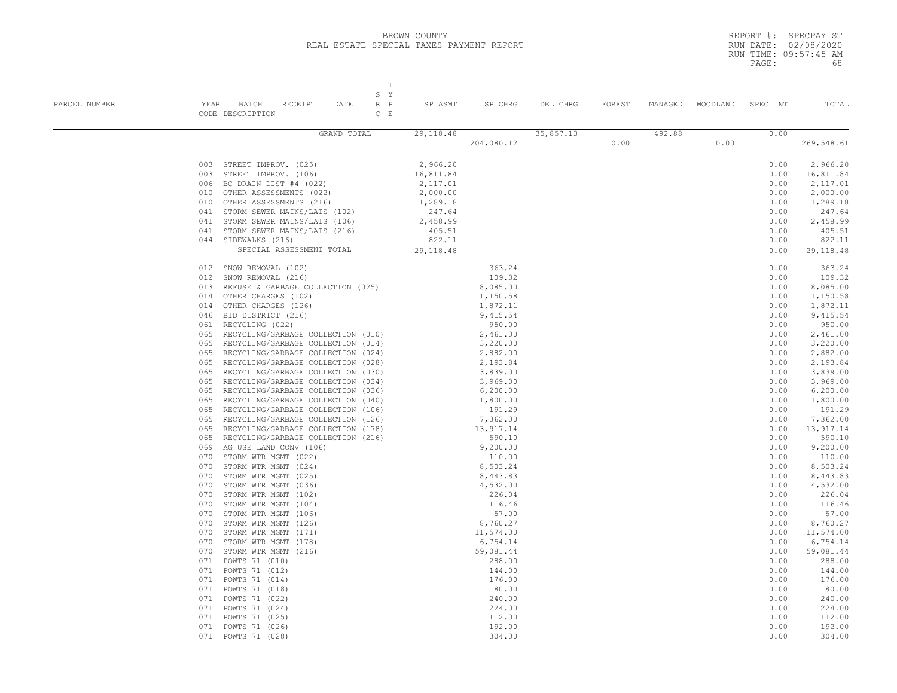BROWN COUNTY
REAL ESTATE SPECIAL TAXES PAYMENT REPORT

REPORT #: SPECPAYLST
RUN DATE: 02/08/2020
RUN TIME: 09:57:45 AM

| PARCEL NUMBER | YEAR BATCH RECEIPT DATE CODE DESCRIPTION | T S Y R P C E | SP ASMT | SP CHRG | DEL CHRG | FOREST | MANAGED | WOODLAND | SPEC INT | TOTAL |
|---|---|---|---|---|---|---|---|---|---|---|
| | GRAND TOTAL | | 29,118.48 | 204,080.12 | 35,857.13 | 0.00 | 492.88 | 0.00 | 0.00 | 269,548.61 |
| | 003 STREET IMPROV. (025) | | 2,966.20 | | | | | | 0.00 | 2,966.20 |
| | 003 STREET IMPROV. (106) | | 16,811.84 | | | | | | 0.00 | 16,811.84 |
| | 006 BC DRAIN DIST #4 (022) | | 2,117.01 | | | | | | 0.00 | 2,117.01 |
| | 010 OTHER ASSESSMENTS (022) | | 2,000.00 | | | | | | 0.00 | 2,000.00 |
| | 010 OTHER ASSESSMENTS (216) | | 1,289.18 | | | | | | 0.00 | 1,289.18 |
| | 041 STORM SEWER MAINS/LATS (102) | | 247.64 | | | | | | 0.00 | 247.64 |
| | 041 STORM SEWER MAINS/LATS (106) | | 2,458.99 | | | | | | 0.00 | 2,458.99 |
| | 041 STORM SEWER MAINS/LATS (216) | | 405.51 | | | | | | 0.00 | 405.51 |
| | 044 SIDEWALKS (216) | | 822.11 | | | | | | 0.00 | 822.11 |
| | SPECIAL ASSESSMENT TOTAL | | 29,118.48 | | | | | | 0.00 | 29,118.48 |
| | 012 SNOW REMOVAL (102) | | | 363.24 | | | | | 0.00 | 363.24 |
| | 012 SNOW REMOVAL (216) | | | 109.32 | | | | | 0.00 | 109.32 |
| | 013 REFUSE & GARBAGE COLLECTION (025) | | | 8,085.00 | | | | | 0.00 | 8,085.00 |
| | 014 OTHER CHARGES (102) | | | 1,150.58 | | | | | 0.00 | 1,150.58 |
| | 014 OTHER CHARGES (126) | | | 1,872.11 | | | | | 0.00 | 1,872.11 |
| | 046 BID DISTRICT (216) | | | 9,415.54 | | | | | 0.00 | 9,415.54 |
| | 061 RECYCLING (022) | | | 950.00 | | | | | 0.00 | 950.00 |
| | 065 RECYCLING/GARBAGE COLLECTION (010) | | | 2,461.00 | | | | | 0.00 | 2,461.00 |
| | 065 RECYCLING/GARBAGE COLLECTION (014) | | | 3,220.00 | | | | | 0.00 | 3,220.00 |
| | 065 RECYCLING/GARBAGE COLLECTION (024) | | | 2,882.00 | | | | | 0.00 | 2,882.00 |
| | 065 RECYCLING/GARBAGE COLLECTION (028) | | | 2,193.84 | | | | | 0.00 | 2,193.84 |
| | 065 RECYCLING/GARBAGE COLLECTION (030) | | | 3,839.00 | | | | | 0.00 | 3,839.00 |
| | 065 RECYCLING/GARBAGE COLLECTION (034) | | | 3,969.00 | | | | | 0.00 | 3,969.00 |
| | 065 RECYCLING/GARBAGE COLLECTION (036) | | | 6,200.00 | | | | | 0.00 | 6,200.00 |
| | 065 RECYCLING/GARBAGE COLLECTION (040) | | | 1,800.00 | | | | | 0.00 | 1,800.00 |
| | 065 RECYCLING/GARBAGE COLLECTION (106) | | | 191.29 | | | | | 0.00 | 191.29 |
| | 065 RECYCLING/GARBAGE COLLECTION (126) | | | 7,362.00 | | | | | 0.00 | 7,362.00 |
| | 065 RECYCLING/GARBAGE COLLECTION (178) | | | 13,917.14 | | | | | 0.00 | 13,917.14 |
| | 065 RECYCLING/GARBAGE COLLECTION (216) | | | 590.10 | | | | | 0.00 | 590.10 |
| | 069 AG USE LAND CONV (106) | | | 9,200.00 | | | | | 0.00 | 9,200.00 |
| | 070 STORM WTR MGMT (022) | | | 110.00 | | | | | 0.00 | 110.00 |
| | 070 STORM WTR MGMT (024) | | | 8,503.24 | | | | | 0.00 | 8,503.24 |
| | 070 STORM WTR MGMT (025) | | | 8,443.83 | | | | | 0.00 | 8,443.83 |
| | 070 STORM WTR MGMT (036) | | | 4,532.00 | | | | | 0.00 | 4,532.00 |
| | 070 STORM WTR MGMT (102) | | | 226.04 | | | | | 0.00 | 226.04 |
| | 070 STORM WTR MGMT (104) | | | 116.46 | | | | | 0.00 | 116.46 |
| | 070 STORM WTR MGMT (106) | | | 57.00 | | | | | 0.00 | 57.00 |
| | 070 STORM WTR MGMT (126) | | | 8,760.27 | | | | | 0.00 | 8,760.27 |
| | 070 STORM WTR MGMT (171) | | | 11,574.00 | | | | | 0.00 | 11,574.00 |
| | 070 STORM WTR MGMT (178) | | | 6,754.14 | | | | | 0.00 | 6,754.14 |
| | 070 STORM WTR MGMT (216) | | | 59,081.44 | | | | | 0.00 | 59,081.44 |
| | 071 POWTS 71 (010) | | | 288.00 | | | | | 0.00 | 288.00 |
| | 071 POWTS 71 (012) | | | 144.00 | | | | | 0.00 | 144.00 |
| | 071 POWTS 71 (014) | | | 176.00 | | | | | 0.00 | 176.00 |
| | 071 POWTS 71 (018) | | | 80.00 | | | | | 0.00 | 80.00 |
| | 071 POWTS 71 (022) | | | 240.00 | | | | | 0.00 | 240.00 |
| | 071 POWTS 71 (024) | | | 224.00 | | | | | 0.00 | 224.00 |
| | 071 POWTS 71 (025) | | | 112.00 | | | | | 0.00 | 112.00 |
| | 071 POWTS 71 (026) | | | 192.00 | | | | | 0.00 | 192.00 |
| | 071 POWTS 71 (028) | | | 304.00 | | | | | 0.00 | 304.00 |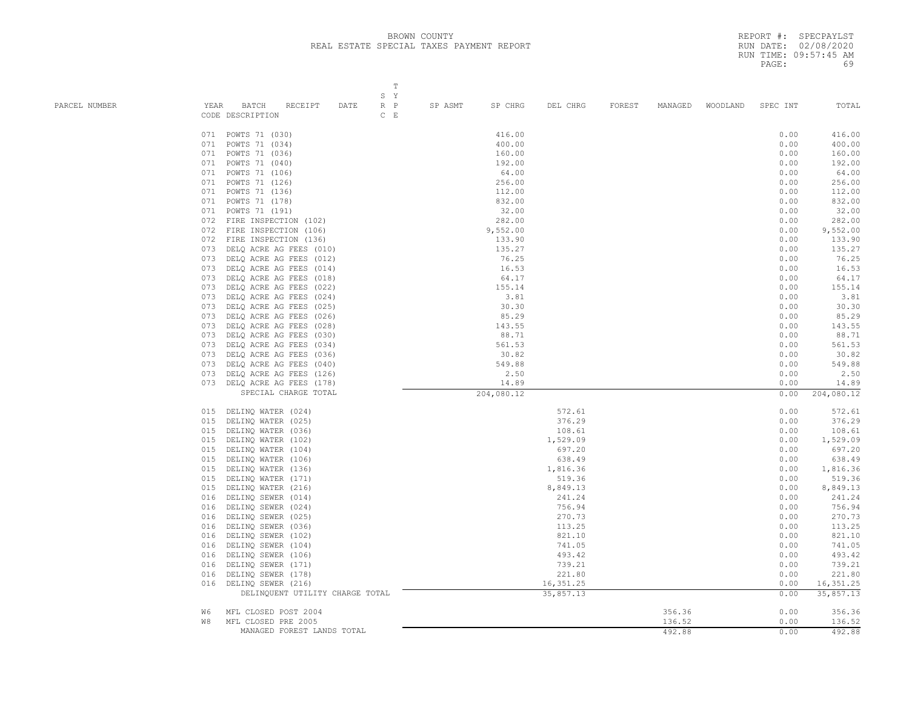# BROWN COUNTY
## REAL ESTATE SPECIAL TAXES PAYMENT REPORT

REPORT #: SPECPAYLST
RUN DATE: 02/08/2020
RUN TIME: 09:57:45 AM

| PARCEL NUMBER | YEAR CODE | BATCH RECEIPT DATE DESCRIPTION | SR CE | TYPE | SP ASMT | SP CHRG | DEL CHRG | FOREST | MANAGED | WOODLAND | SPEC INT | TOTAL |
|---|---|---|---|---|---|---|---|---|---|---|---|---|
| | 071 | POWTS 71 (030) | | | | 416.00 | | | | | 0.00 | 416.00 |
| | 071 | POWTS 71 (034) | | | | 400.00 | | | | | 0.00 | 400.00 |
| | 071 | POWTS 71 (036) | | | | 160.00 | | | | | 0.00 | 160.00 |
| | 071 | POWTS 71 (040) | | | | 192.00 | | | | | 0.00 | 192.00 |
| | 071 | POWTS 71 (106) | | | | 64.00 | | | | | 0.00 | 64.00 |
| | 071 | POWTS 71 (126) | | | | 256.00 | | | | | 0.00 | 256.00 |
| | 071 | POWTS 71 (136) | | | | 112.00 | | | | | 0.00 | 112.00 |
| | 071 | POWTS 71 (178) | | | | 832.00 | | | | | 0.00 | 832.00 |
| | 071 | POWTS 71 (191) | | | | 32.00 | | | | | 0.00 | 32.00 |
| | 072 | FIRE INSPECTION (102) | | | | 282.00 | | | | | 0.00 | 282.00 |
| | 072 | FIRE INSPECTION (106) | | | | 9,552.00 | | | | | 0.00 | 9,552.00 |
| | 072 | FIRE INSPECTION (136) | | | | 133.90 | | | | | 0.00 | 133.90 |
| | 073 | DELQ ACRE AG FEES (010) | | | | 135.27 | | | | | 0.00 | 135.27 |
| | 073 | DELQ ACRE AG FEES (012) | | | | 76.25 | | | | | 0.00 | 76.25 |
| | 073 | DELQ ACRE AG FEES (014) | | | | 16.53 | | | | | 0.00 | 16.53 |
| | 073 | DELQ ACRE AG FEES (018) | | | | 64.17 | | | | | 0.00 | 64.17 |
| | 073 | DELQ ACRE AG FEES (022) | | | | 155.14 | | | | | 0.00 | 155.14 |
| | 073 | DELQ ACRE AG FEES (024) | | | | 3.81 | | | | | 0.00 | 3.81 |
| | 073 | DELQ ACRE AG FEES (025) | | | | 30.30 | | | | | 0.00 | 30.30 |
| | 073 | DELQ ACRE AG FEES (026) | | | | 85.29 | | | | | 0.00 | 85.29 |
| | 073 | DELQ ACRE AG FEES (028) | | | | 143.55 | | | | | 0.00 | 143.55 |
| | 073 | DELQ ACRE AG FEES (030) | | | | 88.71 | | | | | 0.00 | 88.71 |
| | 073 | DELQ ACRE AG FEES (034) | | | | 561.53 | | | | | 0.00 | 561.53 |
| | 073 | DELQ ACRE AG FEES (036) | | | | 30.82 | | | | | 0.00 | 30.82 |
| | 073 | DELQ ACRE AG FEES (040) | | | | 549.88 | | | | | 0.00 | 549.88 |
| | 073 | DELQ ACRE AG FEES (126) | | | | 2.50 | | | | | 0.00 | 2.50 |
| | 073 | DELQ ACRE AG FEES (178) | | | | 14.89 | | | | | 0.00 | 14.89 |
| | | SPECIAL CHARGE TOTAL | | | | 204,080.12 | | | | | 0.00 | 204,080.12 |
| | 015 | DELINQ WATER (024) | | | | | 572.61 | | | | 0.00 | 572.61 |
| | 015 | DELINQ WATER (025) | | | | | 376.29 | | | | 0.00 | 376.29 |
| | 015 | DELINQ WATER (036) | | | | | 108.61 | | | | 0.00 | 108.61 |
| | 015 | DELINQ WATER (102) | | | | | 1,529.09 | | | | 0.00 | 1,529.09 |
| | 015 | DELINQ WATER (104) | | | | | 697.20 | | | | 0.00 | 697.20 |
| | 015 | DELINQ WATER (106) | | | | | 638.49 | | | | 0.00 | 638.49 |
| | 015 | DELINQ WATER (136) | | | | | 1,816.36 | | | | 0.00 | 1,816.36 |
| | 015 | DELINQ WATER (171) | | | | | 519.36 | | | | 0.00 | 519.36 |
| | 015 | DELINQ WATER (216) | | | | | 8,849.13 | | | | 0.00 | 8,849.13 |
| | 016 | DELINQ SEWER (014) | | | | | 241.24 | | | | 0.00 | 241.24 |
| | 016 | DELINQ SEWER (024) | | | | | 756.94 | | | | 0.00 | 756.94 |
| | 016 | DELINQ SEWER (025) | | | | | 270.73 | | | | 0.00 | 270.73 |
| | 016 | DELINQ SEWER (036) | | | | | 113.25 | | | | 0.00 | 113.25 |
| | 016 | DELINQ SEWER (102) | | | | | 821.10 | | | | 0.00 | 821.10 |
| | 016 | DELINQ SEWER (104) | | | | | 741.05 | | | | 0.00 | 741.05 |
| | 016 | DELINQ SEWER (106) | | | | | 493.42 | | | | 0.00 | 493.42 |
| | 016 | DELINQ SEWER (171) | | | | | 739.21 | | | | 0.00 | 739.21 |
| | 016 | DELINQ SEWER (178) | | | | | 221.80 | | | | 0.00 | 221.80 |
| | 016 | DELINQ SEWER (216) | | | | | 16,351.25 | | | | 0.00 | 16,351.25 |
| | | DELINQUENT UTILITY CHARGE TOTAL | | | | | 35,857.13 | | | | 0.00 | 35,857.13 |
| | W6 | MFL CLOSED POST 2004 | | | | | | | 356.36 | | 0.00 | 356.36 |
| | W8 | MFL CLOSED PRE 2005 | | | | | | | 136.52 | | 0.00 | 136.52 |
| | | MANAGED FOREST LANDS TOTAL | | | | | | | 492.88 | | 0.00 | 492.88 |